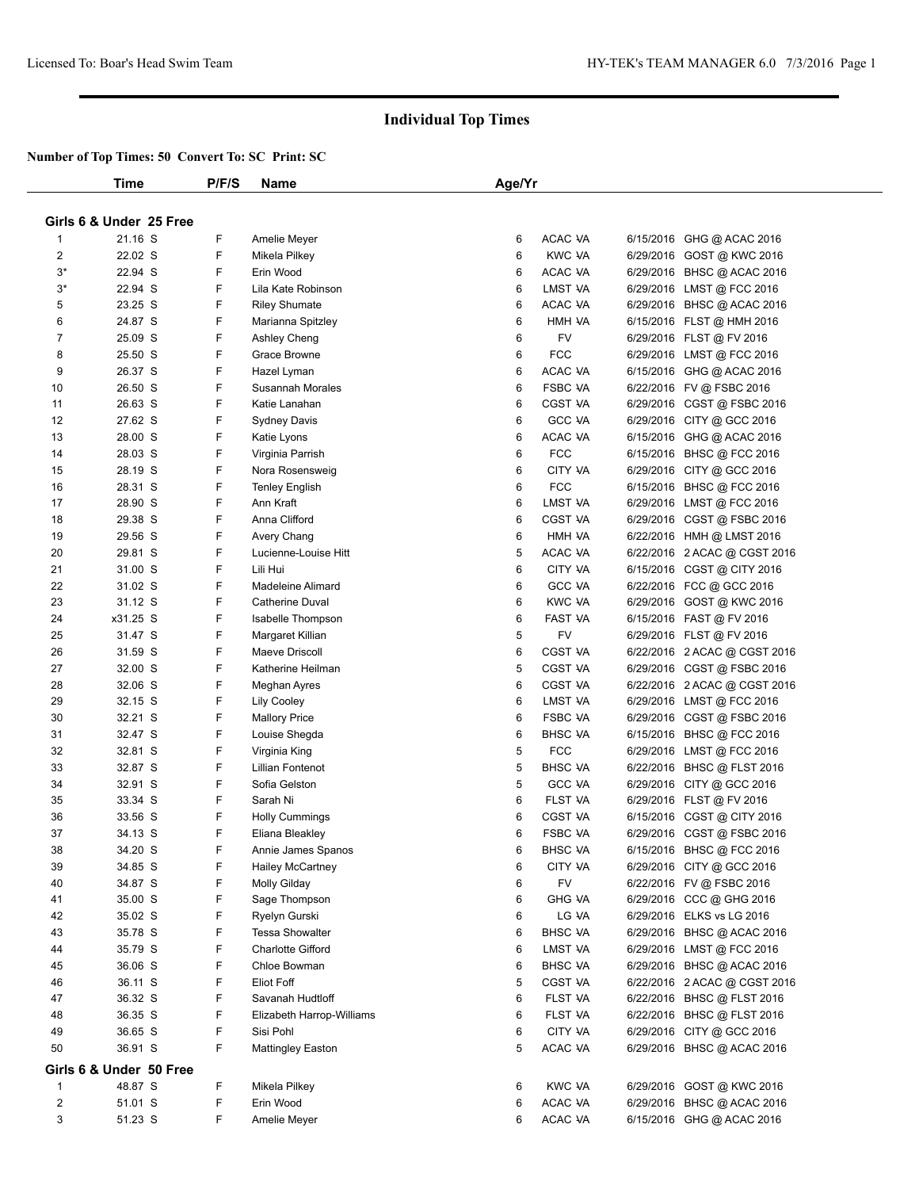# Individual Top Times

**Number of Top Times: 50 Convert To: SC Print: SC**

| | Time | P/F/S | Name | Age/Yr | Team | Date | Meet |
|---|---|---|---|---|---|---|---|
| **Girls 6 & Under 25 Free** | | | | | | | |
| 1 | 21.16 S | F | Amelie Meyer | 6 | ACAC VA | 6/15/2016 | GHG @ ACAC 2016 |
| 2 | 22.02 S | F | Mikela Pilkey | 6 | KWC VA | 6/29/2016 | GOST @ KWC 2016 |
| 3* | 22.94 S | F | Erin Wood | 6 | ACAC VA | 6/29/2016 | BHSC @ ACAC 2016 |
| 3* | 22.94 S | F | Lila Kate Robinson | 6 | LMST VA | 6/29/2016 | LMST @ FCC 2016 |
| 5 | 23.25 S | F | Riley Shumate | 6 | ACAC VA | 6/29/2016 | BHSC @ ACAC 2016 |
| 6 | 24.87 S | F | Marianna Spitzley | 6 | HMH VA | 6/15/2016 | FLST @ HMH 2016 |
| 7 | 25.09 S | F | Ashley Cheng | 6 | FV | 6/29/2016 | FLST @ FV 2016 |
| 8 | 25.50 S | F | Grace Browne | 6 | FCC | 6/29/2016 | LMST @ FCC 2016 |
| 9 | 26.37 S | F | Hazel Lyman | 6 | ACAC VA | 6/15/2016 | GHG @ ACAC 2016 |
| 10 | 26.50 S | F | Susannah Morales | 6 | FSBC VA | 6/22/2016 | FV @ FSBC 2016 |
| 11 | 26.63 S | F | Katie Lanahan | 6 | CGST VA | 6/29/2016 | CGST @ FSBC 2016 |
| 12 | 27.62 S | F | Sydney Davis | 6 | GCC VA | 6/29/2016 | CITY @ GCC 2016 |
| 13 | 28.00 S | F | Katie Lyons | 6 | ACAC VA | 6/15/2016 | GHG @ ACAC 2016 |
| 14 | 28.03 S | F | Virginia Parrish | 6 | FCC | 6/15/2016 | BHSC @ FCC 2016 |
| 15 | 28.19 S | F | Nora Rosensweig | 6 | CITY VA | 6/29/2016 | CITY @ GCC 2016 |
| 16 | 28.31 S | F | Tenley English | 6 | FCC | 6/15/2016 | BHSC @ FCC 2016 |
| 17 | 28.90 S | F | Ann Kraft | 6 | LMST VA | 6/29/2016 | LMST @ FCC 2016 |
| 18 | 29.38 S | F | Anna Clifford | 6 | CGST VA | 6/29/2016 | CGST @ FSBC 2016 |
| 19 | 29.56 S | F | Avery Chang | 6 | HMH VA | 6/22/2016 | HMH @ LMST 2016 |
| 20 | 29.81 S | F | Lucienne-Louise Hitt | 5 | ACAC VA | 6/22/2016 | 2 ACAC @ CGST 2016 |
| 21 | 31.00 S | F | Lili Hui | 6 | CITY VA | 6/15/2016 | CGST @ CITY 2016 |
| 22 | 31.02 S | F | Madeleine Alimard | 6 | GCC VA | 6/22/2016 | FCC @ GCC 2016 |
| 23 | 31.12 S | F | Catherine Duval | 6 | KWC VA | 6/29/2016 | GOST @ KWC 2016 |
| 24 | x31.25 S | F | Isabelle Thompson | 6 | FAST VA | 6/15/2016 | FAST @ FV 2016 |
| 25 | 31.47 S | F | Margaret Killian | 5 | FV | 6/29/2016 | FLST @ FV 2016 |
| 26 | 31.59 S | F | Maeve Driscoll | 6 | CGST VA | 6/22/2016 | 2 ACAC @ CGST 2016 |
| 27 | 32.00 S | F | Katherine Heilman | 5 | CGST VA | 6/29/2016 | CGST @ FSBC 2016 |
| 28 | 32.06 S | F | Meghan Ayres | 6 | CGST VA | 6/22/2016 | 2 ACAC @ CGST 2016 |
| 29 | 32.15 S | F | Lily Cooley | 6 | LMST VA | 6/29/2016 | LMST @ FCC 2016 |
| 30 | 32.21 S | F | Mallory Price | 6 | FSBC VA | 6/29/2016 | CGST @ FSBC 2016 |
| 31 | 32.47 S | F | Louise Shegda | 6 | BHSC VA | 6/15/2016 | BHSC @ FCC 2016 |
| 32 | 32.81 S | F | Virginia King | 5 | FCC | 6/29/2016 | LMST @ FCC 2016 |
| 33 | 32.87 S | F | Lillian Fontenot | 5 | BHSC VA | 6/22/2016 | BHSC @ FLST 2016 |
| 34 | 32.91 S | F | Sofia Gelston | 5 | GCC VA | 6/29/2016 | CITY @ GCC 2016 |
| 35 | 33.34 S | F | Sarah Ni | 6 | FLST VA | 6/29/2016 | FLST @ FV 2016 |
| 36 | 33.56 S | F | Holly Cummings | 6 | CGST VA | 6/15/2016 | CGST @ CITY 2016 |
| 37 | 34.13 S | F | Eliana Bleakley | 6 | FSBC VA | 6/29/2016 | CGST @ FSBC 2016 |
| 38 | 34.20 S | F | Annie James Spanos | 6 | BHSC VA | 6/15/2016 | BHSC @ FCC 2016 |
| 39 | 34.85 S | F | Hailey McCartney | 6 | CITY VA | 6/29/2016 | CITY @ GCC 2016 |
| 40 | 34.87 S | F | Molly Gilday | 6 | FV | 6/22/2016 | FV @ FSBC 2016 |
| 41 | 35.00 S | F | Sage Thompson | 6 | GHG VA | 6/29/2016 | CCC @ GHG 2016 |
| 42 | 35.02 S | F | Ryelyn Gurski | 6 | LG VA | 6/29/2016 | ELKS vs LG 2016 |
| 43 | 35.78 S | F | Tessa Showalter | 6 | BHSC VA | 6/29/2016 | BHSC @ ACAC 2016 |
| 44 | 35.79 S | F | Charlotte Gifford | 6 | LMST VA | 6/29/2016 | LMST @ FCC 2016 |
| 45 | 36.06 S | F | Chloe Bowman | 6 | BHSC VA | 6/29/2016 | BHSC @ ACAC 2016 |
| 46 | 36.11 S | F | Eliot Foff | 5 | CGST VA | 6/22/2016 | 2 ACAC @ CGST 2016 |
| 47 | 36.32 S | F | Savanah Hudtloff | 6 | FLST VA | 6/22/2016 | BHSC @ FLST 2016 |
| 48 | 36.35 S | F | Elizabeth Harrop-Williams | 6 | FLST VA | 6/22/2016 | BHSC @ FLST 2016 |
| 49 | 36.65 S | F | Sisi Pohl | 6 | CITY VA | 6/29/2016 | CITY @ GCC 2016 |
| 50 | 36.91 S | F | Mattingley Easton | 5 | ACAC VA | 6/29/2016 | BHSC @ ACAC 2016 |
| **Girls 6 & Under 50 Free** | | | | | | | |
| 1 | 48.87 S | F | Mikela Pilkey | 6 | KWC VA | 6/29/2016 | GOST @ KWC 2016 |
| 2 | 51.01 S | F | Erin Wood | 6 | ACAC VA | 6/29/2016 | BHSC @ ACAC 2016 |
| 3 | 51.23 S | F | Amelie Meyer | 6 | ACAC VA | 6/15/2016 | GHG @ ACAC 2016 |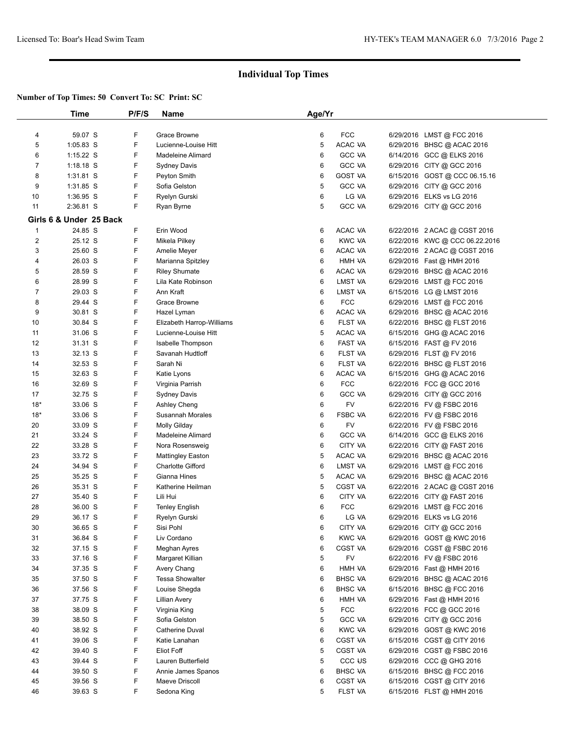## Individual Top Times

**Number of Top Times: 50 Convert To: SC Print: SC**

| | Time | P/F/S | Name | Age/Yr | | | |
|---|---|---|---|---|---|---|---|
| 4 | 59.07 S | F | Grace Browne | 6 | FCC | 6/29/2016 | LMST @ FCC 2016 |
| 5 | 1:05.83 S | F | Lucienne-Louise Hitt | 5 | ACAC VA | 6/29/2016 | BHSC @ ACAC 2016 |
| 6 | 1:15.22 S | F | Madeleine Alimard | 6 | GCC VA | 6/14/2016 | GCC @ ELKS 2016 |
| 7 | 1:18.18 S | F | Sydney Davis | 6 | GCC VA | 6/29/2016 | CITY @ GCC 2016 |
| 8 | 1:31.81 S | F | Peyton Smith | 6 | GOST VA | 6/15/2016 | GOST @ CCC 06.15.16 |
| 9 | 1:31.85 S | F | Sofia Gelston | 5 | GCC VA | 6/29/2016 | CITY @ GCC 2016 |
| 10 | 1:36.95 S | F | Ryelyn Gurski | 6 | LG VA | 6/29/2016 | ELKS vs LG 2016 |
| 11 | 2:36.81 S | F | Ryan Byrne | 5 | GCC VA | 6/29/2016 | CITY @ GCC 2016 |
| **Girls 6 & Under 25 Back** | | | | | | | |
| 1 | 24.85 S | F | Erin Wood | 6 | ACAC VA | 6/22/2016 | 2 ACAC @ CGST 2016 |
| 2 | 25.12 S | F | Mikela Pilkey | 6 | KWC VA | 6/22/2016 | KWC @ CCC 06.22.2016 |
| 3 | 25.60 S | F | Amelie Meyer | 6 | ACAC VA | 6/22/2016 | 2 ACAC @ CGST 2016 |
| 4 | 26.03 S | F | Marianna Spitzley | 6 | HMH VA | 6/29/2016 | Fast @ HMH 2016 |
| 5 | 28.59 S | F | Riley Shumate | 6 | ACAC VA | 6/29/2016 | BHSC @ ACAC 2016 |
| 6 | 28.99 S | F | Lila Kate Robinson | 6 | LMST VA | 6/29/2016 | LMST @ FCC 2016 |
| 7 | 29.03 S | F | Ann Kraft | 6 | LMST VA | 6/15/2016 | LG @ LMST 2016 |
| 8 | 29.44 S | F | Grace Browne | 6 | FCC | 6/29/2016 | LMST @ FCC 2016 |
| 9 | 30.81 S | F | Hazel Lyman | 6 | ACAC VA | 6/29/2016 | BHSC @ ACAC 2016 |
| 10 | 30.84 S | F | Elizabeth Harrop-Williams | 6 | FLST VA | 6/22/2016 | BHSC @ FLST 2016 |
| 11 | 31.06 S | F | Lucienne-Louise Hitt | 5 | ACAC VA | 6/15/2016 | GHG @ ACAC 2016 |
| 12 | 31.31 S | F | Isabelle Thompson | 6 | FAST VA | 6/15/2016 | FAST @ FV 2016 |
| 13 | 32.13 S | F | Savanah Hudtloff | 6 | FLST VA | 6/29/2016 | FLST @ FV 2016 |
| 14 | 32.53 S | F | Sarah Ni | 6 | FLST VA | 6/22/2016 | BHSC @ FLST 2016 |
| 15 | 32.63 S | F | Katie Lyons | 6 | ACAC VA | 6/15/2016 | GHG @ ACAC 2016 |
| 16 | 32.69 S | F | Virginia Parrish | 6 | FCC | 6/22/2016 | FCC @ GCC 2016 |
| 17 | 32.75 S | F | Sydney Davis | 6 | GCC VA | 6/29/2016 | CITY @ GCC 2016 |
| 18* | 33.06 S | F | Ashley Cheng | 6 | FV | 6/22/2016 | FV @ FSBC 2016 |
| 18* | 33.06 S | F | Susannah Morales | 6 | FSBC VA | 6/22/2016 | FV @ FSBC 2016 |
| 20 | 33.09 S | F | Molly Gilday | 6 | FV | 6/22/2016 | FV @ FSBC 2016 |
| 21 | 33.24 S | F | Madeleine Alimard | 6 | GCC VA | 6/14/2016 | GCC @ ELKS 2016 |
| 22 | 33.28 S | F | Nora Rosensweig | 6 | CITY VA | 6/22/2016 | CITY @ FAST 2016 |
| 23 | 33.72 S | F | Mattingley Easton | 5 | ACAC VA | 6/29/2016 | BHSC @ ACAC 2016 |
| 24 | 34.94 S | F | Charlotte Gifford | 6 | LMST VA | 6/29/2016 | LMST @ FCC 2016 |
| 25 | 35.25 S | F | Gianna Hines | 5 | ACAC VA | 6/29/2016 | BHSC @ ACAC 2016 |
| 26 | 35.31 S | F | Katherine Heilman | 5 | CGST VA | 6/22/2016 | 2 ACAC @ CGST 2016 |
| 27 | 35.40 S | F | Lili Hui | 6 | CITY VA | 6/22/2016 | CITY @ FAST 2016 |
| 28 | 36.00 S | F | Tenley English | 6 | FCC | 6/29/2016 | LMST @ FCC 2016 |
| 29 | 36.17 S | F | Ryelyn Gurski | 6 | LG VA | 6/29/2016 | ELKS vs LG 2016 |
| 30 | 36.65 S | F | Sisi Pohl | 6 | CITY VA | 6/29/2016 | CITY @ GCC 2016 |
| 31 | 36.84 S | F | Liv Cordano | 6 | KWC VA | 6/29/2016 | GOST @ KWC 2016 |
| 32 | 37.15 S | F | Meghan Ayres | 6 | CGST VA | 6/29/2016 | CGST @ FSBC 2016 |
| 33 | 37.16 S | F | Margaret Killian | 5 | FV | 6/22/2016 | FV @ FSBC 2016 |
| 34 | 37.35 S | F | Avery Chang | 6 | HMH VA | 6/29/2016 | Fast @ HMH 2016 |
| 35 | 37.50 S | F | Tessa Showalter | 6 | BHSC VA | 6/29/2016 | BHSC @ ACAC 2016 |
| 36 | 37.56 S | F | Louise Shegda | 6 | BHSC VA | 6/15/2016 | BHSC @ FCC 2016 |
| 37 | 37.75 S | F | Lillian Avery | 6 | HMH VA | 6/29/2016 | Fast @ HMH 2016 |
| 38 | 38.09 S | F | Virginia King | 5 | FCC | 6/22/2016 | FCC @ GCC 2016 |
| 39 | 38.50 S | F | Sofia Gelston | 5 | GCC VA | 6/29/2016 | CITY @ GCC 2016 |
| 40 | 38.92 S | F | Catherine Duval | 6 | KWC VA | 6/29/2016 | GOST @ KWC 2016 |
| 41 | 39.06 S | F | Katie Lanahan | 6 | CGST VA | 6/15/2016 | CGST @ CITY 2016 |
| 42 | 39.40 S | F | Eliot Foff | 5 | CGST VA | 6/29/2016 | CGST @ FSBC 2016 |
| 43 | 39.44 S | F | Lauren Butterfield | 5 | CCC US | 6/29/2016 | CCC @ GHG 2016 |
| 44 | 39.50 S | F | Annie James Spanos | 6 | BHSC VA | 6/15/2016 | BHSC @ FCC 2016 |
| 45 | 39.56 S | F | Maeve Driscoll | 6 | CGST VA | 6/15/2016 | CGST @ CITY 2016 |
| 46 | 39.63 S | F | Sedona King | 5 | FLST VA | 6/15/2016 | FLST @ HMH 2016 |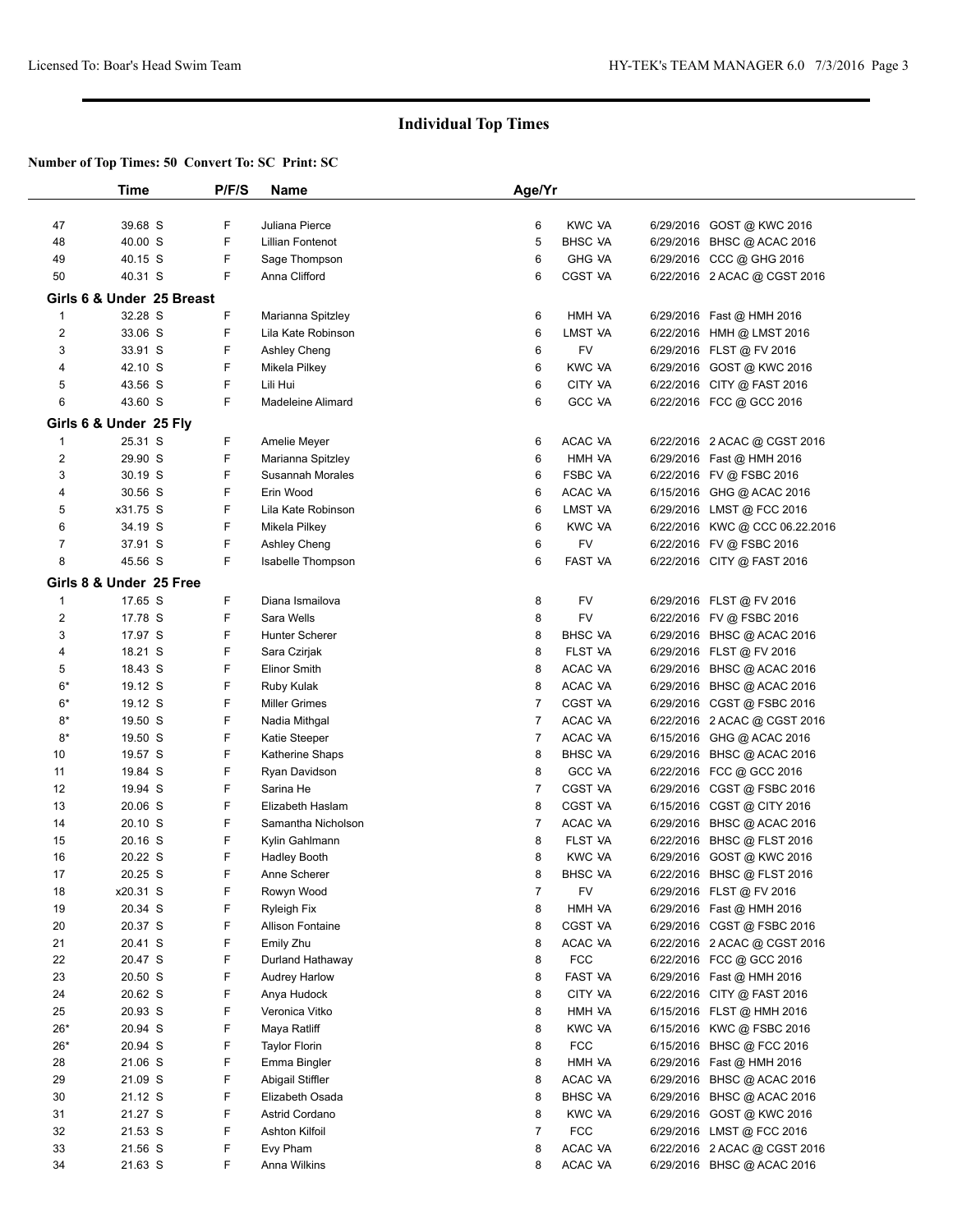## Individual Top Times

**Number of Top Times: 50 Convert To: SC Print: SC**

| | Time | P/F/S | Name | Age/Yr | | | |
|---|---|---|---|---|---|---|---|
| 47 | 39.68 S | F | Juliana Pierce | 6 | KWC VA | 6/29/2016 | GOST @ KWC 2016 |
| 48 | 40.00 S | F | Lillian Fontenot | 5 | BHSC VA | 6/29/2016 | BHSC @ ACAC 2016 |
| 49 | 40.15 S | F | Sage Thompson | 6 | GHG VA | 6/29/2016 | CCC @ GHG 2016 |
| 50 | 40.31 S | F | Anna Clifford | 6 | CGST VA | 6/22/2016 | 2 ACAC @ CGST 2016 |

**Girls 6 & Under 25 Breast**

| | Time | P/F/S | Name | Age/Yr | | | |
|---|---|---|---|---|---|---|---|
| 1 | 32.28 S | F | Marianna Spitzley | 6 | HMH VA | 6/29/2016 | Fast @ HMH 2016 |
| 2 | 33.06 S | F | Lila Kate Robinson | 6 | LMST VA | 6/22/2016 | HMH @ LMST 2016 |
| 3 | 33.91 S | F | Ashley Cheng | 6 | FV | 6/29/2016 | FLST @ FV 2016 |
| 4 | 42.10 S | F | Mikela Pilkey | 6 | KWC VA | 6/29/2016 | GOST @ KWC 2016 |
| 5 | 43.56 S | F | Lili Hui | 6 | CITY VA | 6/22/2016 | CITY @ FAST 2016 |
| 6 | 43.60 S | F | Madeleine Alimard | 6 | GCC VA | 6/22/2016 | FCC @ GCC 2016 |

**Girls 6 & Under 25 Fly**

| | Time | P/F/S | Name | Age/Yr | | | |
|---|---|---|---|---|---|---|---|
| 1 | 25.31 S | F | Amelie Meyer | 6 | ACAC VA | 6/22/2016 | 2 ACAC @ CGST 2016 |
| 2 | 29.90 S | F | Marianna Spitzley | 6 | HMH VA | 6/29/2016 | Fast @ HMH 2016 |
| 3 | 30.19 S | F | Susannah Morales | 6 | FSBC VA | 6/22/2016 | FV @ FSBC 2016 |
| 4 | 30.56 S | F | Erin Wood | 6 | ACAC VA | 6/15/2016 | GHG @ ACAC 2016 |
| 5 | x31.75 S | F | Lila Kate Robinson | 6 | LMST VA | 6/29/2016 | LMST @ FCC 2016 |
| 6 | 34.19 S | F | Mikela Pilkey | 6 | KWC VA | 6/22/2016 | KWC @ CCC 06.22.2016 |
| 7 | 37.91 S | F | Ashley Cheng | 6 | FV | 6/22/2016 | FV @ FSBC 2016 |
| 8 | 45.56 S | F | Isabelle Thompson | 6 | FAST VA | 6/22/2016 | CITY @ FAST 2016 |

**Girls 8 & Under 25 Free**

| | Time | P/F/S | Name | Age/Yr | | | |
|---|---|---|---|---|---|---|---|
| 1 | 17.65 S | F | Diana Ismailova | 8 | FV | 6/29/2016 | FLST @ FV 2016 |
| 2 | 17.78 S | F | Sara Wells | 8 | FV | 6/22/2016 | FV @ FSBC 2016 |
| 3 | 17.97 S | F | Hunter Scherer | 8 | BHSC VA | 6/29/2016 | BHSC @ ACAC 2016 |
| 4 | 18.21 S | F | Sara Czirjak | 8 | FLST VA | 6/29/2016 | FLST @ FV 2016 |
| 5 | 18.43 S | F | Elinor Smith | 8 | ACAC VA | 6/29/2016 | BHSC @ ACAC 2016 |
| 6* | 19.12 S | F | Ruby Kulak | 8 | ACAC VA | 6/29/2016 | BHSC @ ACAC 2016 |
| 6* | 19.12 S | F | Miller Grimes | 7 | CGST VA | 6/29/2016 | CGST @ FSBC 2016 |
| 8* | 19.50 S | F | Nadia Mithgal | 7 | ACAC VA | 6/22/2016 | 2 ACAC @ CGST 2016 |
| 8* | 19.50 S | F | Katie Steeper | 7 | ACAC VA | 6/15/2016 | GHG @ ACAC 2016 |
| 10 | 19.57 S | F | Katherine Shaps | 8 | BHSC VA | 6/29/2016 | BHSC @ ACAC 2016 |
| 11 | 19.84 S | F | Ryan Davidson | 8 | GCC VA | 6/22/2016 | FCC @ GCC 2016 |
| 12 | 19.94 S | F | Sarina He | 7 | CGST VA | 6/29/2016 | CGST @ FSBC 2016 |
| 13 | 20.06 S | F | Elizabeth Haslam | 8 | CGST VA | 6/15/2016 | CGST @ CITY 2016 |
| 14 | 20.10 S | F | Samantha Nicholson | 7 | ACAC VA | 6/29/2016 | BHSC @ ACAC 2016 |
| 15 | 20.16 S | F | Kylin Gahlmann | 8 | FLST VA | 6/22/2016 | BHSC @ FLST 2016 |
| 16 | 20.22 S | F | Hadley Booth | 8 | KWC VA | 6/29/2016 | GOST @ KWC 2016 |
| 17 | 20.25 S | F | Anne Scherer | 8 | BHSC VA | 6/22/2016 | BHSC @ FLST 2016 |
| 18 | x20.31 S | F | Rowyn Wood | 7 | FV | 6/29/2016 | FLST @ FV 2016 |
| 19 | 20.34 S | F | Ryleigh Fix | 8 | HMH VA | 6/29/2016 | Fast @ HMH 2016 |
| 20 | 20.37 S | F | Allison Fontaine | 8 | CGST VA | 6/29/2016 | CGST @ FSBC 2016 |
| 21 | 20.41 S | F | Emily Zhu | 8 | ACAC VA | 6/22/2016 | 2 ACAC @ CGST 2016 |
| 22 | 20.47 S | F | Durland Hathaway | 8 | FCC | 6/22/2016 | FCC @ GCC 2016 |
| 23 | 20.50 S | F | Audrey Harlow | 8 | FAST VA | 6/29/2016 | Fast @ HMH 2016 |
| 24 | 20.62 S | F | Anya Hudock | 8 | CITY VA | 6/22/2016 | CITY @ FAST 2016 |
| 25 | 20.93 S | F | Veronica Vitko | 8 | HMH VA | 6/15/2016 | FLST @ HMH 2016 |
| 26* | 20.94 S | F | Maya Ratliff | 8 | KWC VA | 6/15/2016 | KWC @ FSBC 2016 |
| 26* | 20.94 S | F | Taylor Florin | 8 | FCC | 6/15/2016 | BHSC @ FCC 2016 |
| 28 | 21.06 S | F | Emma Bingler | 8 | HMH VA | 6/29/2016 | Fast @ HMH 2016 |
| 29 | 21.09 S | F | Abigail Stiffler | 8 | ACAC VA | 6/29/2016 | BHSC @ ACAC 2016 |
| 30 | 21.12 S | F | Elizabeth Osada | 8 | BHSC VA | 6/29/2016 | BHSC @ ACAC 2016 |
| 31 | 21.27 S | F | Astrid Cordano | 8 | KWC VA | 6/29/2016 | GOST @ KWC 2016 |
| 32 | 21.53 S | F | Ashton Kilfoil | 7 | FCC | 6/29/2016 | LMST @ FCC 2016 |
| 33 | 21.56 S | F | Evy Pham | 8 | ACAC VA | 6/22/2016 | 2 ACAC @ CGST 2016 |
| 34 | 21.63 S | F | Anna Wilkins | 8 | ACAC VA | 6/29/2016 | BHSC @ ACAC 2016 |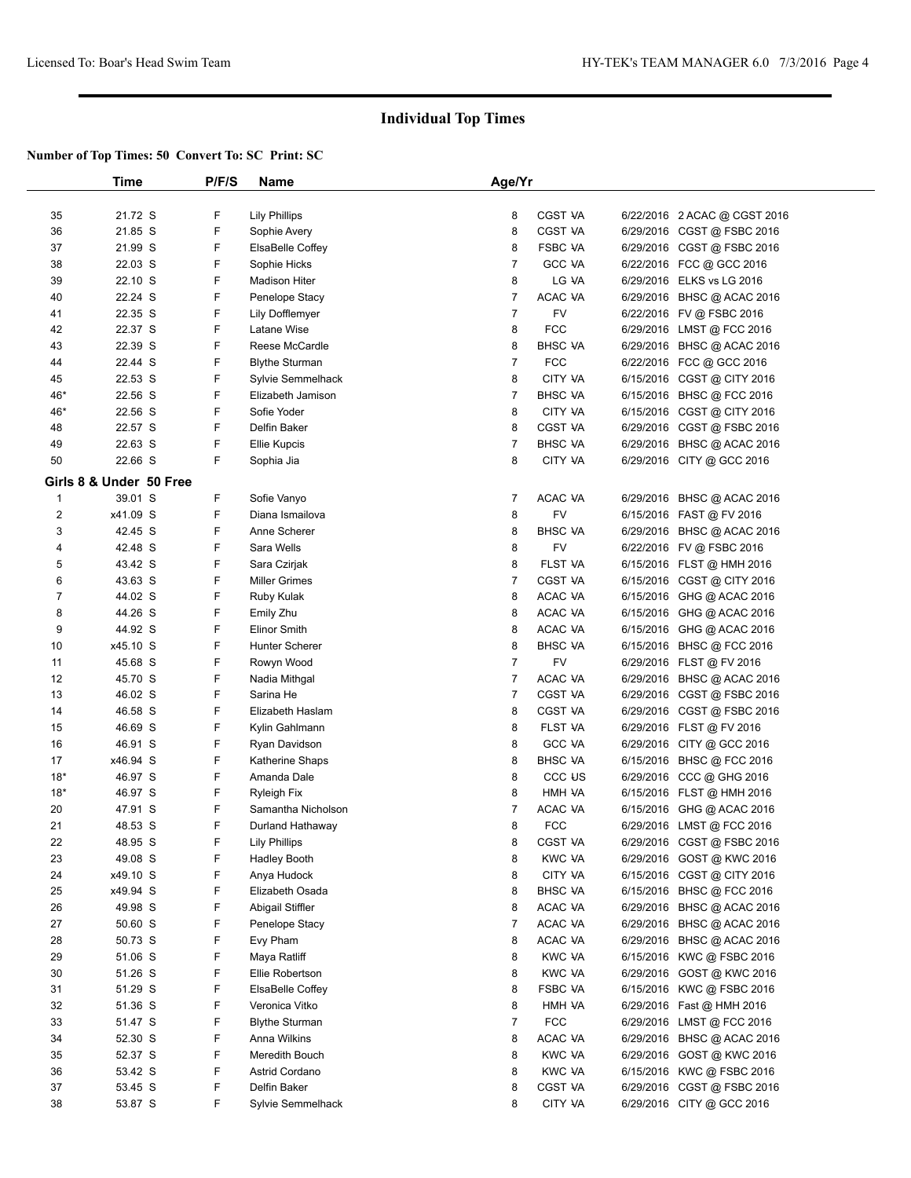## Individual Top Times

**Number of Top Times: 50 Convert To: SC Print: SC**

| | Time | P/F/S | Name | Age/Yr | Team | Date | Meet |
|---|---|---|---|---|---|---|---|
| 35 | 21.72 S | F | Lily Phillips | 8 | CGST VA | 6/22/2016 | 2 ACAC @ CGST 2016 |
| 36 | 21.85 S | F | Sophie Avery | 8 | CGST VA | 6/29/2016 | CGST @ FSBC 2016 |
| 37 | 21.99 S | F | ElsaBelle Coffey | 8 | FSBC VA | 6/29/2016 | CGST @ FSBC 2016 |
| 38 | 22.03 S | F | Sophie Hicks | 7 | GCC VA | 6/22/2016 | FCC @ GCC 2016 |
| 39 | 22.10 S | F | Madison Hiter | 8 | LG VA | 6/29/2016 | ELKS vs LG 2016 |
| 40 | 22.24 S | F | Penelope Stacy | 7 | ACAC VA | 6/29/2016 | BHSC @ ACAC 2016 |
| 41 | 22.35 S | F | Lily Dofflemyer | 7 | FV | 6/22/2016 | FV @ FSBC 2016 |
| 42 | 22.37 S | F | Latane Wise | 8 | FCC | 6/29/2016 | LMST @ FCC 2016 |
| 43 | 22.39 S | F | Reese McCardle | 8 | BHSC VA | 6/29/2016 | BHSC @ ACAC 2016 |
| 44 | 22.44 S | F | Blythe Sturman | 7 | FCC | 6/22/2016 | FCC @ GCC 2016 |
| 45 | 22.53 S | F | Sylvie Semmelhack | 8 | CITY VA | 6/15/2016 | CGST @ CITY 2016 |
| 46* | 22.56 S | F | Elizabeth Jamison | 7 | BHSC VA | 6/15/2016 | BHSC @ FCC 2016 |
| 46* | 22.56 S | F | Sofie Yoder | 8 | CITY VA | 6/15/2016 | CGST @ CITY 2016 |
| 48 | 22.57 S | F | Delfin Baker | 8 | CGST VA | 6/29/2016 | CGST @ FSBC 2016 |
| 49 | 22.63 S | F | Ellie Kupcis | 7 | BHSC VA | 6/29/2016 | BHSC @ ACAC 2016 |
| 50 | 22.66 S | F | Sophia Jia | 8 | CITY VA | 6/29/2016 | CITY @ GCC 2016 |

### Girls 8 & Under 50 Free

| | Time | P/F/S | Name | Age/Yr | Team | Date | Meet |
|---|---|---|---|---|---|---|---|
| 1 | 39.01 S | F | Sofie Vanyo | 7 | ACAC VA | 6/29/2016 | BHSC @ ACAC 2016 |
| 2 | x41.09 S | F | Diana Ismailova | 8 | FV | 6/15/2016 | FAST @ FV 2016 |
| 3 | 42.45 S | F | Anne Scherer | 8 | BHSC VA | 6/29/2016 | BHSC @ ACAC 2016 |
| 4 | 42.48 S | F | Sara Wells | 8 | FV | 6/22/2016 | FV @ FSBC 2016 |
| 5 | 43.42 S | F | Sara Czirjak | 8 | FLST VA | 6/15/2016 | FLST @ HMH 2016 |
| 6 | 43.63 S | F | Miller Grimes | 7 | CGST VA | 6/15/2016 | CGST @ CITY 2016 |
| 7 | 44.02 S | F | Ruby Kulak | 8 | ACAC VA | 6/15/2016 | GHG @ ACAC 2016 |
| 8 | 44.26 S | F | Emily Zhu | 8 | ACAC VA | 6/15/2016 | GHG @ ACAC 2016 |
| 9 | 44.92 S | F | Elinor Smith | 8 | ACAC VA | 6/15/2016 | GHG @ ACAC 2016 |
| 10 | x45.10 S | F | Hunter Scherer | 8 | BHSC VA | 6/15/2016 | BHSC @ FCC 2016 |
| 11 | 45.68 S | F | Rowyn Wood | 7 | FV | 6/29/2016 | FLST @ FV 2016 |
| 12 | 45.70 S | F | Nadia Mithgal | 7 | ACAC VA | 6/29/2016 | BHSC @ ACAC 2016 |
| 13 | 46.02 S | F | Sarina He | 7 | CGST VA | 6/29/2016 | CGST @ FSBC 2016 |
| 14 | 46.58 S | F | Elizabeth Haslam | 8 | CGST VA | 6/29/2016 | CGST @ FSBC 2016 |
| 15 | 46.69 S | F | Kylin Gahlmann | 8 | FLST VA | 6/29/2016 | FLST @ FV 2016 |
| 16 | 46.91 S | F | Ryan Davidson | 8 | GCC VA | 6/29/2016 | CITY @ GCC 2016 |
| 17 | x46.94 S | F | Katherine Shaps | 8 | BHSC VA | 6/15/2016 | BHSC @ FCC 2016 |
| 18* | 46.97 S | F | Amanda Dale | 8 | CCC US | 6/29/2016 | CCC @ GHG 2016 |
| 18* | 46.97 S | F | Ryleigh Fix | 8 | HMH VA | 6/15/2016 | FLST @ HMH 2016 |
| 20 | 47.91 S | F | Samantha Nicholson | 7 | ACAC VA | 6/15/2016 | GHG @ ACAC 2016 |
| 21 | 48.53 S | F | Durland Hathaway | 8 | FCC | 6/29/2016 | LMST @ FCC 2016 |
| 22 | 48.95 S | F | Lily Phillips | 8 | CGST VA | 6/29/2016 | CGST @ FSBC 2016 |
| 23 | 49.08 S | F | Hadley Booth | 8 | KWC VA | 6/29/2016 | GOST @ KWC 2016 |
| 24 | x49.10 S | F | Anya Hudock | 8 | CITY VA | 6/15/2016 | CGST @ CITY 2016 |
| 25 | x49.94 S | F | Elizabeth Osada | 8 | BHSC VA | 6/15/2016 | BHSC @ FCC 2016 |
| 26 | 49.98 S | F | Abigail Stiffler | 8 | ACAC VA | 6/29/2016 | BHSC @ ACAC 2016 |
| 27 | 50.60 S | F | Penelope Stacy | 7 | ACAC VA | 6/29/2016 | BHSC @ ACAC 2016 |
| 28 | 50.73 S | F | Evy Pham | 8 | ACAC VA | 6/29/2016 | BHSC @ ACAC 2016 |
| 29 | 51.06 S | F | Maya Ratliff | 8 | KWC VA | 6/15/2016 | KWC @ FSBC 2016 |
| 30 | 51.26 S | F | Ellie Robertson | 8 | KWC VA | 6/29/2016 | GOST @ KWC 2016 |
| 31 | 51.29 S | F | ElsaBelle Coffey | 8 | FSBC VA | 6/15/2016 | KWC @ FSBC 2016 |
| 32 | 51.36 S | F | Veronica Vitko | 8 | HMH VA | 6/29/2016 | Fast @ HMH 2016 |
| 33 | 51.47 S | F | Blythe Sturman | 7 | FCC | 6/29/2016 | LMST @ FCC 2016 |
| 34 | 52.30 S | F | Anna Wilkins | 8 | ACAC VA | 6/29/2016 | BHSC @ ACAC 2016 |
| 35 | 52.37 S | F | Meredith Bouch | 8 | KWC VA | 6/29/2016 | GOST @ KWC 2016 |
| 36 | 53.42 S | F | Astrid Cordano | 8 | KWC VA | 6/15/2016 | KWC @ FSBC 2016 |
| 37 | 53.45 S | F | Delfin Baker | 8 | CGST VA | 6/29/2016 | CGST @ FSBC 2016 |
| 38 | 53.87 S | F | Sylvie Semmelhack | 8 | CITY VA | 6/29/2016 | CITY @ GCC 2016 |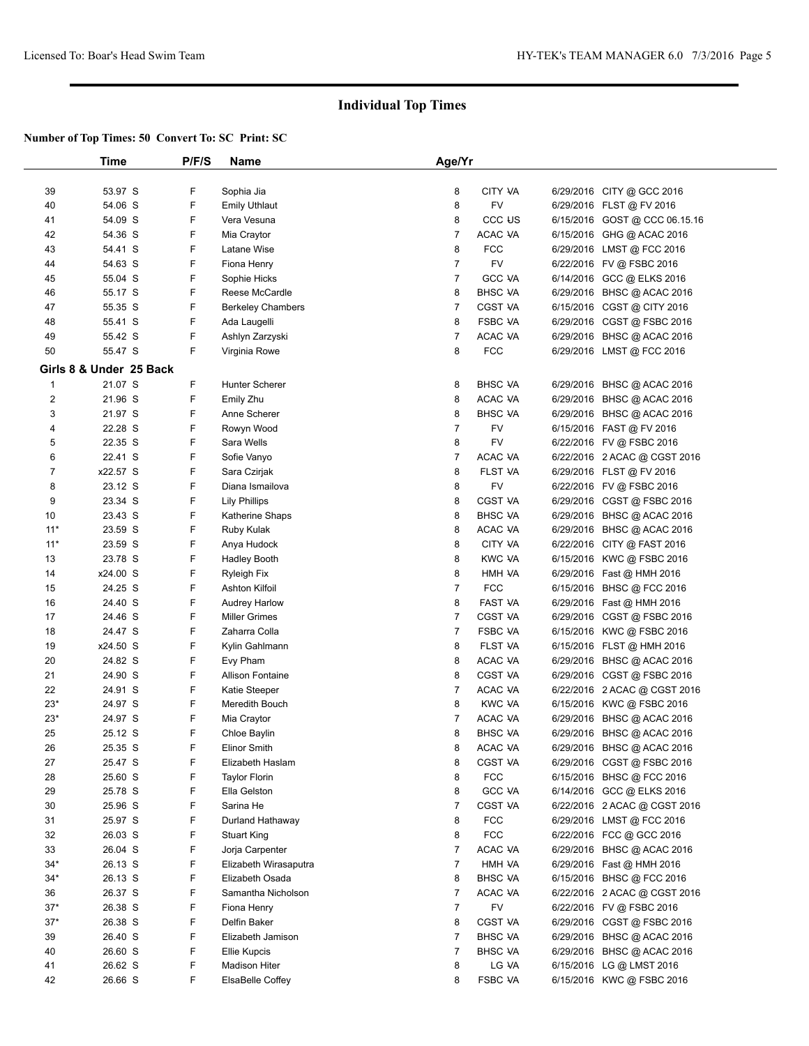## Individual Top Times

**Number of Top Times: 50 Convert To: SC Print: SC**

| | Time | P/F/S | Name | Age/Yr | | | |
|---|---|---|---|---|---|---|---|
| 39 | 53.97 S | F | Sophia Jia | 8 | CITY VA | 6/29/2016 | CITY @ GCC 2016 |
| 40 | 54.06 S | F | Emily Uthlaut | 8 | FV | 6/29/2016 | FLST @ FV 2016 |
| 41 | 54.09 S | F | Vera Vesuna | 8 | CCC US | 6/15/2016 | GOST @ CCC 06.15.16 |
| 42 | 54.36 S | F | Mia Craytor | 7 | ACAC VA | 6/15/2016 | GHG @ ACAC 2016 |
| 43 | 54.41 S | F | Latane Wise | 8 | FCC | 6/29/2016 | LMST @ FCC 2016 |
| 44 | 54.63 S | F | Fiona Henry | 7 | FV | 6/22/2016 | FV @ FSBC 2016 |
| 45 | 55.04 S | F | Sophie Hicks | 7 | GCC VA | 6/14/2016 | GCC @ ELKS 2016 |
| 46 | 55.17 S | F | Reese McCardle | 8 | BHSC VA | 6/29/2016 | BHSC @ ACAC 2016 |
| 47 | 55.35 S | F | Berkeley Chambers | 7 | CGST VA | 6/15/2016 | CGST @ CITY 2016 |
| 48 | 55.41 S | F | Ada Laugelli | 8 | FSBC VA | 6/29/2016 | CGST @ FSBC 2016 |
| 49 | 55.42 S | F | Ashlyn Zarzyski | 7 | ACAC VA | 6/29/2016 | BHSC @ ACAC 2016 |
| 50 | 55.47 S | F | Virginia Rowe | 8 | FCC | 6/29/2016 | LMST @ FCC 2016 |
| **Girls 8 & Under 25 Back** | | | | | | | |
| 1 | 21.07 S | F | Hunter Scherer | 8 | BHSC VA | 6/29/2016 | BHSC @ ACAC 2016 |
| 2 | 21.96 S | F | Emily Zhu | 8 | ACAC VA | 6/29/2016 | BHSC @ ACAC 2016 |
| 3 | 21.97 S | F | Anne Scherer | 8 | BHSC VA | 6/29/2016 | BHSC @ ACAC 2016 |
| 4 | 22.28 S | F | Rowyn Wood | 7 | FV | 6/15/2016 | FAST @ FV 2016 |
| 5 | 22.35 S | F | Sara Wells | 8 | FV | 6/22/2016 | FV @ FSBC 2016 |
| 6 | 22.41 S | F | Sofie Vanyo | 7 | ACAC VA | 6/22/2016 | 2 ACAC @ CGST 2016 |
| 7 | x22.57 S | F | Sara Czirjak | 8 | FLST VA | 6/29/2016 | FLST @ FV 2016 |
| 8 | 23.12 S | F | Diana Ismailova | 8 | FV | 6/22/2016 | FV @ FSBC 2016 |
| 9 | 23.34 S | F | Lily Phillips | 8 | CGST VA | 6/29/2016 | CGST @ FSBC 2016 |
| 10 | 23.43 S | F | Katherine Shaps | 8 | BHSC VA | 6/29/2016 | BHSC @ ACAC 2016 |
| 11* | 23.59 S | F | Ruby Kulak | 8 | ACAC VA | 6/29/2016 | BHSC @ ACAC 2016 |
| 11* | 23.59 S | F | Anya Hudock | 8 | CITY VA | 6/22/2016 | CITY @ FAST 2016 |
| 13 | 23.78 S | F | Hadley Booth | 8 | KWC VA | 6/15/2016 | KWC @ FSBC 2016 |
| 14 | x24.00 S | F | Ryleigh Fix | 8 | HMH VA | 6/29/2016 | Fast @ HMH 2016 |
| 15 | 24.25 S | F | Ashton Kilfoil | 7 | FCC | 6/15/2016 | BHSC @ FCC 2016 |
| 16 | 24.40 S | F | Audrey Harlow | 8 | FAST VA | 6/29/2016 | Fast @ HMH 2016 |
| 17 | 24.46 S | F | Miller Grimes | 7 | CGST VA | 6/29/2016 | CGST @ FSBC 2016 |
| 18 | 24.47 S | F | Zaharra Colla | 7 | FSBC VA | 6/15/2016 | KWC @ FSBC 2016 |
| 19 | x24.50 S | F | Kylin Gahlmann | 8 | FLST VA | 6/15/2016 | FLST @ HMH 2016 |
| 20 | 24.82 S | F | Evy Pham | 8 | ACAC VA | 6/29/2016 | BHSC @ ACAC 2016 |
| 21 | 24.90 S | F | Allison Fontaine | 8 | CGST VA | 6/29/2016 | CGST @ FSBC 2016 |
| 22 | 24.91 S | F | Katie Steeper | 7 | ACAC VA | 6/22/2016 | 2 ACAC @ CGST 2016 |
| 23* | 24.97 S | F | Meredith Bouch | 8 | KWC VA | 6/15/2016 | KWC @ FSBC 2016 |
| 23* | 24.97 S | F | Mia Craytor | 7 | ACAC VA | 6/29/2016 | BHSC @ ACAC 2016 |
| 25 | 25.12 S | F | Chloe Baylin | 8 | BHSC VA | 6/29/2016 | BHSC @ ACAC 2016 |
| 26 | 25.35 S | F | Elinor Smith | 8 | ACAC VA | 6/29/2016 | BHSC @ ACAC 2016 |
| 27 | 25.47 S | F | Elizabeth Haslam | 8 | CGST VA | 6/29/2016 | CGST @ FSBC 2016 |
| 28 | 25.60 S | F | Taylor Florin | 8 | FCC | 6/15/2016 | BHSC @ FCC 2016 |
| 29 | 25.78 S | F | Ella Gelston | 8 | GCC VA | 6/14/2016 | GCC @ ELKS 2016 |
| 30 | 25.96 S | F | Sarina He | 7 | CGST VA | 6/22/2016 | 2 ACAC @ CGST 2016 |
| 31 | 25.97 S | F | Durland Hathaway | 8 | FCC | 6/29/2016 | LMST @ FCC 2016 |
| 32 | 26.03 S | F | Stuart King | 8 | FCC | 6/22/2016 | FCC @ GCC 2016 |
| 33 | 26.04 S | F | Jorja Carpenter | 7 | ACAC VA | 6/29/2016 | BHSC @ ACAC 2016 |
| 34* | 26.13 S | F | Elizabeth Wirasaputra | 7 | HMH VA | 6/29/2016 | Fast @ HMH 2016 |
| 34* | 26.13 S | F | Elizabeth Osada | 8 | BHSC VA | 6/15/2016 | BHSC @ FCC 2016 |
| 36 | 26.37 S | F | Samantha Nicholson | 7 | ACAC VA | 6/22/2016 | 2 ACAC @ CGST 2016 |
| 37* | 26.38 S | F | Fiona Henry | 7 | FV | 6/22/2016 | FV @ FSBC 2016 |
| 37* | 26.38 S | F | Delfin Baker | 8 | CGST VA | 6/29/2016 | CGST @ FSBC 2016 |
| 39 | 26.40 S | F | Elizabeth Jamison | 7 | BHSC VA | 6/29/2016 | BHSC @ ACAC 2016 |
| 40 | 26.60 S | F | Ellie Kupcis | 7 | BHSC VA | 6/29/2016 | BHSC @ ACAC 2016 |
| 41 | 26.62 S | F | Madison Hiter | 8 | LG VA | 6/15/2016 | LG @ LMST 2016 |
| 42 | 26.66 S | F | ElsaBelle Coffey | 8 | FSBC VA | 6/15/2016 | KWC @ FSBC 2016 |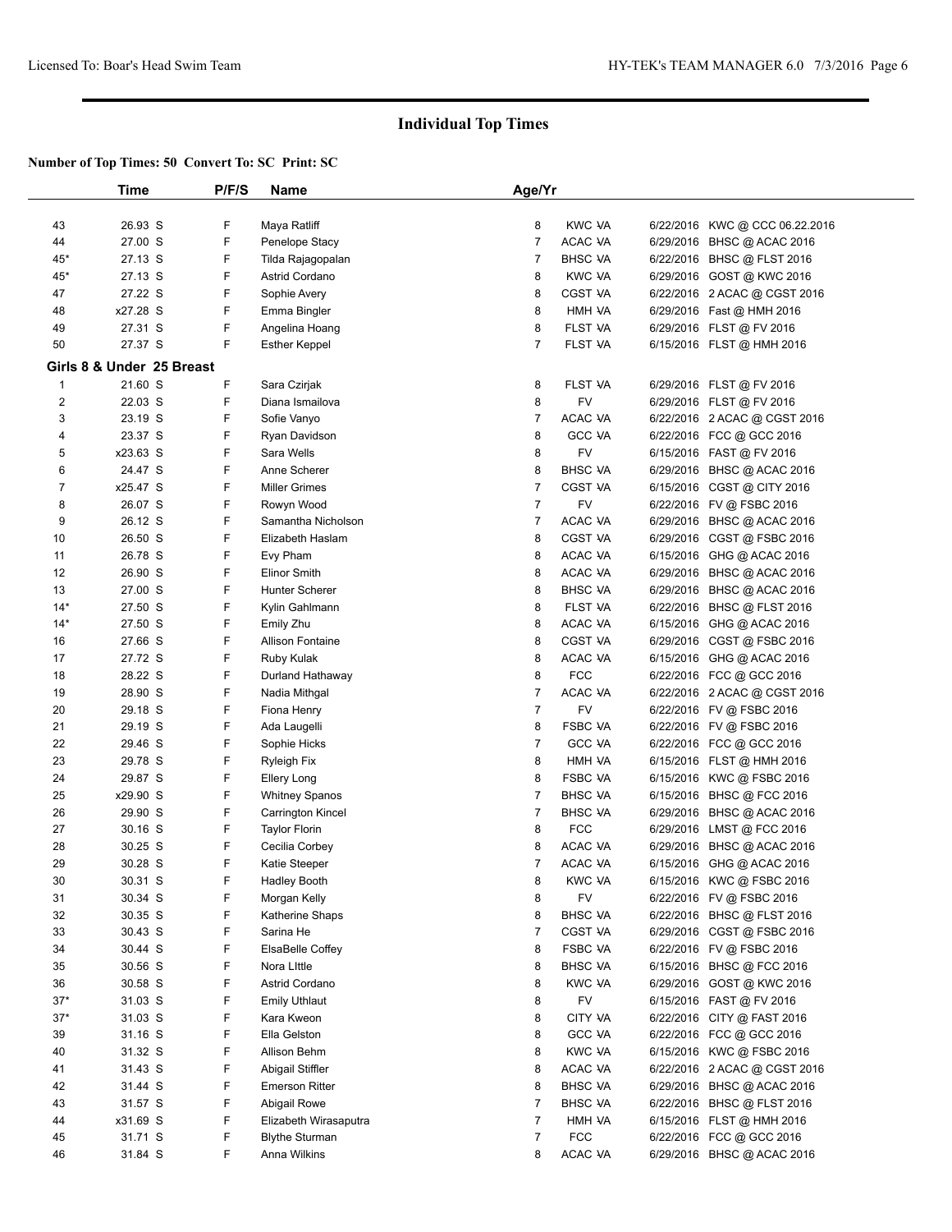## Individual Top Times

**Number of Top Times: 50 Convert To: SC Print: SC**

| | Time | P/F/S | Name | Age/Yr | | | |
|---|---|---|---|---|---|---|---|
| 43 | 26.93 S | F | Maya Ratliff | 8 | KWC VA | 6/22/2016 | KWC @ CCC 06.22.2016 |
| 44 | 27.00 S | F | Penelope Stacy | 7 | ACAC VA | 6/29/2016 | BHSC @ ACAC 2016 |
| 45* | 27.13 S | F | Tilda Rajagopalan | 7 | BHSC VA | 6/22/2016 | BHSC @ FLST 2016 |
| 45* | 27.13 S | F | Astrid Cordano | 8 | KWC VA | 6/29/2016 | GOST @ KWC 2016 |
| 47 | 27.22 S | F | Sophie Avery | 8 | CGST VA | 6/22/2016 | 2 ACAC @ CGST 2016 |
| 48 | x27.28 S | F | Emma Bingler | 8 | HMH VA | 6/29/2016 | Fast @ HMH 2016 |
| 49 | 27.31 S | F | Angelina Hoang | 8 | FLST VA | 6/29/2016 | FLST @ FV 2016 |
| 50 | 27.37 S | F | Esther Keppel | 7 | FLST VA | 6/15/2016 | FLST @ HMH 2016 |
| **Girls 8 & Under 25 Breast** | | | | | | | |
| 1 | 21.60 S | F | Sara Czirjak | 8 | FLST VA | 6/29/2016 | FLST @ FV 2016 |
| 2 | 22.03 S | F | Diana Ismailova | 8 | FV | 6/29/2016 | FLST @ FV 2016 |
| 3 | 23.19 S | F | Sofie Vanyo | 7 | ACAC VA | 6/22/2016 | 2 ACAC @ CGST 2016 |
| 4 | 23.37 S | F | Ryan Davidson | 8 | GCC VA | 6/22/2016 | FCC @ GCC 2016 |
| 5 | x23.63 S | F | Sara Wells | 8 | FV | 6/15/2016 | FAST @ FV 2016 |
| 6 | 24.47 S | F | Anne Scherer | 8 | BHSC VA | 6/29/2016 | BHSC @ ACAC 2016 |
| 7 | x25.47 S | F | Miller Grimes | 7 | CGST VA | 6/15/2016 | CGST @ CITY 2016 |
| 8 | 26.07 S | F | Rowyn Wood | 7 | FV | 6/22/2016 | FV @ FSBC 2016 |
| 9 | 26.12 S | F | Samantha Nicholson | 7 | ACAC VA | 6/29/2016 | BHSC @ ACAC 2016 |
| 10 | 26.50 S | F | Elizabeth Haslam | 8 | CGST VA | 6/29/2016 | CGST @ FSBC 2016 |
| 11 | 26.78 S | F | Evy Pham | 8 | ACAC VA | 6/15/2016 | GHG @ ACAC 2016 |
| 12 | 26.90 S | F | Elinor Smith | 8 | ACAC VA | 6/29/2016 | BHSC @ ACAC 2016 |
| 13 | 27.00 S | F | Hunter Scherer | 8 | BHSC VA | 6/29/2016 | BHSC @ ACAC 2016 |
| 14* | 27.50 S | F | Kylin Gahlmann | 8 | FLST VA | 6/22/2016 | BHSC @ FLST 2016 |
| 14* | 27.50 S | F | Emily Zhu | 8 | ACAC VA | 6/15/2016 | GHG @ ACAC 2016 |
| 16 | 27.66 S | F | Allison Fontaine | 8 | CGST VA | 6/29/2016 | CGST @ FSBC 2016 |
| 17 | 27.72 S | F | Ruby Kulak | 8 | ACAC VA | 6/15/2016 | GHG @ ACAC 2016 |
| 18 | 28.22 S | F | Durland Hathaway | 8 | FCC | 6/22/2016 | FCC @ GCC 2016 |
| 19 | 28.90 S | F | Nadia Mithgal | 7 | ACAC VA | 6/22/2016 | 2 ACAC @ CGST 2016 |
| 20 | 29.18 S | F | Fiona Henry | 7 | FV | 6/22/2016 | FV @ FSBC 2016 |
| 21 | 29.19 S | F | Ada Laugelli | 8 | FSBC VA | 6/22/2016 | FV @ FSBC 2016 |
| 22 | 29.46 S | F | Sophie Hicks | 7 | GCC VA | 6/22/2016 | FCC @ GCC 2016 |
| 23 | 29.78 S | F | Ryleigh Fix | 8 | HMH VA | 6/15/2016 | FLST @ HMH 2016 |
| 24 | 29.87 S | F | Ellery Long | 8 | FSBC VA | 6/15/2016 | KWC @ FSBC 2016 |
| 25 | x29.90 S | F | Whitney Spanos | 7 | BHSC VA | 6/15/2016 | BHSC @ FCC 2016 |
| 26 | 29.90 S | F | Carrington Kincel | 7 | BHSC VA | 6/29/2016 | BHSC @ ACAC 2016 |
| 27 | 30.16 S | F | Taylor Florin | 8 | FCC | 6/29/2016 | LMST @ FCC 2016 |
| 28 | 30.25 S | F | Cecilia Corbey | 8 | ACAC VA | 6/29/2016 | BHSC @ ACAC 2016 |
| 29 | 30.28 S | F | Katie Steeper | 7 | ACAC VA | 6/15/2016 | GHG @ ACAC 2016 |
| 30 | 30.31 S | F | Hadley Booth | 8 | KWC VA | 6/15/2016 | KWC @ FSBC 2016 |
| 31 | 30.34 S | F | Morgan Kelly | 8 | FV | 6/22/2016 | FV @ FSBC 2016 |
| 32 | 30.35 S | F | Katherine Shaps | 8 | BHSC VA | 6/22/2016 | BHSC @ FLST 2016 |
| 33 | 30.43 S | F | Sarina He | 7 | CGST VA | 6/29/2016 | CGST @ FSBC 2016 |
| 34 | 30.44 S | F | ElsaBelle Coffey | 8 | FSBC VA | 6/22/2016 | FV @ FSBC 2016 |
| 35 | 30.56 S | F | Nora LIttle | 8 | BHSC VA | 6/15/2016 | BHSC @ FCC 2016 |
| 36 | 30.58 S | F | Astrid Cordano | 8 | KWC VA | 6/29/2016 | GOST @ KWC 2016 |
| 37* | 31.03 S | F | Emily Uthlaut | 8 | FV | 6/15/2016 | FAST @ FV 2016 |
| 37* | 31.03 S | F | Kara Kweon | 8 | CITY VA | 6/22/2016 | CITY @ FAST 2016 |
| 39 | 31.16 S | F | Ella Gelston | 8 | GCC VA | 6/22/2016 | FCC @ GCC 2016 |
| 40 | 31.32 S | F | Allison Behm | 8 | KWC VA | 6/15/2016 | KWC @ FSBC 2016 |
| 41 | 31.43 S | F | Abigail Stiffler | 8 | ACAC VA | 6/22/2016 | 2 ACAC @ CGST 2016 |
| 42 | 31.44 S | F | Emerson Ritter | 8 | BHSC VA | 6/29/2016 | BHSC @ ACAC 2016 |
| 43 | 31.57 S | F | Abigail Rowe | 7 | BHSC VA | 6/22/2016 | BHSC @ FLST 2016 |
| 44 | x31.69 S | F | Elizabeth Wirasaputra | 7 | HMH VA | 6/15/2016 | FLST @ HMH 2016 |
| 45 | 31.71 S | F | Blythe Sturman | 7 | FCC | 6/22/2016 | FCC @ GCC 2016 |
| 46 | 31.84 S | F | Anna Wilkins | 8 | ACAC VA | 6/29/2016 | BHSC @ ACAC 2016 |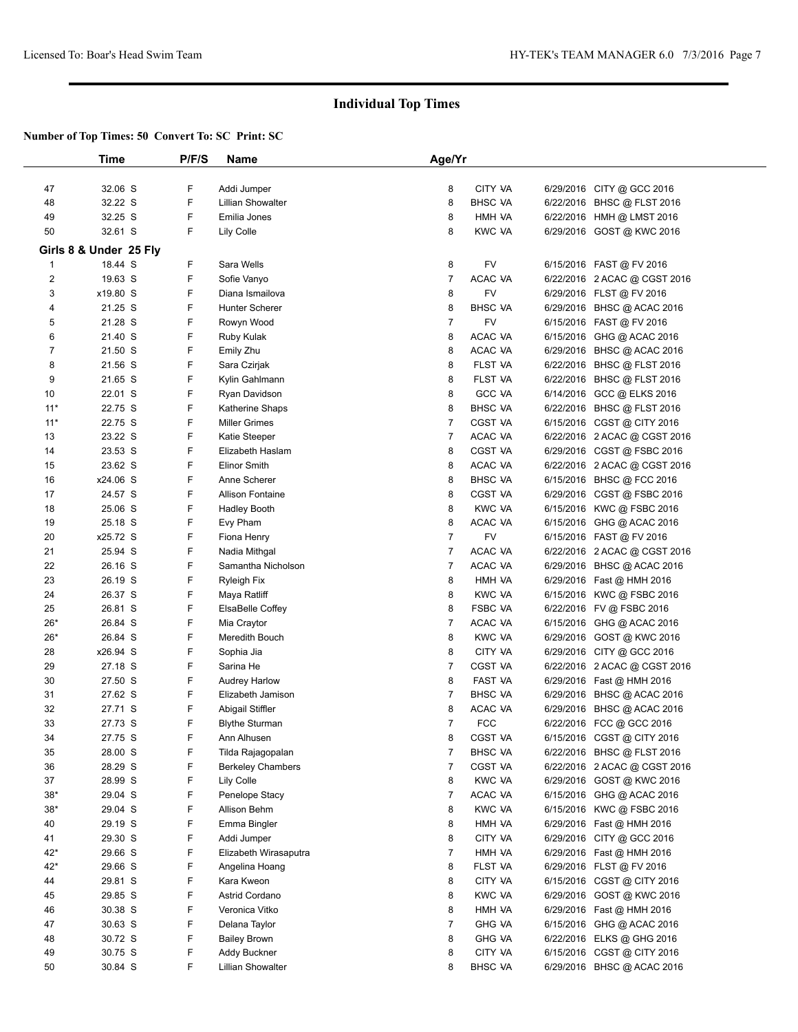# Individual Top Times

**Number of Top Times: 50 Convert To: SC Print: SC**

| | Time | P/F/S | Name | Age/Yr | | |
|---|---|---|---|---|---|---|
| 47 | 32.06 S | F | Addi Jumper | 8 | CITY VA | 6/29/2016 CITY @ GCC 2016 |
| 48 | 32.22 S | F | Lillian Showalter | 8 | BHSC VA | 6/22/2016 BHSC @ FLST 2016 |
| 49 | 32.25 S | F | Emilia Jones | 8 | HMH VA | 6/22/2016 HMH @ LMST 2016 |
| 50 | 32.61 S | F | Lily Colle | 8 | KWC VA | 6/29/2016 GOST @ KWC 2016 |

**Girls 8 & Under 25 Fly**

| | Time | P/F/S | Name | Age/Yr | | |
|---|---|---|---|---|---|---|
| 1 | 18.44 S | F | Sara Wells | 8 | FV | 6/15/2016 FAST @ FV 2016 |
| 2 | 19.63 S | F | Sofie Vanyo | 7 | ACAC VA | 6/22/2016 2 ACAC @ CGST 2016 |
| 3 | x19.80 S | F | Diana Ismailova | 8 | FV | 6/29/2016 FLST @ FV 2016 |
| 4 | 21.25 S | F | Hunter Scherer | 8 | BHSC VA | 6/29/2016 BHSC @ ACAC 2016 |
| 5 | 21.28 S | F | Rowyn Wood | 7 | FV | 6/15/2016 FAST @ FV 2016 |
| 6 | 21.40 S | F | Ruby Kulak | 8 | ACAC VA | 6/15/2016 GHG @ ACAC 2016 |
| 7 | 21.50 S | F | Emily Zhu | 8 | ACAC VA | 6/29/2016 BHSC @ ACAC 2016 |
| 8 | 21.56 S | F | Sara Czirjak | 8 | FLST VA | 6/22/2016 BHSC @ FLST 2016 |
| 9 | 21.65 S | F | Kylin Gahlmann | 8 | FLST VA | 6/22/2016 BHSC @ FLST 2016 |
| 10 | 22.01 S | F | Ryan Davidson | 8 | GCC VA | 6/14/2016 GCC @ ELKS 2016 |
| 11* | 22.75 S | F | Katherine Shaps | 8 | BHSC VA | 6/22/2016 BHSC @ FLST 2016 |
| 11* | 22.75 S | F | Miller Grimes | 7 | CGST VA | 6/15/2016 CGST @ CITY 2016 |
| 13 | 23.22 S | F | Katie Steeper | 7 | ACAC VA | 6/22/2016 2 ACAC @ CGST 2016 |
| 14 | 23.53 S | F | Elizabeth Haslam | 8 | CGST VA | 6/29/2016 CGST @ FSBC 2016 |
| 15 | 23.62 S | F | Elinor Smith | 8 | ACAC VA | 6/22/2016 2 ACAC @ CGST 2016 |
| 16 | x24.06 S | F | Anne Scherer | 8 | BHSC VA | 6/15/2016 BHSC @ FCC 2016 |
| 17 | 24.57 S | F | Allison Fontaine | 8 | CGST VA | 6/29/2016 CGST @ FSBC 2016 |
| 18 | 25.06 S | F | Hadley Booth | 8 | KWC VA | 6/15/2016 KWC @ FSBC 2016 |
| 19 | 25.18 S | F | Evy Pham | 8 | ACAC VA | 6/15/2016 GHG @ ACAC 2016 |
| 20 | x25.72 S | F | Fiona Henry | 7 | FV | 6/15/2016 FAST @ FV 2016 |
| 21 | 25.94 S | F | Nadia Mithgal | 7 | ACAC VA | 6/22/2016 2 ACAC @ CGST 2016 |
| 22 | 26.16 S | F | Samantha Nicholson | 7 | ACAC VA | 6/29/2016 BHSC @ ACAC 2016 |
| 23 | 26.19 S | F | Ryleigh Fix | 8 | HMH VA | 6/29/2016 Fast @ HMH 2016 |
| 24 | 26.37 S | F | Maya Ratliff | 8 | KWC VA | 6/15/2016 KWC @ FSBC 2016 |
| 25 | 26.81 S | F | ElsaBelle Coffey | 8 | FSBC VA | 6/22/2016 FV @ FSBC 2016 |
| 26* | 26.84 S | F | Mia Craytor | 7 | ACAC VA | 6/15/2016 GHG @ ACAC 2016 |
| 26* | 26.84 S | F | Meredith Bouch | 8 | KWC VA | 6/29/2016 GOST @ KWC 2016 |
| 28 | x26.94 S | F | Sophia Jia | 8 | CITY VA | 6/29/2016 CITY @ GCC 2016 |
| 29 | 27.18 S | F | Sarina He | 7 | CGST VA | 6/22/2016 2 ACAC @ CGST 2016 |
| 30 | 27.50 S | F | Audrey Harlow | 8 | FAST VA | 6/29/2016 Fast @ HMH 2016 |
| 31 | 27.62 S | F | Elizabeth Jamison | 7 | BHSC VA | 6/29/2016 BHSC @ ACAC 2016 |
| 32 | 27.71 S | F | Abigail Stiffler | 8 | ACAC VA | 6/29/2016 BHSC @ ACAC 2016 |
| 33 | 27.73 S | F | Blythe Sturman | 7 | FCC | 6/22/2016 FCC @ GCC 2016 |
| 34 | 27.75 S | F | Ann Alhusen | 8 | CGST VA | 6/15/2016 CGST @ CITY 2016 |
| 35 | 28.00 S | F | Tilda Rajagopalan | 7 | BHSC VA | 6/22/2016 BHSC @ FLST 2016 |
| 36 | 28.29 S | F | Berkeley Chambers | 7 | CGST VA | 6/22/2016 2 ACAC @ CGST 2016 |
| 37 | 28.99 S | F | Lily Colle | 8 | KWC VA | 6/29/2016 GOST @ KWC 2016 |
| 38* | 29.04 S | F | Penelope Stacy | 7 | ACAC VA | 6/15/2016 GHG @ ACAC 2016 |
| 38* | 29.04 S | F | Allison Behm | 8 | KWC VA | 6/15/2016 KWC @ FSBC 2016 |
| 40 | 29.19 S | F | Emma Bingler | 8 | HMH VA | 6/29/2016 Fast @ HMH 2016 |
| 41 | 29.30 S | F | Addi Jumper | 8 | CITY VA | 6/29/2016 CITY @ GCC 2016 |
| 42* | 29.66 S | F | Elizabeth Wirasaputra | 7 | HMH VA | 6/29/2016 Fast @ HMH 2016 |
| 42* | 29.66 S | F | Angelina Hoang | 8 | FLST VA | 6/29/2016 FLST @ FV 2016 |
| 44 | 29.81 S | F | Kara Kweon | 8 | CITY VA | 6/15/2016 CGST @ CITY 2016 |
| 45 | 29.85 S | F | Astrid Cordano | 8 | KWC VA | 6/29/2016 GOST @ KWC 2016 |
| 46 | 30.38 S | F | Veronica Vitko | 8 | HMH VA | 6/29/2016 Fast @ HMH 2016 |
| 47 | 30.63 S | F | Delana Taylor | 7 | GHG VA | 6/15/2016 GHG @ ACAC 2016 |
| 48 | 30.72 S | F | Bailey Brown | 8 | GHG VA | 6/22/2016 ELKS @ GHG 2016 |
| 49 | 30.75 S | F | Addy Buckner | 8 | CITY VA | 6/15/2016 CGST @ CITY 2016 |
| 50 | 30.84 S | F | Lillian Showalter | 8 | BHSC VA | 6/29/2016 BHSC @ ACAC 2016 |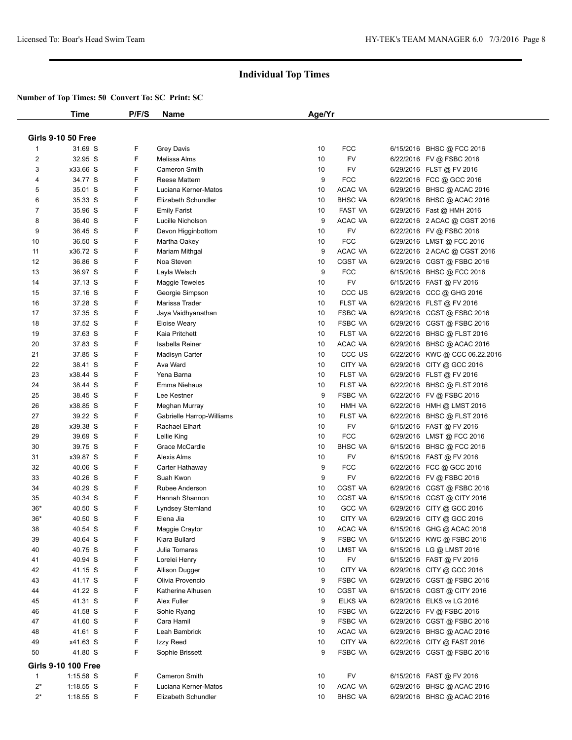## Individual Top Times

**Number of Top Times: 50 Convert To: SC Print: SC**

| | Time | P/F/S | Name | Age/Yr | | | |
|---|---|---|---|---|---|---|---|
| **Girls 9-10 50 Free** | | | | | | | |
| 1 | 31.69 S | F | Grey Davis | 10 | FCC | 6/15/2016 | BHSC @ FCC 2016 |
| 2 | 32.95 S | F | Melissa Alms | 10 | FV | 6/22/2016 | FV @ FSBC 2016 |
| 3 | x33.66 S | F | Cameron Smith | 10 | FV | 6/29/2016 | FLST @ FV 2016 |
| 4 | 34.77 S | F | Reese Mattern | 9 | FCC | 6/22/2016 | FCC @ GCC 2016 |
| 5 | 35.01 S | F | Luciana Kerner-Matos | 10 | ACAC VA | 6/29/2016 | BHSC @ ACAC 2016 |
| 6 | 35.33 S | F | Elizabeth Schundler | 10 | BHSC VA | 6/29/2016 | BHSC @ ACAC 2016 |
| 7 | 35.96 S | F | Emily Farist | 10 | FAST VA | 6/29/2016 | Fast @ HMH 2016 |
| 8 | 36.40 S | F | Lucille Nicholson | 9 | ACAC VA | 6/22/2016 | 2 ACAC @ CGST 2016 |
| 9 | 36.45 S | F | Devon Higginbottom | 10 | FV | 6/22/2016 | FV @ FSBC 2016 |
| 10 | 36.50 S | F | Martha Oakey | 10 | FCC | 6/29/2016 | LMST @ FCC 2016 |
| 11 | x36.72 S | F | Mariam Mithgal | 9 | ACAC VA | 6/22/2016 | 2 ACAC @ CGST 2016 |
| 12 | 36.86 S | F | Noa Steven | 10 | CGST VA | 6/29/2016 | CGST @ FSBC 2016 |
| 13 | 36.97 S | F | Layla Welsch | 9 | FCC | 6/15/2016 | BHSC @ FCC 2016 |
| 14 | 37.13 S | F | Maggie Teweles | 10 | FV | 6/15/2016 | FAST @ FV 2016 |
| 15 | 37.16 S | F | Georgie Simpson | 10 | CCC US | 6/29/2016 | CCC @ GHG 2016 |
| 16 | 37.28 S | F | Marissa Trader | 10 | FLST VA | 6/29/2016 | FLST @ FV 2016 |
| 17 | 37.35 S | F | Jaya Vaidhyanathan | 10 | FSBC VA | 6/29/2016 | CGST @ FSBC 2016 |
| 18 | 37.52 S | F | Eloise Weary | 10 | FSBC VA | 6/29/2016 | CGST @ FSBC 2016 |
| 19 | 37.63 S | F | Kaia Pritchett | 10 | FLST VA | 6/22/2016 | BHSC @ FLST 2016 |
| 20 | 37.83 S | F | Isabella Reiner | 10 | ACAC VA | 6/29/2016 | BHSC @ ACAC 2016 |
| 21 | 37.85 S | F | Madisyn Carter | 10 | CCC US | 6/22/2016 | KWC @ CCC 06.22.2016 |
| 22 | 38.41 S | F | Ava Ward | 10 | CITY VA | 6/29/2016 | CITY @ GCC 2016 |
| 23 | x38.44 S | F | Yena Barna | 10 | FLST VA | 6/29/2016 | FLST @ FV 2016 |
| 24 | 38.44 S | F | Emma Niehaus | 10 | FLST VA | 6/22/2016 | BHSC @ FLST 2016 |
| 25 | 38.45 S | F | Lee Kestner | 9 | FSBC VA | 6/22/2016 | FV @ FSBC 2016 |
| 26 | x38.85 S | F | Meghan Murray | 10 | HMH VA | 6/22/2016 | HMH @ LMST 2016 |
| 27 | 39.22 S | F | Gabrielle Harrop-Williams | 10 | FLST VA | 6/22/2016 | BHSC @ FLST 2016 |
| 28 | x39.38 S | F | Rachael Elhart | 10 | FV | 6/15/2016 | FAST @ FV 2016 |
| 29 | 39.69 S | F | Lellie King | 10 | FCC | 6/29/2016 | LMST @ FCC 2016 |
| 30 | 39.75 S | F | Grace McCardle | 10 | BHSC VA | 6/15/2016 | BHSC @ FCC 2016 |
| 31 | x39.87 S | F | Alexis Alms | 10 | FV | 6/15/2016 | FAST @ FV 2016 |
| 32 | 40.06 S | F | Carter Hathaway | 9 | FCC | 6/22/2016 | FCC @ GCC 2016 |
| 33 | 40.26 S | F | Suah Kwon | 9 | FV | 6/22/2016 | FV @ FSBC 2016 |
| 34 | 40.29 S | F | Rubee Anderson | 10 | CGST VA | 6/29/2016 | CGST @ FSBC 2016 |
| 35 | 40.34 S | F | Hannah Shannon | 10 | CGST VA | 6/15/2016 | CGST @ CITY 2016 |
| 36* | 40.50 S | F | Lyndsey Stemland | 10 | GCC VA | 6/29/2016 | CITY @ GCC 2016 |
| 36* | 40.50 S | F | Elena Jia | 10 | CITY VA | 6/29/2016 | CITY @ GCC 2016 |
| 38 | 40.54 S | F | Maggie Craytor | 10 | ACAC VA | 6/15/2016 | GHG @ ACAC 2016 |
| 39 | 40.64 S | F | Kiara Bullard | 9 | FSBC VA | 6/15/2016 | KWC @ FSBC 2016 |
| 40 | 40.75 S | F | Julia Tomaras | 10 | LMST VA | 6/15/2016 | LG @ LMST 2016 |
| 41 | 40.94 S | F | Lorelei Henry | 10 | FV | 6/15/2016 | FAST @ FV 2016 |
| 42 | 41.15 S | F | Allison Dugger | 10 | CITY VA | 6/29/2016 | CITY @ GCC 2016 |
| 43 | 41.17 S | F | Olivia Provencio | 9 | FSBC VA | 6/29/2016 | CGST @ FSBC 2016 |
| 44 | 41.22 S | F | Katherine Alhusen | 10 | CGST VA | 6/15/2016 | CGST @ CITY 2016 |
| 45 | 41.31 S | F | Alex Fuller | 9 | ELKS VA | 6/29/2016 | ELKS vs LG 2016 |
| 46 | 41.58 S | F | Sohie Ryang | 10 | FSBC VA | 6/22/2016 | FV @ FSBC 2016 |
| 47 | 41.60 S | F | Cara Hamil | 9 | FSBC VA | 6/29/2016 | CGST @ FSBC 2016 |
| 48 | 41.61 S | F | Leah Bambrick | 10 | ACAC VA | 6/29/2016 | BHSC @ ACAC 2016 |
| 49 | x41.63 S | F | Izzy Reed | 10 | CITY VA | 6/22/2016 | CITY @ FAST 2016 |
| 50 | 41.80 S | F | Sophie Brissett | 9 | FSBC VA | 6/29/2016 | CGST @ FSBC 2016 |
| **Girls 9-10 100 Free** | | | | | | | |
| 1 | 1:15.58 S | F | Cameron Smith | 10 | FV | 6/15/2016 | FAST @ FV 2016 |
| 2* | 1:18.55 S | F | Luciana Kerner-Matos | 10 | ACAC VA | 6/29/2016 | BHSC @ ACAC 2016 |
| 2* | 1:18.55 S | F | Elizabeth Schundler | 10 | BHSC VA | 6/29/2016 | BHSC @ ACAC 2016 |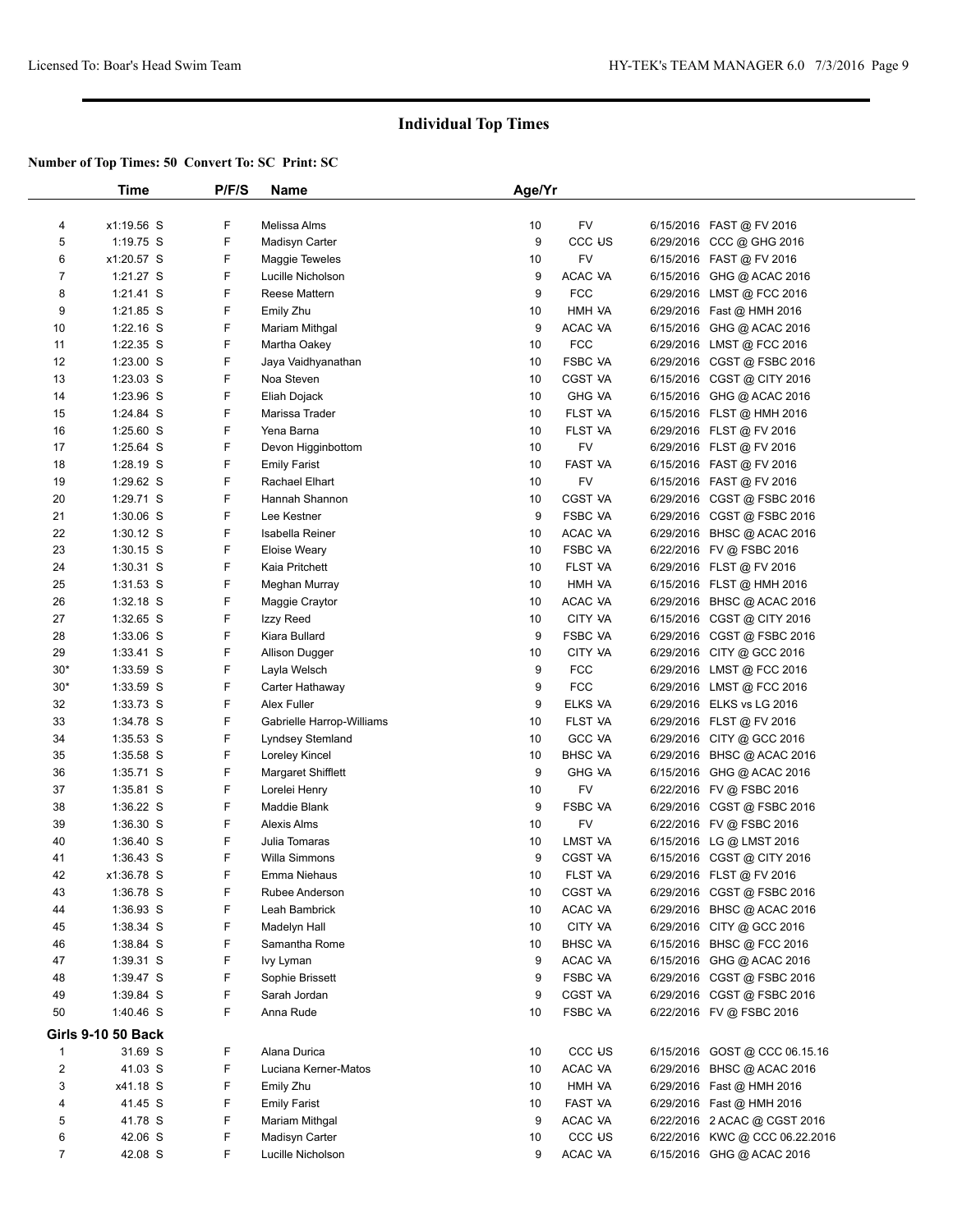# Individual Top Times

**Number of Top Times: 50 Convert To: SC Print: SC**

| | Time | P/F/S | Name | Age/Yr | | | |
|---|---|---|---|---|---|---|---|
| 4 | x1:19.56 S | F | Melissa Alms | 10 | FV | 6/15/2016 | FAST @ FV 2016 |
| 5 | 1:19.75 S | F | Madisyn Carter | 9 | CCC US | 6/29/2016 | CCC @ GHG 2016 |
| 6 | x1:20.57 S | F | Maggie Teweles | 10 | FV | 6/15/2016 | FAST @ FV 2016 |
| 7 | 1:21.27 S | F | Lucille Nicholson | 9 | ACAC VA | 6/15/2016 | GHG @ ACAC 2016 |
| 8 | 1:21.41 S | F | Reese Mattern | 9 | FCC | 6/29/2016 | LMST @ FCC 2016 |
| 9 | 1:21.85 S | F | Emily Zhu | 10 | HMH VA | 6/29/2016 | Fast @ HMH 2016 |
| 10 | 1:22.16 S | F | Mariam Mithgal | 9 | ACAC VA | 6/15/2016 | GHG @ ACAC 2016 |
| 11 | 1:22.35 S | F | Martha Oakey | 10 | FCC | 6/29/2016 | LMST @ FCC 2016 |
| 12 | 1:23.00 S | F | Jaya Vaidhyanathan | 10 | FSBC VA | 6/29/2016 | CGST @ FSBC 2016 |
| 13 | 1:23.03 S | F | Noa Steven | 10 | CGST VA | 6/15/2016 | CGST @ CITY 2016 |
| 14 | 1:23.96 S | F | Eliah Dojack | 10 | GHG VA | 6/15/2016 | GHG @ ACAC 2016 |
| 15 | 1:24.84 S | F | Marissa Trader | 10 | FLST VA | 6/15/2016 | FLST @ HMH 2016 |
| 16 | 1:25.60 S | F | Yena Barna | 10 | FLST VA | 6/29/2016 | FLST @ FV 2016 |
| 17 | 1:25.64 S | F | Devon Higginbottom | 10 | FV | 6/29/2016 | FLST @ FV 2016 |
| 18 | 1:28.19 S | F | Emily Farist | 10 | FAST VA | 6/15/2016 | FAST @ FV 2016 |
| 19 | 1:29.62 S | F | Rachael Elhart | 10 | FV | 6/15/2016 | FAST @ FV 2016 |
| 20 | 1:29.71 S | F | Hannah Shannon | 10 | CGST VA | 6/29/2016 | CGST @ FSBC 2016 |
| 21 | 1:30.06 S | F | Lee Kestner | 9 | FSBC VA | 6/29/2016 | CGST @ FSBC 2016 |
| 22 | 1:30.12 S | F | Isabella Reiner | 10 | ACAC VA | 6/29/2016 | BHSC @ ACAC 2016 |
| 23 | 1:30.15 S | F | Eloise Weary | 10 | FSBC VA | 6/22/2016 | FV @ FSBC 2016 |
| 24 | 1:30.31 S | F | Kaia Pritchett | 10 | FLST VA | 6/29/2016 | FLST @ FV 2016 |
| 25 | 1:31.53 S | F | Meghan Murray | 10 | HMH VA | 6/15/2016 | FLST @ HMH 2016 |
| 26 | 1:32.18 S | F | Maggie Craytor | 10 | ACAC VA | 6/29/2016 | BHSC @ ACAC 2016 |
| 27 | 1:32.65 S | F | Izzy Reed | 10 | CITY VA | 6/15/2016 | CGST @ CITY 2016 |
| 28 | 1:33.06 S | F | Kiara Bullard | 9 | FSBC VA | 6/29/2016 | CGST @ FSBC 2016 |
| 29 | 1:33.41 S | F | Allison Dugger | 10 | CITY VA | 6/29/2016 | CITY @ GCC 2016 |
| 30* | 1:33.59 S | F | Layla Welsch | 9 | FCC | 6/29/2016 | LMST @ FCC 2016 |
| 30* | 1:33.59 S | F | Carter Hathaway | 9 | FCC | 6/29/2016 | LMST @ FCC 2016 |
| 32 | 1:33.73 S | F | Alex Fuller | 9 | ELKS VA | 6/29/2016 | ELKS vs LG 2016 |
| 33 | 1:34.78 S | F | Gabrielle Harrop-Williams | 10 | FLST VA | 6/29/2016 | FLST @ FV 2016 |
| 34 | 1:35.53 S | F | Lyndsey Stemland | 10 | GCC VA | 6/29/2016 | CITY @ GCC 2016 |
| 35 | 1:35.58 S | F | Loreley Kincel | 10 | BHSC VA | 6/29/2016 | BHSC @ ACAC 2016 |
| 36 | 1:35.71 S | F | Margaret Shifflett | 9 | GHG VA | 6/15/2016 | GHG @ ACAC 2016 |
| 37 | 1:35.81 S | F | Lorelei Henry | 10 | FV | 6/22/2016 | FV @ FSBC 2016 |
| 38 | 1:36.22 S | F | Maddie Blank | 9 | FSBC VA | 6/29/2016 | CGST @ FSBC 2016 |
| 39 | 1:36.30 S | F | Alexis Alms | 10 | FV | 6/22/2016 | FV @ FSBC 2016 |
| 40 | 1:36.40 S | F | Julia Tomaras | 10 | LMST VA | 6/15/2016 | LG @ LMST 2016 |
| 41 | 1:36.43 S | F | Willa Simmons | 9 | CGST VA | 6/15/2016 | CGST @ CITY 2016 |
| 42 | x1:36.78 S | F | Emma Niehaus | 10 | FLST VA | 6/29/2016 | FLST @ FV 2016 |
| 43 | 1:36.78 S | F | Rubee Anderson | 10 | CGST VA | 6/29/2016 | CGST @ FSBC 2016 |
| 44 | 1:36.93 S | F | Leah Bambrick | 10 | ACAC VA | 6/29/2016 | BHSC @ ACAC 2016 |
| 45 | 1:38.34 S | F | Madelyn Hall | 10 | CITY VA | 6/29/2016 | CITY @ GCC 2016 |
| 46 | 1:38.84 S | F | Samantha Rome | 10 | BHSC VA | 6/15/2016 | BHSC @ FCC 2016 |
| 47 | 1:39.31 S | F | Ivy Lyman | 9 | ACAC VA | 6/15/2016 | GHG @ ACAC 2016 |
| 48 | 1:39.47 S | F | Sophie Brissett | 9 | FSBC VA | 6/29/2016 | CGST @ FSBC 2016 |
| 49 | 1:39.84 S | F | Sarah Jordan | 9 | CGST VA | 6/29/2016 | CGST @ FSBC 2016 |
| 50 | 1:40.46 S | F | Anna Rude | 10 | FSBC VA | 6/22/2016 | FV @ FSBC 2016 |

**Girls 9-10 50 Back**

| | Time | P/F/S | Name | Age/Yr | | | |
|---|---|---|---|---|---|---|---|
| 1 | 31.69 S | F | Alana Durica | 10 | CCC US | 6/15/2016 | GOST @ CCC 06.15.16 |
| 2 | 41.03 S | F | Luciana Kerner-Matos | 10 | ACAC VA | 6/29/2016 | BHSC @ ACAC 2016 |
| 3 | x41.18 S | F | Emily Zhu | 10 | HMH VA | 6/29/2016 | Fast @ HMH 2016 |
| 4 | 41.45 S | F | Emily Farist | 10 | FAST VA | 6/29/2016 | Fast @ HMH 2016 |
| 5 | 41.78 S | F | Mariam Mithgal | 9 | ACAC VA | 6/22/2016 | 2 ACAC @ CGST 2016 |
| 6 | 42.06 S | F | Madisyn Carter | 10 | CCC US | 6/22/2016 | KWC @ CCC 06.22.2016 |
| 7 | 42.08 S | F | Lucille Nicholson | 9 | ACAC VA | 6/15/2016 | GHG @ ACAC 2016 |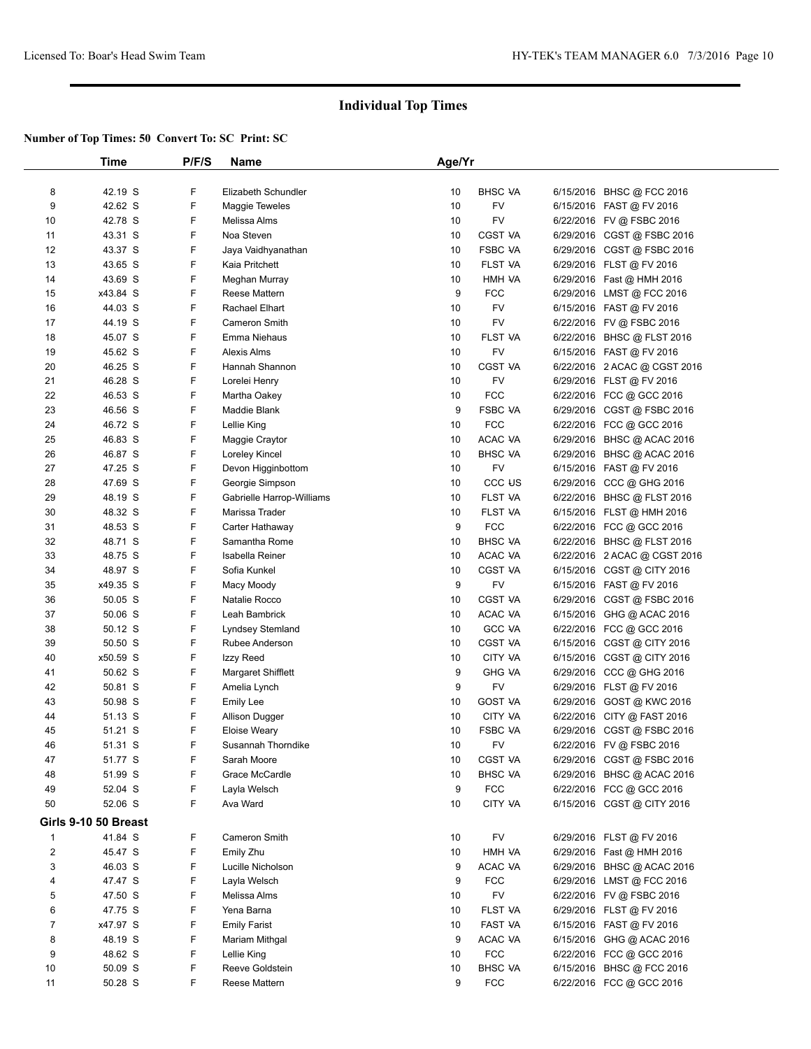## Individual Top Times

**Number of Top Times: 50 Convert To: SC Print: SC**

| | Time | P/F/S | Name | Age/Yr | | | |
|---|---|---|---|---|---|---|---|
| 8 | 42.19 S | F | Elizabeth Schundler | 10 | BHSC VA | 6/15/2016 | BHSC @ FCC 2016 |
| 9 | 42.62 S | F | Maggie Teweles | 10 | FV | 6/15/2016 | FAST @ FV 2016 |
| 10 | 42.78 S | F | Melissa Alms | 10 | FV | 6/22/2016 | FV @ FSBC 2016 |
| 11 | 43.31 S | F | Noa Steven | 10 | CGST VA | 6/29/2016 | CGST @ FSBC 2016 |
| 12 | 43.37 S | F | Jaya Vaidhyanathan | 10 | FSBC VA | 6/29/2016 | CGST @ FSBC 2016 |
| 13 | 43.65 S | F | Kaia Pritchett | 10 | FLST VA | 6/29/2016 | FLST @ FV 2016 |
| 14 | 43.69 S | F | Meghan Murray | 10 | HMH VA | 6/29/2016 | Fast @ HMH 2016 |
| 15 | x43.84 S | F | Reese Mattern | 9 | FCC | 6/29/2016 | LMST @ FCC 2016 |
| 16 | 44.03 S | F | Rachael Elhart | 10 | FV | 6/15/2016 | FAST @ FV 2016 |
| 17 | 44.19 S | F | Cameron Smith | 10 | FV | 6/22/2016 | FV @ FSBC 2016 |
| 18 | 45.07 S | F | Emma Niehaus | 10 | FLST VA | 6/22/2016 | BHSC @ FLST 2016 |
| 19 | 45.62 S | F | Alexis Alms | 10 | FV | 6/15/2016 | FAST @ FV 2016 |
| 20 | 46.25 S | F | Hannah Shannon | 10 | CGST VA | 6/22/2016 | 2 ACAC @ CGST 2016 |
| 21 | 46.28 S | F | Lorelei Henry | 10 | FV | 6/29/2016 | FLST @ FV 2016 |
| 22 | 46.53 S | F | Martha Oakey | 10 | FCC | 6/22/2016 | FCC @ GCC 2016 |
| 23 | 46.56 S | F | Maddie Blank | 9 | FSBC VA | 6/29/2016 | CGST @ FSBC 2016 |
| 24 | 46.72 S | F | Lellie King | 10 | FCC | 6/22/2016 | FCC @ GCC 2016 |
| 25 | 46.83 S | F | Maggie Craytor | 10 | ACAC VA | 6/29/2016 | BHSC @ ACAC 2016 |
| 26 | 46.87 S | F | Loreley Kincel | 10 | BHSC VA | 6/29/2016 | BHSC @ ACAC 2016 |
| 27 | 47.25 S | F | Devon Higginbottom | 10 | FV | 6/15/2016 | FAST @ FV 2016 |
| 28 | 47.69 S | F | Georgie Simpson | 10 | CCC US | 6/29/2016 | CCC @ GHG 2016 |
| 29 | 48.19 S | F | Gabrielle Harrop-Williams | 10 | FLST VA | 6/22/2016 | BHSC @ FLST 2016 |
| 30 | 48.32 S | F | Marissa Trader | 10 | FLST VA | 6/15/2016 | FLST @ HMH 2016 |
| 31 | 48.53 S | F | Carter Hathaway | 9 | FCC | 6/22/2016 | FCC @ GCC 2016 |
| 32 | 48.71 S | F | Samantha Rome | 10 | BHSC VA | 6/22/2016 | BHSC @ FLST 2016 |
| 33 | 48.75 S | F | Isabella Reiner | 10 | ACAC VA | 6/22/2016 | 2 ACAC @ CGST 2016 |
| 34 | 48.97 S | F | Sofia Kunkel | 10 | CGST VA | 6/15/2016 | CGST @ CITY 2016 |
| 35 | x49.35 S | F | Macy Moody | 9 | FV | 6/15/2016 | FAST @ FV 2016 |
| 36 | 50.05 S | F | Natalie Rocco | 10 | CGST VA | 6/29/2016 | CGST @ FSBC 2016 |
| 37 | 50.06 S | F | Leah Bambrick | 10 | ACAC VA | 6/15/2016 | GHG @ ACAC 2016 |
| 38 | 50.12 S | F | Lyndsey Stemland | 10 | GCC VA | 6/22/2016 | FCC @ GCC 2016 |
| 39 | 50.50 S | F | Rubee Anderson | 10 | CGST VA | 6/15/2016 | CGST @ CITY 2016 |
| 40 | x50.59 S | F | Izzy Reed | 10 | CITY VA | 6/15/2016 | CGST @ CITY 2016 |
| 41 | 50.62 S | F | Margaret Shifflett | 9 | GHG VA | 6/29/2016 | CCC @ GHG 2016 |
| 42 | 50.81 S | F | Amelia Lynch | 9 | FV | 6/29/2016 | FLST @ FV 2016 |
| 43 | 50.98 S | F | Emily Lee | 10 | GOST VA | 6/29/2016 | GOST @ KWC 2016 |
| 44 | 51.13 S | F | Allison Dugger | 10 | CITY VA | 6/22/2016 | CITY @ FAST 2016 |
| 45 | 51.21 S | F | Eloise Weary | 10 | FSBC VA | 6/29/2016 | CGST @ FSBC 2016 |
| 46 | 51.31 S | F | Susannah Thorndike | 10 | FV | 6/22/2016 | FV @ FSBC 2016 |
| 47 | 51.77 S | F | Sarah Moore | 10 | CGST VA | 6/29/2016 | CGST @ FSBC 2016 |
| 48 | 51.99 S | F | Grace McCardle | 10 | BHSC VA | 6/29/2016 | BHSC @ ACAC 2016 |
| 49 | 52.04 S | F | Layla Welsch | 9 | FCC | 6/22/2016 | FCC @ GCC 2016 |
| 50 | 52.06 S | F | Ava Ward | 10 | CITY VA | 6/15/2016 | CGST @ CITY 2016 |

**Girls 9-10 50 Breast**

| | Time | P/F/S | Name | Age/Yr | | | |
|---|---|---|---|---|---|---|---|
| 1 | 41.84 S | F | Cameron Smith | 10 | FV | 6/29/2016 | FLST @ FV 2016 |
| 2 | 45.47 S | F | Emily Zhu | 10 | HMH VA | 6/29/2016 | Fast @ HMH 2016 |
| 3 | 46.03 S | F | Lucille Nicholson | 9 | ACAC VA | 6/29/2016 | BHSC @ ACAC 2016 |
| 4 | 47.47 S | F | Layla Welsch | 9 | FCC | 6/29/2016 | LMST @ FCC 2016 |
| 5 | 47.50 S | F | Melissa Alms | 10 | FV | 6/22/2016 | FV @ FSBC 2016 |
| 6 | 47.75 S | F | Yena Barna | 10 | FLST VA | 6/29/2016 | FLST @ FV 2016 |
| 7 | x47.97 S | F | Emily Farist | 10 | FAST VA | 6/15/2016 | FAST @ FV 2016 |
| 8 | 48.19 S | F | Mariam Mithgal | 9 | ACAC VA | 6/15/2016 | GHG @ ACAC 2016 |
| 9 | 48.62 S | F | Lellie King | 10 | FCC | 6/22/2016 | FCC @ GCC 2016 |
| 10 | 50.09 S | F | Reeve Goldstein | 10 | BHSC VA | 6/15/2016 | BHSC @ FCC 2016 |
| 11 | 50.28 S | F | Reese Mattern | 9 | FCC | 6/22/2016 | FCC @ GCC 2016 |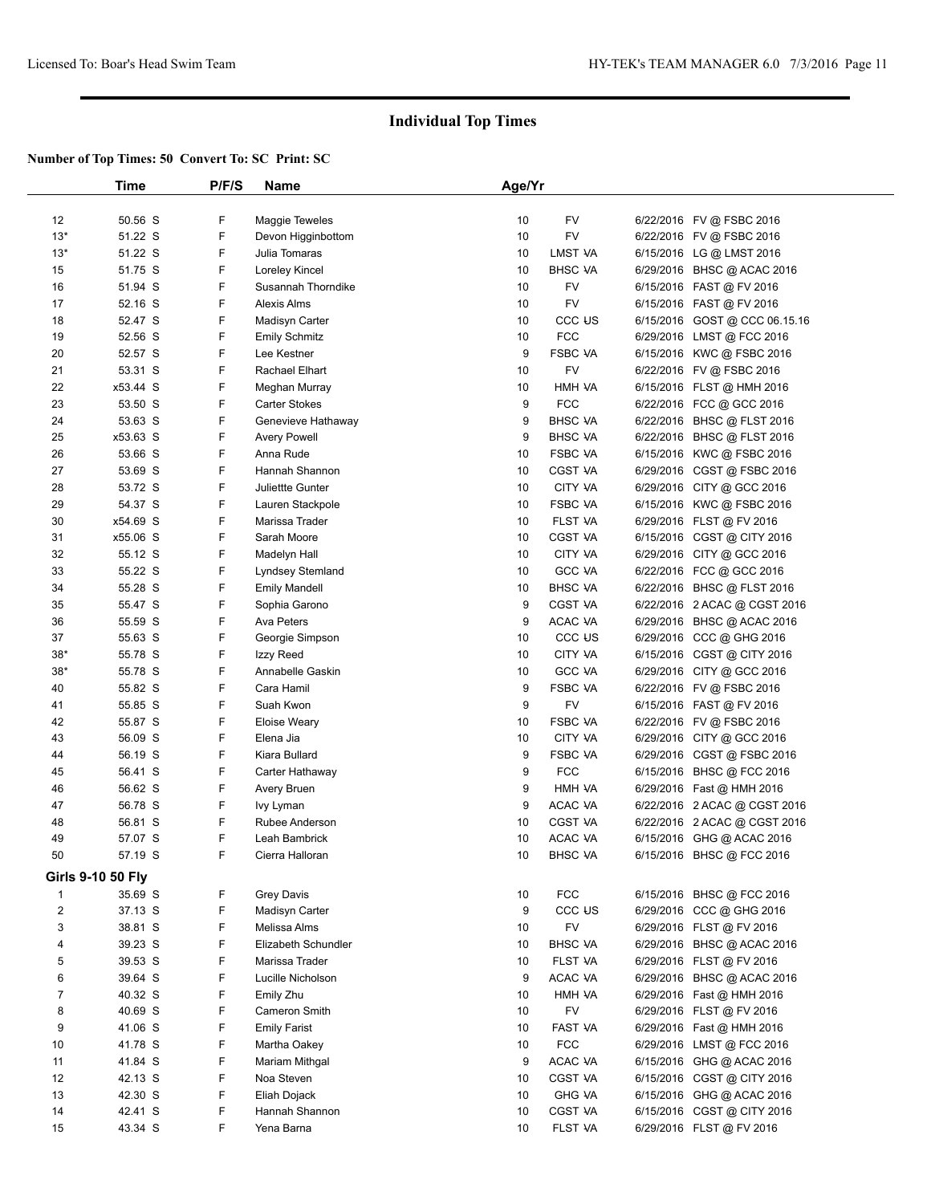# Individual Top Times

**Number of Top Times: 50 Convert To: SC Print: SC**

| | Time | P/F/S | Name | Age/Yr | | |
|---|---|---|---|---|---|---|
| 12 | 50.56 S | F | Maggie Teweles | 10 | FV | 6/22/2016 FV @ FSBC 2016 |
| 13* | 51.22 S | F | Devon Higginbottom | 10 | FV | 6/22/2016 FV @ FSBC 2016 |
| 13* | 51.22 S | F | Julia Tomaras | 10 | LMST VA | 6/15/2016 LG @ LMST 2016 |
| 15 | 51.75 S | F | Loreley Kincel | 10 | BHSC VA | 6/29/2016 BHSC @ ACAC 2016 |
| 16 | 51.94 S | F | Susannah Thorndike | 10 | FV | 6/15/2016 FAST @ FV 2016 |
| 17 | 52.16 S | F | Alexis Alms | 10 | FV | 6/15/2016 FAST @ FV 2016 |
| 18 | 52.47 S | F | Madisyn Carter | 10 | CCC US | 6/15/2016 GOST @ CCC 06.15.16 |
| 19 | 52.56 S | F | Emily Schmitz | 10 | FCC | 6/29/2016 LMST @ FCC 2016 |
| 20 | 52.57 S | F | Lee Kestner | 9 | FSBC VA | 6/15/2016 KWC @ FSBC 2016 |
| 21 | 53.31 S | F | Rachael Elhart | 10 | FV | 6/22/2016 FV @ FSBC 2016 |
| 22 | x53.44 S | F | Meghan Murray | 10 | HMH VA | 6/15/2016 FLST @ HMH 2016 |
| 23 | 53.50 S | F | Carter Stokes | 9 | FCC | 6/22/2016 FCC @ GCC 2016 |
| 24 | 53.63 S | F | Genevieve Hathaway | 9 | BHSC VA | 6/22/2016 BHSC @ FLST 2016 |
| 25 | x53.63 S | F | Avery Powell | 9 | BHSC VA | 6/22/2016 BHSC @ FLST 2016 |
| 26 | 53.66 S | F | Anna Rude | 10 | FSBC VA | 6/15/2016 KWC @ FSBC 2016 |
| 27 | 53.69 S | F | Hannah Shannon | 10 | CGST VA | 6/29/2016 CGST @ FSBC 2016 |
| 28 | 53.72 S | F | Juliettte Gunter | 10 | CITY VA | 6/29/2016 CITY @ GCC 2016 |
| 29 | 54.37 S | F | Lauren Stackpole | 10 | FSBC VA | 6/15/2016 KWC @ FSBC 2016 |
| 30 | x54.69 S | F | Marissa Trader | 10 | FLST VA | 6/29/2016 FLST @ FV 2016 |
| 31 | x55.06 S | F | Sarah Moore | 10 | CGST VA | 6/15/2016 CGST @ CITY 2016 |
| 32 | 55.12 S | F | Madelyn Hall | 10 | CITY VA | 6/29/2016 CITY @ GCC 2016 |
| 33 | 55.22 S | F | Lyndsey Stemland | 10 | GCC VA | 6/22/2016 FCC @ GCC 2016 |
| 34 | 55.28 S | F | Emily Mandell | 10 | BHSC VA | 6/22/2016 BHSC @ FLST 2016 |
| 35 | 55.47 S | F | Sophia Garono | 9 | CGST VA | 6/22/2016 2 ACAC @ CGST 2016 |
| 36 | 55.59 S | F | Ava Peters | 9 | ACAC VA | 6/29/2016 BHSC @ ACAC 2016 |
| 37 | 55.63 S | F | Georgie Simpson | 10 | CCC US | 6/29/2016 CCC @ GHG 2016 |
| 38* | 55.78 S | F | Izzy Reed | 10 | CITY VA | 6/15/2016 CGST @ CITY 2016 |
| 38* | 55.78 S | F | Annabelle Gaskin | 10 | GCC VA | 6/29/2016 CITY @ GCC 2016 |
| 40 | 55.82 S | F | Cara Hamil | 9 | FSBC VA | 6/22/2016 FV @ FSBC 2016 |
| 41 | 55.85 S | F | Suah Kwon | 9 | FV | 6/15/2016 FAST @ FV 2016 |
| 42 | 55.87 S | F | Eloise Weary | 10 | FSBC VA | 6/22/2016 FV @ FSBC 2016 |
| 43 | 56.09 S | F | Elena Jia | 10 | CITY VA | 6/29/2016 CITY @ GCC 2016 |
| 44 | 56.19 S | F | Kiara Bullard | 9 | FSBC VA | 6/29/2016 CGST @ FSBC 2016 |
| 45 | 56.41 S | F | Carter Hathaway | 9 | FCC | 6/15/2016 BHSC @ FCC 2016 |
| 46 | 56.62 S | F | Avery Bruen | 9 | HMH VA | 6/29/2016 Fast @ HMH 2016 |
| 47 | 56.78 S | F | Ivy Lyman | 9 | ACAC VA | 6/22/2016 2 ACAC @ CGST 2016 |
| 48 | 56.81 S | F | Rubee Anderson | 10 | CGST VA | 6/22/2016 2 ACAC @ CGST 2016 |
| 49 | 57.07 S | F | Leah Bambrick | 10 | ACAC VA | 6/15/2016 GHG @ ACAC 2016 |
| 50 | 57.19 S | F | Cierra Halloran | 10 | BHSC VA | 6/15/2016 BHSC @ FCC 2016 |
| **Girls 9-10 50 Fly** | | | | | | |
| 1 | 35.69 S | F | Grey Davis | 10 | FCC | 6/15/2016 BHSC @ FCC 2016 |
| 2 | 37.13 S | F | Madisyn Carter | 9 | CCC US | 6/29/2016 CCC @ GHG 2016 |
| 3 | 38.81 S | F | Melissa Alms | 10 | FV | 6/29/2016 FLST @ FV 2016 |
| 4 | 39.23 S | F | Elizabeth Schundler | 10 | BHSC VA | 6/29/2016 BHSC @ ACAC 2016 |
| 5 | 39.53 S | F | Marissa Trader | 10 | FLST VA | 6/29/2016 FLST @ FV 2016 |
| 6 | 39.64 S | F | Lucille Nicholson | 9 | ACAC VA | 6/29/2016 BHSC @ ACAC 2016 |
| 7 | 40.32 S | F | Emily Zhu | 10 | HMH VA | 6/29/2016 Fast @ HMH 2016 |
| 8 | 40.69 S | F | Cameron Smith | 10 | FV | 6/29/2016 FLST @ FV 2016 |
| 9 | 41.06 S | F | Emily Farist | 10 | FAST VA | 6/29/2016 Fast @ HMH 2016 |
| 10 | 41.78 S | F | Martha Oakey | 10 | FCC | 6/29/2016 LMST @ FCC 2016 |
| 11 | 41.84 S | F | Mariam Mithgal | 9 | ACAC VA | 6/15/2016 GHG @ ACAC 2016 |
| 12 | 42.13 S | F | Noa Steven | 10 | CGST VA | 6/15/2016 CGST @ CITY 2016 |
| 13 | 42.30 S | F | Eliah Dojack | 10 | GHG VA | 6/15/2016 GHG @ ACAC 2016 |
| 14 | 42.41 S | F | Hannah Shannon | 10 | CGST VA | 6/15/2016 CGST @ CITY 2016 |
| 15 | 43.34 S | F | Yena Barna | 10 | FLST VA | 6/29/2016 FLST @ FV 2016 |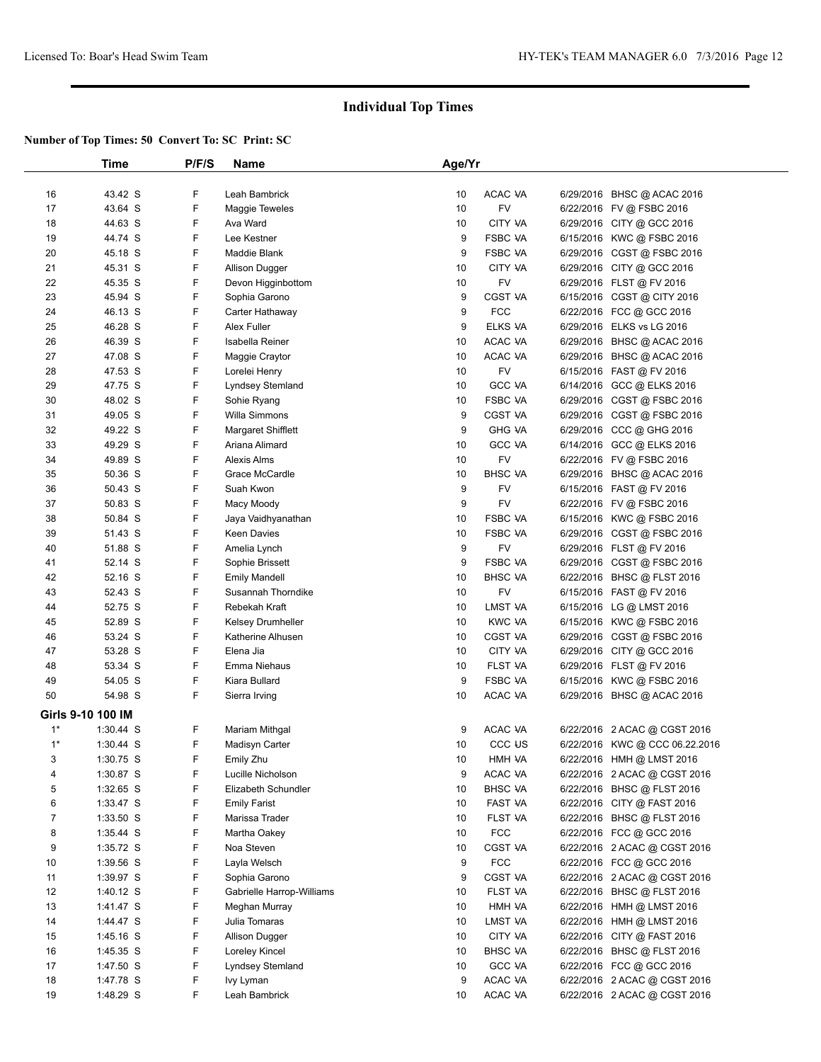# Individual Top Times

**Number of Top Times: 50 Convert To: SC Print: SC**

| | Time | P/F/S | Name | Age/Yr | Team | Date | Meet |
|---|---|---|---|---|---|---|---|
| 16 | 43.42 S | F | Leah Bambrick | 10 | ACAC VA | 6/29/2016 | BHSC @ ACAC 2016 |
| 17 | 43.64 S | F | Maggie Teweles | 10 | FV | 6/22/2016 | FV @ FSBC 2016 |
| 18 | 44.63 S | F | Ava Ward | 10 | CITY VA | 6/29/2016 | CITY @ GCC 2016 |
| 19 | 44.74 S | F | Lee Kestner | 9 | FSBC VA | 6/15/2016 | KWC @ FSBC 2016 |
| 20 | 45.18 S | F | Maddie Blank | 9 | FSBC VA | 6/29/2016 | CGST @ FSBC 2016 |
| 21 | 45.31 S | F | Allison Dugger | 10 | CITY VA | 6/29/2016 | CITY @ GCC 2016 |
| 22 | 45.35 S | F | Devon Higginbottom | 10 | FV | 6/29/2016 | FLST @ FV 2016 |
| 23 | 45.94 S | F | Sophia Garono | 9 | CGST VA | 6/15/2016 | CGST @ CITY 2016 |
| 24 | 46.13 S | F | Carter Hathaway | 9 | FCC | 6/22/2016 | FCC @ GCC 2016 |
| 25 | 46.28 S | F | Alex Fuller | 9 | ELKS VA | 6/29/2016 | ELKS vs LG 2016 |
| 26 | 46.39 S | F | Isabella Reiner | 10 | ACAC VA | 6/29/2016 | BHSC @ ACAC 2016 |
| 27 | 47.08 S | F | Maggie Craytor | 10 | ACAC VA | 6/29/2016 | BHSC @ ACAC 2016 |
| 28 | 47.53 S | F | Lorelei Henry | 10 | FV | 6/15/2016 | FAST @ FV 2016 |
| 29 | 47.75 S | F | Lyndsey Stemland | 10 | GCC VA | 6/14/2016 | GCC @ ELKS 2016 |
| 30 | 48.02 S | F | Sohie Ryang | 10 | FSBC VA | 6/29/2016 | CGST @ FSBC 2016 |
| 31 | 49.05 S | F | Willa Simmons | 9 | CGST VA | 6/29/2016 | CGST @ FSBC 2016 |
| 32 | 49.22 S | F | Margaret Shifflett | 9 | GHG VA | 6/29/2016 | CCC @ GHG 2016 |
| 33 | 49.29 S | F | Ariana Alimard | 10 | GCC VA | 6/14/2016 | GCC @ ELKS 2016 |
| 34 | 49.89 S | F | Alexis Alms | 10 | FV | 6/22/2016 | FV @ FSBC 2016 |
| 35 | 50.36 S | F | Grace McCardle | 10 | BHSC VA | 6/29/2016 | BHSC @ ACAC 2016 |
| 36 | 50.43 S | F | Suah Kwon | 9 | FV | 6/15/2016 | FAST @ FV 2016 |
| 37 | 50.83 S | F | Macy Moody | 9 | FV | 6/22/2016 | FV @ FSBC 2016 |
| 38 | 50.84 S | F | Jaya Vaidhyanathan | 10 | FSBC VA | 6/15/2016 | KWC @ FSBC 2016 |
| 39 | 51.43 S | F | Keen Davies | 10 | FSBC VA | 6/29/2016 | CGST @ FSBC 2016 |
| 40 | 51.88 S | F | Amelia Lynch | 9 | FV | 6/29/2016 | FLST @ FV 2016 |
| 41 | 52.14 S | F | Sophie Brissett | 9 | FSBC VA | 6/29/2016 | CGST @ FSBC 2016 |
| 42 | 52.16 S | F | Emily Mandell | 10 | BHSC VA | 6/22/2016 | BHSC @ FLST 2016 |
| 43 | 52.43 S | F | Susannah Thorndike | 10 | FV | 6/15/2016 | FAST @ FV 2016 |
| 44 | 52.75 S | F | Rebekah Kraft | 10 | LMST VA | 6/15/2016 | LG @ LMST 2016 |
| 45 | 52.89 S | F | Kelsey Drumheller | 10 | KWC VA | 6/15/2016 | KWC @ FSBC 2016 |
| 46 | 53.24 S | F | Katherine Alhusen | 10 | CGST VA | 6/29/2016 | CGST @ FSBC 2016 |
| 47 | 53.28 S | F | Elena Jia | 10 | CITY VA | 6/29/2016 | CITY @ GCC 2016 |
| 48 | 53.34 S | F | Emma Niehaus | 10 | FLST VA | 6/29/2016 | FLST @ FV 2016 |
| 49 | 54.05 S | F | Kiara Bullard | 9 | FSBC VA | 6/15/2016 | KWC @ FSBC 2016 |
| 50 | 54.98 S | F | Sierra Irving | 10 | ACAC VA | 6/29/2016 | BHSC @ ACAC 2016 |

**Girls 9-10 100 IM**

| | Time | P/F/S | Name | Age/Yr | Team | Date | Meet |
|---|---|---|---|---|---|---|---|
| 1* | 1:30.44 S | F | Mariam Mithgal | 9 | ACAC VA | 6/22/2016 | 2 ACAC @ CGST 2016 |
| 1* | 1:30.44 S | F | Madisyn Carter | 10 | CCC US | 6/22/2016 | KWC @ CCC 06.22.2016 |
| 3 | 1:30.75 S | F | Emily Zhu | 10 | HMH VA | 6/22/2016 | HMH @ LMST 2016 |
| 4 | 1:30.87 S | F | Lucille Nicholson | 9 | ACAC VA | 6/22/2016 | 2 ACAC @ CGST 2016 |
| 5 | 1:32.65 S | F | Elizabeth Schundler | 10 | BHSC VA | 6/22/2016 | BHSC @ FLST 2016 |
| 6 | 1:33.47 S | F | Emily Farist | 10 | FAST VA | 6/22/2016 | CITY @ FAST 2016 |
| 7 | 1:33.50 S | F | Marissa Trader | 10 | FLST VA | 6/22/2016 | BHSC @ FLST 2016 |
| 8 | 1:35.44 S | F | Martha Oakey | 10 | FCC | 6/22/2016 | FCC @ GCC 2016 |
| 9 | 1:35.72 S | F | Noa Steven | 10 | CGST VA | 6/22/2016 | 2 ACAC @ CGST 2016 |
| 10 | 1:39.56 S | F | Layla Welsch | 9 | FCC | 6/22/2016 | FCC @ GCC 2016 |
| 11 | 1:39.97 S | F | Sophia Garono | 9 | CGST VA | 6/22/2016 | 2 ACAC @ CGST 2016 |
| 12 | 1:40.12 S | F | Gabrielle Harrop-Williams | 10 | FLST VA | 6/22/2016 | BHSC @ FLST 2016 |
| 13 | 1:41.47 S | F | Meghan Murray | 10 | HMH VA | 6/22/2016 | HMH @ LMST 2016 |
| 14 | 1:44.47 S | F | Julia Tomaras | 10 | LMST VA | 6/22/2016 | HMH @ LMST 2016 |
| 15 | 1:45.16 S | F | Allison Dugger | 10 | CITY VA | 6/22/2016 | CITY @ FAST 2016 |
| 16 | 1:45.35 S | F | Loreley Kincel | 10 | BHSC VA | 6/22/2016 | BHSC @ FLST 2016 |
| 17 | 1:47.50 S | F | Lyndsey Stemland | 10 | GCC VA | 6/22/2016 | FCC @ GCC 2016 |
| 18 | 1:47.78 S | F | Ivy Lyman | 9 | ACAC VA | 6/22/2016 | 2 ACAC @ CGST 2016 |
| 19 | 1:48.29 S | F | Leah Bambrick | 10 | ACAC VA | 6/22/2016 | 2 ACAC @ CGST 2016 |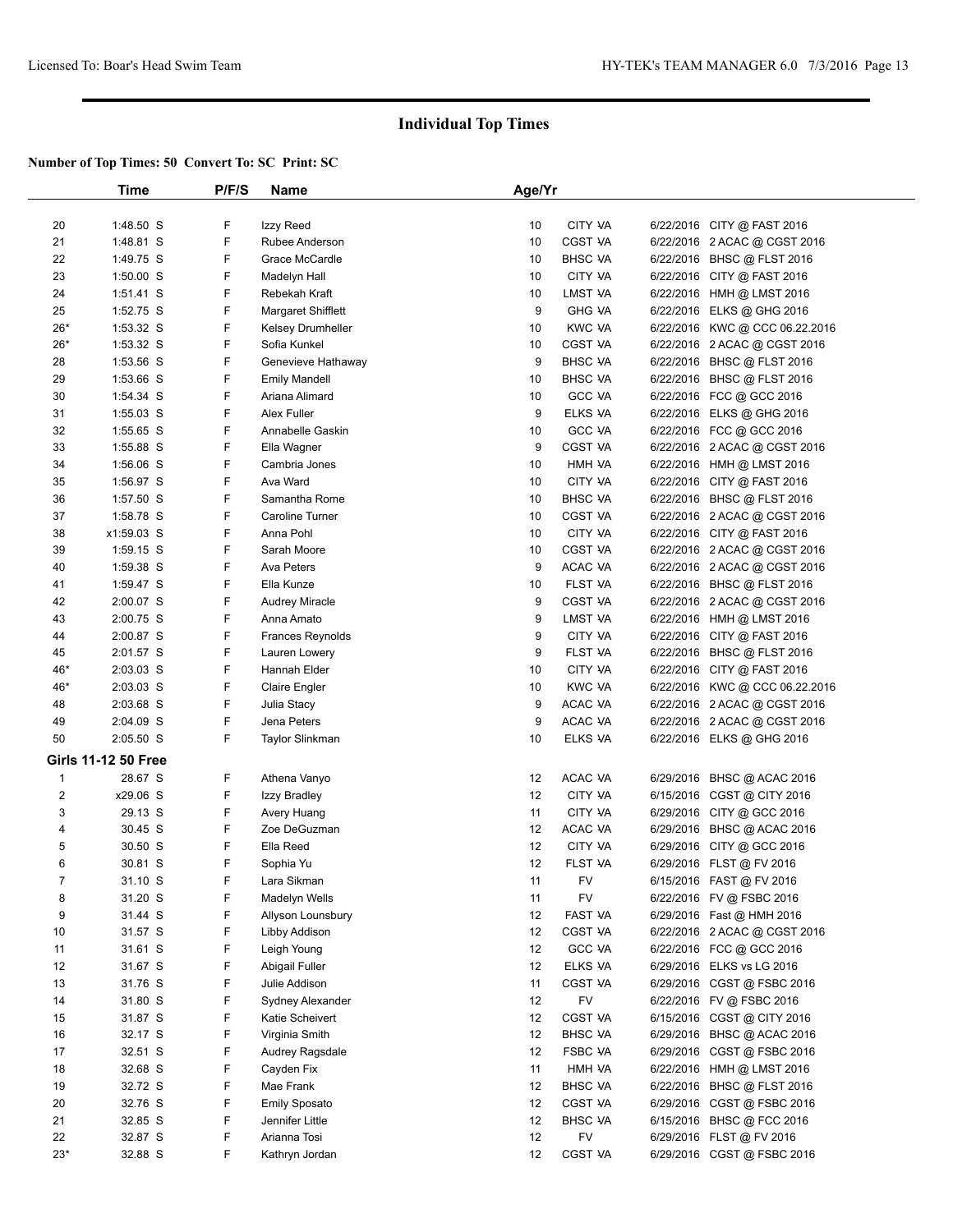# Individual Top Times

**Number of Top Times: 50 Convert To: SC Print: SC**

| | Time | P/F/S | Name | Age/Yr | | | |
|---|---|---|---|---|---|---|---|
| 20 | 1:48.50 S | F | Izzy Reed | 10 | CITY VA | 6/22/2016 | CITY @ FAST 2016 |
| 21 | 1:48.81 S | F | Rubee Anderson | 10 | CGST VA | 6/22/2016 | 2 ACAC @ CGST 2016 |
| 22 | 1:49.75 S | F | Grace McCardle | 10 | BHSC VA | 6/22/2016 | BHSC @ FLST 2016 |
| 23 | 1:50.00 S | F | Madelyn Hall | 10 | CITY VA | 6/22/2016 | CITY @ FAST 2016 |
| 24 | 1:51.41 S | F | Rebekah Kraft | 10 | LMST VA | 6/22/2016 | HMH @ LMST 2016 |
| 25 | 1:52.75 S | F | Margaret Shifflett | 9 | GHG VA | 6/22/2016 | ELKS @ GHG 2016 |
| 26* | 1:53.32 S | F | Kelsey Drumheller | 10 | KWC VA | 6/22/2016 | KWC @ CCC 06.22.2016 |
| 26* | 1:53.32 S | F | Sofia Kunkel | 10 | CGST VA | 6/22/2016 | 2 ACAC @ CGST 2016 |
| 28 | 1:53.56 S | F | Genevieve Hathaway | 9 | BHSC VA | 6/22/2016 | BHSC @ FLST 2016 |
| 29 | 1:53.66 S | F | Emily Mandell | 10 | BHSC VA | 6/22/2016 | BHSC @ FLST 2016 |
| 30 | 1:54.34 S | F | Ariana Alimard | 10 | GCC VA | 6/22/2016 | FCC @ GCC 2016 |
| 31 | 1:55.03 S | F | Alex Fuller | 9 | ELKS VA | 6/22/2016 | ELKS @ GHG 2016 |
| 32 | 1:55.65 S | F | Annabelle Gaskin | 10 | GCC VA | 6/22/2016 | FCC @ GCC 2016 |
| 33 | 1:55.88 S | F | Ella Wagner | 9 | CGST VA | 6/22/2016 | 2 ACAC @ CGST 2016 |
| 34 | 1:56.06 S | F | Cambria Jones | 10 | HMH VA | 6/22/2016 | HMH @ LMST 2016 |
| 35 | 1:56.97 S | F | Ava Ward | 10 | CITY VA | 6/22/2016 | CITY @ FAST 2016 |
| 36 | 1:57.50 S | F | Samantha Rome | 10 | BHSC VA | 6/22/2016 | BHSC @ FLST 2016 |
| 37 | 1:58.78 S | F | Caroline Turner | 10 | CGST VA | 6/22/2016 | 2 ACAC @ CGST 2016 |
| 38 | x1:59.03 S | F | Anna Pohl | 10 | CITY VA | 6/22/2016 | CITY @ FAST 2016 |
| 39 | 1:59.15 S | F | Sarah Moore | 10 | CGST VA | 6/22/2016 | 2 ACAC @ CGST 2016 |
| 40 | 1:59.38 S | F | Ava Peters | 9 | ACAC VA | 6/22/2016 | 2 ACAC @ CGST 2016 |
| 41 | 1:59.47 S | F | Ella Kunze | 10 | FLST VA | 6/22/2016 | BHSC @ FLST 2016 |
| 42 | 2:00.07 S | F | Audrey Miracle | 9 | CGST VA | 6/22/2016 | 2 ACAC @ CGST 2016 |
| 43 | 2:00.75 S | F | Anna Amato | 9 | LMST VA | 6/22/2016 | HMH @ LMST 2016 |
| 44 | 2:00.87 S | F | Frances Reynolds | 9 | CITY VA | 6/22/2016 | CITY @ FAST 2016 |
| 45 | 2:01.57 S | F | Lauren Lowery | 9 | FLST VA | 6/22/2016 | BHSC @ FLST 2016 |
| 46* | 2:03.03 S | F | Hannah Elder | 10 | CITY VA | 6/22/2016 | CITY @ FAST 2016 |
| 46* | 2:03.03 S | F | Claire Engler | 10 | KWC VA | 6/22/2016 | KWC @ CCC 06.22.2016 |
| 48 | 2:03.68 S | F | Julia Stacy | 9 | ACAC VA | 6/22/2016 | 2 ACAC @ CGST 2016 |
| 49 | 2:04.09 S | F | Jena Peters | 9 | ACAC VA | 6/22/2016 | 2 ACAC @ CGST 2016 |
| 50 | 2:05.50 S | F | Taylor Slinkman | 10 | ELKS VA | 6/22/2016 | ELKS @ GHG 2016 |
| **Girls 11-12 50 Free** | | | | | | | |
| 1 | 28.67 S | F | Athena Vanyo | 12 | ACAC VA | 6/29/2016 | BHSC @ ACAC 2016 |
| 2 | x29.06 S | F | Izzy Bradley | 12 | CITY VA | 6/15/2016 | CGST @ CITY 2016 |
| 3 | 29.13 S | F | Avery Huang | 11 | CITY VA | 6/29/2016 | CITY @ GCC 2016 |
| 4 | 30.45 S | F | Zoe DeGuzman | 12 | ACAC VA | 6/29/2016 | BHSC @ ACAC 2016 |
| 5 | 30.50 S | F | Ella Reed | 12 | CITY VA | 6/29/2016 | CITY @ GCC 2016 |
| 6 | 30.81 S | F | Sophia Yu | 12 | FLST VA | 6/29/2016 | FLST @ FV 2016 |
| 7 | 31.10 S | F | Lara Sikman | 11 | FV | 6/15/2016 | FAST @ FV 2016 |
| 8 | 31.20 S | F | Madelyn Wells | 11 | FV | 6/22/2016 | FV @ FSBC 2016 |
| 9 | 31.44 S | F | Allyson Lounsbury | 12 | FAST VA | 6/29/2016 | Fast @ HMH 2016 |
| 10 | 31.57 S | F | Libby Addison | 12 | CGST VA | 6/22/2016 | 2 ACAC @ CGST 2016 |
| 11 | 31.61 S | F | Leigh Young | 12 | GCC VA | 6/22/2016 | FCC @ GCC 2016 |
| 12 | 31.67 S | F | Abigail Fuller | 12 | ELKS VA | 6/29/2016 | ELKS vs LG 2016 |
| 13 | 31.76 S | F | Julie Addison | 11 | CGST VA | 6/29/2016 | CGST @ FSBC 2016 |
| 14 | 31.80 S | F | Sydney Alexander | 12 | FV | 6/22/2016 | FV @ FSBC 2016 |
| 15 | 31.87 S | F | Katie Scheivert | 12 | CGST VA | 6/15/2016 | CGST @ CITY 2016 |
| 16 | 32.17 S | F | Virginia Smith | 12 | BHSC VA | 6/29/2016 | BHSC @ ACAC 2016 |
| 17 | 32.51 S | F | Audrey Ragsdale | 12 | FSBC VA | 6/29/2016 | CGST @ FSBC 2016 |
| 18 | 32.68 S | F | Cayden Fix | 11 | HMH VA | 6/22/2016 | HMH @ LMST 2016 |
| 19 | 32.72 S | F | Mae Frank | 12 | BHSC VA | 6/22/2016 | BHSC @ FLST 2016 |
| 20 | 32.76 S | F | Emily Sposato | 12 | CGST VA | 6/29/2016 | CGST @ FSBC 2016 |
| 21 | 32.85 S | F | Jennifer Little | 12 | BHSC VA | 6/15/2016 | BHSC @ FCC 2016 |
| 22 | 32.87 S | F | Arianna Tosi | 12 | FV | 6/29/2016 | FLST @ FV 2016 |
| 23* | 32.88 S | F | Kathryn Jordan | 12 | CGST VA | 6/29/2016 | CGST @ FSBC 2016 |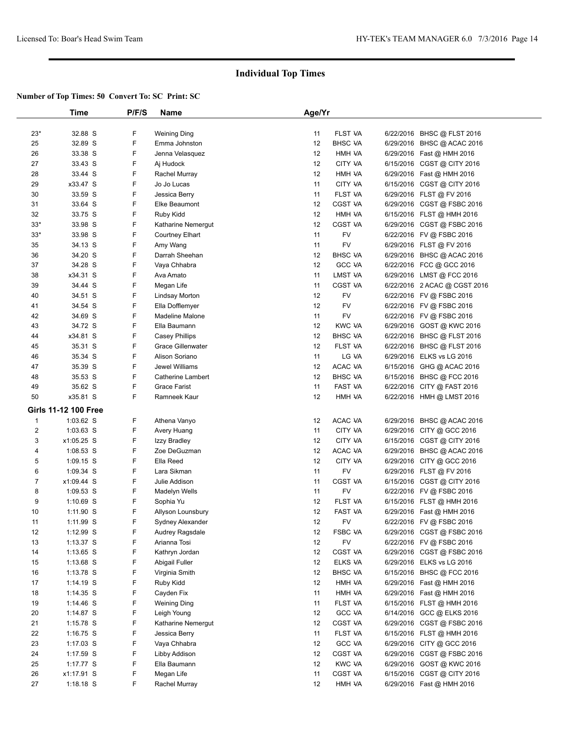## Individual Top Times

**Number of Top Times: 50 Convert To: SC Print: SC**

| | Time | P/F/S | Name | Age/Yr | | | |
|---|---|---|---|---|---|---|---|
| 23* | 32.88 S | F | Weining Ding | 11 | FLST VA | 6/22/2016 | BHSC @ FLST 2016 |
| 25 | 32.89 S | F | Emma Johnston | 12 | BHSC VA | 6/29/2016 | BHSC @ ACAC 2016 |
| 26 | 33.38 S | F | Jenna Velasquez | 12 | HMH VA | 6/29/2016 | Fast @ HMH 2016 |
| 27 | 33.43 S | F | Aj Hudock | 12 | CITY VA | 6/15/2016 | CGST @ CITY 2016 |
| 28 | 33.44 S | F | Rachel Murray | 12 | HMH VA | 6/29/2016 | Fast @ HMH 2016 |
| 29 | x33.47 S | F | Jo Jo Lucas | 11 | CITY VA | 6/15/2016 | CGST @ CITY 2016 |
| 30 | 33.59 S | F | Jessica Berry | 11 | FLST VA | 6/29/2016 | FLST @ FV 2016 |
| 31 | 33.64 S | F | Elke Beaumont | 12 | CGST VA | 6/29/2016 | CGST @ FSBC 2016 |
| 32 | 33.75 S | F | Ruby Kidd | 12 | HMH VA | 6/15/2016 | FLST @ HMH 2016 |
| 33* | 33.98 S | F | Katharine Nemergut | 12 | CGST VA | 6/29/2016 | CGST @ FSBC 2016 |
| 33* | 33.98 S | F | Courtney Elhart | 11 | FV | 6/22/2016 | FV @ FSBC 2016 |
| 35 | 34.13 S | F | Amy Wang | 11 | FV | 6/29/2016 | FLST @ FV 2016 |
| 36 | 34.20 S | F | Darrah Sheehan | 12 | BHSC VA | 6/29/2016 | BHSC @ ACAC 2016 |
| 37 | 34.28 S | F | Vaya Chhabra | 12 | GCC VA | 6/22/2016 | FCC @ GCC 2016 |
| 38 | x34.31 S | F | Ava Amato | 11 | LMST VA | 6/29/2016 | LMST @ FCC 2016 |
| 39 | 34.44 S | F | Megan Life | 11 | CGST VA | 6/22/2016 | 2 ACAC @ CGST 2016 |
| 40 | 34.51 S | F | Lindsay Morton | 12 | FV | 6/22/2016 | FV @ FSBC 2016 |
| 41 | 34.54 S | F | Ella Dofflemyer | 12 | FV | 6/22/2016 | FV @ FSBC 2016 |
| 42 | 34.69 S | F | Madeline Malone | 11 | FV | 6/22/2016 | FV @ FSBC 2016 |
| 43 | 34.72 S | F | Ella Baumann | 12 | KWC VA | 6/29/2016 | GOST @ KWC 2016 |
| 44 | x34.81 S | F | Casey Phillips | 12 | BHSC VA | 6/22/2016 | BHSC @ FLST 2016 |
| 45 | 35.31 S | F | Grace Gillenwater | 12 | FLST VA | 6/22/2016 | BHSC @ FLST 2016 |
| 46 | 35.34 S | F | Alison Soriano | 11 | LG VA | 6/29/2016 | ELKS vs LG 2016 |
| 47 | 35.39 S | F | Jewel Williams | 12 | ACAC VA | 6/15/2016 | GHG @ ACAC 2016 |
| 48 | 35.53 S | F | Catherine Lambert | 12 | BHSC VA | 6/15/2016 | BHSC @ FCC 2016 |
| 49 | 35.62 S | F | Grace Farist | 11 | FAST VA | 6/22/2016 | CITY @ FAST 2016 |
| 50 | x35.81 S | F | Ramneek Kaur | 12 | HMH VA | 6/22/2016 | HMH @ LMST 2016 |
| **Girls 11-12 100 Free** | | | | | | | |
| 1 | 1:03.62 S | F | Athena Vanyo | 12 | ACAC VA | 6/29/2016 | BHSC @ ACAC 2016 |
| 2 | 1:03.63 S | F | Avery Huang | 11 | CITY VA | 6/29/2016 | CITY @ GCC 2016 |
| 3 | x1:05.25 S | F | Izzy Bradley | 12 | CITY VA | 6/15/2016 | CGST @ CITY 2016 |
| 4 | 1:08.53 S | F | Zoe DeGuzman | 12 | ACAC VA | 6/29/2016 | BHSC @ ACAC 2016 |
| 5 | 1:09.15 S | F | Ella Reed | 12 | CITY VA | 6/29/2016 | CITY @ GCC 2016 |
| 6 | 1:09.34 S | F | Lara Sikman | 11 | FV | 6/29/2016 | FLST @ FV 2016 |
| 7 | x1:09.44 S | F | Julie Addison | 11 | CGST VA | 6/15/2016 | CGST @ CITY 2016 |
| 8 | 1:09.53 S | F | Madelyn Wells | 11 | FV | 6/22/2016 | FV @ FSBC 2016 |
| 9 | 1:10.69 S | F | Sophia Yu | 12 | FLST VA | 6/15/2016 | FLST @ HMH 2016 |
| 10 | 1:11.90 S | F | Allyson Lounsbury | 12 | FAST VA | 6/29/2016 | Fast @ HMH 2016 |
| 11 | 1:11.99 S | F | Sydney Alexander | 12 | FV | 6/22/2016 | FV @ FSBC 2016 |
| 12 | 1:12.99 S | F | Audrey Ragsdale | 12 | FSBC VA | 6/29/2016 | CGST @ FSBC 2016 |
| 13 | 1:13.37 S | F | Arianna Tosi | 12 | FV | 6/22/2016 | FV @ FSBC 2016 |
| 14 | 1:13.65 S | F | Kathryn Jordan | 12 | CGST VA | 6/29/2016 | CGST @ FSBC 2016 |
| 15 | 1:13.68 S | F | Abigail Fuller | 12 | ELKS VA | 6/29/2016 | ELKS vs LG 2016 |
| 16 | 1:13.78 S | F | Virginia Smith | 12 | BHSC VA | 6/15/2016 | BHSC @ FCC 2016 |
| 17 | 1:14.19 S | F | Ruby Kidd | 12 | HMH VA | 6/29/2016 | Fast @ HMH 2016 |
| 18 | 1:14.35 S | F | Cayden Fix | 11 | HMH VA | 6/29/2016 | Fast @ HMH 2016 |
| 19 | 1:14.46 S | F | Weining Ding | 11 | FLST VA | 6/15/2016 | FLST @ HMH 2016 |
| 20 | 1:14.87 S | F | Leigh Young | 12 | GCC VA | 6/14/2016 | GCC @ ELKS 2016 |
| 21 | 1:15.78 S | F | Katharine Nemergut | 12 | CGST VA | 6/29/2016 | CGST @ FSBC 2016 |
| 22 | 1:16.75 S | F | Jessica Berry | 11 | FLST VA | 6/15/2016 | FLST @ HMH 2016 |
| 23 | 1:17.03 S | F | Vaya Chhabra | 12 | GCC VA | 6/29/2016 | CITY @ GCC 2016 |
| 24 | 1:17.59 S | F | Libby Addison | 12 | CGST VA | 6/29/2016 | CGST @ FSBC 2016 |
| 25 | 1:17.77 S | F | Ella Baumann | 12 | KWC VA | 6/29/2016 | GOST @ KWC 2016 |
| 26 | x1:17.91 S | F | Megan Life | 11 | CGST VA | 6/15/2016 | CGST @ CITY 2016 |
| 27 | 1:18.18 S | F | Rachel Murray | 12 | HMH VA | 6/29/2016 | Fast @ HMH 2016 |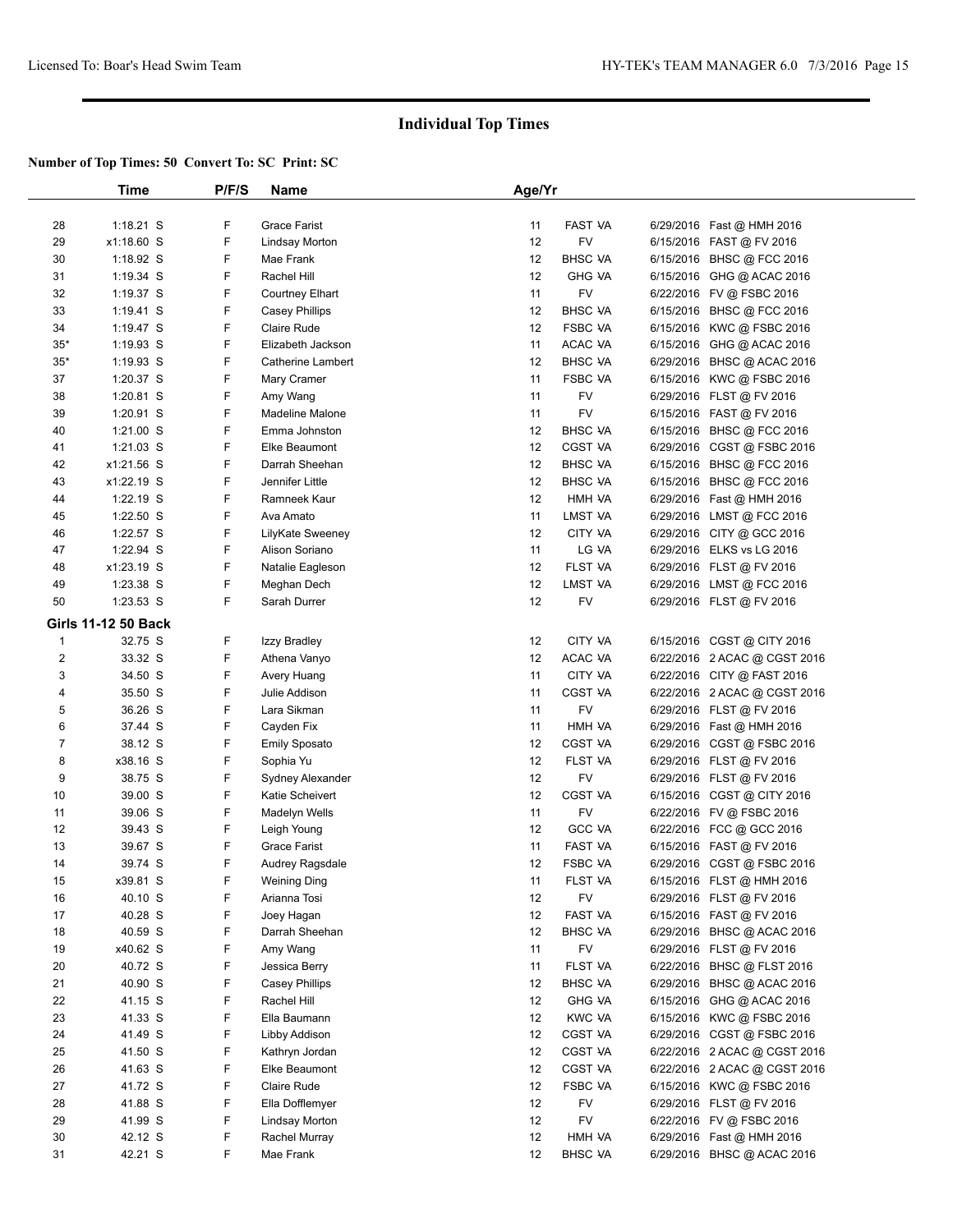# Individual Top Times

**Number of Top Times: 50 Convert To: SC Print: SC**

| | Time | P/F/S | Name | Age/Yr | | | |
|---|---|---|---|---|---|---|---|
| 28 | 1:18.21 S | F | Grace Farist | 11 | FAST VA | 6/29/2016 | Fast @ HMH 2016 |
| 29 | x1:18.60 S | F | Lindsay Morton | 12 | FV | 6/15/2016 | FAST @ FV 2016 |
| 30 | 1:18.92 S | F | Mae Frank | 12 | BHSC VA | 6/15/2016 | BHSC @ FCC 2016 |
| 31 | 1:19.34 S | F | Rachel Hill | 12 | GHG VA | 6/15/2016 | GHG @ ACAC 2016 |
| 32 | 1:19.37 S | F | Courtney Elhart | 11 | FV | 6/22/2016 | FV @ FSBC 2016 |
| 33 | 1:19.41 S | F | Casey Phillips | 12 | BHSC VA | 6/15/2016 | BHSC @ FCC 2016 |
| 34 | 1:19.47 S | F | Claire Rude | 12 | FSBC VA | 6/15/2016 | KWC @ FSBC 2016 |
| 35* | 1:19.93 S | F | Elizabeth Jackson | 11 | ACAC VA | 6/15/2016 | GHG @ ACAC 2016 |
| 35* | 1:19.93 S | F | Catherine Lambert | 12 | BHSC VA | 6/29/2016 | BHSC @ ACAC 2016 |
| 37 | 1:20.37 S | F | Mary Cramer | 11 | FSBC VA | 6/15/2016 | KWC @ FSBC 2016 |
| 38 | 1:20.81 S | F | Amy Wang | 11 | FV | 6/29/2016 | FLST @ FV 2016 |
| 39 | 1:20.91 S | F | Madeline Malone | 11 | FV | 6/15/2016 | FAST @ FV 2016 |
| 40 | 1:21.00 S | F | Emma Johnston | 12 | BHSC VA | 6/15/2016 | BHSC @ FCC 2016 |
| 41 | 1:21.03 S | F | Elke Beaumont | 12 | CGST VA | 6/29/2016 | CGST @ FSBC 2016 |
| 42 | x1:21.56 S | F | Darrah Sheehan | 12 | BHSC VA | 6/15/2016 | BHSC @ FCC 2016 |
| 43 | x1:22.19 S | F | Jennifer Little | 12 | BHSC VA | 6/15/2016 | BHSC @ FCC 2016 |
| 44 | 1:22.19 S | F | Ramneek Kaur | 12 | HMH VA | 6/29/2016 | Fast @ HMH 2016 |
| 45 | 1:22.50 S | F | Ava Amato | 11 | LMST VA | 6/29/2016 | LMST @ FCC 2016 |
| 46 | 1:22.57 S | F | LilyKate Sweeney | 12 | CITY VA | 6/29/2016 | CITY @ GCC 2016 |
| 47 | 1:22.94 S | F | Alison Soriano | 11 | LG VA | 6/29/2016 | ELKS vs LG 2016 |
| 48 | x1:23.19 S | F | Natalie Eagleson | 12 | FLST VA | 6/29/2016 | FLST @ FV 2016 |
| 49 | 1:23.38 S | F | Meghan Dech | 12 | LMST VA | 6/29/2016 | LMST @ FCC 2016 |
| 50 | 1:23.53 S | F | Sarah Durrer | 12 | FV | 6/29/2016 | FLST @ FV 2016 |
| **Girls 11-12 50 Back** | | | | | | | |
| 1 | 32.75 S | F | Izzy Bradley | 12 | CITY VA | 6/15/2016 | CGST @ CITY 2016 |
| 2 | 33.32 S | F | Athena Vanyo | 12 | ACAC VA | 6/22/2016 | 2 ACAC @ CGST 2016 |
| 3 | 34.50 S | F | Avery Huang | 11 | CITY VA | 6/22/2016 | CITY @ FAST 2016 |
| 4 | 35.50 S | F | Julie Addison | 11 | CGST VA | 6/22/2016 | 2 ACAC @ CGST 2016 |
| 5 | 36.26 S | F | Lara Sikman | 11 | FV | 6/29/2016 | FLST @ FV 2016 |
| 6 | 37.44 S | F | Cayden Fix | 11 | HMH VA | 6/29/2016 | Fast @ HMH 2016 |
| 7 | 38.12 S | F | Emily Sposato | 12 | CGST VA | 6/29/2016 | CGST @ FSBC 2016 |
| 8 | x38.16 S | F | Sophia Yu | 12 | FLST VA | 6/29/2016 | FLST @ FV 2016 |
| 9 | 38.75 S | F | Sydney Alexander | 12 | FV | 6/29/2016 | FLST @ FV 2016 |
| 10 | 39.00 S | F | Katie Scheivert | 12 | CGST VA | 6/15/2016 | CGST @ CITY 2016 |
| 11 | 39.06 S | F | Madelyn Wells | 11 | FV | 6/22/2016 | FV @ FSBC 2016 |
| 12 | 39.43 S | F | Leigh Young | 12 | GCC VA | 6/22/2016 | FCC @ GCC 2016 |
| 13 | 39.67 S | F | Grace Farist | 11 | FAST VA | 6/15/2016 | FAST @ FV 2016 |
| 14 | 39.74 S | F | Audrey Ragsdale | 12 | FSBC VA | 6/29/2016 | CGST @ FSBC 2016 |
| 15 | x39.81 S | F | Weining Ding | 11 | FLST VA | 6/15/2016 | FLST @ HMH 2016 |
| 16 | 40.10 S | F | Arianna Tosi | 12 | FV | 6/29/2016 | FLST @ FV 2016 |
| 17 | 40.28 S | F | Joey Hagan | 12 | FAST VA | 6/15/2016 | FAST @ FV 2016 |
| 18 | 40.59 S | F | Darrah Sheehan | 12 | BHSC VA | 6/29/2016 | BHSC @ ACAC 2016 |
| 19 | x40.62 S | F | Amy Wang | 11 | FV | 6/29/2016 | FLST @ FV 2016 |
| 20 | 40.72 S | F | Jessica Berry | 11 | FLST VA | 6/22/2016 | BHSC @ FLST 2016 |
| 21 | 40.90 S | F | Casey Phillips | 12 | BHSC VA | 6/29/2016 | BHSC @ ACAC 2016 |
| 22 | 41.15 S | F | Rachel Hill | 12 | GHG VA | 6/15/2016 | GHG @ ACAC 2016 |
| 23 | 41.33 S | F | Ella Baumann | 12 | KWC VA | 6/15/2016 | KWC @ FSBC 2016 |
| 24 | 41.49 S | F | Libby Addison | 12 | CGST VA | 6/29/2016 | CGST @ FSBC 2016 |
| 25 | 41.50 S | F | Kathryn Jordan | 12 | CGST VA | 6/22/2016 | 2 ACAC @ CGST 2016 |
| 26 | 41.63 S | F | Elke Beaumont | 12 | CGST VA | 6/22/2016 | 2 ACAC @ CGST 2016 |
| 27 | 41.72 S | F | Claire Rude | 12 | FSBC VA | 6/15/2016 | KWC @ FSBC 2016 |
| 28 | 41.88 S | F | Ella Dofflemyer | 12 | FV | 6/29/2016 | FLST @ FV 2016 |
| 29 | 41.99 S | F | Lindsay Morton | 12 | FV | 6/22/2016 | FV @ FSBC 2016 |
| 30 | 42.12 S | F | Rachel Murray | 12 | HMH VA | 6/29/2016 | Fast @ HMH 2016 |
| 31 | 42.21 S | F | Mae Frank | 12 | BHSC VA | 6/29/2016 | BHSC @ ACAC 2016 |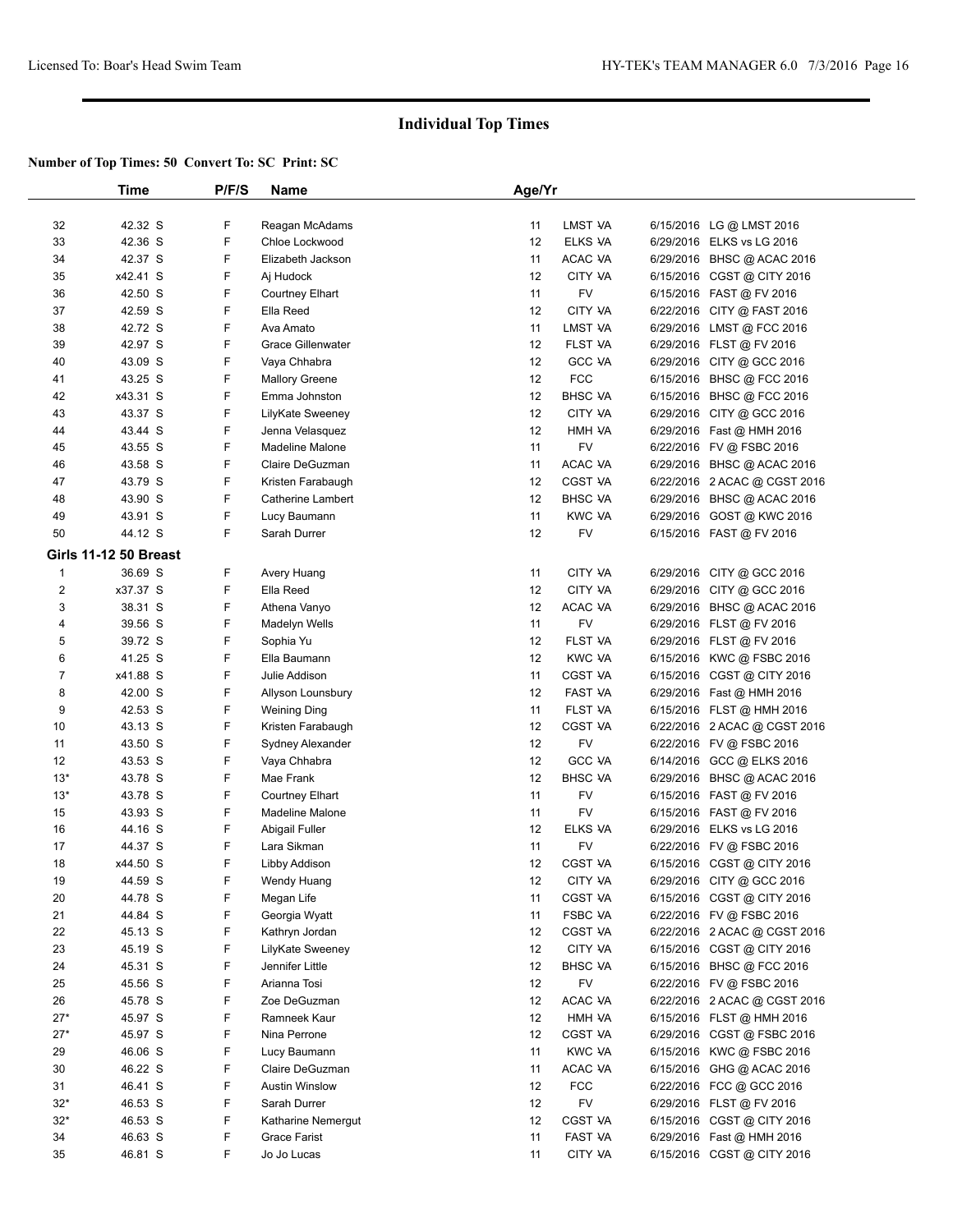## Individual Top Times

**Number of Top Times: 50 Convert To: SC Print: SC**

| | Time | P/F/S | Name | Age/Yr | | | |
|---|---|---|---|---|---|---|---|
| 32 | 42.32 S | F | Reagan McAdams | 11 | LMST VA | 6/15/2016 | LG @ LMST 2016 |
| 33 | 42.36 S | F | Chloe Lockwood | 12 | ELKS VA | 6/29/2016 | ELKS vs LG 2016 |
| 34 | 42.37 S | F | Elizabeth Jackson | 11 | ACAC VA | 6/29/2016 | BHSC @ ACAC 2016 |
| 35 | x42.41 S | F | Aj Hudock | 12 | CITY VA | 6/15/2016 | CGST @ CITY 2016 |
| 36 | 42.50 S | F | Courtney Elhart | 11 | FV | 6/15/2016 | FAST @ FV 2016 |
| 37 | 42.59 S | F | Ella Reed | 12 | CITY VA | 6/22/2016 | CITY @ FAST 2016 |
| 38 | 42.72 S | F | Ava Amato | 11 | LMST VA | 6/29/2016 | LMST @ FCC 2016 |
| 39 | 42.97 S | F | Grace Gillenwater | 12 | FLST VA | 6/29/2016 | FLST @ FV 2016 |
| 40 | 43.09 S | F | Vaya Chhabra | 12 | GCC VA | 6/29/2016 | CITY @ GCC 2016 |
| 41 | 43.25 S | F | Mallory Greene | 12 | FCC | 6/15/2016 | BHSC @ FCC 2016 |
| 42 | x43.31 S | F | Emma Johnston | 12 | BHSC VA | 6/15/2016 | BHSC @ FCC 2016 |
| 43 | 43.37 S | F | LilyKate Sweeney | 12 | CITY VA | 6/29/2016 | CITY @ GCC 2016 |
| 44 | 43.44 S | F | Jenna Velasquez | 12 | HMH VA | 6/29/2016 | Fast @ HMH 2016 |
| 45 | 43.55 S | F | Madeline Malone | 11 | FV | 6/22/2016 | FV @ FSBC 2016 |
| 46 | 43.58 S | F | Claire DeGuzman | 11 | ACAC VA | 6/29/2016 | BHSC @ ACAC 2016 |
| 47 | 43.79 S | F | Kristen Farabaugh | 12 | CGST VA | 6/22/2016 | 2 ACAC @ CGST 2016 |
| 48 | 43.90 S | F | Catherine Lambert | 12 | BHSC VA | 6/29/2016 | BHSC @ ACAC 2016 |
| 49 | 43.91 S | F | Lucy Baumann | 11 | KWC VA | 6/29/2016 | GOST @ KWC 2016 |
| 50 | 44.12 S | F | Sarah Durrer | 12 | FV | 6/15/2016 | FAST @ FV 2016 |

### Girls 11-12 50 Breast

| | Time | P/F/S | Name | Age/Yr | | | |
|---|---|---|---|---|---|---|---|
| 1 | 36.69 S | F | Avery Huang | 11 | CITY VA | 6/29/2016 | CITY @ GCC 2016 |
| 2 | x37.37 S | F | Ella Reed | 12 | CITY VA | 6/29/2016 | CITY @ GCC 2016 |
| 3 | 38.31 S | F | Athena Vanyo | 12 | ACAC VA | 6/29/2016 | BHSC @ ACAC 2016 |
| 4 | 39.56 S | F | Madelyn Wells | 11 | FV | 6/29/2016 | FLST @ FV 2016 |
| 5 | 39.72 S | F | Sophia Yu | 12 | FLST VA | 6/29/2016 | FLST @ FV 2016 |
| 6 | 41.25 S | F | Ella Baumann | 12 | KWC VA | 6/15/2016 | KWC @ FSBC 2016 |
| 7 | x41.88 S | F | Julie Addison | 11 | CGST VA | 6/15/2016 | CGST @ CITY 2016 |
| 8 | 42.00 S | F | Allyson Lounsbury | 12 | FAST VA | 6/29/2016 | Fast @ HMH 2016 |
| 9 | 42.53 S | F | Weining Ding | 11 | FLST VA | 6/15/2016 | FLST @ HMH 2016 |
| 10 | 43.13 S | F | Kristen Farabaugh | 12 | CGST VA | 6/22/2016 | 2 ACAC @ CGST 2016 |
| 11 | 43.50 S | F | Sydney Alexander | 12 | FV | 6/22/2016 | FV @ FSBC 2016 |
| 12 | 43.53 S | F | Vaya Chhabra | 12 | GCC VA | 6/14/2016 | GCC @ ELKS 2016 |
| 13* | 43.78 S | F | Mae Frank | 12 | BHSC VA | 6/29/2016 | BHSC @ ACAC 2016 |
| 13* | 43.78 S | F | Courtney Elhart | 11 | FV | 6/15/2016 | FAST @ FV 2016 |
| 15 | 43.93 S | F | Madeline Malone | 11 | FV | 6/15/2016 | FAST @ FV 2016 |
| 16 | 44.16 S | F | Abigail Fuller | 12 | ELKS VA | 6/29/2016 | ELKS vs LG 2016 |
| 17 | 44.37 S | F | Lara Sikman | 11 | FV | 6/22/2016 | FV @ FSBC 2016 |
| 18 | x44.50 S | F | Libby Addison | 12 | CGST VA | 6/15/2016 | CGST @ CITY 2016 |
| 19 | 44.59 S | F | Wendy Huang | 12 | CITY VA | 6/29/2016 | CITY @ GCC 2016 |
| 20 | 44.78 S | F | Megan Life | 11 | CGST VA | 6/15/2016 | CGST @ CITY 2016 |
| 21 | 44.84 S | F | Georgia Wyatt | 11 | FSBC VA | 6/22/2016 | FV @ FSBC 2016 |
| 22 | 45.13 S | F | Kathryn Jordan | 12 | CGST VA | 6/22/2016 | 2 ACAC @ CGST 2016 |
| 23 | 45.19 S | F | LilyKate Sweeney | 12 | CITY VA | 6/15/2016 | CGST @ CITY 2016 |
| 24 | 45.31 S | F | Jennifer Little | 12 | BHSC VA | 6/15/2016 | BHSC @ FCC 2016 |
| 25 | 45.56 S | F | Arianna Tosi | 12 | FV | 6/22/2016 | FV @ FSBC 2016 |
| 26 | 45.78 S | F | Zoe DeGuzman | 12 | ACAC VA | 6/22/2016 | 2 ACAC @ CGST 2016 |
| 27* | 45.97 S | F | Ramneek Kaur | 12 | HMH VA | 6/15/2016 | FLST @ HMH 2016 |
| 27* | 45.97 S | F | Nina Perrone | 12 | CGST VA | 6/29/2016 | CGST @ FSBC 2016 |
| 29 | 46.06 S | F | Lucy Baumann | 11 | KWC VA | 6/15/2016 | KWC @ FSBC 2016 |
| 30 | 46.22 S | F | Claire DeGuzman | 11 | ACAC VA | 6/15/2016 | GHG @ ACAC 2016 |
| 31 | 46.41 S | F | Austin Winslow | 12 | FCC | 6/22/2016 | FCC @ GCC 2016 |
| 32* | 46.53 S | F | Sarah Durrer | 12 | FV | 6/29/2016 | FLST @ FV 2016 |
| 32* | 46.53 S | F | Katharine Nemergut | 12 | CGST VA | 6/15/2016 | CGST @ CITY 2016 |
| 34 | 46.63 S | F | Grace Farist | 11 | FAST VA | 6/29/2016 | Fast @ HMH 2016 |
| 35 | 46.81 S | F | Jo Jo Lucas | 11 | CITY VA | 6/15/2016 | CGST @ CITY 2016 |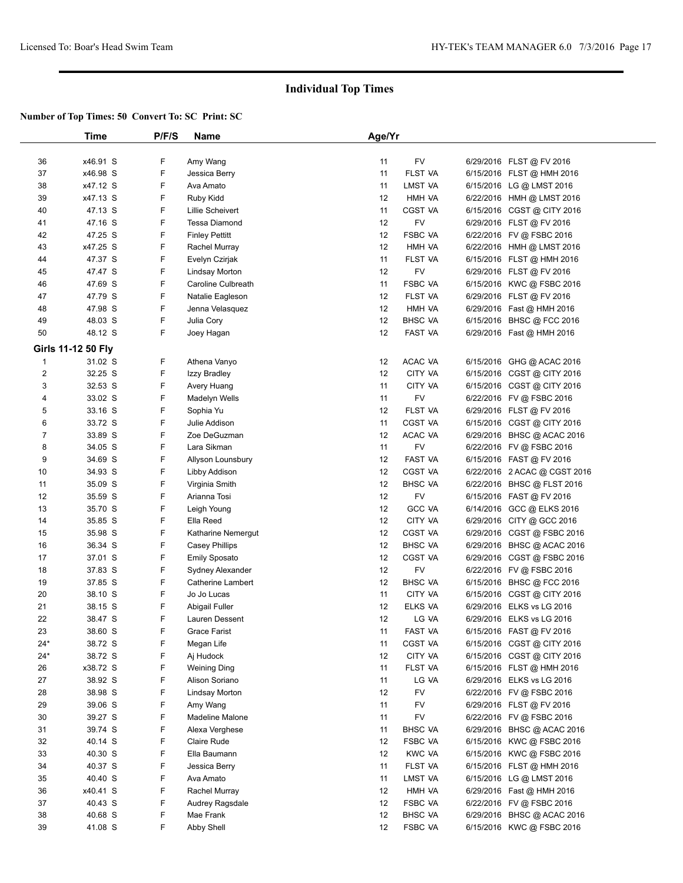# Individual Top Times

**Number of Top Times: 50 Convert To: SC Print: SC**

| | Time | P/F/S | Name | Age/Yr | | | |
|---|---|---|---|---|---|---|---|
| 36 | x46.91 S | F | Amy Wang | 11 | FV | 6/29/2016 | FLST @ FV 2016 |
| 37 | x46.98 S | F | Jessica Berry | 11 | FLST VA | 6/15/2016 | FLST @ HMH 2016 |
| 38 | x47.12 S | F | Ava Amato | 11 | LMST VA | 6/15/2016 | LG @ LMST 2016 |
| 39 | x47.13 S | F | Ruby Kidd | 12 | HMH VA | 6/22/2016 | HMH @ LMST 2016 |
| 40 | 47.13 S | F | Lillie Scheivert | 11 | CGST VA | 6/15/2016 | CGST @ CITY 2016 |
| 41 | 47.16 S | F | Tessa Diamond | 12 | FV | 6/29/2016 | FLST @ FV 2016 |
| 42 | 47.25 S | F | Finley Pettitt | 12 | FSBC VA | 6/22/2016 | FV @ FSBC 2016 |
| 43 | x47.25 S | F | Rachel Murray | 12 | HMH VA | 6/22/2016 | HMH @ LMST 2016 |
| 44 | 47.37 S | F | Evelyn Czirjak | 11 | FLST VA | 6/15/2016 | FLST @ HMH 2016 |
| 45 | 47.47 S | F | Lindsay Morton | 12 | FV | 6/29/2016 | FLST @ FV 2016 |
| 46 | 47.69 S | F | Caroline Culbreath | 11 | FSBC VA | 6/15/2016 | KWC @ FSBC 2016 |
| 47 | 47.79 S | F | Natalie Eagleson | 12 | FLST VA | 6/29/2016 | FLST @ FV 2016 |
| 48 | 47.98 S | F | Jenna Velasquez | 12 | HMH VA | 6/29/2016 | Fast @ HMH 2016 |
| 49 | 48.03 S | F | Julia Cory | 12 | BHSC VA | 6/15/2016 | BHSC @ FCC 2016 |
| 50 | 48.12 S | F | Joey Hagan | 12 | FAST VA | 6/29/2016 | Fast @ HMH 2016 |
| **Girls 11-12 50 Fly** | | | | | | | |
| 1 | 31.02 S | F | Athena Vanyo | 12 | ACAC VA | 6/15/2016 | GHG @ ACAC 2016 |
| 2 | 32.25 S | F | Izzy Bradley | 12 | CITY VA | 6/15/2016 | CGST @ CITY 2016 |
| 3 | 32.53 S | F | Avery Huang | 11 | CITY VA | 6/15/2016 | CGST @ CITY 2016 |
| 4 | 33.02 S | F | Madelyn Wells | 11 | FV | 6/22/2016 | FV @ FSBC 2016 |
| 5 | 33.16 S | F | Sophia Yu | 12 | FLST VA | 6/29/2016 | FLST @ FV 2016 |
| 6 | 33.72 S | F | Julie Addison | 11 | CGST VA | 6/15/2016 | CGST @ CITY 2016 |
| 7 | 33.89 S | F | Zoe DeGuzman | 12 | ACAC VA | 6/29/2016 | BHSC @ ACAC 2016 |
| 8 | 34.05 S | F | Lara Sikman | 11 | FV | 6/22/2016 | FV @ FSBC 2016 |
| 9 | 34.69 S | F | Allyson Lounsbury | 12 | FAST VA | 6/15/2016 | FAST @ FV 2016 |
| 10 | 34.93 S | F | Libby Addison | 12 | CGST VA | 6/22/2016 | 2 ACAC @ CGST 2016 |
| 11 | 35.09 S | F | Virginia Smith | 12 | BHSC VA | 6/22/2016 | BHSC @ FLST 2016 |
| 12 | 35.59 S | F | Arianna Tosi | 12 | FV | 6/15/2016 | FAST @ FV 2016 |
| 13 | 35.70 S | F | Leigh Young | 12 | GCC VA | 6/14/2016 | GCC @ ELKS 2016 |
| 14 | 35.85 S | F | Ella Reed | 12 | CITY VA | 6/29/2016 | CITY @ GCC 2016 |
| 15 | 35.98 S | F | Katharine Nemergut | 12 | CGST VA | 6/29/2016 | CGST @ FSBC 2016 |
| 16 | 36.34 S | F | Casey Phillips | 12 | BHSC VA | 6/29/2016 | BHSC @ ACAC 2016 |
| 17 | 37.01 S | F | Emily Sposato | 12 | CGST VA | 6/29/2016 | CGST @ FSBC 2016 |
| 18 | 37.83 S | F | Sydney Alexander | 12 | FV | 6/22/2016 | FV @ FSBC 2016 |
| 19 | 37.85 S | F | Catherine Lambert | 12 | BHSC VA | 6/15/2016 | BHSC @ FCC 2016 |
| 20 | 38.10 S | F | Jo Jo Lucas | 11 | CITY VA | 6/15/2016 | CGST @ CITY 2016 |
| 21 | 38.15 S | F | Abigail Fuller | 12 | ELKS VA | 6/29/2016 | ELKS vs LG 2016 |
| 22 | 38.47 S | F | Lauren Dessent | 12 | LG VA | 6/29/2016 | ELKS vs LG 2016 |
| 23 | 38.60 S | F | Grace Farist | 11 | FAST VA | 6/15/2016 | FAST @ FV 2016 |
| 24* | 38.72 S | F | Megan Life | 11 | CGST VA | 6/15/2016 | CGST @ CITY 2016 |
| 24* | 38.72 S | F | Aj Hudock | 12 | CITY VA | 6/15/2016 | CGST @ CITY 2016 |
| 26 | x38.72 S | F | Weining Ding | 11 | FLST VA | 6/15/2016 | FLST @ HMH 2016 |
| 27 | 38.92 S | F | Alison Soriano | 11 | LG VA | 6/29/2016 | ELKS vs LG 2016 |
| 28 | 38.98 S | F | Lindsay Morton | 12 | FV | 6/22/2016 | FV @ FSBC 2016 |
| 29 | 39.06 S | F | Amy Wang | 11 | FV | 6/29/2016 | FLST @ FV 2016 |
| 30 | 39.27 S | F | Madeline Malone | 11 | FV | 6/22/2016 | FV @ FSBC 2016 |
| 31 | 39.74 S | F | Alexa Verghese | 11 | BHSC VA | 6/29/2016 | BHSC @ ACAC 2016 |
| 32 | 40.14 S | F | Claire Rude | 12 | FSBC VA | 6/15/2016 | KWC @ FSBC 2016 |
| 33 | 40.30 S | F | Ella Baumann | 12 | KWC VA | 6/15/2016 | KWC @ FSBC 2016 |
| 34 | 40.37 S | F | Jessica Berry | 11 | FLST VA | 6/15/2016 | FLST @ HMH 2016 |
| 35 | 40.40 S | F | Ava Amato | 11 | LMST VA | 6/15/2016 | LG @ LMST 2016 |
| 36 | x40.41 S | F | Rachel Murray | 12 | HMH VA | 6/29/2016 | Fast @ HMH 2016 |
| 37 | 40.43 S | F | Audrey Ragsdale | 12 | FSBC VA | 6/22/2016 | FV @ FSBC 2016 |
| 38 | 40.68 S | F | Mae Frank | 12 | BHSC VA | 6/29/2016 | BHSC @ ACAC 2016 |
| 39 | 41.08 S | F | Abby Shell | 12 | FSBC VA | 6/15/2016 | KWC @ FSBC 2016 |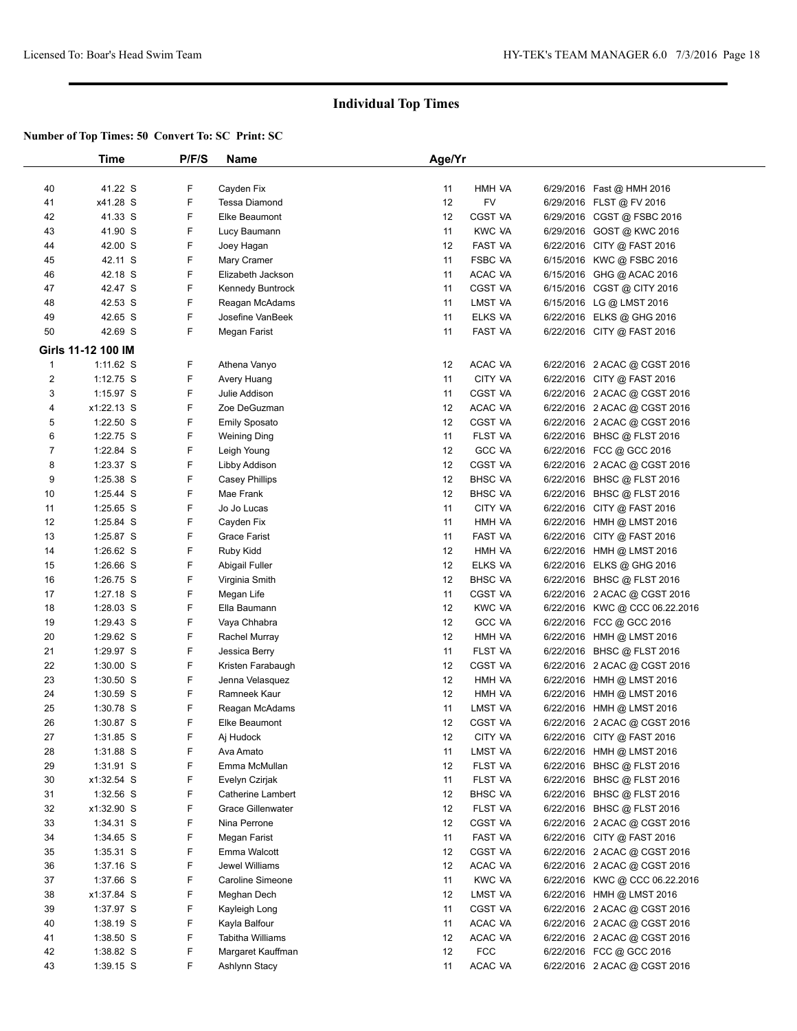## Individual Top Times

**Number of Top Times: 50 Convert To: SC Print: SC**

| | Time | P/F/S | Name | Age/Yr | | | |
|---|---|---|---|---|---|---|---|
| 40 | 41.22 S | F | Cayden Fix | 11 | HMH VA | 6/29/2016 | Fast @ HMH 2016 |
| 41 | x41.28 S | F | Tessa Diamond | 12 | FV | 6/29/2016 | FLST @ FV 2016 |
| 42 | 41.33 S | F | Elke Beaumont | 12 | CGST VA | 6/29/2016 | CGST @ FSBC 2016 |
| 43 | 41.90 S | F | Lucy Baumann | 11 | KWC VA | 6/29/2016 | GOST @ KWC 2016 |
| 44 | 42.00 S | F | Joey Hagan | 12 | FAST VA | 6/22/2016 | CITY @ FAST 2016 |
| 45 | 42.11 S | F | Mary Cramer | 11 | FSBC VA | 6/15/2016 | KWC @ FSBC 2016 |
| 46 | 42.18 S | F | Elizabeth Jackson | 11 | ACAC VA | 6/15/2016 | GHG @ ACAC 2016 |
| 47 | 42.47 S | F | Kennedy Buntrock | 11 | CGST VA | 6/15/2016 | CGST @ CITY 2016 |
| 48 | 42.53 S | F | Reagan McAdams | 11 | LMST VA | 6/15/2016 | LG @ LMST 2016 |
| 49 | 42.65 S | F | Josefine VanBeek | 11 | ELKS VA | 6/22/2016 | ELKS @ GHG 2016 |
| 50 | 42.69 S | F | Megan Farist | 11 | FAST VA | 6/22/2016 | CITY @ FAST 2016 |
| **Girls 11-12 100 IM** | | | | | | | |
| 1 | 1:11.62 S | F | Athena Vanyo | 12 | ACAC VA | 6/22/2016 | 2 ACAC @ CGST 2016 |
| 2 | 1:12.75 S | F | Avery Huang | 11 | CITY VA | 6/22/2016 | CITY @ FAST 2016 |
| 3 | 1:15.97 S | F | Julie Addison | 11 | CGST VA | 6/22/2016 | 2 ACAC @ CGST 2016 |
| 4 | x1:22.13 S | F | Zoe DeGuzman | 12 | ACAC VA | 6/22/2016 | 2 ACAC @ CGST 2016 |
| 5 | 1:22.50 S | F | Emily Sposato | 12 | CGST VA | 6/22/2016 | 2 ACAC @ CGST 2016 |
| 6 | 1:22.75 S | F | Weining Ding | 11 | FLST VA | 6/22/2016 | BHSC @ FLST 2016 |
| 7 | 1:22.84 S | F | Leigh Young | 12 | GCC VA | 6/22/2016 | FCC @ GCC 2016 |
| 8 | 1:23.37 S | F | Libby Addison | 12 | CGST VA | 6/22/2016 | 2 ACAC @ CGST 2016 |
| 9 | 1:25.38 S | F | Casey Phillips | 12 | BHSC VA | 6/22/2016 | BHSC @ FLST 2016 |
| 10 | 1:25.44 S | F | Mae Frank | 12 | BHSC VA | 6/22/2016 | BHSC @ FLST 2016 |
| 11 | 1:25.65 S | F | Jo Jo Lucas | 11 | CITY VA | 6/22/2016 | CITY @ FAST 2016 |
| 12 | 1:25.84 S | F | Cayden Fix | 11 | HMH VA | 6/22/2016 | HMH @ LMST 2016 |
| 13 | 1:25.87 S | F | Grace Farist | 11 | FAST VA | 6/22/2016 | CITY @ FAST 2016 |
| 14 | 1:26.62 S | F | Ruby Kidd | 12 | HMH VA | 6/22/2016 | HMH @ LMST 2016 |
| 15 | 1:26.66 S | F | Abigail Fuller | 12 | ELKS VA | 6/22/2016 | ELKS @ GHG 2016 |
| 16 | 1:26.75 S | F | Virginia Smith | 12 | BHSC VA | 6/22/2016 | BHSC @ FLST 2016 |
| 17 | 1:27.18 S | F | Megan Life | 11 | CGST VA | 6/22/2016 | 2 ACAC @ CGST 2016 |
| 18 | 1:28.03 S | F | Ella Baumann | 12 | KWC VA | 6/22/2016 | KWC @ CCC 06.22.2016 |
| 19 | 1:29.43 S | F | Vaya Chhabra | 12 | GCC VA | 6/22/2016 | FCC @ GCC 2016 |
| 20 | 1:29.62 S | F | Rachel Murray | 12 | HMH VA | 6/22/2016 | HMH @ LMST 2016 |
| 21 | 1:29.97 S | F | Jessica Berry | 11 | FLST VA | 6/22/2016 | BHSC @ FLST 2016 |
| 22 | 1:30.00 S | F | Kristen Farabaugh | 12 | CGST VA | 6/22/2016 | 2 ACAC @ CGST 2016 |
| 23 | 1:30.50 S | F | Jenna Velasquez | 12 | HMH VA | 6/22/2016 | HMH @ LMST 2016 |
| 24 | 1:30.59 S | F | Ramneek Kaur | 12 | HMH VA | 6/22/2016 | HMH @ LMST 2016 |
| 25 | 1:30.78 S | F | Reagan McAdams | 11 | LMST VA | 6/22/2016 | HMH @ LMST 2016 |
| 26 | 1:30.87 S | F | Elke Beaumont | 12 | CGST VA | 6/22/2016 | 2 ACAC @ CGST 2016 |
| 27 | 1:31.85 S | F | Aj Hudock | 12 | CITY VA | 6/22/2016 | CITY @ FAST 2016 |
| 28 | 1:31.88 S | F | Ava Amato | 11 | LMST VA | 6/22/2016 | HMH @ LMST 2016 |
| 29 | 1:31.91 S | F | Emma McMullan | 12 | FLST VA | 6/22/2016 | BHSC @ FLST 2016 |
| 30 | x1:32.54 S | F | Evelyn Czirjak | 11 | FLST VA | 6/22/2016 | BHSC @ FLST 2016 |
| 31 | 1:32.56 S | F | Catherine Lambert | 12 | BHSC VA | 6/22/2016 | BHSC @ FLST 2016 |
| 32 | x1:32.90 S | F | Grace Gillenwater | 12 | FLST VA | 6/22/2016 | BHSC @ FLST 2016 |
| 33 | 1:34.31 S | F | Nina Perrone | 12 | CGST VA | 6/22/2016 | 2 ACAC @ CGST 2016 |
| 34 | 1:34.65 S | F | Megan Farist | 11 | FAST VA | 6/22/2016 | CITY @ FAST 2016 |
| 35 | 1:35.31 S | F | Emma Walcott | 12 | CGST VA | 6/22/2016 | 2 ACAC @ CGST 2016 |
| 36 | 1:37.16 S | F | Jewel Williams | 12 | ACAC VA | 6/22/2016 | 2 ACAC @ CGST 2016 |
| 37 | 1:37.66 S | F | Caroline Simeone | 11 | KWC VA | 6/22/2016 | KWC @ CCC 06.22.2016 |
| 38 | x1:37.84 S | F | Meghan Dech | 12 | LMST VA | 6/22/2016 | HMH @ LMST 2016 |
| 39 | 1:37.97 S | F | Kayleigh Long | 11 | CGST VA | 6/22/2016 | 2 ACAC @ CGST 2016 |
| 40 | 1:38.19 S | F | Kayla Balfour | 11 | ACAC VA | 6/22/2016 | 2 ACAC @ CGST 2016 |
| 41 | 1:38.50 S | F | Tabitha Williams | 12 | ACAC VA | 6/22/2016 | 2 ACAC @ CGST 2016 |
| 42 | 1:38.82 S | F | Margaret Kauffman | 12 | FCC | 6/22/2016 | FCC @ GCC 2016 |
| 43 | 1:39.15 S | F | Ashlynn Stacy | 11 | ACAC VA | 6/22/2016 | 2 ACAC @ CGST 2016 |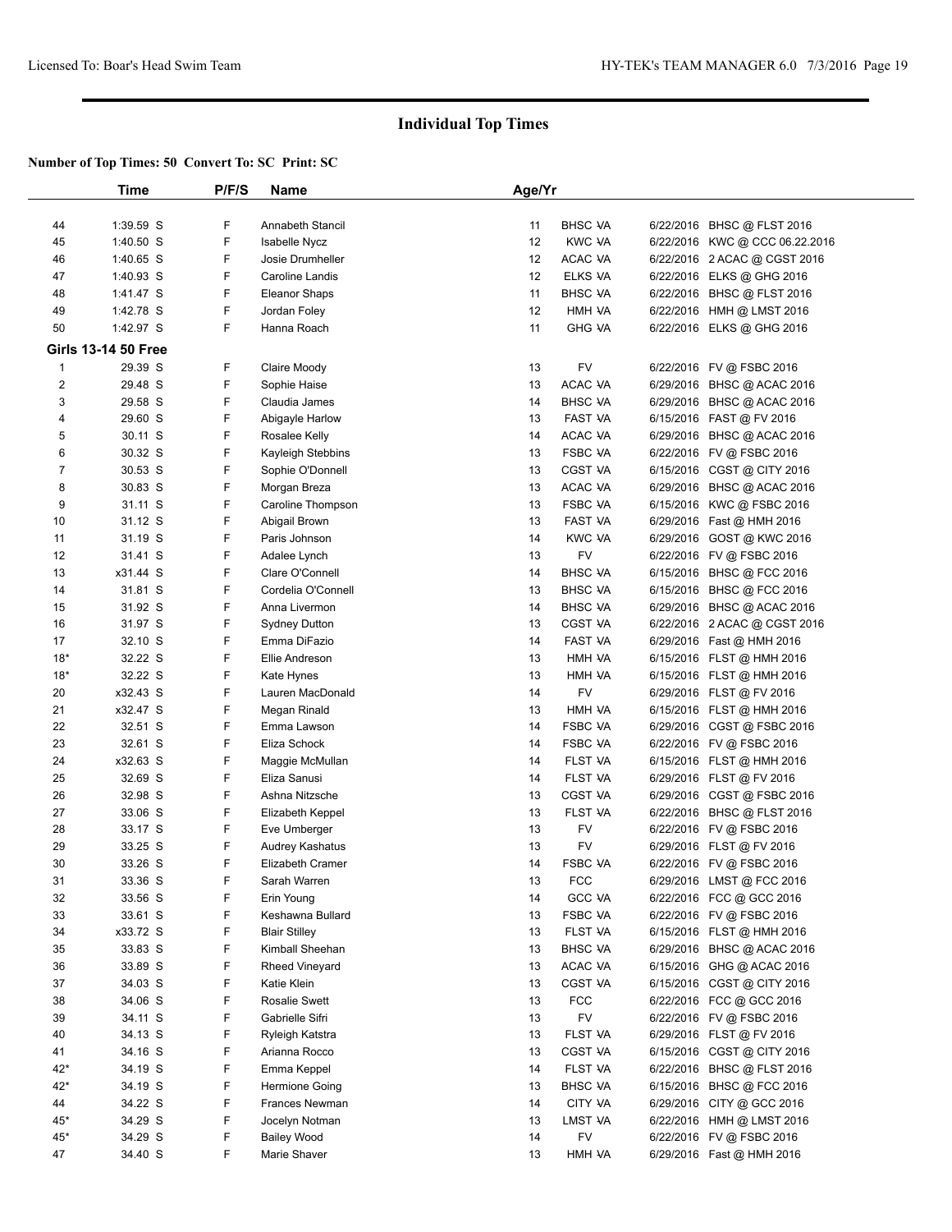# Individual Top Times

**Number of Top Times: 50 Convert To: SC Print: SC**

| | Time | P/F/S | Name | Age/Yr | | | |
|---|---|---|---|---|---|---|---|
| 44 | 1:39.59 S | F | Annabeth Stancil | 11 | BHSC VA | 6/22/2016 | BHSC @ FLST 2016 |
| 45 | 1:40.50 S | F | Isabelle Nycz | 12 | KWC VA | 6/22/2016 | KWC @ CCC 06.22.2016 |
| 46 | 1:40.65 S | F | Josie Drumheller | 12 | ACAC VA | 6/22/2016 | 2 ACAC @ CGST 2016 |
| 47 | 1:40.93 S | F | Caroline Landis | 12 | ELKS VA | 6/22/2016 | ELKS @ GHG 2016 |
| 48 | 1:41.47 S | F | Eleanor Shaps | 11 | BHSC VA | 6/22/2016 | BHSC @ FLST 2016 |
| 49 | 1:42.78 S | F | Jordan Foley | 12 | HMH VA | 6/22/2016 | HMH @ LMST 2016 |
| 50 | 1:42.97 S | F | Hanna Roach | 11 | GHG VA | 6/22/2016 | ELKS @ GHG 2016 |
| **Girls 13-14 50 Free** | | | | | | | |
| 1 | 29.39 S | F | Claire Moody | 13 | FV | 6/22/2016 | FV @ FSBC 2016 |
| 2 | 29.48 S | F | Sophie Haise | 13 | ACAC VA | 6/29/2016 | BHSC @ ACAC 2016 |
| 3 | 29.58 S | F | Claudia James | 14 | BHSC VA | 6/29/2016 | BHSC @ ACAC 2016 |
| 4 | 29.60 S | F | Abigayle Harlow | 13 | FAST VA | 6/15/2016 | FAST @ FV 2016 |
| 5 | 30.11 S | F | Rosalee Kelly | 14 | ACAC VA | 6/29/2016 | BHSC @ ACAC 2016 |
| 6 | 30.32 S | F | Kayleigh Stebbins | 13 | FSBC VA | 6/22/2016 | FV @ FSBC 2016 |
| 7 | 30.53 S | F | Sophie O'Donnell | 13 | CGST VA | 6/15/2016 | CGST @ CITY 2016 |
| 8 | 30.83 S | F | Morgan Breza | 13 | ACAC VA | 6/29/2016 | BHSC @ ACAC 2016 |
| 9 | 31.11 S | F | Caroline Thompson | 13 | FSBC VA | 6/15/2016 | KWC @ FSBC 2016 |
| 10 | 31.12 S | F | Abigail Brown | 13 | FAST VA | 6/29/2016 | Fast @ HMH 2016 |
| 11 | 31.19 S | F | Paris Johnson | 14 | KWC VA | 6/29/2016 | GOST @ KWC 2016 |
| 12 | 31.41 S | F | Adalee Lynch | 13 | FV | 6/22/2016 | FV @ FSBC 2016 |
| 13 | x31.44 S | F | Clare O'Connell | 14 | BHSC VA | 6/15/2016 | BHSC @ FCC 2016 |
| 14 | 31.81 S | F | Cordelia O'Connell | 13 | BHSC VA | 6/15/2016 | BHSC @ FCC 2016 |
| 15 | 31.92 S | F | Anna Livermon | 14 | BHSC VA | 6/29/2016 | BHSC @ ACAC 2016 |
| 16 | 31.97 S | F | Sydney Dutton | 13 | CGST VA | 6/22/2016 | 2 ACAC @ CGST 2016 |
| 17 | 32.10 S | F | Emma DiFazio | 14 | FAST VA | 6/29/2016 | Fast @ HMH 2016 |
| 18* | 32.22 S | F | Ellie Andreson | 13 | HMH VA | 6/15/2016 | FLST @ HMH 2016 |
| 18* | 32.22 S | F | Kate Hynes | 13 | HMH VA | 6/15/2016 | FLST @ HMH 2016 |
| 20 | x32.43 S | F | Lauren MacDonald | 14 | FV | 6/29/2016 | FLST @ FV 2016 |
| 21 | x32.47 S | F | Megan Rinald | 13 | HMH VA | 6/15/2016 | FLST @ HMH 2016 |
| 22 | 32.51 S | F | Emma Lawson | 14 | FSBC VA | 6/29/2016 | CGST @ FSBC 2016 |
| 23 | 32.61 S | F | Eliza Schock | 14 | FSBC VA | 6/22/2016 | FV @ FSBC 2016 |
| 24 | x32.63 S | F | Maggie McMullan | 14 | FLST VA | 6/15/2016 | FLST @ HMH 2016 |
| 25 | 32.69 S | F | Eliza Sanusi | 14 | FLST VA | 6/29/2016 | FLST @ FV 2016 |
| 26 | 32.98 S | F | Ashna Nitzsche | 13 | CGST VA | 6/29/2016 | CGST @ FSBC 2016 |
| 27 | 33.06 S | F | Elizabeth Keppel | 13 | FLST VA | 6/22/2016 | BHSC @ FLST 2016 |
| 28 | 33.17 S | F | Eve Umberger | 13 | FV | 6/22/2016 | FV @ FSBC 2016 |
| 29 | 33.25 S | F | Audrey Kashatus | 13 | FV | 6/29/2016 | FLST @ FV 2016 |
| 30 | 33.26 S | F | Elizabeth Cramer | 14 | FSBC VA | 6/22/2016 | FV @ FSBC 2016 |
| 31 | 33.36 S | F | Sarah Warren | 13 | FCC | 6/29/2016 | LMST @ FCC 2016 |
| 32 | 33.56 S | F | Erin Young | 14 | GCC VA | 6/22/2016 | FCC @ GCC 2016 |
| 33 | 33.61 S | F | Keshawna Bullard | 13 | FSBC VA | 6/22/2016 | FV @ FSBC 2016 |
| 34 | x33.72 S | F | Blair Stilley | 13 | FLST VA | 6/15/2016 | FLST @ HMH 2016 |
| 35 | 33.83 S | F | Kimball Sheehan | 13 | BHSC VA | 6/29/2016 | BHSC @ ACAC 2016 |
| 36 | 33.89 S | F | Rheed Vineyard | 13 | ACAC VA | 6/15/2016 | GHG @ ACAC 2016 |
| 37 | 34.03 S | F | Katie Klein | 13 | CGST VA | 6/15/2016 | CGST @ CITY 2016 |
| 38 | 34.06 S | F | Rosalie Swett | 13 | FCC | 6/22/2016 | FCC @ GCC 2016 |
| 39 | 34.11 S | F | Gabrielle Sifri | 13 | FV | 6/22/2016 | FV @ FSBC 2016 |
| 40 | 34.13 S | F | Ryleigh Katstra | 13 | FLST VA | 6/29/2016 | FLST @ FV 2016 |
| 41 | 34.16 S | F | Arianna Rocco | 13 | CGST VA | 6/15/2016 | CGST @ CITY 2016 |
| 42* | 34.19 S | F | Emma Keppel | 14 | FLST VA | 6/22/2016 | BHSC @ FLST 2016 |
| 42* | 34.19 S | F | Hermione Going | 13 | BHSC VA | 6/15/2016 | BHSC @ FCC 2016 |
| 44 | 34.22 S | F | Frances Newman | 14 | CITY VA | 6/29/2016 | CITY @ GCC 2016 |
| 45* | 34.29 S | F | Jocelyn Notman | 13 | LMST VA | 6/22/2016 | HMH @ LMST 2016 |
| 45* | 34.29 S | F | Bailey Wood | 14 | FV | 6/22/2016 | FV @ FSBC 2016 |
| 47 | 34.40 S | F | Marie Shaver | 13 | HMH VA | 6/29/2016 | Fast @ HMH 2016 |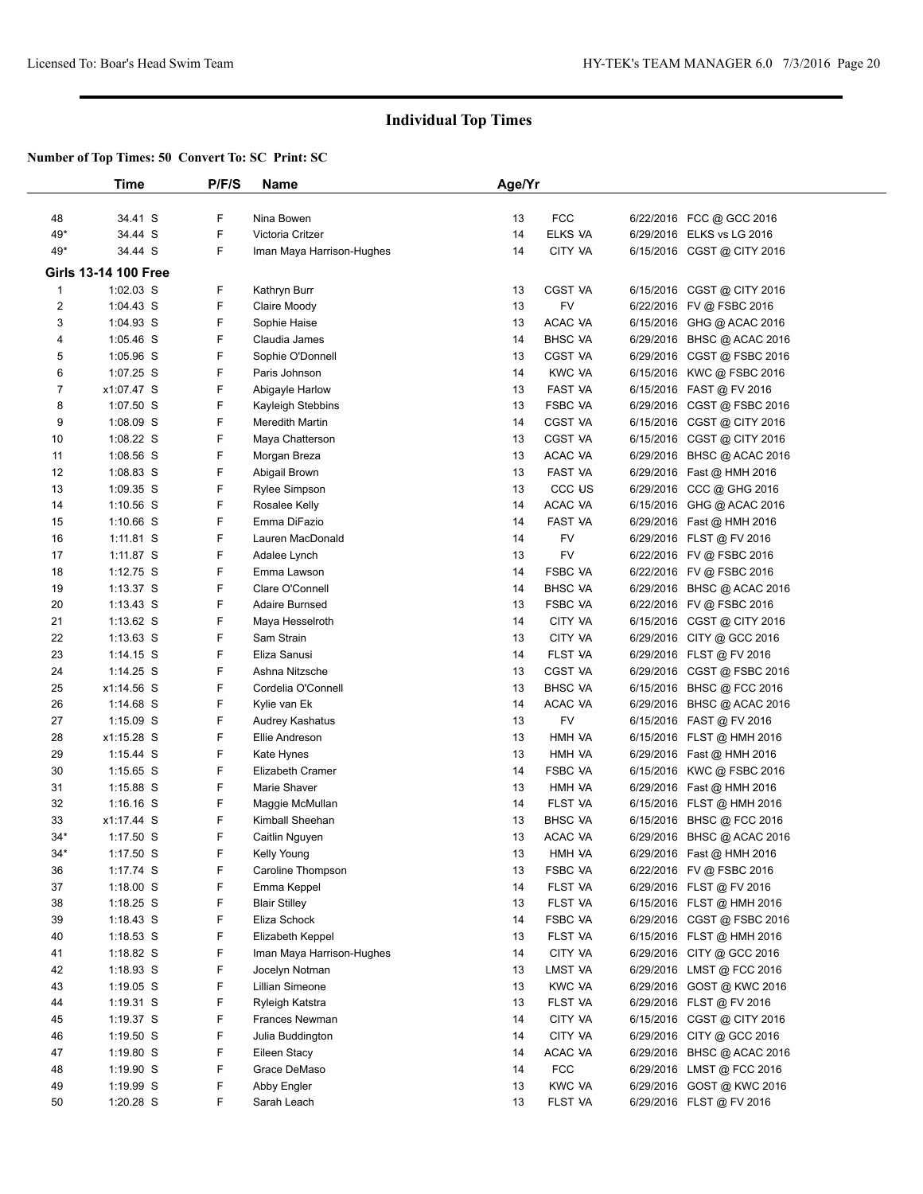# Individual Top Times

**Number of Top Times: 50 Convert To: SC Print: SC**

| | Time | P/F/S | Name | Age/Yr | | |
|---|---|---|---|---|---|---|
| 48 | 34.41 S | F | Nina Bowen | 13 | FCC | 6/22/2016 FCC @ GCC 2016 |
| 49* | 34.44 S | F | Victoria Critzer | 14 | ELKS VA | 6/29/2016 ELKS vs LG 2016 |
| 49* | 34.44 S | F | Iman Maya Harrison-Hughes | 14 | CITY VA | 6/15/2016 CGST @ CITY 2016 |
| **Girls 13-14 100 Free** | | | | | | |
| 1 | 1:02.03 S | F | Kathryn Burr | 13 | CGST VA | 6/15/2016 CGST @ CITY 2016 |
| 2 | 1:04.43 S | F | Claire Moody | 13 | FV | 6/22/2016 FV @ FSBC 2016 |
| 3 | 1:04.93 S | F | Sophie Haise | 13 | ACAC VA | 6/15/2016 GHG @ ACAC 2016 |
| 4 | 1:05.46 S | F | Claudia James | 14 | BHSC VA | 6/29/2016 BHSC @ ACAC 2016 |
| 5 | 1:05.96 S | F | Sophie O'Donnell | 13 | CGST VA | 6/29/2016 CGST @ FSBC 2016 |
| 6 | 1:07.25 S | F | Paris Johnson | 14 | KWC VA | 6/15/2016 KWC @ FSBC 2016 |
| 7 | x1:07.47 S | F | Abigayle Harlow | 13 | FAST VA | 6/15/2016 FAST @ FV 2016 |
| 8 | 1:07.50 S | F | Kayleigh Stebbins | 13 | FSBC VA | 6/29/2016 CGST @ FSBC 2016 |
| 9 | 1:08.09 S | F | Meredith Martin | 14 | CGST VA | 6/15/2016 CGST @ CITY 2016 |
| 10 | 1:08.22 S | F | Maya Chatterson | 13 | CGST VA | 6/15/2016 CGST @ CITY 2016 |
| 11 | 1:08.56 S | F | Morgan Breza | 13 | ACAC VA | 6/29/2016 BHSC @ ACAC 2016 |
| 12 | 1:08.83 S | F | Abigail Brown | 13 | FAST VA | 6/29/2016 Fast @ HMH 2016 |
| 13 | 1:09.35 S | F | Rylee Simpson | 13 | CCC US | 6/29/2016 CCC @ GHG 2016 |
| 14 | 1:10.56 S | F | Rosalee Kelly | 14 | ACAC VA | 6/15/2016 GHG @ ACAC 2016 |
| 15 | 1:10.66 S | F | Emma DiFazio | 14 | FAST VA | 6/29/2016 Fast @ HMH 2016 |
| 16 | 1:11.81 S | F | Lauren MacDonald | 14 | FV | 6/29/2016 FLST @ FV 2016 |
| 17 | 1:11.87 S | F | Adalee Lynch | 13 | FV | 6/22/2016 FV @ FSBC 2016 |
| 18 | 1:12.75 S | F | Emma Lawson | 14 | FSBC VA | 6/22/2016 FV @ FSBC 2016 |
| 19 | 1:13.37 S | F | Clare O'Connell | 14 | BHSC VA | 6/29/2016 BHSC @ ACAC 2016 |
| 20 | 1:13.43 S | F | Adaire Burnsed | 13 | FSBC VA | 6/22/2016 FV @ FSBC 2016 |
| 21 | 1:13.62 S | F | Maya Hesselroth | 14 | CITY VA | 6/15/2016 CGST @ CITY 2016 |
| 22 | 1:13.63 S | F | Sam Strain | 13 | CITY VA | 6/29/2016 CITY @ GCC 2016 |
| 23 | 1:14.15 S | F | Eliza Sanusi | 14 | FLST VA | 6/29/2016 FLST @ FV 2016 |
| 24 | 1:14.25 S | F | Ashna Nitzsche | 13 | CGST VA | 6/29/2016 CGST @ FSBC 2016 |
| 25 | x1:14.56 S | F | Cordelia O'Connell | 13 | BHSC VA | 6/15/2016 BHSC @ FCC 2016 |
| 26 | 1:14.68 S | F | Kylie van Ek | 14 | ACAC VA | 6/29/2016 BHSC @ ACAC 2016 |
| 27 | 1:15.09 S | F | Audrey Kashatus | 13 | FV | 6/15/2016 FAST @ FV 2016 |
| 28 | x1:15.28 S | F | Ellie Andreson | 13 | HMH VA | 6/15/2016 FLST @ HMH 2016 |
| 29 | 1:15.44 S | F | Kate Hynes | 13 | HMH VA | 6/29/2016 Fast @ HMH 2016 |
| 30 | 1:15.65 S | F | Elizabeth Cramer | 14 | FSBC VA | 6/15/2016 KWC @ FSBC 2016 |
| 31 | 1:15.88 S | F | Marie Shaver | 13 | HMH VA | 6/29/2016 Fast @ HMH 2016 |
| 32 | 1:16.16 S | F | Maggie McMullan | 14 | FLST VA | 6/15/2016 FLST @ HMH 2016 |
| 33 | x1:17.44 S | F | Kimball Sheehan | 13 | BHSC VA | 6/15/2016 BHSC @ FCC 2016 |
| 34* | 1:17.50 S | F | Caitlin Nguyen | 13 | ACAC VA | 6/29/2016 BHSC @ ACAC 2016 |
| 34* | 1:17.50 S | F | Kelly Young | 13 | HMH VA | 6/29/2016 Fast @ HMH 2016 |
| 36 | 1:17.74 S | F | Caroline Thompson | 13 | FSBC VA | 6/22/2016 FV @ FSBC 2016 |
| 37 | 1:18.00 S | F | Emma Keppel | 14 | FLST VA | 6/29/2016 FLST @ FV 2016 |
| 38 | 1:18.25 S | F | Blair Stilley | 13 | FLST VA | 6/15/2016 FLST @ HMH 2016 |
| 39 | 1:18.43 S | F | Eliza Schock | 14 | FSBC VA | 6/29/2016 CGST @ FSBC 2016 |
| 40 | 1:18.53 S | F | Elizabeth Keppel | 13 | FLST VA | 6/15/2016 FLST @ HMH 2016 |
| 41 | 1:18.82 S | F | Iman Maya Harrison-Hughes | 14 | CITY VA | 6/29/2016 CITY @ GCC 2016 |
| 42 | 1:18.93 S | F | Jocelyn Notman | 13 | LMST VA | 6/29/2016 LMST @ FCC 2016 |
| 43 | 1:19.05 S | F | Lillian Simeone | 13 | KWC VA | 6/29/2016 GOST @ KWC 2016 |
| 44 | 1:19.31 S | F | Ryleigh Katstra | 13 | FLST VA | 6/29/2016 FLST @ FV 2016 |
| 45 | 1:19.37 S | F | Frances Newman | 14 | CITY VA | 6/15/2016 CGST @ CITY 2016 |
| 46 | 1:19.50 S | F | Julia Buddington | 14 | CITY VA | 6/29/2016 CITY @ GCC 2016 |
| 47 | 1:19.80 S | F | Eileen Stacy | 14 | ACAC VA | 6/29/2016 BHSC @ ACAC 2016 |
| 48 | 1:19.90 S | F | Grace DeMaso | 14 | FCC | 6/29/2016 LMST @ FCC 2016 |
| 49 | 1:19.99 S | F | Abby Engler | 13 | KWC VA | 6/29/2016 GOST @ KWC 2016 |
| 50 | 1:20.28 S | F | Sarah Leach | 13 | FLST VA | 6/29/2016 FLST @ FV 2016 |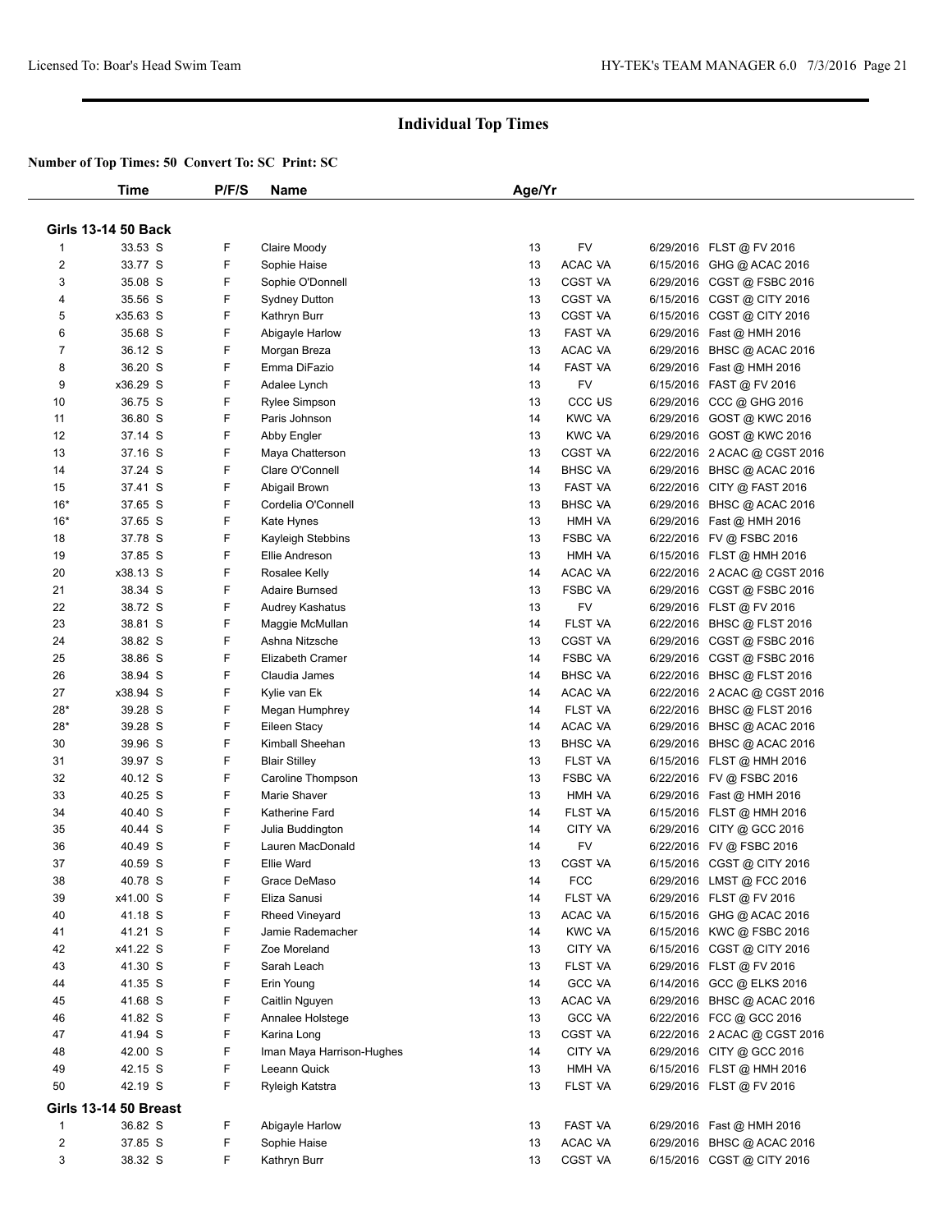# Individual Top Times

**Number of Top Times: 50 Convert To: SC Print: SC**

| | Time | P/F/S | Name | Age/Yr | | | |
|---|---|---|---|---|---|---|---|
| **Girls 13-14 50 Back** | | | | | | | |
| 1 | 33.53 S | F | Claire Moody | 13 | FV | 6/29/2016 | FLST @ FV 2016 |
| 2 | 33.77 S | F | Sophie Haise | 13 | ACAC VA | 6/15/2016 | GHG @ ACAC 2016 |
| 3 | 35.08 S | F | Sophie O'Donnell | 13 | CGST VA | 6/29/2016 | CGST @ FSBC 2016 |
| 4 | 35.56 S | F | Sydney Dutton | 13 | CGST VA | 6/15/2016 | CGST @ CITY 2016 |
| 5 | x35.63 S | F | Kathryn Burr | 13 | CGST VA | 6/15/2016 | CGST @ CITY 2016 |
| 6 | 35.68 S | F | Abigayle Harlow | 13 | FAST VA | 6/29/2016 | Fast @ HMH 2016 |
| 7 | 36.12 S | F | Morgan Breza | 13 | ACAC VA | 6/29/2016 | BHSC @ ACAC 2016 |
| 8 | 36.20 S | F | Emma DiFazio | 14 | FAST VA | 6/29/2016 | Fast @ HMH 2016 |
| 9 | x36.29 S | F | Adalee Lynch | 13 | FV | 6/15/2016 | FAST @ FV 2016 |
| 10 | 36.75 S | F | Rylee Simpson | 13 | CCC US | 6/29/2016 | CCC @ GHG 2016 |
| 11 | 36.80 S | F | Paris Johnson | 14 | KWC VA | 6/29/2016 | GOST @ KWC 2016 |
| 12 | 37.14 S | F | Abby Engler | 13 | KWC VA | 6/29/2016 | GOST @ KWC 2016 |
| 13 | 37.16 S | F | Maya Chatterson | 13 | CGST VA | 6/22/2016 | 2 ACAC @ CGST 2016 |
| 14 | 37.24 S | F | Clare O'Connell | 14 | BHSC VA | 6/29/2016 | BHSC @ ACAC 2016 |
| 15 | 37.41 S | F | Abigail Brown | 13 | FAST VA | 6/22/2016 | CITY @ FAST 2016 |
| 16* | 37.65 S | F | Cordelia O'Connell | 13 | BHSC VA | 6/29/2016 | BHSC @ ACAC 2016 |
| 16* | 37.65 S | F | Kate Hynes | 13 | HMH VA | 6/29/2016 | Fast @ HMH 2016 |
| 18 | 37.78 S | F | Kayleigh Stebbins | 13 | FSBC VA | 6/22/2016 | FV @ FSBC 2016 |
| 19 | 37.85 S | F | Ellie Andreson | 13 | HMH VA | 6/15/2016 | FLST @ HMH 2016 |
| 20 | x38.13 S | F | Rosalee Kelly | 14 | ACAC VA | 6/22/2016 | 2 ACAC @ CGST 2016 |
| 21 | 38.34 S | F | Adaire Burnsed | 13 | FSBC VA | 6/29/2016 | CGST @ FSBC 2016 |
| 22 | 38.72 S | F | Audrey Kashatus | 13 | FV | 6/29/2016 | FLST @ FV 2016 |
| 23 | 38.81 S | F | Maggie McMullan | 14 | FLST VA | 6/22/2016 | BHSC @ FLST 2016 |
| 24 | 38.82 S | F | Ashna Nitzsche | 13 | CGST VA | 6/29/2016 | CGST @ FSBC 2016 |
| 25 | 38.86 S | F | Elizabeth Cramer | 14 | FSBC VA | 6/29/2016 | CGST @ FSBC 2016 |
| 26 | 38.94 S | F | Claudia James | 14 | BHSC VA | 6/22/2016 | BHSC @ FLST 2016 |
| 27 | x38.94 S | F | Kylie van Ek | 14 | ACAC VA | 6/22/2016 | 2 ACAC @ CGST 2016 |
| 28* | 39.28 S | F | Megan Humphrey | 14 | FLST VA | 6/22/2016 | BHSC @ FLST 2016 |
| 28* | 39.28 S | F | Eileen Stacy | 14 | ACAC VA | 6/29/2016 | BHSC @ ACAC 2016 |
| 30 | 39.96 S | F | Kimball Sheehan | 13 | BHSC VA | 6/29/2016 | BHSC @ ACAC 2016 |
| 31 | 39.97 S | F | Blair Stilley | 13 | FLST VA | 6/15/2016 | FLST @ HMH 2016 |
| 32 | 40.12 S | F | Caroline Thompson | 13 | FSBC VA | 6/22/2016 | FV @ FSBC 2016 |
| 33 | 40.25 S | F | Marie Shaver | 13 | HMH VA | 6/29/2016 | Fast @ HMH 2016 |
| 34 | 40.40 S | F | Katherine Fard | 14 | FLST VA | 6/15/2016 | FLST @ HMH 2016 |
| 35 | 40.44 S | F | Julia Buddington | 14 | CITY VA | 6/29/2016 | CITY @ GCC 2016 |
| 36 | 40.49 S | F | Lauren MacDonald | 14 | FV | 6/22/2016 | FV @ FSBC 2016 |
| 37 | 40.59 S | F | Ellie Ward | 13 | CGST VA | 6/15/2016 | CGST @ CITY 2016 |
| 38 | 40.78 S | F | Grace DeMaso | 14 | FCC | 6/29/2016 | LMST @ FCC 2016 |
| 39 | x41.00 S | F | Eliza Sanusi | 14 | FLST VA | 6/29/2016 | FLST @ FV 2016 |
| 40 | 41.18 S | F | Rheed Vineyard | 13 | ACAC VA | 6/15/2016 | GHG @ ACAC 2016 |
| 41 | 41.21 S | F | Jamie Rademacher | 14 | KWC VA | 6/15/2016 | KWC @ FSBC 2016 |
| 42 | x41.22 S | F | Zoe Moreland | 13 | CITY VA | 6/15/2016 | CGST @ CITY 2016 |
| 43 | 41.30 S | F | Sarah Leach | 13 | FLST VA | 6/29/2016 | FLST @ FV 2016 |
| 44 | 41.35 S | F | Erin Young | 14 | GCC VA | 6/14/2016 | GCC @ ELKS 2016 |
| 45 | 41.68 S | F | Caitlin Nguyen | 13 | ACAC VA | 6/29/2016 | BHSC @ ACAC 2016 |
| 46 | 41.82 S | F | Annalee Holstege | 13 | GCC VA | 6/22/2016 | FCC @ GCC 2016 |
| 47 | 41.94 S | F | Karina Long | 13 | CGST VA | 6/22/2016 | 2 ACAC @ CGST 2016 |
| 48 | 42.00 S | F | Iman Maya Harrison-Hughes | 14 | CITY VA | 6/29/2016 | CITY @ GCC 2016 |
| 49 | 42.15 S | F | Leeann Quick | 13 | HMH VA | 6/15/2016 | FLST @ HMH 2016 |
| 50 | 42.19 S | F | Ryleigh Katstra | 13 | FLST VA | 6/29/2016 | FLST @ FV 2016 |
| **Girls 13-14 50 Breast** | | | | | | | |
| 1 | 36.82 S | F | Abigayle Harlow | 13 | FAST VA | 6/29/2016 | Fast @ HMH 2016 |
| 2 | 37.85 S | F | Sophie Haise | 13 | ACAC VA | 6/29/2016 | BHSC @ ACAC 2016 |
| 3 | 38.32 S | F | Kathryn Burr | 13 | CGST VA | 6/15/2016 | CGST @ CITY 2016 |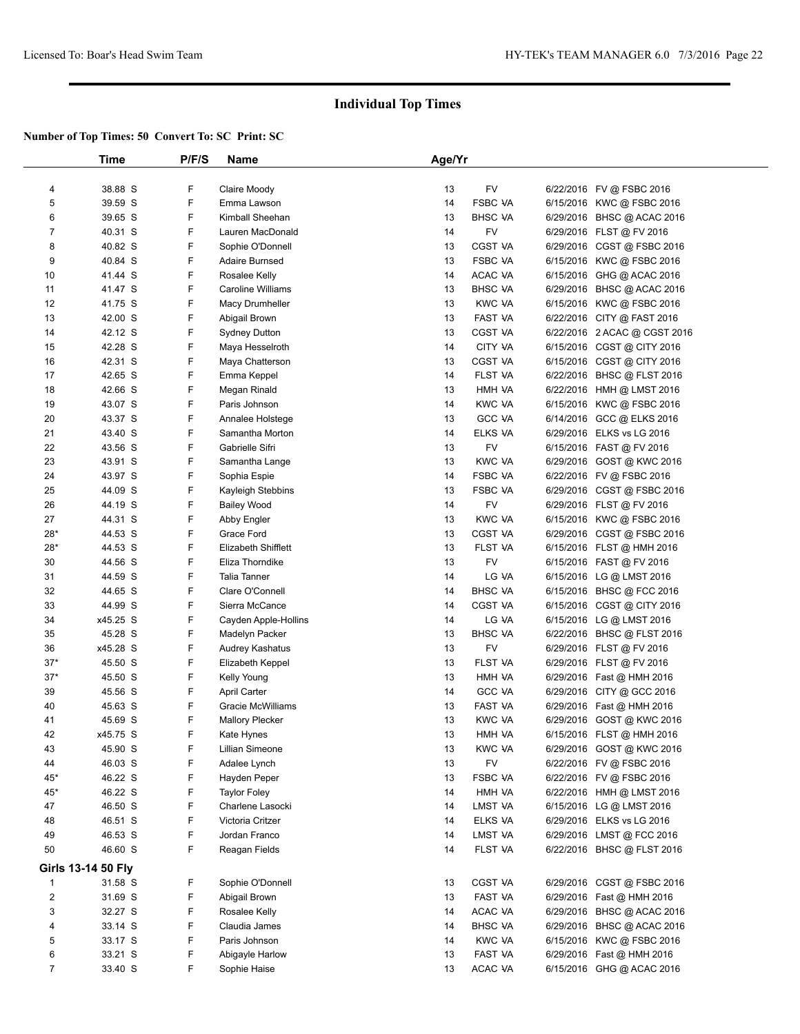## Individual Top Times

**Number of Top Times: 50 Convert To: SC Print: SC**

| | Time | P/F/S | Name | Age/Yr | | | |
|---|---|---|---|---|---|---|---|
| 4 | 38.88 S | F | Claire Moody | 13 | FV | 6/22/2016 | FV @ FSBC 2016 |
| 5 | 39.59 S | F | Emma Lawson | 14 | FSBC VA | 6/15/2016 | KWC @ FSBC 2016 |
| 6 | 39.65 S | F | Kimball Sheehan | 13 | BHSC VA | 6/29/2016 | BHSC @ ACAC 2016 |
| 7 | 40.31 S | F | Lauren MacDonald | 14 | FV | 6/29/2016 | FLST @ FV 2016 |
| 8 | 40.82 S | F | Sophie O'Donnell | 13 | CGST VA | 6/29/2016 | CGST @ FSBC 2016 |
| 9 | 40.84 S | F | Adaire Burnsed | 13 | FSBC VA | 6/15/2016 | KWC @ FSBC 2016 |
| 10 | 41.44 S | F | Rosalee Kelly | 14 | ACAC VA | 6/15/2016 | GHG @ ACAC 2016 |
| 11 | 41.47 S | F | Caroline Williams | 13 | BHSC VA | 6/29/2016 | BHSC @ ACAC 2016 |
| 12 | 41.75 S | F | Macy Drumheller | 13 | KWC VA | 6/15/2016 | KWC @ FSBC 2016 |
| 13 | 42.00 S | F | Abigail Brown | 13 | FAST VA | 6/22/2016 | CITY @ FAST 2016 |
| 14 | 42.12 S | F | Sydney Dutton | 13 | CGST VA | 6/22/2016 | 2 ACAC @ CGST 2016 |
| 15 | 42.28 S | F | Maya Hesselroth | 14 | CITY VA | 6/15/2016 | CGST @ CITY 2016 |
| 16 | 42.31 S | F | Maya Chatterson | 13 | CGST VA | 6/15/2016 | CGST @ CITY 2016 |
| 17 | 42.65 S | F | Emma Keppel | 14 | FLST VA | 6/22/2016 | BHSC @ FLST 2016 |
| 18 | 42.66 S | F | Megan Rinald | 13 | HMH VA | 6/22/2016 | HMH @ LMST 2016 |
| 19 | 43.07 S | F | Paris Johnson | 14 | KWC VA | 6/15/2016 | KWC @ FSBC 2016 |
| 20 | 43.37 S | F | Annalee Holstege | 13 | GCC VA | 6/14/2016 | GCC @ ELKS 2016 |
| 21 | 43.40 S | F | Samantha Morton | 14 | ELKS VA | 6/29/2016 | ELKS vs LG 2016 |
| 22 | 43.56 S | F | Gabrielle Sifri | 13 | FV | 6/15/2016 | FAST @ FV 2016 |
| 23 | 43.91 S | F | Samantha Lange | 13 | KWC VA | 6/29/2016 | GOST @ KWC 2016 |
| 24 | 43.97 S | F | Sophia Espie | 14 | FSBC VA | 6/22/2016 | FV @ FSBC 2016 |
| 25 | 44.09 S | F | Kayleigh Stebbins | 13 | FSBC VA | 6/29/2016 | CGST @ FSBC 2016 |
| 26 | 44.19 S | F | Bailey Wood | 14 | FV | 6/29/2016 | FLST @ FV 2016 |
| 27 | 44.31 S | F | Abby Engler | 13 | KWC VA | 6/15/2016 | KWC @ FSBC 2016 |
| 28* | 44.53 S | F | Grace Ford | 13 | CGST VA | 6/29/2016 | CGST @ FSBC 2016 |
| 28* | 44.53 S | F | Elizabeth Shifflett | 13 | FLST VA | 6/15/2016 | FLST @ HMH 2016 |
| 30 | 44.56 S | F | Eliza Thorndike | 13 | FV | 6/15/2016 | FAST @ FV 2016 |
| 31 | 44.59 S | F | Talia Tanner | 14 | LG VA | 6/15/2016 | LG @ LMST 2016 |
| 32 | 44.65 S | F | Clare O'Connell | 14 | BHSC VA | 6/15/2016 | BHSC @ FCC 2016 |
| 33 | 44.99 S | F | Sierra McCance | 14 | CGST VA | 6/15/2016 | CGST @ CITY 2016 |
| 34 | x45.25 S | F | Cayden Apple-Hollins | 14 | LG VA | 6/15/2016 | LG @ LMST 2016 |
| 35 | 45.28 S | F | Madelyn Packer | 13 | BHSC VA | 6/22/2016 | BHSC @ FLST 2016 |
| 36 | x45.28 S | F | Audrey Kashatus | 13 | FV | 6/29/2016 | FLST @ FV 2016 |
| 37* | 45.50 S | F | Elizabeth Keppel | 13 | FLST VA | 6/29/2016 | FLST @ FV 2016 |
| 37* | 45.50 S | F | Kelly Young | 13 | HMH VA | 6/29/2016 | Fast @ HMH 2016 |
| 39 | 45.56 S | F | April Carter | 14 | GCC VA | 6/29/2016 | CITY @ GCC 2016 |
| 40 | 45.63 S | F | Gracie McWilliams | 13 | FAST VA | 6/29/2016 | Fast @ HMH 2016 |
| 41 | 45.69 S | F | Mallory Plecker | 13 | KWC VA | 6/29/2016 | GOST @ KWC 2016 |
| 42 | x45.75 S | F | Kate Hynes | 13 | HMH VA | 6/15/2016 | FLST @ HMH 2016 |
| 43 | 45.90 S | F | Lillian Simeone | 13 | KWC VA | 6/29/2016 | GOST @ KWC 2016 |
| 44 | 46.03 S | F | Adalee Lynch | 13 | FV | 6/22/2016 | FV @ FSBC 2016 |
| 45* | 46.22 S | F | Hayden Peper | 13 | FSBC VA | 6/22/2016 | FV @ FSBC 2016 |
| 45* | 46.22 S | F | Taylor Foley | 14 | HMH VA | 6/22/2016 | HMH @ LMST 2016 |
| 47 | 46.50 S | F | Charlene Lasocki | 14 | LMST VA | 6/15/2016 | LG @ LMST 2016 |
| 48 | 46.51 S | F | Victoria Critzer | 14 | ELKS VA | 6/29/2016 | ELKS vs LG 2016 |
| 49 | 46.53 S | F | Jordan Franco | 14 | LMST VA | 6/29/2016 | LMST @ FCC 2016 |
| 50 | 46.60 S | F | Reagan Fields | 14 | FLST VA | 6/22/2016 | BHSC @ FLST 2016 |
| **Girls 13-14 50 Fly** | | | | | | | |
| 1 | 31.58 S | F | Sophie O'Donnell | 13 | CGST VA | 6/29/2016 | CGST @ FSBC 2016 |
| 2 | 31.69 S | F | Abigail Brown | 13 | FAST VA | 6/29/2016 | Fast @ HMH 2016 |
| 3 | 32.27 S | F | Rosalee Kelly | 14 | ACAC VA | 6/29/2016 | BHSC @ ACAC 2016 |
| 4 | 33.14 S | F | Claudia James | 14 | BHSC VA | 6/29/2016 | BHSC @ ACAC 2016 |
| 5 | 33.17 S | F | Paris Johnson | 14 | KWC VA | 6/15/2016 | KWC @ FSBC 2016 |
| 6 | 33.21 S | F | Abigayle Harlow | 13 | FAST VA | 6/29/2016 | Fast @ HMH 2016 |
| 7 | 33.40 S | F | Sophie Haise | 13 | ACAC VA | 6/15/2016 | GHG @ ACAC 2016 |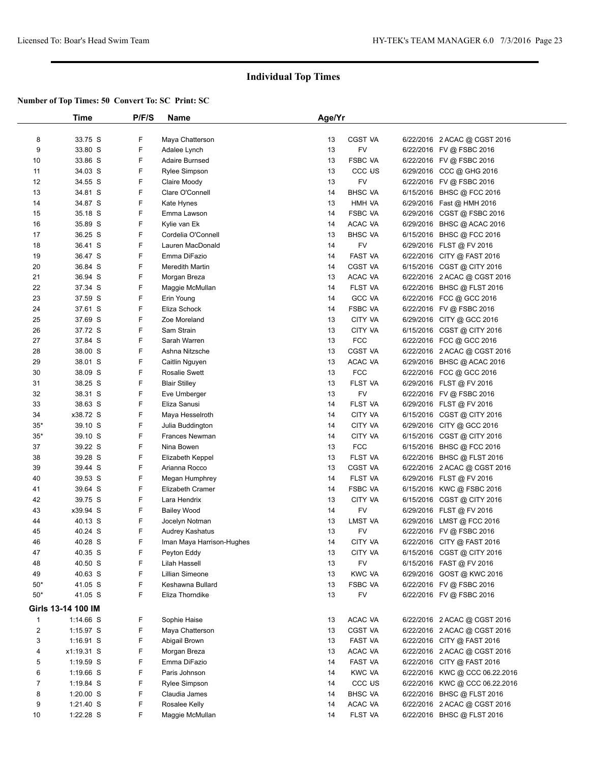# Individual Top Times

**Number of Top Times: 50 Convert To: SC Print: SC**

| | Time | P/F/S | Name | Age/Yr | | |
|---|---|---|---|---|---|---|
| 8 | 33.75 S | F | Maya Chatterson | 13 | CGST VA | 6/22/2016 2 ACAC @ CGST 2016 |
| 9 | 33.80 S | F | Adalee Lynch | 13 | FV | 6/22/2016 FV @ FSBC 2016 |
| 10 | 33.86 S | F | Adaire Burnsed | 13 | FSBC VA | 6/22/2016 FV @ FSBC 2016 |
| 11 | 34.03 S | F | Rylee Simpson | 13 | CCC US | 6/29/2016 CCC @ GHG 2016 |
| 12 | 34.55 S | F | Claire Moody | 13 | FV | 6/22/2016 FV @ FSBC 2016 |
| 13 | 34.81 S | F | Clare O'Connell | 14 | BHSC VA | 6/15/2016 BHSC @ FCC 2016 |
| 14 | 34.87 S | F | Kate Hynes | 13 | HMH VA | 6/29/2016 Fast @ HMH 2016 |
| 15 | 35.18 S | F | Emma Lawson | 14 | FSBC VA | 6/29/2016 CGST @ FSBC 2016 |
| 16 | 35.89 S | F | Kylie van Ek | 14 | ACAC VA | 6/29/2016 BHSC @ ACAC 2016 |
| 17 | 36.25 S | F | Cordelia O'Connell | 13 | BHSC VA | 6/15/2016 BHSC @ FCC 2016 |
| 18 | 36.41 S | F | Lauren MacDonald | 14 | FV | 6/29/2016 FLST @ FV 2016 |
| 19 | 36.47 S | F | Emma DiFazio | 14 | FAST VA | 6/22/2016 CITY @ FAST 2016 |
| 20 | 36.84 S | F | Meredith Martin | 14 | CGST VA | 6/15/2016 CGST @ CITY 2016 |
| 21 | 36.94 S | F | Morgan Breza | 13 | ACAC VA | 6/22/2016 2 ACAC @ CGST 2016 |
| 22 | 37.34 S | F | Maggie McMullan | 14 | FLST VA | 6/22/2016 BHSC @ FLST 2016 |
| 23 | 37.59 S | F | Erin Young | 14 | GCC VA | 6/22/2016 FCC @ GCC 2016 |
| 24 | 37.61 S | F | Eliza Schock | 14 | FSBC VA | 6/22/2016 FV @ FSBC 2016 |
| 25 | 37.69 S | F | Zoe Moreland | 13 | CITY VA | 6/29/2016 CITY @ GCC 2016 |
| 26 | 37.72 S | F | Sam Strain | 13 | CITY VA | 6/15/2016 CGST @ CITY 2016 |
| 27 | 37.84 S | F | Sarah Warren | 13 | FCC | 6/22/2016 FCC @ GCC 2016 |
| 28 | 38.00 S | F | Ashna Nitzsche | 13 | CGST VA | 6/22/2016 2 ACAC @ CGST 2016 |
| 29 | 38.01 S | F | Caitlin Nguyen | 13 | ACAC VA | 6/29/2016 BHSC @ ACAC 2016 |
| 30 | 38.09 S | F | Rosalie Swett | 13 | FCC | 6/22/2016 FCC @ GCC 2016 |
| 31 | 38.25 S | F | Blair Stilley | 13 | FLST VA | 6/29/2016 FLST @ FV 2016 |
| 32 | 38.31 S | F | Eve Umberger | 13 | FV | 6/22/2016 FV @ FSBC 2016 |
| 33 | 38.63 S | F | Eliza Sanusi | 14 | FLST VA | 6/29/2016 FLST @ FV 2016 |
| 34 | x38.72 S | F | Maya Hesselroth | 14 | CITY VA | 6/15/2016 CGST @ CITY 2016 |
| 35* | 39.10 S | F | Julia Buddington | 14 | CITY VA | 6/29/2016 CITY @ GCC 2016 |
| 35* | 39.10 S | F | Frances Newman | 14 | CITY VA | 6/15/2016 CGST @ CITY 2016 |
| 37 | 39.22 S | F | Nina Bowen | 13 | FCC | 6/15/2016 BHSC @ FCC 2016 |
| 38 | 39.28 S | F | Elizabeth Keppel | 13 | FLST VA | 6/22/2016 BHSC @ FLST 2016 |
| 39 | 39.44 S | F | Arianna Rocco | 13 | CGST VA | 6/22/2016 2 ACAC @ CGST 2016 |
| 40 | 39.53 S | F | Megan Humphrey | 14 | FLST VA | 6/29/2016 FLST @ FV 2016 |
| 41 | 39.64 S | F | Elizabeth Cramer | 14 | FSBC VA | 6/15/2016 KWC @ FSBC 2016 |
| 42 | 39.75 S | F | Lara Hendrix | 13 | CITY VA | 6/15/2016 CGST @ CITY 2016 |
| 43 | x39.94 S | F | Bailey Wood | 14 | FV | 6/29/2016 FLST @ FV 2016 |
| 44 | 40.13 S | F | Jocelyn Notman | 13 | LMST VA | 6/29/2016 LMST @ FCC 2016 |
| 45 | 40.24 S | F | Audrey Kashatus | 13 | FV | 6/22/2016 FV @ FSBC 2016 |
| 46 | 40.28 S | F | Iman Maya Harrison-Hughes | 14 | CITY VA | 6/22/2016 CITY @ FAST 2016 |
| 47 | 40.35 S | F | Peyton Eddy | 13 | CITY VA | 6/15/2016 CGST @ CITY 2016 |
| 48 | 40.50 S | F | Lilah Hassell | 13 | FV | 6/15/2016 FAST @ FV 2016 |
| 49 | 40.63 S | F | Lillian Simeone | 13 | KWC VA | 6/29/2016 GOST @ KWC 2016 |
| 50* | 41.05 S | F | Keshawna Bullard | 13 | FSBC VA | 6/22/2016 FV @ FSBC 2016 |
| 50* | 41.05 S | F | Eliza Thorndike | 13 | FV | 6/22/2016 FV @ FSBC 2016 |

**Girls 13-14 100 IM**

| | Time | P/F/S | Name | Age/Yr | | |
|---|---|---|---|---|---|---|
| 1 | 1:14.66 S | F | Sophie Haise | 13 | ACAC VA | 6/22/2016 2 ACAC @ CGST 2016 |
| 2 | 1:15.97 S | F | Maya Chatterson | 13 | CGST VA | 6/22/2016 2 ACAC @ CGST 2016 |
| 3 | 1:16.91 S | F | Abigail Brown | 13 | FAST VA | 6/22/2016 CITY @ FAST 2016 |
| 4 | x1:19.31 S | F | Morgan Breza | 13 | ACAC VA | 6/22/2016 2 ACAC @ CGST 2016 |
| 5 | 1:19.59 S | F | Emma DiFazio | 14 | FAST VA | 6/22/2016 CITY @ FAST 2016 |
| 6 | 1:19.66 S | F | Paris Johnson | 14 | KWC VA | 6/22/2016 KWC @ CCC 06.22.2016 |
| 7 | 1:19.84 S | F | Rylee Simpson | 14 | CCC US | 6/22/2016 KWC @ CCC 06.22.2016 |
| 8 | 1:20.00 S | F | Claudia James | 14 | BHSC VA | 6/22/2016 BHSC @ FLST 2016 |
| 9 | 1:21.40 S | F | Rosalee Kelly | 14 | ACAC VA | 6/22/2016 2 ACAC @ CGST 2016 |
| 10 | 1:22.28 S | F | Maggie McMullan | 14 | FLST VA | 6/22/2016 BHSC @ FLST 2016 |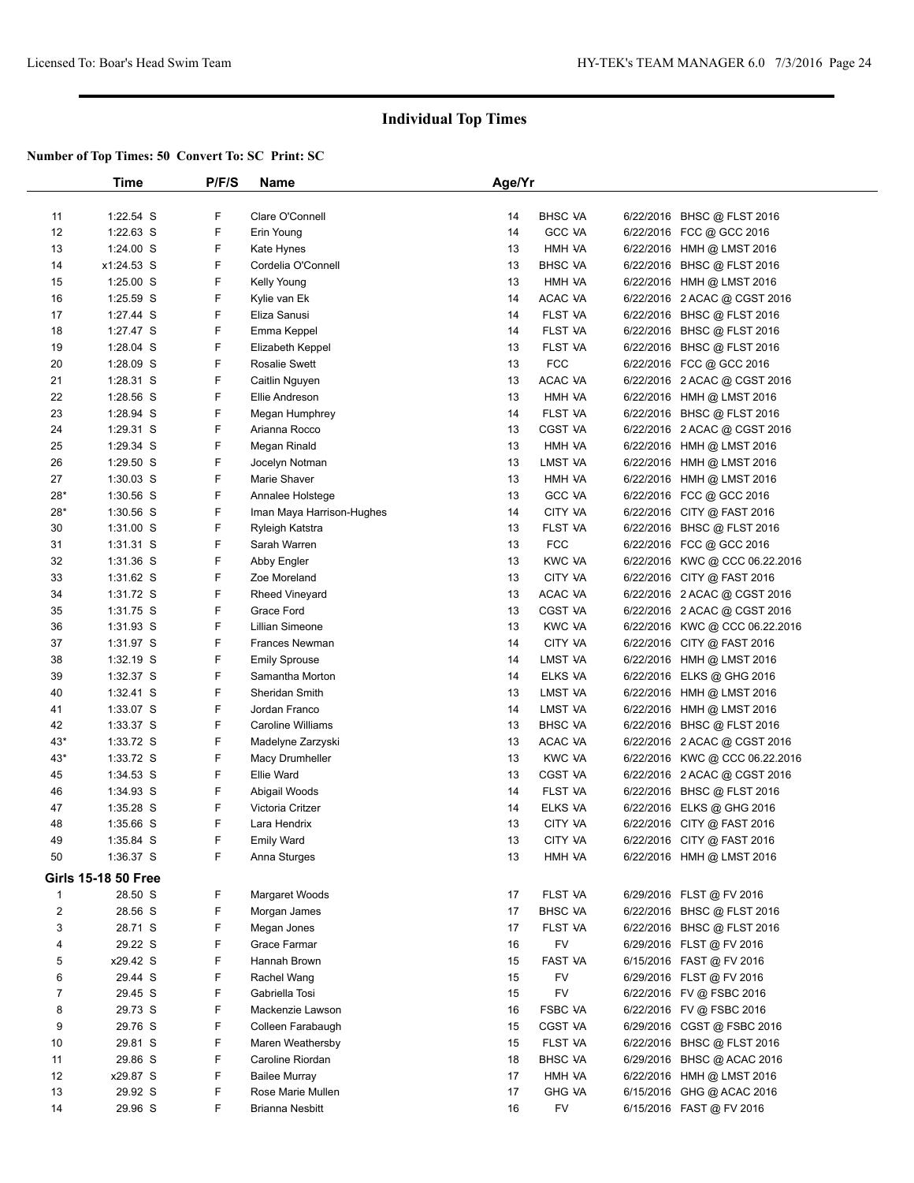## Individual Top Times

**Number of Top Times: 50 Convert To: SC Print: SC**

| | Time | P/F/S | Name | Age/Yr | | | |
|---|---|---|---|---|---|---|---|
| 11 | 1:22.54 S | F | Clare O'Connell | 14 | BHSC VA | 6/22/2016 | BHSC @ FLST 2016 |
| 12 | 1:22.63 S | F | Erin Young | 14 | GCC VA | 6/22/2016 | FCC @ GCC 2016 |
| 13 | 1:24.00 S | F | Kate Hynes | 13 | HMH VA | 6/22/2016 | HMH @ LMST 2016 |
| 14 | x1:24.53 S | F | Cordelia O'Connell | 13 | BHSC VA | 6/22/2016 | BHSC @ FLST 2016 |
| 15 | 1:25.00 S | F | Kelly Young | 13 | HMH VA | 6/22/2016 | HMH @ LMST 2016 |
| 16 | 1:25.59 S | F | Kylie van Ek | 14 | ACAC VA | 6/22/2016 | 2 ACAC @ CGST 2016 |
| 17 | 1:27.44 S | F | Eliza Sanusi | 14 | FLST VA | 6/22/2016 | BHSC @ FLST 2016 |
| 18 | 1:27.47 S | F | Emma Keppel | 14 | FLST VA | 6/22/2016 | BHSC @ FLST 2016 |
| 19 | 1:28.04 S | F | Elizabeth Keppel | 13 | FLST VA | 6/22/2016 | BHSC @ FLST 2016 |
| 20 | 1:28.09 S | F | Rosalie Swett | 13 | FCC | 6/22/2016 | FCC @ GCC 2016 |
| 21 | 1:28.31 S | F | Caitlin Nguyen | 13 | ACAC VA | 6/22/2016 | 2 ACAC @ CGST 2016 |
| 22 | 1:28.56 S | F | Ellie Andreson | 13 | HMH VA | 6/22/2016 | HMH @ LMST 2016 |
| 23 | 1:28.94 S | F | Megan Humphrey | 14 | FLST VA | 6/22/2016 | BHSC @ FLST 2016 |
| 24 | 1:29.31 S | F | Arianna Rocco | 13 | CGST VA | 6/22/2016 | 2 ACAC @ CGST 2016 |
| 25 | 1:29.34 S | F | Megan Rinald | 13 | HMH VA | 6/22/2016 | HMH @ LMST 2016 |
| 26 | 1:29.50 S | F | Jocelyn Notman | 13 | LMST VA | 6/22/2016 | HMH @ LMST 2016 |
| 27 | 1:30.03 S | F | Marie Shaver | 13 | HMH VA | 6/22/2016 | HMH @ LMST 2016 |
| 28* | 1:30.56 S | F | Annalee Holstege | 13 | GCC VA | 6/22/2016 | FCC @ GCC 2016 |
| 28* | 1:30.56 S | F | Iman Maya Harrison-Hughes | 14 | CITY VA | 6/22/2016 | CITY @ FAST 2016 |
| 30 | 1:31.00 S | F | Ryleigh Katstra | 13 | FLST VA | 6/22/2016 | BHSC @ FLST 2016 |
| 31 | 1:31.31 S | F | Sarah Warren | 13 | FCC | 6/22/2016 | FCC @ GCC 2016 |
| 32 | 1:31.36 S | F | Abby Engler | 13 | KWC VA | 6/22/2016 | KWC @ CCC 06.22.2016 |
| 33 | 1:31.62 S | F | Zoe Moreland | 13 | CITY VA | 6/22/2016 | CITY @ FAST 2016 |
| 34 | 1:31.72 S | F | Rheed Vineyard | 13 | ACAC VA | 6/22/2016 | 2 ACAC @ CGST 2016 |
| 35 | 1:31.75 S | F | Grace Ford | 13 | CGST VA | 6/22/2016 | 2 ACAC @ CGST 2016 |
| 36 | 1:31.93 S | F | Lillian Simeone | 13 | KWC VA | 6/22/2016 | KWC @ CCC 06.22.2016 |
| 37 | 1:31.97 S | F | Frances Newman | 14 | CITY VA | 6/22/2016 | CITY @ FAST 2016 |
| 38 | 1:32.19 S | F | Emily Sprouse | 14 | LMST VA | 6/22/2016 | HMH @ LMST 2016 |
| 39 | 1:32.37 S | F | Samantha Morton | 14 | ELKS VA | 6/22/2016 | ELKS @ GHG 2016 |
| 40 | 1:32.41 S | F | Sheridan Smith | 13 | LMST VA | 6/22/2016 | HMH @ LMST 2016 |
| 41 | 1:33.07 S | F | Jordan Franco | 14 | LMST VA | 6/22/2016 | HMH @ LMST 2016 |
| 42 | 1:33.37 S | F | Caroline Williams | 13 | BHSC VA | 6/22/2016 | BHSC @ FLST 2016 |
| 43* | 1:33.72 S | F | Madelyne Zarzyski | 13 | ACAC VA | 6/22/2016 | 2 ACAC @ CGST 2016 |
| 43* | 1:33.72 S | F | Macy Drumheller | 13 | KWC VA | 6/22/2016 | KWC @ CCC 06.22.2016 |
| 45 | 1:34.53 S | F | Ellie Ward | 13 | CGST VA | 6/22/2016 | 2 ACAC @ CGST 2016 |
| 46 | 1:34.93 S | F | Abigail Woods | 14 | FLST VA | 6/22/2016 | BHSC @ FLST 2016 |
| 47 | 1:35.28 S | F | Victoria Critzer | 14 | ELKS VA | 6/22/2016 | ELKS @ GHG 2016 |
| 48 | 1:35.66 S | F | Lara Hendrix | 13 | CITY VA | 6/22/2016 | CITY @ FAST 2016 |
| 49 | 1:35.84 S | F | Emily Ward | 13 | CITY VA | 6/22/2016 | CITY @ FAST 2016 |
| 50 | 1:36.37 S | F | Anna Sturges | 13 | HMH VA | 6/22/2016 | HMH @ LMST 2016 |

### Girls 15-18 50 Free

| | Time | P/F/S | Name | Age/Yr | | | |
|---|---|---|---|---|---|---|---|
| 1 | 28.50 S | F | Margaret Woods | 17 | FLST VA | 6/29/2016 | FLST @ FV 2016 |
| 2 | 28.56 S | F | Morgan James | 17 | BHSC VA | 6/22/2016 | BHSC @ FLST 2016 |
| 3 | 28.71 S | F | Megan Jones | 17 | FLST VA | 6/22/2016 | BHSC @ FLST 2016 |
| 4 | 29.22 S | F | Grace Farmar | 16 | FV | 6/29/2016 | FLST @ FV 2016 |
| 5 | x29.42 S | F | Hannah Brown | 15 | FAST VA | 6/15/2016 | FAST @ FV 2016 |
| 6 | 29.44 S | F | Rachel Wang | 15 | FV | 6/29/2016 | FLST @ FV 2016 |
| 7 | 29.45 S | F | Gabriella Tosi | 15 | FV | 6/22/2016 | FV @ FSBC 2016 |
| 8 | 29.73 S | F | Mackenzie Lawson | 16 | FSBC VA | 6/22/2016 | FV @ FSBC 2016 |
| 9 | 29.76 S | F | Colleen Farabaugh | 15 | CGST VA | 6/29/2016 | CGST @ FSBC 2016 |
| 10 | 29.81 S | F | Maren Weathersby | 15 | FLST VA | 6/22/2016 | BHSC @ FLST 2016 |
| 11 | 29.86 S | F | Caroline Riordan | 18 | BHSC VA | 6/29/2016 | BHSC @ ACAC 2016 |
| 12 | x29.87 S | F | Bailee Murray | 17 | HMH VA | 6/22/2016 | HMH @ LMST 2016 |
| 13 | 29.92 S | F | Rose Marie Mullen | 17 | GHG VA | 6/15/2016 | GHG @ ACAC 2016 |
| 14 | 29.96 S | F | Brianna Nesbitt | 16 | FV | 6/15/2016 | FAST @ FV 2016 |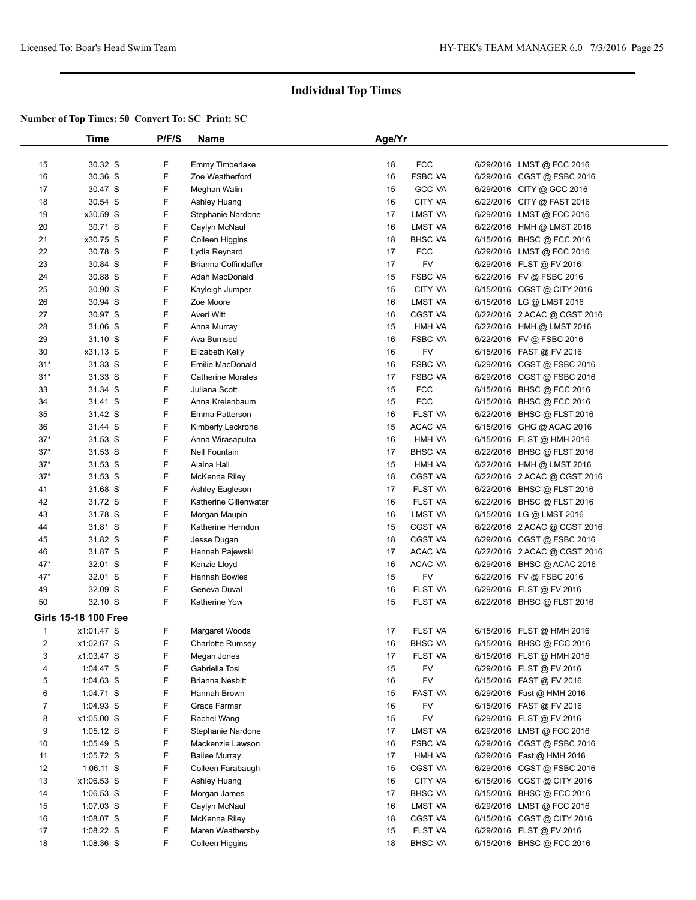# Individual Top Times

**Number of Top Times: 50 Convert To: SC Print: SC**

| | Time | P/F/S | Name | Age/Yr | | |
|---|---|---|---|---|---|---|
| 15 | 30.32 S | F | Emmy Timberlake | 18 | FCC | 6/29/2016 LMST @ FCC 2016 |
| 16 | 30.36 S | F | Zoe Weatherford | 16 | FSBC VA | 6/29/2016 CGST @ FSBC 2016 |
| 17 | 30.47 S | F | Meghan Walin | 15 | GCC VA | 6/29/2016 CITY @ GCC 2016 |
| 18 | 30.54 S | F | Ashley Huang | 16 | CITY VA | 6/22/2016 CITY @ FAST 2016 |
| 19 | x30.59 S | F | Stephanie Nardone | 17 | LMST VA | 6/29/2016 LMST @ FCC 2016 |
| 20 | 30.71 S | F | Caylyn McNaul | 16 | LMST VA | 6/22/2016 HMH @ LMST 2016 |
| 21 | x30.75 S | F | Colleen Higgins | 18 | BHSC VA | 6/15/2016 BHSC @ FCC 2016 |
| 22 | 30.78 S | F | Lydia Reynard | 17 | FCC | 6/29/2016 LMST @ FCC 2016 |
| 23 | 30.84 S | F | Brianna Coffindaffer | 17 | FV | 6/29/2016 FLST @ FV 2016 |
| 24 | 30.88 S | F | Adah MacDonald | 15 | FSBC VA | 6/22/2016 FV @ FSBC 2016 |
| 25 | 30.90 S | F | Kayleigh Jumper | 15 | CITY VA | 6/15/2016 CGST @ CITY 2016 |
| 26 | 30.94 S | F | Zoe Moore | 16 | LMST VA | 6/15/2016 LG @ LMST 2016 |
| 27 | 30.97 S | F | Averi Witt | 16 | CGST VA | 6/22/2016 2 ACAC @ CGST 2016 |
| 28 | 31.06 S | F | Anna Murray | 15 | HMH VA | 6/22/2016 HMH @ LMST 2016 |
| 29 | 31.10 S | F | Ava Burnsed | 16 | FSBC VA | 6/22/2016 FV @ FSBC 2016 |
| 30 | x31.13 S | F | Elizabeth Kelly | 16 | FV | 6/15/2016 FAST @ FV 2016 |
| 31* | 31.33 S | F | Emilie MacDonald | 16 | FSBC VA | 6/29/2016 CGST @ FSBC 2016 |
| 31* | 31.33 S | F | Catherine Morales | 17 | FSBC VA | 6/29/2016 CGST @ FSBC 2016 |
| 33 | 31.34 S | F | Juliana Scott | 15 | FCC | 6/15/2016 BHSC @ FCC 2016 |
| 34 | 31.41 S | F | Anna Kreienbaum | 15 | FCC | 6/15/2016 BHSC @ FCC 2016 |
| 35 | 31.42 S | F | Emma Patterson | 16 | FLST VA | 6/22/2016 BHSC @ FLST 2016 |
| 36 | 31.44 S | F | Kimberly Leckrone | 15 | ACAC VA | 6/15/2016 GHG @ ACAC 2016 |
| 37* | 31.53 S | F | Anna Wirasaputra | 16 | HMH VA | 6/15/2016 FLST @ HMH 2016 |
| 37* | 31.53 S | F | Nell Fountain | 17 | BHSC VA | 6/22/2016 BHSC @ FLST 2016 |
| 37* | 31.53 S | F | Alaina Hall | 15 | HMH VA | 6/22/2016 HMH @ LMST 2016 |
| 37* | 31.53 S | F | McKenna Riley | 18 | CGST VA | 6/22/2016 2 ACAC @ CGST 2016 |
| 41 | 31.68 S | F | Ashley Eagleson | 17 | FLST VA | 6/22/2016 BHSC @ FLST 2016 |
| 42 | 31.72 S | F | Katherine Gillenwater | 16 | FLST VA | 6/22/2016 BHSC @ FLST 2016 |
| 43 | 31.78 S | F | Morgan Maupin | 16 | LMST VA | 6/15/2016 LG @ LMST 2016 |
| 44 | 31.81 S | F | Katherine Herndon | 15 | CGST VA | 6/22/2016 2 ACAC @ CGST 2016 |
| 45 | 31.82 S | F | Jesse Dugan | 18 | CGST VA | 6/29/2016 CGST @ FSBC 2016 |
| 46 | 31.87 S | F | Hannah Pajewski | 17 | ACAC VA | 6/22/2016 2 ACAC @ CGST 2016 |
| 47* | 32.01 S | F | Kenzie Lloyd | 16 | ACAC VA | 6/29/2016 BHSC @ ACAC 2016 |
| 47* | 32.01 S | F | Hannah Bowles | 15 | FV | 6/22/2016 FV @ FSBC 2016 |
| 49 | 32.09 S | F | Geneva Duval | 16 | FLST VA | 6/29/2016 FLST @ FV 2016 |
| 50 | 32.10 S | F | Katherine Yow | 15 | FLST VA | 6/22/2016 BHSC @ FLST 2016 |

**Girls 15-18 100 Free**

| | Time | P/F/S | Name | Age/Yr | | |
|---|---|---|---|---|---|---|
| 1 | x1:01.47 S | F | Margaret Woods | 17 | FLST VA | 6/15/2016 FLST @ HMH 2016 |
| 2 | x1:02.67 S | F | Charlotte Rumsey | 16 | BHSC VA | 6/15/2016 BHSC @ FCC 2016 |
| 3 | x1:03.47 S | F | Megan Jones | 17 | FLST VA | 6/15/2016 FLST @ HMH 2016 |
| 4 | 1:04.47 S | F | Gabriella Tosi | 15 | FV | 6/29/2016 FLST @ FV 2016 |
| 5 | 1:04.63 S | F | Brianna Nesbitt | 16 | FV | 6/15/2016 FAST @ FV 2016 |
| 6 | 1:04.71 S | F | Hannah Brown | 15 | FAST VA | 6/29/2016 Fast @ HMH 2016 |
| 7 | 1:04.93 S | F | Grace Farmar | 16 | FV | 6/15/2016 FAST @ FV 2016 |
| 8 | x1:05.00 S | F | Rachel Wang | 15 | FV | 6/29/2016 FLST @ FV 2016 |
| 9 | 1:05.12 S | F | Stephanie Nardone | 17 | LMST VA | 6/29/2016 LMST @ FCC 2016 |
| 10 | 1:05.49 S | F | Mackenzie Lawson | 16 | FSBC VA | 6/29/2016 CGST @ FSBC 2016 |
| 11 | 1:05.72 S | F | Bailee Murray | 17 | HMH VA | 6/29/2016 Fast @ HMH 2016 |
| 12 | 1:06.11 S | F | Colleen Farabaugh | 15 | CGST VA | 6/29/2016 CGST @ FSBC 2016 |
| 13 | x1:06.53 S | F | Ashley Huang | 16 | CITY VA | 6/15/2016 CGST @ CITY 2016 |
| 14 | 1:06.53 S | F | Morgan James | 17 | BHSC VA | 6/15/2016 BHSC @ FCC 2016 |
| 15 | 1:07.03 S | F | Caylyn McNaul | 16 | LMST VA | 6/29/2016 LMST @ FCC 2016 |
| 16 | 1:08.07 S | F | McKenna Riley | 18 | CGST VA | 6/15/2016 CGST @ CITY 2016 |
| 17 | 1:08.22 S | F | Maren Weathersby | 15 | FLST VA | 6/29/2016 FLST @ FV 2016 |
| 18 | 1:08.36 S | F | Colleen Higgins | 18 | BHSC VA | 6/15/2016 BHSC @ FCC 2016 |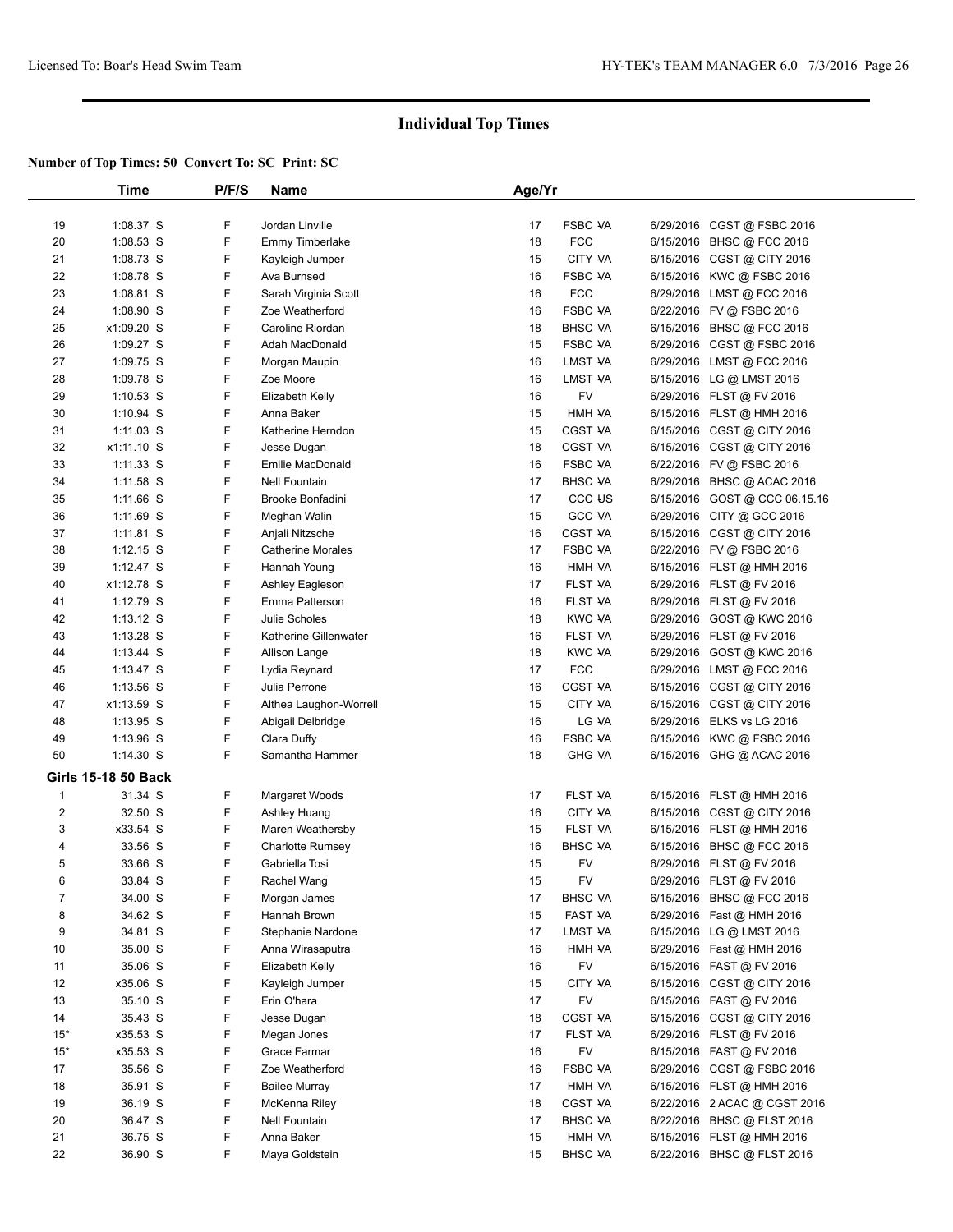## Individual Top Times

**Number of Top Times: 50 Convert To: SC Print: SC**

| | Time | P/F/S | Name | Age/Yr | | | |
|---|---|---|---|---|---|---|---|
| 19 | 1:08.37 S | F | Jordan Linville | 17 | FSBC VA | 6/29/2016 | CGST @ FSBC 2016 |
| 20 | 1:08.53 S | F | Emmy Timberlake | 18 | FCC | 6/15/2016 | BHSC @ FCC 2016 |
| 21 | 1:08.73 S | F | Kayleigh Jumper | 15 | CITY VA | 6/15/2016 | CGST @ CITY 2016 |
| 22 | 1:08.78 S | F | Ava Burnsed | 16 | FSBC VA | 6/15/2016 | KWC @ FSBC 2016 |
| 23 | 1:08.81 S | F | Sarah Virginia Scott | 16 | FCC | 6/29/2016 | LMST @ FCC 2016 |
| 24 | 1:08.90 S | F | Zoe Weatherford | 16 | FSBC VA | 6/22/2016 | FV @ FSBC 2016 |
| 25 | x1:09.20 S | F | Caroline Riordan | 18 | BHSC VA | 6/15/2016 | BHSC @ FCC 2016 |
| 26 | 1:09.27 S | F | Adah MacDonald | 15 | FSBC VA | 6/29/2016 | CGST @ FSBC 2016 |
| 27 | 1:09.75 S | F | Morgan Maupin | 16 | LMST VA | 6/29/2016 | LMST @ FCC 2016 |
| 28 | 1:09.78 S | F | Zoe Moore | 16 | LMST VA | 6/15/2016 | LG @ LMST 2016 |
| 29 | 1:10.53 S | F | Elizabeth Kelly | 16 | FV | 6/29/2016 | FLST @ FV 2016 |
| 30 | 1:10.94 S | F | Anna Baker | 15 | HMH VA | 6/15/2016 | FLST @ HMH 2016 |
| 31 | 1:11.03 S | F | Katherine Herndon | 15 | CGST VA | 6/15/2016 | CGST @ CITY 2016 |
| 32 | x1:11.10 S | F | Jesse Dugan | 18 | CGST VA | 6/15/2016 | CGST @ CITY 2016 |
| 33 | 1:11.33 S | F | Emilie MacDonald | 16 | FSBC VA | 6/22/2016 | FV @ FSBC 2016 |
| 34 | 1:11.58 S | F | Nell Fountain | 17 | BHSC VA | 6/29/2016 | BHSC @ ACAC 2016 |
| 35 | 1:11.66 S | F | Brooke Bonfadini | 17 | CCC US | 6/15/2016 | GOST @ CCC 06.15.16 |
| 36 | 1:11.69 S | F | Meghan Walin | 15 | GCC VA | 6/29/2016 | CITY @ GCC 2016 |
| 37 | 1:11.81 S | F | Anjali Nitzsche | 16 | CGST VA | 6/15/2016 | CGST @ CITY 2016 |
| 38 | 1:12.15 S | F | Catherine Morales | 17 | FSBC VA | 6/22/2016 | FV @ FSBC 2016 |
| 39 | 1:12.47 S | F | Hannah Young | 16 | HMH VA | 6/15/2016 | FLST @ HMH 2016 |
| 40 | x1:12.78 S | F | Ashley Eagleson | 17 | FLST VA | 6/29/2016 | FLST @ FV 2016 |
| 41 | 1:12.79 S | F | Emma Patterson | 16 | FLST VA | 6/29/2016 | FLST @ FV 2016 |
| 42 | 1:13.12 S | F | Julie Scholes | 18 | KWC VA | 6/29/2016 | GOST @ KWC 2016 |
| 43 | 1:13.28 S | F | Katherine Gillenwater | 16 | FLST VA | 6/29/2016 | FLST @ FV 2016 |
| 44 | 1:13.44 S | F | Allison Lange | 18 | KWC VA | 6/29/2016 | GOST @ KWC 2016 |
| 45 | 1:13.47 S | F | Lydia Reynard | 17 | FCC | 6/29/2016 | LMST @ FCC 2016 |
| 46 | 1:13.56 S | F | Julia Perrone | 16 | CGST VA | 6/15/2016 | CGST @ CITY 2016 |
| 47 | x1:13.59 S | F | Althea Laughon-Worrell | 15 | CITY VA | 6/15/2016 | CGST @ CITY 2016 |
| 48 | 1:13.95 S | F | Abigail Delbridge | 16 | LG VA | 6/29/2016 | ELKS vs LG 2016 |
| 49 | 1:13.96 S | F | Clara Duffy | 16 | FSBC VA | 6/15/2016 | KWC @ FSBC 2016 |
| 50 | 1:14.30 S | F | Samantha Hammer | 18 | GHG VA | 6/15/2016 | GHG @ ACAC 2016 |
| **Girls 15-18 50 Back** | | | | | | | |
| 1 | 31.34 S | F | Margaret Woods | 17 | FLST VA | 6/15/2016 | FLST @ HMH 2016 |
| 2 | 32.50 S | F | Ashley Huang | 16 | CITY VA | 6/15/2016 | CGST @ CITY 2016 |
| 3 | x33.54 S | F | Maren Weathersby | 15 | FLST VA | 6/15/2016 | FLST @ HMH 2016 |
| 4 | 33.56 S | F | Charlotte Rumsey | 16 | BHSC VA | 6/15/2016 | BHSC @ FCC 2016 |
| 5 | 33.66 S | F | Gabriella Tosi | 15 | FV | 6/29/2016 | FLST @ FV 2016 |
| 6 | 33.84 S | F | Rachel Wang | 15 | FV | 6/29/2016 | FLST @ FV 2016 |
| 7 | 34.00 S | F | Morgan James | 17 | BHSC VA | 6/15/2016 | BHSC @ FCC 2016 |
| 8 | 34.62 S | F | Hannah Brown | 15 | FAST VA | 6/29/2016 | Fast @ HMH 2016 |
| 9 | 34.81 S | F | Stephanie Nardone | 17 | LMST VA | 6/15/2016 | LG @ LMST 2016 |
| 10 | 35.00 S | F | Anna Wirasaputra | 16 | HMH VA | 6/29/2016 | Fast @ HMH 2016 |
| 11 | 35.06 S | F | Elizabeth Kelly | 16 | FV | 6/15/2016 | FAST @ FV 2016 |
| 12 | x35.06 S | F | Kayleigh Jumper | 15 | CITY VA | 6/15/2016 | CGST @ CITY 2016 |
| 13 | 35.10 S | F | Erin O'hara | 17 | FV | 6/15/2016 | FAST @ FV 2016 |
| 14 | 35.43 S | F | Jesse Dugan | 18 | CGST VA | 6/15/2016 | CGST @ CITY 2016 |
| 15* | x35.53 S | F | Megan Jones | 17 | FLST VA | 6/29/2016 | FLST @ FV 2016 |
| 15* | x35.53 S | F | Grace Farmar | 16 | FV | 6/15/2016 | FAST @ FV 2016 |
| 17 | 35.56 S | F | Zoe Weatherford | 16 | FSBC VA | 6/29/2016 | CGST @ FSBC 2016 |
| 18 | 35.91 S | F | Bailee Murray | 17 | HMH VA | 6/15/2016 | FLST @ HMH 2016 |
| 19 | 36.19 S | F | McKenna Riley | 18 | CGST VA | 6/22/2016 | 2 ACAC @ CGST 2016 |
| 20 | 36.47 S | F | Nell Fountain | 17 | BHSC VA | 6/22/2016 | BHSC @ FLST 2016 |
| 21 | 36.75 S | F | Anna Baker | 15 | HMH VA | 6/15/2016 | FLST @ HMH 2016 |
| 22 | 36.90 S | F | Maya Goldstein | 15 | BHSC VA | 6/22/2016 | BHSC @ FLST 2016 |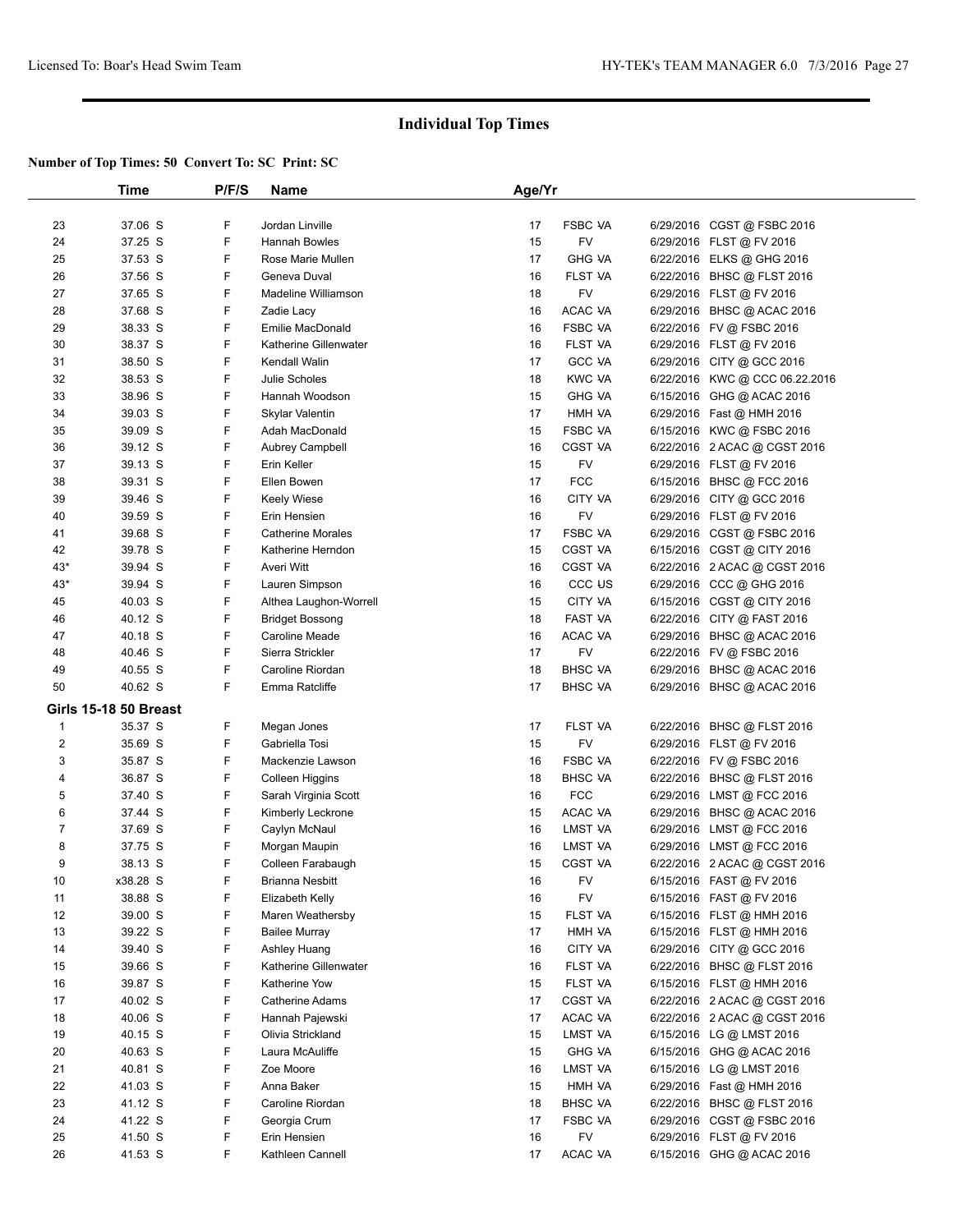# Individual Top Times

**Number of Top Times: 50 Convert To: SC Print: SC**

| | Time | P/F/S | Name | Age/Yr | | |
|---|---|---|---|---|---|---|
| 23 | 37.06 S | F | Jordan Linville | 17 | FSBC VA | 6/29/2016 CGST @ FSBC 2016 |
| 24 | 37.25 S | F | Hannah Bowles | 15 | FV | 6/29/2016 FLST @ FV 2016 |
| 25 | 37.53 S | F | Rose Marie Mullen | 17 | GHG VA | 6/22/2016 ELKS @ GHG 2016 |
| 26 | 37.56 S | F | Geneva Duval | 16 | FLST VA | 6/22/2016 BHSC @ FLST 2016 |
| 27 | 37.65 S | F | Madeline Williamson | 18 | FV | 6/29/2016 FLST @ FV 2016 |
| 28 | 37.68 S | F | Zadie Lacy | 16 | ACAC VA | 6/29/2016 BHSC @ ACAC 2016 |
| 29 | 38.33 S | F | Emilie MacDonald | 16 | FSBC VA | 6/22/2016 FV @ FSBC 2016 |
| 30 | 38.37 S | F | Katherine Gillenwater | 16 | FLST VA | 6/29/2016 FLST @ FV 2016 |
| 31 | 38.50 S | F | Kendall Walin | 17 | GCC VA | 6/29/2016 CITY @ GCC 2016 |
| 32 | 38.53 S | F | Julie Scholes | 18 | KWC VA | 6/22/2016 KWC @ CCC 06.22.2016 |
| 33 | 38.96 S | F | Hannah Woodson | 15 | GHG VA | 6/15/2016 GHG @ ACAC 2016 |
| 34 | 39.03 S | F | Skylar Valentin | 17 | HMH VA | 6/29/2016 Fast @ HMH 2016 |
| 35 | 39.09 S | F | Adah MacDonald | 15 | FSBC VA | 6/15/2016 KWC @ FSBC 2016 |
| 36 | 39.12 S | F | Aubrey Campbell | 16 | CGST VA | 6/22/2016 2 ACAC @ CGST 2016 |
| 37 | 39.13 S | F | Erin Keller | 15 | FV | 6/29/2016 FLST @ FV 2016 |
| 38 | 39.31 S | F | Ellen Bowen | 17 | FCC | 6/15/2016 BHSC @ FCC 2016 |
| 39 | 39.46 S | F | Keely Wiese | 16 | CITY VA | 6/29/2016 CITY @ GCC 2016 |
| 40 | 39.59 S | F | Erin Hensien | 16 | FV | 6/29/2016 FLST @ FV 2016 |
| 41 | 39.68 S | F | Catherine Morales | 17 | FSBC VA | 6/29/2016 CGST @ FSBC 2016 |
| 42 | 39.78 S | F | Katherine Herndon | 15 | CGST VA | 6/15/2016 CGST @ CITY 2016 |
| 43* | 39.94 S | F | Averi Witt | 16 | CGST VA | 6/22/2016 2 ACAC @ CGST 2016 |
| 43* | 39.94 S | F | Lauren Simpson | 16 | CCC US | 6/29/2016 CCC @ GHG 2016 |
| 45 | 40.03 S | F | Althea Laughon-Worrell | 15 | CITY VA | 6/15/2016 CGST @ CITY 2016 |
| 46 | 40.12 S | F | Bridget Bossong | 18 | FAST VA | 6/22/2016 CITY @ FAST 2016 |
| 47 | 40.18 S | F | Caroline Meade | 16 | ACAC VA | 6/29/2016 BHSC @ ACAC 2016 |
| 48 | 40.46 S | F | Sierra Strickler | 17 | FV | 6/22/2016 FV @ FSBC 2016 |
| 49 | 40.55 S | F | Caroline Riordan | 18 | BHSC VA | 6/29/2016 BHSC @ ACAC 2016 |
| 50 | 40.62 S | F | Emma Ratcliffe | 17 | BHSC VA | 6/29/2016 BHSC @ ACAC 2016 |

**Girls 15-18 50 Breast**

| | Time | P/F/S | Name | Age/Yr | | |
|---|---|---|---|---|---|---|
| 1 | 35.37 S | F | Megan Jones | 17 | FLST VA | 6/22/2016 BHSC @ FLST 2016 |
| 2 | 35.69 S | F | Gabriella Tosi | 15 | FV | 6/29/2016 FLST @ FV 2016 |
| 3 | 35.87 S | F | Mackenzie Lawson | 16 | FSBC VA | 6/22/2016 FV @ FSBC 2016 |
| 4 | 36.87 S | F | Colleen Higgins | 18 | BHSC VA | 6/22/2016 BHSC @ FLST 2016 |
| 5 | 37.40 S | F | Sarah Virginia Scott | 16 | FCC | 6/29/2016 LMST @ FCC 2016 |
| 6 | 37.44 S | F | Kimberly Leckrone | 15 | ACAC VA | 6/29/2016 BHSC @ ACAC 2016 |
| 7 | 37.69 S | F | Caylyn McNaul | 16 | LMST VA | 6/29/2016 LMST @ FCC 2016 |
| 8 | 37.75 S | F | Morgan Maupin | 16 | LMST VA | 6/29/2016 LMST @ FCC 2016 |
| 9 | 38.13 S | F | Colleen Farabaugh | 15 | CGST VA | 6/22/2016 2 ACAC @ CGST 2016 |
| 10 | x38.28 S | F | Brianna Nesbitt | 16 | FV | 6/15/2016 FAST @ FV 2016 |
| 11 | 38.88 S | F | Elizabeth Kelly | 16 | FV | 6/15/2016 FAST @ FV 2016 |
| 12 | 39.00 S | F | Maren Weathersby | 15 | FLST VA | 6/15/2016 FLST @ HMH 2016 |
| 13 | 39.22 S | F | Bailee Murray | 17 | HMH VA | 6/15/2016 FLST @ HMH 2016 |
| 14 | 39.40 S | F | Ashley Huang | 16 | CITY VA | 6/29/2016 CITY @ GCC 2016 |
| 15 | 39.66 S | F | Katherine Gillenwater | 16 | FLST VA | 6/22/2016 BHSC @ FLST 2016 |
| 16 | 39.87 S | F | Katherine Yow | 15 | FLST VA | 6/15/2016 FLST @ HMH 2016 |
| 17 | 40.02 S | F | Catherine Adams | 17 | CGST VA | 6/22/2016 2 ACAC @ CGST 2016 |
| 18 | 40.06 S | F | Hannah Pajewski | 17 | ACAC VA | 6/22/2016 2 ACAC @ CGST 2016 |
| 19 | 40.15 S | F | Olivia Strickland | 15 | LMST VA | 6/15/2016 LG @ LMST 2016 |
| 20 | 40.63 S | F | Laura McAuliffe | 15 | GHG VA | 6/15/2016 GHG @ ACAC 2016 |
| 21 | 40.81 S | F | Zoe Moore | 16 | LMST VA | 6/15/2016 LG @ LMST 2016 |
| 22 | 41.03 S | F | Anna Baker | 15 | HMH VA | 6/29/2016 Fast @ HMH 2016 |
| 23 | 41.12 S | F | Caroline Riordan | 18 | BHSC VA | 6/22/2016 BHSC @ FLST 2016 |
| 24 | 41.22 S | F | Georgia Crum | 17 | FSBC VA | 6/29/2016 CGST @ FSBC 2016 |
| 25 | 41.50 S | F | Erin Hensien | 16 | FV | 6/29/2016 FLST @ FV 2016 |
| 26 | 41.53 S | F | Kathleen Cannell | 17 | ACAC VA | 6/15/2016 GHG @ ACAC 2016 |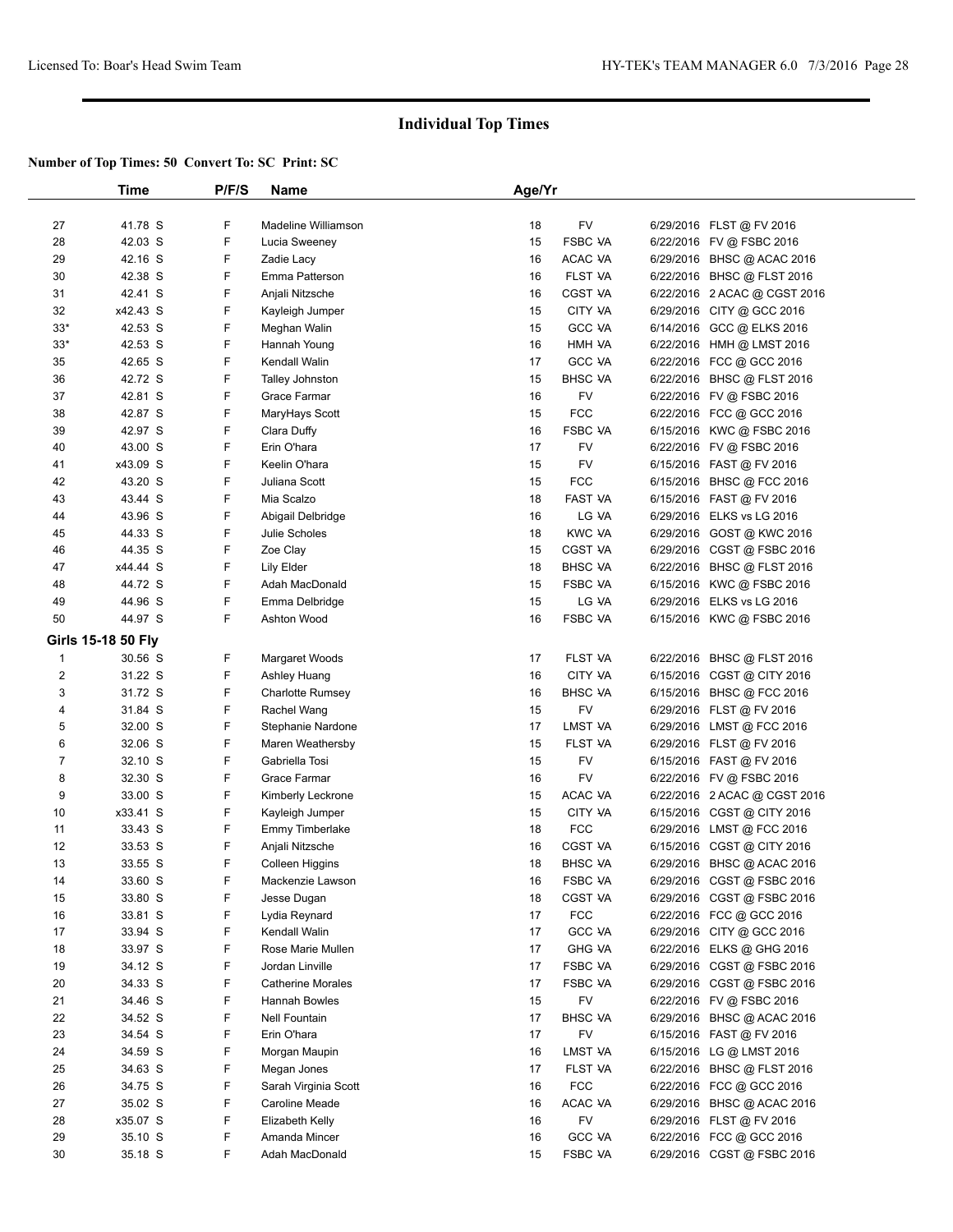# Individual Top Times

**Number of Top Times: 50 Convert To: SC Print: SC**

| | Time | P/F/S | Name | Age/Yr | | | |
|---|---|---|---|---|---|---|---|
| 27 | 41.78 S | F | Madeline Williamson | 18 | FV | 6/29/2016 | FLST @ FV 2016 |
| 28 | 42.03 S | F | Lucia Sweeney | 15 | FSBC VA | 6/22/2016 | FV @ FSBC 2016 |
| 29 | 42.16 S | F | Zadie Lacy | 16 | ACAC VA | 6/29/2016 | BHSC @ ACAC 2016 |
| 30 | 42.38 S | F | Emma Patterson | 16 | FLST VA | 6/22/2016 | BHSC @ FLST 2016 |
| 31 | 42.41 S | F | Anjali Nitzsche | 16 | CGST VA | 6/22/2016 | 2 ACAC @ CGST 2016 |
| 32 | x42.43 S | F | Kayleigh Jumper | 15 | CITY VA | 6/29/2016 | CITY @ GCC 2016 |
| 33* | 42.53 S | F | Meghan Walin | 15 | GCC VA | 6/14/2016 | GCC @ ELKS 2016 |
| 33* | 42.53 S | F | Hannah Young | 16 | HMH VA | 6/22/2016 | HMH @ LMST 2016 |
| 35 | 42.65 S | F | Kendall Walin | 17 | GCC VA | 6/22/2016 | FCC @ GCC 2016 |
| 36 | 42.72 S | F | Talley Johnston | 15 | BHSC VA | 6/22/2016 | BHSC @ FLST 2016 |
| 37 | 42.81 S | F | Grace Farmar | 16 | FV | 6/22/2016 | FV @ FSBC 2016 |
| 38 | 42.87 S | F | MaryHays Scott | 15 | FCC | 6/22/2016 | FCC @ GCC 2016 |
| 39 | 42.97 S | F | Clara Duffy | 16 | FSBC VA | 6/15/2016 | KWC @ FSBC 2016 |
| 40 | 43.00 S | F | Erin O'hara | 17 | FV | 6/22/2016 | FV @ FSBC 2016 |
| 41 | x43.09 S | F | Keelin O'hara | 15 | FV | 6/15/2016 | FAST @ FV 2016 |
| 42 | 43.20 S | F | Juliana Scott | 15 | FCC | 6/15/2016 | BHSC @ FCC 2016 |
| 43 | 43.44 S | F | Mia Scalzo | 18 | FAST VA | 6/15/2016 | FAST @ FV 2016 |
| 44 | 43.96 S | F | Abigail Delbridge | 16 | LG VA | 6/29/2016 | ELKS vs LG 2016 |
| 45 | 44.33 S | F | Julie Scholes | 18 | KWC VA | 6/29/2016 | GOST @ KWC 2016 |
| 46 | 44.35 S | F | Zoe Clay | 15 | CGST VA | 6/29/2016 | CGST @ FSBC 2016 |
| 47 | x44.44 S | F | Lily Elder | 18 | BHSC VA | 6/22/2016 | BHSC @ FLST 2016 |
| 48 | 44.72 S | F | Adah MacDonald | 15 | FSBC VA | 6/15/2016 | KWC @ FSBC 2016 |
| 49 | 44.96 S | F | Emma Delbridge | 15 | LG VA | 6/29/2016 | ELKS vs LG 2016 |
| 50 | 44.97 S | F | Ashton Wood | 16 | FSBC VA | 6/15/2016 | KWC @ FSBC 2016 |
| **Girls 15-18 50 Fly** | | | | | | | |
| 1 | 30.56 S | F | Margaret Woods | 17 | FLST VA | 6/22/2016 | BHSC @ FLST 2016 |
| 2 | 31.22 S | F | Ashley Huang | 16 | CITY VA | 6/15/2016 | CGST @ CITY 2016 |
| 3 | 31.72 S | F | Charlotte Rumsey | 16 | BHSC VA | 6/15/2016 | BHSC @ FCC 2016 |
| 4 | 31.84 S | F | Rachel Wang | 15 | FV | 6/29/2016 | FLST @ FV 2016 |
| 5 | 32.00 S | F | Stephanie Nardone | 17 | LMST VA | 6/29/2016 | LMST @ FCC 2016 |
| 6 | 32.06 S | F | Maren Weathersby | 15 | FLST VA | 6/29/2016 | FLST @ FV 2016 |
| 7 | 32.10 S | F | Gabriella Tosi | 15 | FV | 6/15/2016 | FAST @ FV 2016 |
| 8 | 32.30 S | F | Grace Farmar | 16 | FV | 6/22/2016 | FV @ FSBC 2016 |
| 9 | 33.00 S | F | Kimberly Leckrone | 15 | ACAC VA | 6/22/2016 | 2 ACAC @ CGST 2016 |
| 10 | x33.41 S | F | Kayleigh Jumper | 15 | CITY VA | 6/15/2016 | CGST @ CITY 2016 |
| 11 | 33.43 S | F | Emmy Timberlake | 18 | FCC | 6/29/2016 | LMST @ FCC 2016 |
| 12 | 33.53 S | F | Anjali Nitzsche | 16 | CGST VA | 6/15/2016 | CGST @ CITY 2016 |
| 13 | 33.55 S | F | Colleen Higgins | 18 | BHSC VA | 6/29/2016 | BHSC @ ACAC 2016 |
| 14 | 33.60 S | F | Mackenzie Lawson | 16 | FSBC VA | 6/29/2016 | CGST @ FSBC 2016 |
| 15 | 33.80 S | F | Jesse Dugan | 18 | CGST VA | 6/29/2016 | CGST @ FSBC 2016 |
| 16 | 33.81 S | F | Lydia Reynard | 17 | FCC | 6/22/2016 | FCC @ GCC 2016 |
| 17 | 33.94 S | F | Kendall Walin | 17 | GCC VA | 6/29/2016 | CITY @ GCC 2016 |
| 18 | 33.97 S | F | Rose Marie Mullen | 17 | GHG VA | 6/22/2016 | ELKS @ GHG 2016 |
| 19 | 34.12 S | F | Jordan Linville | 17 | FSBC VA | 6/29/2016 | CGST @ FSBC 2016 |
| 20 | 34.33 S | F | Catherine Morales | 17 | FSBC VA | 6/29/2016 | CGST @ FSBC 2016 |
| 21 | 34.46 S | F | Hannah Bowles | 15 | FV | 6/22/2016 | FV @ FSBC 2016 |
| 22 | 34.52 S | F | Nell Fountain | 17 | BHSC VA | 6/29/2016 | BHSC @ ACAC 2016 |
| 23 | 34.54 S | F | Erin O'hara | 17 | FV | 6/15/2016 | FAST @ FV 2016 |
| 24 | 34.59 S | F | Morgan Maupin | 16 | LMST VA | 6/15/2016 | LG @ LMST 2016 |
| 25 | 34.63 S | F | Megan Jones | 17 | FLST VA | 6/22/2016 | BHSC @ FLST 2016 |
| 26 | 34.75 S | F | Sarah Virginia Scott | 16 | FCC | 6/22/2016 | FCC @ GCC 2016 |
| 27 | 35.02 S | F | Caroline Meade | 16 | ACAC VA | 6/29/2016 | BHSC @ ACAC 2016 |
| 28 | x35.07 S | F | Elizabeth Kelly | 16 | FV | 6/29/2016 | FLST @ FV 2016 |
| 29 | 35.10 S | F | Amanda Mincer | 16 | GCC VA | 6/22/2016 | FCC @ GCC 2016 |
| 30 | 35.18 S | F | Adah MacDonald | 15 | FSBC VA | 6/29/2016 | CGST @ FSBC 2016 |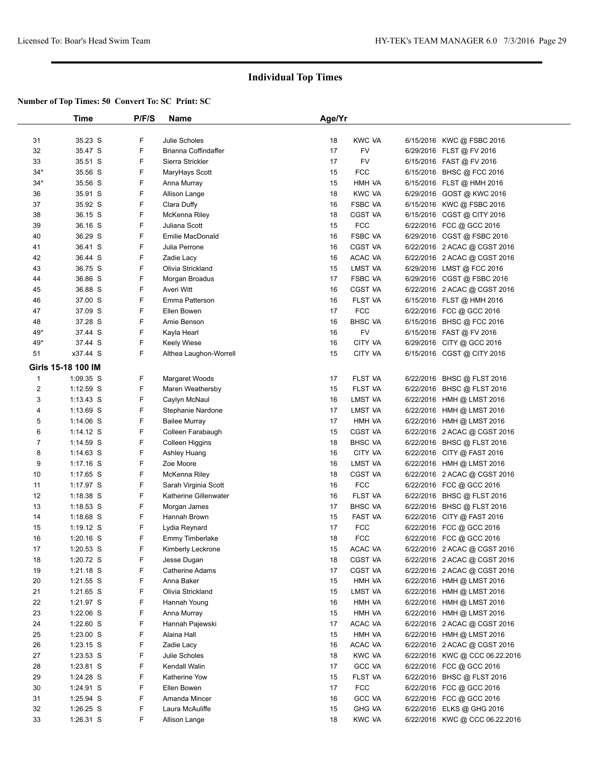# Individual Top Times

**Number of Top Times: 50 Convert To: SC Print: SC**

| | Time | P/F/S | Name | Age/Yr | | |
|---|---|---|---|---|---|---|
| 31 | 35.23 S | F | Julie Scholes | 18 | KWC VA | 6/15/2016 KWC @ FSBC 2016 |
| 32 | 35.47 S | F | Brianna Coffindaffer | 17 | FV | 6/29/2016 FLST @ FV 2016 |
| 33 | 35.51 S | F | Sierra Strickler | 17 | FV | 6/15/2016 FAST @ FV 2016 |
| 34* | 35.56 S | F | MaryHays Scott | 15 | FCC | 6/15/2016 BHSC @ FCC 2016 |
| 34* | 35.56 S | F | Anna Murray | 15 | HMH VA | 6/15/2016 FLST @ HMH 2016 |
| 36 | 35.91 S | F | Allison Lange | 18 | KWC VA | 6/29/2016 GOST @ KWC 2016 |
| 37 | 35.92 S | F | Clara Duffy | 16 | FSBC VA | 6/15/2016 KWC @ FSBC 2016 |
| 38 | 36.15 S | F | McKenna Riley | 18 | CGST VA | 6/15/2016 CGST @ CITY 2016 |
| 39 | 36.16 S | F | Juliana Scott | 15 | FCC | 6/22/2016 FCC @ GCC 2016 |
| 40 | 36.29 S | F | Emilie MacDonald | 16 | FSBC VA | 6/29/2016 CGST @ FSBC 2016 |
| 41 | 36.41 S | F | Julia Perrone | 16 | CGST VA | 6/22/2016 2 ACAC @ CGST 2016 |
| 42 | 36.44 S | F | Zadie Lacy | 16 | ACAC VA | 6/22/2016 2 ACAC @ CGST 2016 |
| 43 | 36.75 S | F | Olivia Strickland | 15 | LMST VA | 6/29/2016 LMST @ FCC 2016 |
| 44 | 36.86 S | F | Morgan Broadus | 17 | FSBC VA | 6/29/2016 CGST @ FSBC 2016 |
| 45 | 36.88 S | F | Averi Witt | 16 | CGST VA | 6/22/2016 2 ACAC @ CGST 2016 |
| 46 | 37.00 S | F | Emma Patterson | 16 | FLST VA | 6/15/2016 FLST @ HMH 2016 |
| 47 | 37.09 S | F | Ellen Bowen | 17 | FCC | 6/22/2016 FCC @ GCC 2016 |
| 48 | 37.28 S | F | Amie Benson | 16 | BHSC VA | 6/15/2016 BHSC @ FCC 2016 |
| 49* | 37.44 S | F | Kayla Hearl | 16 | FV | 6/15/2016 FAST @ FV 2016 |
| 49* | 37.44 S | F | Keely Wiese | 16 | CITY VA | 6/29/2016 CITY @ GCC 2016 |
| 51 | x37.44 S | F | Althea Laughon-Worrell | 15 | CITY VA | 6/15/2016 CGST @ CITY 2016 |

**Girls 15-18 100 IM**

| | Time | P/F/S | Name | Age/Yr | | |
|---|---|---|---|---|---|---|
| 1 | 1:09.35 S | F | Margaret Woods | 17 | FLST VA | 6/22/2016 BHSC @ FLST 2016 |
| 2 | 1:12.59 S | F | Maren Weathersby | 15 | FLST VA | 6/22/2016 BHSC @ FLST 2016 |
| 3 | 1:13.43 S | F | Caylyn McNaul | 16 | LMST VA | 6/22/2016 HMH @ LMST 2016 |
| 4 | 1:13.69 S | F | Stephanie Nardone | 17 | LMST VA | 6/22/2016 HMH @ LMST 2016 |
| 5 | 1:14.06 S | F | Bailee Murray | 17 | HMH VA | 6/22/2016 HMH @ LMST 2016 |
| 6 | 1:14.12 S | F | Colleen Farabaugh | 15 | CGST VA | 6/22/2016 2 ACAC @ CGST 2016 |
| 7 | 1:14.59 S | F | Colleen Higgins | 18 | BHSC VA | 6/22/2016 BHSC @ FLST 2016 |
| 8 | 1:14.63 S | F | Ashley Huang | 16 | CITY VA | 6/22/2016 CITY @ FAST 2016 |
| 9 | 1:17.16 S | F | Zoe Moore | 16 | LMST VA | 6/22/2016 HMH @ LMST 2016 |
| 10 | 1:17.65 S | F | McKenna Riley | 18 | CGST VA | 6/22/2016 2 ACAC @ CGST 2016 |
| 11 | 1:17.97 S | F | Sarah Virginia Scott | 16 | FCC | 6/22/2016 FCC @ GCC 2016 |
| 12 | 1:18.38 S | F | Katherine Gillenwater | 16 | FLST VA | 6/22/2016 BHSC @ FLST 2016 |
| 13 | 1:18.53 S | F | Morgan James | 17 | BHSC VA | 6/22/2016 BHSC @ FLST 2016 |
| 14 | 1:18.68 S | F | Hannah Brown | 15 | FAST VA | 6/22/2016 CITY @ FAST 2016 |
| 15 | 1:19.12 S | F | Lydia Reynard | 17 | FCC | 6/22/2016 FCC @ GCC 2016 |
| 16 | 1:20.16 S | F | Emmy Timberlake | 18 | FCC | 6/22/2016 FCC @ GCC 2016 |
| 17 | 1:20.53 S | F | Kimberly Leckrone | 15 | ACAC VA | 6/22/2016 2 ACAC @ CGST 2016 |
| 18 | 1:20.72 S | F | Jesse Dugan | 18 | CGST VA | 6/22/2016 2 ACAC @ CGST 2016 |
| 19 | 1:21.18 S | F | Catherine Adams | 17 | CGST VA | 6/22/2016 2 ACAC @ CGST 2016 |
| 20 | 1:21.55 S | F | Anna Baker | 15 | HMH VA | 6/22/2016 HMH @ LMST 2016 |
| 21 | 1:21.65 S | F | Olivia Strickland | 15 | LMST VA | 6/22/2016 HMH @ LMST 2016 |
| 22 | 1:21.97 S | F | Hannah Young | 16 | HMH VA | 6/22/2016 HMH @ LMST 2016 |
| 23 | 1:22.06 S | F | Anna Murray | 15 | HMH VA | 6/22/2016 HMH @ LMST 2016 |
| 24 | 1:22.60 S | F | Hannah Pajewski | 17 | ACAC VA | 6/22/2016 2 ACAC @ CGST 2016 |
| 25 | 1:23.00 S | F | Alaina Hall | 15 | HMH VA | 6/22/2016 HMH @ LMST 2016 |
| 26 | 1:23.15 S | F | Zadie Lacy | 16 | ACAC VA | 6/22/2016 2 ACAC @ CGST 2016 |
| 27 | 1:23.53 S | F | Julie Scholes | 18 | KWC VA | 6/22/2016 KWC @ CCC 06.22.2016 |
| 28 | 1:23.81 S | F | Kendall Walin | 17 | GCC VA | 6/22/2016 FCC @ GCC 2016 |
| 29 | 1:24.28 S | F | Katherine Yow | 15 | FLST VA | 6/22/2016 BHSC @ FLST 2016 |
| 30 | 1:24.91 S | F | Ellen Bowen | 17 | FCC | 6/22/2016 FCC @ GCC 2016 |
| 31 | 1:25.94 S | F | Amanda Mincer | 16 | GCC VA | 6/22/2016 FCC @ GCC 2016 |
| 32 | 1:26.25 S | F | Laura McAuliffe | 15 | GHG VA | 6/22/2016 ELKS @ GHG 2016 |
| 33 | 1:26.31 S | F | Allison Lange | 18 | KWC VA | 6/22/2016 KWC @ CCC 06.22.2016 |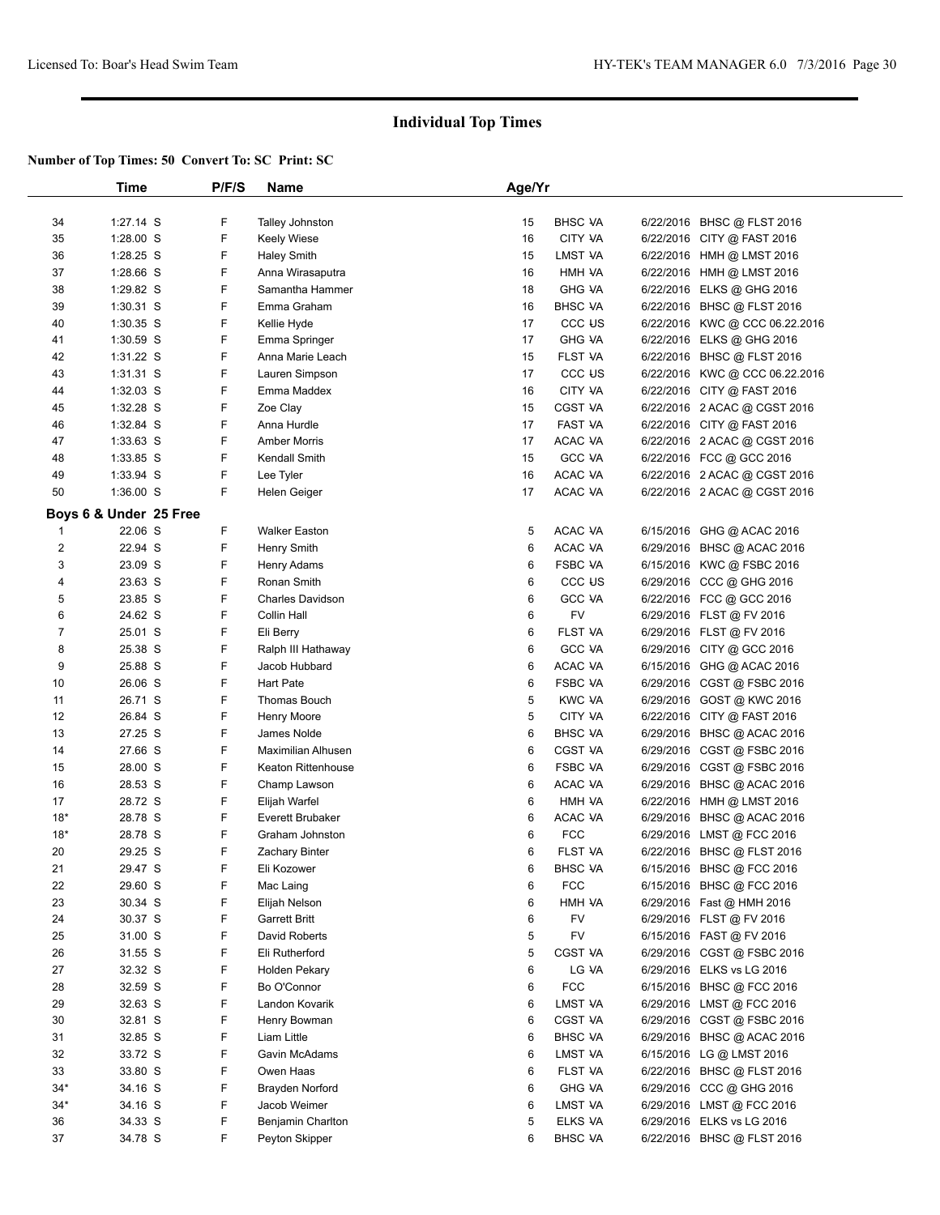## Individual Top Times

**Number of Top Times: 50 Convert To: SC Print: SC**

| | Time | P/F/S | Name | Age/Yr | | | |
|---|---|---|---|---|---|---|---|
| 34 | 1:27.14 S | F | Talley Johnston | 15 | BHSC VA | 6/22/2016 | BHSC @ FLST 2016 |
| 35 | 1:28.00 S | F | Keely Wiese | 16 | CITY VA | 6/22/2016 | CITY @ FAST 2016 |
| 36 | 1:28.25 S | F | Haley Smith | 15 | LMST VA | 6/22/2016 | HMH @ LMST 2016 |
| 37 | 1:28.66 S | F | Anna Wirasaputra | 16 | HMH VA | 6/22/2016 | HMH @ LMST 2016 |
| 38 | 1:29.82 S | F | Samantha Hammer | 18 | GHG VA | 6/22/2016 | ELKS @ GHG 2016 |
| 39 | 1:30.31 S | F | Emma Graham | 16 | BHSC VA | 6/22/2016 | BHSC @ FLST 2016 |
| 40 | 1:30.35 S | F | Kellie Hyde | 17 | CCC US | 6/22/2016 | KWC @ CCC 06.22.2016 |
| 41 | 1:30.59 S | F | Emma Springer | 17 | GHG VA | 6/22/2016 | ELKS @ GHG 2016 |
| 42 | 1:31.22 S | F | Anna Marie Leach | 15 | FLST VA | 6/22/2016 | BHSC @ FLST 2016 |
| 43 | 1:31.31 S | F | Lauren Simpson | 17 | CCC US | 6/22/2016 | KWC @ CCC 06.22.2016 |
| 44 | 1:32.03 S | F | Emma Maddex | 16 | CITY VA | 6/22/2016 | CITY @ FAST 2016 |
| 45 | 1:32.28 S | F | Zoe Clay | 15 | CGST VA | 6/22/2016 | 2 ACAC @ CGST 2016 |
| 46 | 1:32.84 S | F | Anna Hurdle | 17 | FAST VA | 6/22/2016 | CITY @ FAST 2016 |
| 47 | 1:33.63 S | F | Amber Morris | 17 | ACAC VA | 6/22/2016 | 2 ACAC @ CGST 2016 |
| 48 | 1:33.85 S | F | Kendall Smith | 15 | GCC VA | 6/22/2016 | FCC @ GCC 2016 |
| 49 | 1:33.94 S | F | Lee Tyler | 16 | ACAC VA | 6/22/2016 | 2 ACAC @ CGST 2016 |
| 50 | 1:36.00 S | F | Helen Geiger | 17 | ACAC VA | 6/22/2016 | 2 ACAC @ CGST 2016 |

### Boys 6 & Under 25 Free

| | Time | P/F/S | Name | Age/Yr | | | |
|---|---|---|---|---|---|---|---|
| 1 | 22.06 S | F | Walker Easton | 5 | ACAC VA | 6/15/2016 | GHG @ ACAC 2016 |
| 2 | 22.94 S | F | Henry Smith | 6 | ACAC VA | 6/29/2016 | BHSC @ ACAC 2016 |
| 3 | 23.09 S | F | Henry Adams | 6 | FSBC VA | 6/15/2016 | KWC @ FSBC 2016 |
| 4 | 23.63 S | F | Ronan Smith | 6 | CCC US | 6/29/2016 | CCC @ GHG 2016 |
| 5 | 23.85 S | F | Charles Davidson | 6 | GCC VA | 6/22/2016 | FCC @ GCC 2016 |
| 6 | 24.62 S | F | Collin Hall | 6 | FV | 6/29/2016 | FLST @ FV 2016 |
| 7 | 25.01 S | F | Eli Berry | 6 | FLST VA | 6/29/2016 | FLST @ FV 2016 |
| 8 | 25.38 S | F | Ralph III Hathaway | 6 | GCC VA | 6/29/2016 | CITY @ GCC 2016 |
| 9 | 25.88 S | F | Jacob Hubbard | 6 | ACAC VA | 6/15/2016 | GHG @ ACAC 2016 |
| 10 | 26.06 S | F | Hart Pate | 6 | FSBC VA | 6/29/2016 | CGST @ FSBC 2016 |
| 11 | 26.71 S | F | Thomas Bouch | 5 | KWC VA | 6/29/2016 | GOST @ KWC 2016 |
| 12 | 26.84 S | F | Henry Moore | 5 | CITY VA | 6/22/2016 | CITY @ FAST 2016 |
| 13 | 27.25 S | F | James Nolde | 6 | BHSC VA | 6/29/2016 | BHSC @ ACAC 2016 |
| 14 | 27.66 S | F | Maximilian Alhusen | 6 | CGST VA | 6/29/2016 | CGST @ FSBC 2016 |
| 15 | 28.00 S | F | Keaton Rittenhouse | 6 | FSBC VA | 6/29/2016 | CGST @ FSBC 2016 |
| 16 | 28.53 S | F | Champ Lawson | 6 | ACAC VA | 6/29/2016 | BHSC @ ACAC 2016 |
| 17 | 28.72 S | F | Elijah Warfel | 6 | HMH VA | 6/22/2016 | HMH @ LMST 2016 |
| 18* | 28.78 S | F | Everett Brubaker | 6 | ACAC VA | 6/29/2016 | BHSC @ ACAC 2016 |
| 18* | 28.78 S | F | Graham Johnston | 6 | FCC | 6/29/2016 | LMST @ FCC 2016 |
| 20 | 29.25 S | F | Zachary Binter | 6 | FLST VA | 6/22/2016 | BHSC @ FLST 2016 |
| 21 | 29.47 S | F | Eli Kozower | 6 | BHSC VA | 6/15/2016 | BHSC @ FCC 2016 |
| 22 | 29.60 S | F | Mac Laing | 6 | FCC | 6/15/2016 | BHSC @ FCC 2016 |
| 23 | 30.34 S | F | Elijah Nelson | 6 | HMH VA | 6/29/2016 | Fast @ HMH 2016 |
| 24 | 30.37 S | F | Garrett Britt | 6 | FV | 6/29/2016 | FLST @ FV 2016 |
| 25 | 31.00 S | F | David Roberts | 5 | FV | 6/15/2016 | FAST @ FV 2016 |
| 26 | 31.55 S | F | Eli Rutherford | 5 | CGST VA | 6/29/2016 | CGST @ FSBC 2016 |
| 27 | 32.32 S | F | Holden Pekary | 6 | LG VA | 6/29/2016 | ELKS vs LG 2016 |
| 28 | 32.59 S | F | Bo O'Connor | 6 | FCC | 6/15/2016 | BHSC @ FCC 2016 |
| 29 | 32.63 S | F | Landon Kovarik | 6 | LMST VA | 6/29/2016 | LMST @ FCC 2016 |
| 30 | 32.81 S | F | Henry Bowman | 6 | CGST VA | 6/29/2016 | CGST @ FSBC 2016 |
| 31 | 32.85 S | F | Liam Little | 6 | BHSC VA | 6/29/2016 | BHSC @ ACAC 2016 |
| 32 | 33.72 S | F | Gavin McAdams | 6 | LMST VA | 6/15/2016 | LG @ LMST 2016 |
| 33 | 33.80 S | F | Owen Haas | 6 | FLST VA | 6/22/2016 | BHSC @ FLST 2016 |
| 34* | 34.16 S | F | Brayden Norford | 6 | GHG VA | 6/29/2016 | CCC @ GHG 2016 |
| 34* | 34.16 S | F | Jacob Weimer | 6 | LMST VA | 6/29/2016 | LMST @ FCC 2016 |
| 36 | 34.33 S | F | Benjamin Charlton | 5 | ELKS VA | 6/29/2016 | ELKS vs LG 2016 |
| 37 | 34.78 S | F | Peyton Skipper | 6 | BHSC VA | 6/22/2016 | BHSC @ FLST 2016 |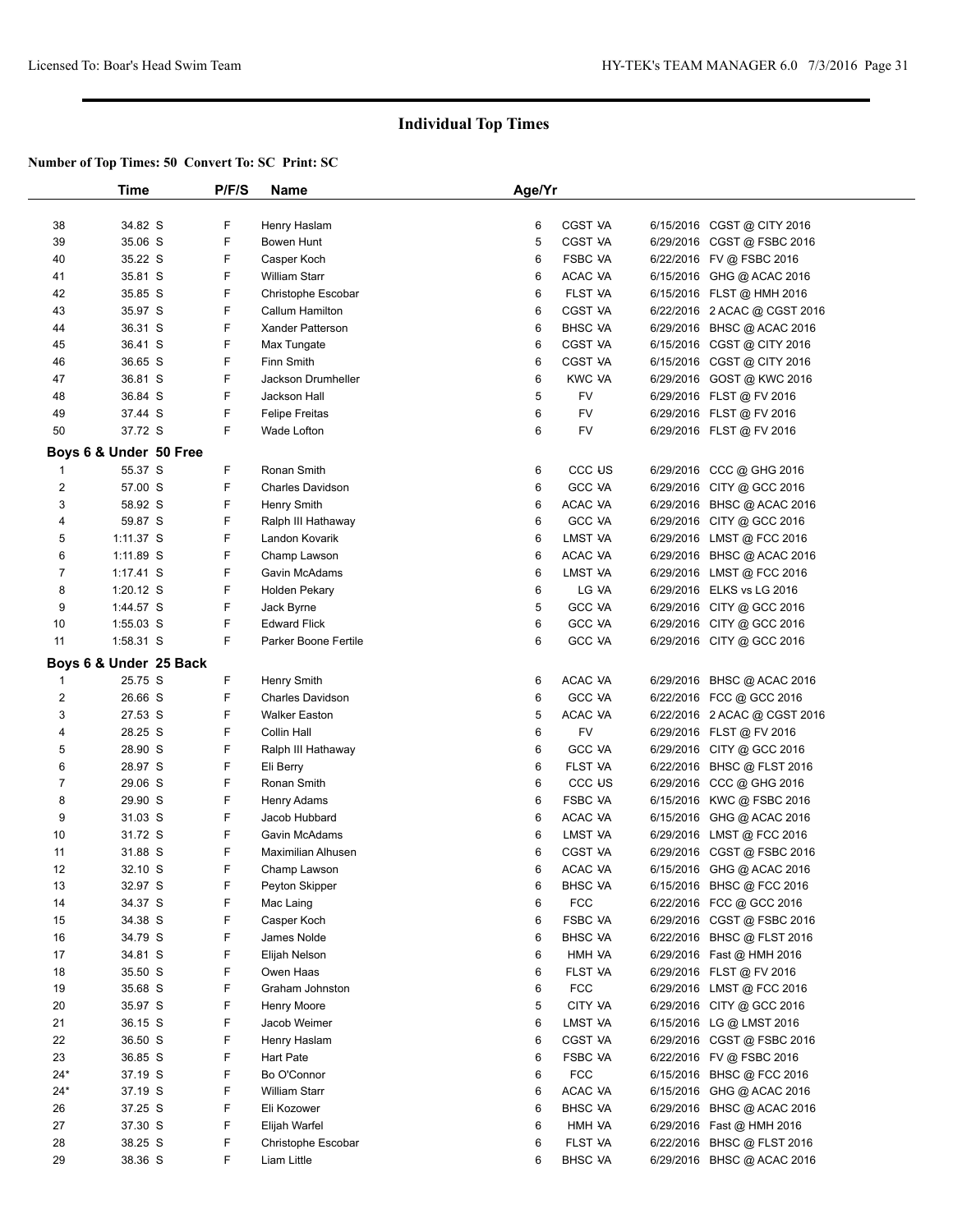# Individual Top Times

**Number of Top Times: 50 Convert To: SC Print: SC**

| | Time | P/F/S | Name | Age/Yr | | | |
|---|---|---|---|---|---|---|---|
| 38 | 34.82 S | F | Henry Haslam | 6 | CGST VA | 6/15/2016 | CGST @ CITY 2016 |
| 39 | 35.06 S | F | Bowen Hunt | 5 | CGST VA | 6/29/2016 | CGST @ FSBC 2016 |
| 40 | 35.22 S | F | Casper Koch | 6 | FSBC VA | 6/22/2016 | FV @ FSBC 2016 |
| 41 | 35.81 S | F | William Starr | 6 | ACAC VA | 6/15/2016 | GHG @ ACAC 2016 |
| 42 | 35.85 S | F | Christophe Escobar | 6 | FLST VA | 6/15/2016 | FLST @ HMH 2016 |
| 43 | 35.97 S | F | Callum Hamilton | 6 | CGST VA | 6/22/2016 | 2 ACAC @ CGST 2016 |
| 44 | 36.31 S | F | Xander Patterson | 6 | BHSC VA | 6/29/2016 | BHSC @ ACAC 2016 |
| 45 | 36.41 S | F | Max Tungate | 6 | CGST VA | 6/15/2016 | CGST @ CITY 2016 |
| 46 | 36.65 S | F | Finn Smith | 6 | CGST VA | 6/15/2016 | CGST @ CITY 2016 |
| 47 | 36.81 S | F | Jackson Drumheller | 6 | KWC VA | 6/29/2016 | GOST @ KWC 2016 |
| 48 | 36.84 S | F | Jackson Hall | 5 | FV | 6/29/2016 | FLST @ FV 2016 |
| 49 | 37.44 S | F | Felipe Freitas | 6 | FV | 6/29/2016 | FLST @ FV 2016 |
| 50 | 37.72 S | F | Wade Lofton | 6 | FV | 6/29/2016 | FLST @ FV 2016 |

**Boys 6 & Under 50 Free**

| | Time | P/F/S | Name | Age/Yr | | | |
|---|---|---|---|---|---|---|---|
| 1 | 55.37 S | F | Ronan Smith | 6 | CCC US | 6/29/2016 | CCC @ GHG 2016 |
| 2 | 57.00 S | F | Charles Davidson | 6 | GCC VA | 6/29/2016 | CITY @ GCC 2016 |
| 3 | 58.92 S | F | Henry Smith | 6 | ACAC VA | 6/29/2016 | BHSC @ ACAC 2016 |
| 4 | 59.87 S | F | Ralph III Hathaway | 6 | GCC VA | 6/29/2016 | CITY @ GCC 2016 |
| 5 | 1:11.37 S | F | Landon Kovarik | 6 | LMST VA | 6/29/2016 | LMST @ FCC 2016 |
| 6 | 1:11.89 S | F | Champ Lawson | 6 | ACAC VA | 6/29/2016 | BHSC @ ACAC 2016 |
| 7 | 1:17.41 S | F | Gavin McAdams | 6 | LMST VA | 6/29/2016 | LMST @ FCC 2016 |
| 8 | 1:20.12 S | F | Holden Pekary | 6 | LG VA | 6/29/2016 | ELKS vs LG 2016 |
| 9 | 1:44.57 S | F | Jack Byrne | 5 | GCC VA | 6/29/2016 | CITY @ GCC 2016 |
| 10 | 1:55.03 S | F | Edward Flick | 6 | GCC VA | 6/29/2016 | CITY @ GCC 2016 |
| 11 | 1:58.31 S | F | Parker Boone Fertile | 6 | GCC VA | 6/29/2016 | CITY @ GCC 2016 |

**Boys 6 & Under 25 Back**

| | Time | P/F/S | Name | Age/Yr | | | |
|---|---|---|---|---|---|---|---|
| 1 | 25.75 S | F | Henry Smith | 6 | ACAC VA | 6/29/2016 | BHSC @ ACAC 2016 |
| 2 | 26.66 S | F | Charles Davidson | 6 | GCC VA | 6/22/2016 | FCC @ GCC 2016 |
| 3 | 27.53 S | F | Walker Easton | 5 | ACAC VA | 6/22/2016 | 2 ACAC @ CGST 2016 |
| 4 | 28.25 S | F | Collin Hall | 6 | FV | 6/29/2016 | FLST @ FV 2016 |
| 5 | 28.90 S | F | Ralph III Hathaway | 6 | GCC VA | 6/29/2016 | CITY @ GCC 2016 |
| 6 | 28.97 S | F | Eli Berry | 6 | FLST VA | 6/22/2016 | BHSC @ FLST 2016 |
| 7 | 29.06 S | F | Ronan Smith | 6 | CCC US | 6/29/2016 | CCC @ GHG 2016 |
| 8 | 29.90 S | F | Henry Adams | 6 | FSBC VA | 6/15/2016 | KWC @ FSBC 2016 |
| 9 | 31.03 S | F | Jacob Hubbard | 6 | ACAC VA | 6/15/2016 | GHG @ ACAC 2016 |
| 10 | 31.72 S | F | Gavin McAdams | 6 | LMST VA | 6/29/2016 | LMST @ FCC 2016 |
| 11 | 31.88 S | F | Maximilian Alhusen | 6 | CGST VA | 6/29/2016 | CGST @ FSBC 2016 |
| 12 | 32.10 S | F | Champ Lawson | 6 | ACAC VA | 6/15/2016 | GHG @ ACAC 2016 |
| 13 | 32.97 S | F | Peyton Skipper | 6 | BHSC VA | 6/15/2016 | BHSC @ FCC 2016 |
| 14 | 34.37 S | F | Mac Laing | 6 | FCC | 6/22/2016 | FCC @ GCC 2016 |
| 15 | 34.38 S | F | Casper Koch | 6 | FSBC VA | 6/29/2016 | CGST @ FSBC 2016 |
| 16 | 34.79 S | F | James Nolde | 6 | BHSC VA | 6/22/2016 | BHSC @ FLST 2016 |
| 17 | 34.81 S | F | Elijah Nelson | 6 | HMH VA | 6/29/2016 | Fast @ HMH 2016 |
| 18 | 35.50 S | F | Owen Haas | 6 | FLST VA | 6/29/2016 | FLST @ FV 2016 |
| 19 | 35.68 S | F | Graham Johnston | 6 | FCC | 6/29/2016 | LMST @ FCC 2016 |
| 20 | 35.97 S | F | Henry Moore | 5 | CITY VA | 6/29/2016 | CITY @ GCC 2016 |
| 21 | 36.15 S | F | Jacob Weimer | 6 | LMST VA | 6/15/2016 | LG @ LMST 2016 |
| 22 | 36.50 S | F | Henry Haslam | 6 | CGST VA | 6/29/2016 | CGST @ FSBC 2016 |
| 23 | 36.85 S | F | Hart Pate | 6 | FSBC VA | 6/22/2016 | FV @ FSBC 2016 |
| 24* | 37.19 S | F | Bo O'Connor | 6 | FCC | 6/15/2016 | BHSC @ FCC 2016 |
| 24* | 37.19 S | F | William Starr | 6 | ACAC VA | 6/15/2016 | GHG @ ACAC 2016 |
| 26 | 37.25 S | F | Eli Kozower | 6 | BHSC VA | 6/29/2016 | BHSC @ ACAC 2016 |
| 27 | 37.30 S | F | Elijah Warfel | 6 | HMH VA | 6/29/2016 | Fast @ HMH 2016 |
| 28 | 38.25 S | F | Christophe Escobar | 6 | FLST VA | 6/22/2016 | BHSC @ FLST 2016 |
| 29 | 38.36 S | F | Liam Little | 6 | BHSC VA | 6/29/2016 | BHSC @ ACAC 2016 |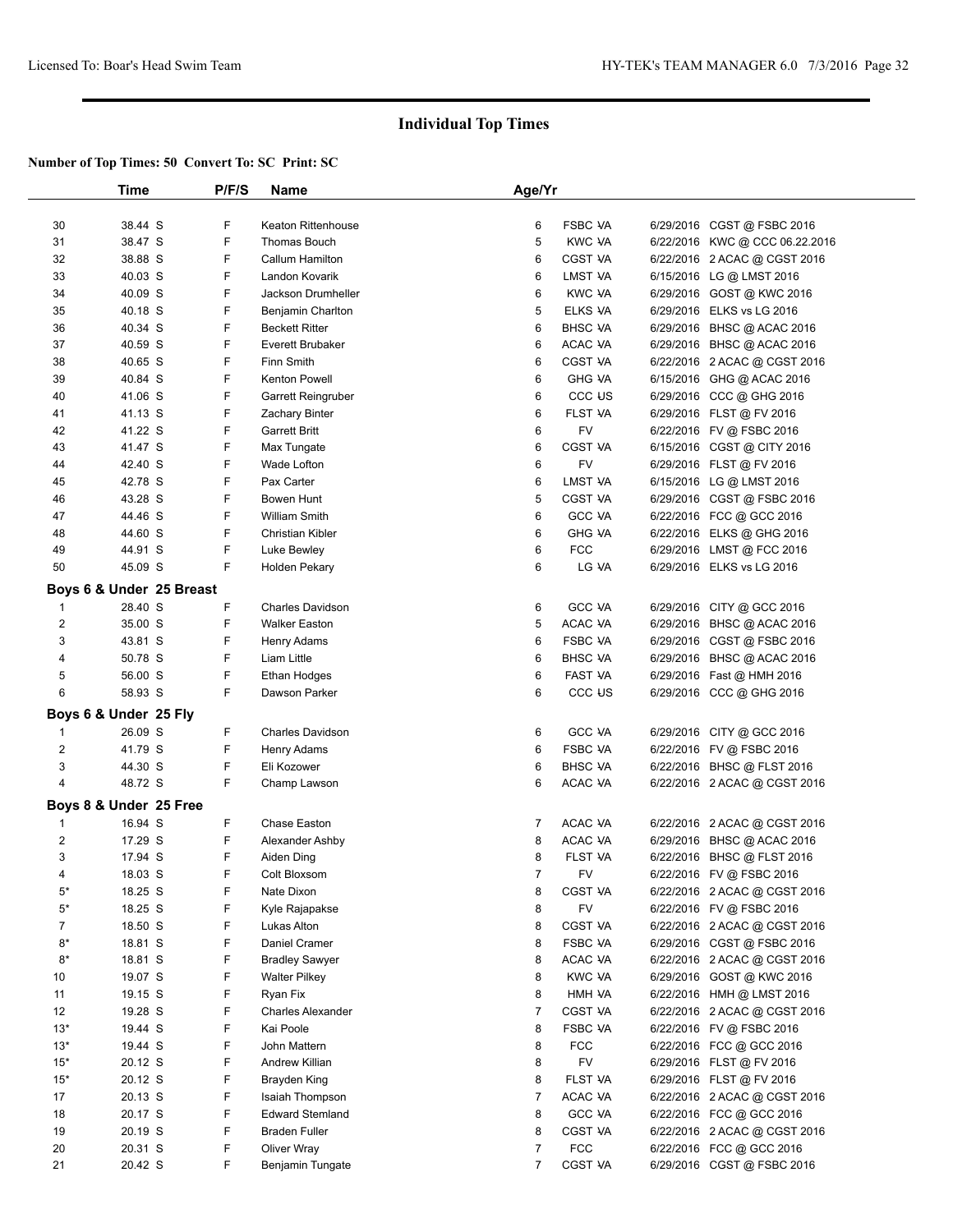# Individual Top Times

**Number of Top Times: 50 Convert To: SC Print: SC**

| | Time | P/F/S | Name | Age/Yr | | | |
|---|---|---|---|---|---|---|---|
| 30 | 38.44 S | F | Keaton Rittenhouse | 6 | FSBC VA | 6/29/2016 | CGST @ FSBC 2016 |
| 31 | 38.47 S | F | Thomas Bouch | 5 | KWC VA | 6/22/2016 | KWC @ CCC 06.22.2016 |
| 32 | 38.88 S | F | Callum Hamilton | 6 | CGST VA | 6/22/2016 | 2 ACAC @ CGST 2016 |
| 33 | 40.03 S | F | Landon Kovarik | 6 | LMST VA | 6/15/2016 | LG @ LMST 2016 |
| 34 | 40.09 S | F | Jackson Drumheller | 6 | KWC VA | 6/29/2016 | GOST @ KWC 2016 |
| 35 | 40.18 S | F | Benjamin Charlton | 5 | ELKS VA | 6/29/2016 | ELKS vs LG 2016 |
| 36 | 40.34 S | F | Beckett Ritter | 6 | BHSC VA | 6/29/2016 | BHSC @ ACAC 2016 |
| 37 | 40.59 S | F | Everett Brubaker | 6 | ACAC VA | 6/29/2016 | BHSC @ ACAC 2016 |
| 38 | 40.65 S | F | Finn Smith | 6 | CGST VA | 6/22/2016 | 2 ACAC @ CGST 2016 |
| 39 | 40.84 S | F | Kenton Powell | 6 | GHG VA | 6/15/2016 | GHG @ ACAC 2016 |
| 40 | 41.06 S | F | Garrett Reingruber | 6 | CCC US | 6/29/2016 | CCC @ GHG 2016 |
| 41 | 41.13 S | F | Zachary Binter | 6 | FLST VA | 6/29/2016 | FLST @ FV 2016 |
| 42 | 41.22 S | F | Garrett Britt | 6 | FV | 6/22/2016 | FV @ FSBC 2016 |
| 43 | 41.47 S | F | Max Tungate | 6 | CGST VA | 6/15/2016 | CGST @ CITY 2016 |
| 44 | 42.40 S | F | Wade Lofton | 6 | FV | 6/29/2016 | FLST @ FV 2016 |
| 45 | 42.78 S | F | Pax Carter | 6 | LMST VA | 6/15/2016 | LG @ LMST 2016 |
| 46 | 43.28 S | F | Bowen Hunt | 5 | CGST VA | 6/29/2016 | CGST @ FSBC 2016 |
| 47 | 44.46 S | F | William Smith | 6 | GCC VA | 6/22/2016 | FCC @ GCC 2016 |
| 48 | 44.60 S | F | Christian Kibler | 6 | GHG VA | 6/22/2016 | ELKS @ GHG 2016 |
| 49 | 44.91 S | F | Luke Bewley | 6 | FCC | 6/29/2016 | LMST @ FCC 2016 |
| 50 | 45.09 S | F | Holden Pekary | 6 | LG VA | 6/29/2016 | ELKS vs LG 2016 |

**Boys 6 & Under 25 Breast**

| | Time | P/F/S | Name | Age/Yr | | | |
|---|---|---|---|---|---|---|---|
| 1 | 28.40 S | F | Charles Davidson | 6 | GCC VA | 6/29/2016 | CITY @ GCC 2016 |
| 2 | 35.00 S | F | Walker Easton | 5 | ACAC VA | 6/29/2016 | BHSC @ ACAC 2016 |
| 3 | 43.81 S | F | Henry Adams | 6 | FSBC VA | 6/29/2016 | CGST @ FSBC 2016 |
| 4 | 50.78 S | F | Liam Little | 6 | BHSC VA | 6/29/2016 | BHSC @ ACAC 2016 |
| 5 | 56.00 S | F | Ethan Hodges | 6 | FAST VA | 6/29/2016 | Fast @ HMH 2016 |
| 6 | 58.93 S | F | Dawson Parker | 6 | CCC US | 6/29/2016 | CCC @ GHG 2016 |

**Boys 6 & Under 25 Fly**

| | Time | P/F/S | Name | Age/Yr | | | |
|---|---|---|---|---|---|---|---|
| 1 | 26.09 S | F | Charles Davidson | 6 | GCC VA | 6/29/2016 | CITY @ GCC 2016 |
| 2 | 41.79 S | F | Henry Adams | 6 | FSBC VA | 6/22/2016 | FV @ FSBC 2016 |
| 3 | 44.30 S | F | Eli Kozower | 6 | BHSC VA | 6/22/2016 | BHSC @ FLST 2016 |
| 4 | 48.72 S | F | Champ Lawson | 6 | ACAC VA | 6/22/2016 | 2 ACAC @ CGST 2016 |

**Boys 8 & Under 25 Free**

| | Time | P/F/S | Name | Age/Yr | | | |
|---|---|---|---|---|---|---|---|
| 1 | 16.94 S | F | Chase Easton | 7 | ACAC VA | 6/22/2016 | 2 ACAC @ CGST 2016 |
| 2 | 17.29 S | F | Alexander Ashby | 8 | ACAC VA | 6/29/2016 | BHSC @ ACAC 2016 |
| 3 | 17.94 S | F | Aiden Ding | 8 | FLST VA | 6/22/2016 | BHSC @ FLST 2016 |
| 4 | 18.03 S | F | Colt Bloxsom | 7 | FV | 6/22/2016 | FV @ FSBC 2016 |
| 5* | 18.25 S | F | Nate Dixon | 8 | CGST VA | 6/22/2016 | 2 ACAC @ CGST 2016 |
| 5* | 18.25 S | F | Kyle Rajapakse | 8 | FV | 6/22/2016 | FV @ FSBC 2016 |
| 7 | 18.50 S | F | Lukas Alton | 8 | CGST VA | 6/22/2016 | 2 ACAC @ CGST 2016 |
| 8* | 18.81 S | F | Daniel Cramer | 8 | FSBC VA | 6/29/2016 | CGST @ FSBC 2016 |
| 8* | 18.81 S | F | Bradley Sawyer | 8 | ACAC VA | 6/22/2016 | 2 ACAC @ CGST 2016 |
| 10 | 19.07 S | F | Walter Pilkey | 8 | KWC VA | 6/29/2016 | GOST @ KWC 2016 |
| 11 | 19.15 S | F | Ryan Fix | 8 | HMH VA | 6/22/2016 | HMH @ LMST 2016 |
| 12 | 19.28 S | F | Charles Alexander | 7 | CGST VA | 6/22/2016 | 2 ACAC @ CGST 2016 |
| 13* | 19.44 S | F | Kai Poole | 8 | FSBC VA | 6/22/2016 | FV @ FSBC 2016 |
| 13* | 19.44 S | F | John Mattern | 8 | FCC | 6/22/2016 | FCC @ GCC 2016 |
| 15* | 20.12 S | F | Andrew Killian | 8 | FV | 6/29/2016 | FLST @ FV 2016 |
| 15* | 20.12 S | F | Brayden King | 8 | FLST VA | 6/29/2016 | FLST @ FV 2016 |
| 17 | 20.13 S | F | Isaiah Thompson | 7 | ACAC VA | 6/22/2016 | 2 ACAC @ CGST 2016 |
| 18 | 20.17 S | F | Edward Stemland | 8 | GCC VA | 6/22/2016 | FCC @ GCC 2016 |
| 19 | 20.19 S | F | Braden Fuller | 8 | CGST VA | 6/22/2016 | 2 ACAC @ CGST 2016 |
| 20 | 20.31 S | F | Oliver Wray | 7 | FCC | 6/22/2016 | FCC @ GCC 2016 |
| 21 | 20.42 S | F | Benjamin Tungate | 7 | CGST VA | 6/29/2016 | CGST @ FSBC 2016 |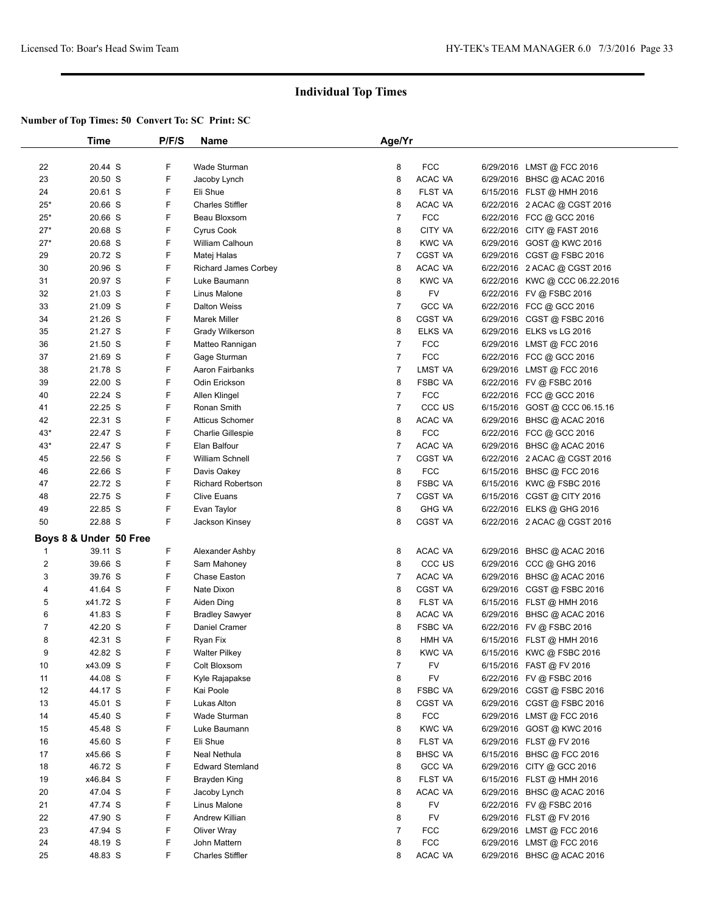## Individual Top Times

**Number of Top Times: 50 Convert To: SC Print: SC**

| | Time | P/F/S | Name | Age/Yr | | | |
|---|---|---|---|---|---|---|---|
| 22 | 20.44 S | F | Wade Sturman | 8 | FCC | 6/29/2016 | LMST @ FCC 2016 |
| 23 | 20.50 S | F | Jacoby Lynch | 8 | ACAC VA | 6/29/2016 | BHSC @ ACAC 2016 |
| 24 | 20.61 S | F | Eli Shue | 8 | FLST VA | 6/15/2016 | FLST @ HMH 2016 |
| 25* | 20.66 S | F | Charles Stiffler | 8 | ACAC VA | 6/22/2016 | 2 ACAC @ CGST 2016 |
| 25* | 20.66 S | F | Beau Bloxsom | 7 | FCC | 6/22/2016 | FCC @ GCC 2016 |
| 27* | 20.68 S | F | Cyrus Cook | 8 | CITY VA | 6/22/2016 | CITY @ FAST 2016 |
| 27* | 20.68 S | F | William Calhoun | 8 | KWC VA | 6/29/2016 | GOST @ KWC 2016 |
| 29 | 20.72 S | F | Matej Halas | 7 | CGST VA | 6/29/2016 | CGST @ FSBC 2016 |
| 30 | 20.96 S | F | Richard James Corbey | 8 | ACAC VA | 6/22/2016 | 2 ACAC @ CGST 2016 |
| 31 | 20.97 S | F | Luke Baumann | 8 | KWC VA | 6/22/2016 | KWC @ CCC 06.22.2016 |
| 32 | 21.03 S | F | Linus Malone | 8 | FV | 6/22/2016 | FV @ FSBC 2016 |
| 33 | 21.09 S | F | Dalton Weiss | 7 | GCC VA | 6/22/2016 | FCC @ GCC 2016 |
| 34 | 21.26 S | F | Marek Miller | 8 | CGST VA | 6/29/2016 | CGST @ FSBC 2016 |
| 35 | 21.27 S | F | Grady Wilkerson | 8 | ELKS VA | 6/29/2016 | ELKS vs LG 2016 |
| 36 | 21.50 S | F | Matteo Rannigan | 7 | FCC | 6/29/2016 | LMST @ FCC 2016 |
| 37 | 21.69 S | F | Gage Sturman | 7 | FCC | 6/22/2016 | FCC @ GCC 2016 |
| 38 | 21.78 S | F | Aaron Fairbanks | 7 | LMST VA | 6/29/2016 | LMST @ FCC 2016 |
| 39 | 22.00 S | F | Odin Erickson | 8 | FSBC VA | 6/22/2016 | FV @ FSBC 2016 |
| 40 | 22.24 S | F | Allen Klingel | 7 | FCC | 6/22/2016 | FCC @ GCC 2016 |
| 41 | 22.25 S | F | Ronan Smith | 7 | CCC US | 6/15/2016 | GOST @ CCC 06.15.16 |
| 42 | 22.31 S | F | Atticus Schomer | 8 | ACAC VA | 6/29/2016 | BHSC @ ACAC 2016 |
| 43* | 22.47 S | F | Charlie Gillespie | 8 | FCC | 6/22/2016 | FCC @ GCC 2016 |
| 43* | 22.47 S | F | Elan Balfour | 7 | ACAC VA | 6/29/2016 | BHSC @ ACAC 2016 |
| 45 | 22.56 S | F | William Schnell | 7 | CGST VA | 6/22/2016 | 2 ACAC @ CGST 2016 |
| 46 | 22.66 S | F | Davis Oakey | 8 | FCC | 6/15/2016 | BHSC @ FCC 2016 |
| 47 | 22.72 S | F | Richard Robertson | 8 | FSBC VA | 6/15/2016 | KWC @ FSBC 2016 |
| 48 | 22.75 S | F | Clive Euans | 7 | CGST VA | 6/15/2016 | CGST @ CITY 2016 |
| 49 | 22.85 S | F | Evan Taylor | 8 | GHG VA | 6/22/2016 | ELKS @ GHG 2016 |
| 50 | 22.88 S | F | Jackson Kinsey | 8 | CGST VA | 6/22/2016 | 2 ACAC @ CGST 2016 |

**Boys 8 & Under 50 Free**

| | Time | P/F/S | Name | Age/Yr | | | |
|---|---|---|---|---|---|---|---|
| 1 | 39.11 S | F | Alexander Ashby | 8 | ACAC VA | 6/29/2016 | BHSC @ ACAC 2016 |
| 2 | 39.66 S | F | Sam Mahoney | 8 | CCC US | 6/29/2016 | CCC @ GHG 2016 |
| 3 | 39.76 S | F | Chase Easton | 7 | ACAC VA | 6/29/2016 | BHSC @ ACAC 2016 |
| 4 | 41.64 S | F | Nate Dixon | 8 | CGST VA | 6/29/2016 | CGST @ FSBC 2016 |
| 5 | x41.72 S | F | Aiden Ding | 8 | FLST VA | 6/15/2016 | FLST @ HMH 2016 |
| 6 | 41.83 S | F | Bradley Sawyer | 8 | ACAC VA | 6/29/2016 | BHSC @ ACAC 2016 |
| 7 | 42.20 S | F | Daniel Cramer | 8 | FSBC VA | 6/22/2016 | FV @ FSBC 2016 |
| 8 | 42.31 S | F | Ryan Fix | 8 | HMH VA | 6/15/2016 | FLST @ HMH 2016 |
| 9 | 42.82 S | F | Walter Pilkey | 8 | KWC VA | 6/15/2016 | KWC @ FSBC 2016 |
| 10 | x43.09 S | F | Colt Bloxsom | 7 | FV | 6/15/2016 | FAST @ FV 2016 |
| 11 | 44.08 S | F | Kyle Rajapakse | 8 | FV | 6/22/2016 | FV @ FSBC 2016 |
| 12 | 44.17 S | F | Kai Poole | 8 | FSBC VA | 6/29/2016 | CGST @ FSBC 2016 |
| 13 | 45.01 S | F | Lukas Alton | 8 | CGST VA | 6/29/2016 | CGST @ FSBC 2016 |
| 14 | 45.40 S | F | Wade Sturman | 8 | FCC | 6/29/2016 | LMST @ FCC 2016 |
| 15 | 45.48 S | F | Luke Baumann | 8 | KWC VA | 6/29/2016 | GOST @ KWC 2016 |
| 16 | 45.60 S | F | Eli Shue | 8 | FLST VA | 6/29/2016 | FLST @ FV 2016 |
| 17 | x45.66 S | F | Neal Nethula | 8 | BHSC VA | 6/15/2016 | BHSC @ FCC 2016 |
| 18 | 46.72 S | F | Edward Stemland | 8 | GCC VA | 6/29/2016 | CITY @ GCC 2016 |
| 19 | x46.84 S | F | Brayden King | 8 | FLST VA | 6/15/2016 | FLST @ HMH 2016 |
| 20 | 47.04 S | F | Jacoby Lynch | 8 | ACAC VA | 6/29/2016 | BHSC @ ACAC 2016 |
| 21 | 47.74 S | F | Linus Malone | 8 | FV | 6/22/2016 | FV @ FSBC 2016 |
| 22 | 47.90 S | F | Andrew Killian | 8 | FV | 6/29/2016 | FLST @ FV 2016 |
| 23 | 47.94 S | F | Oliver Wray | 7 | FCC | 6/29/2016 | LMST @ FCC 2016 |
| 24 | 48.19 S | F | John Mattern | 8 | FCC | 6/29/2016 | LMST @ FCC 2016 |
| 25 | 48.83 S | F | Charles Stiffler | 8 | ACAC VA | 6/29/2016 | BHSC @ ACAC 2016 |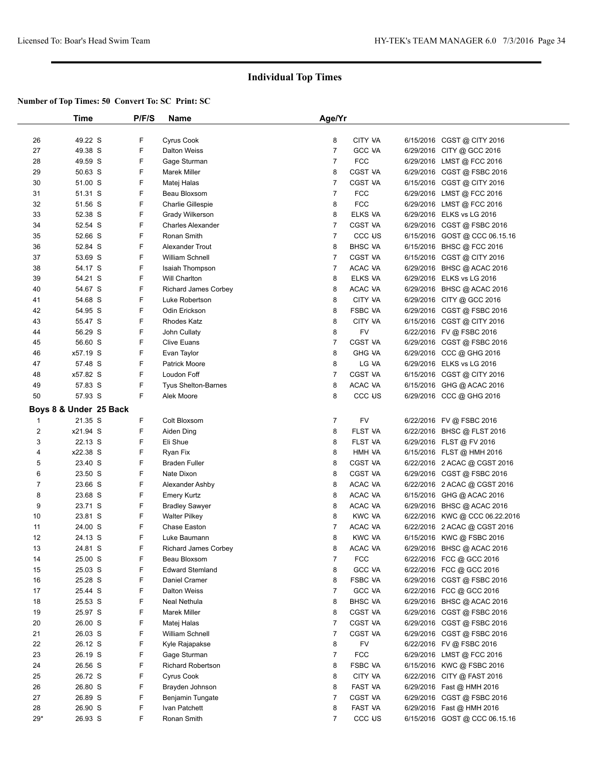# Individual Top Times

**Number of Top Times: 50 Convert To: SC Print: SC**

| | Time | P/F/S | Name | Age/Yr | | | |
|---|---|---|---|---|---|---|---|
| 26 | 49.22 S | F | Cyrus Cook | 8 | CITY VA | 6/15/2016 | CGST @ CITY 2016 |
| 27 | 49.38 S | F | Dalton Weiss | 7 | GCC VA | 6/29/2016 | CITY @ GCC 2016 |
| 28 | 49.59 S | F | Gage Sturman | 7 | FCC | 6/29/2016 | LMST @ FCC 2016 |
| 29 | 50.63 S | F | Marek Miller | 8 | CGST VA | 6/29/2016 | CGST @ FSBC 2016 |
| 30 | 51.00 S | F | Matej Halas | 7 | CGST VA | 6/15/2016 | CGST @ CITY 2016 |
| 31 | 51.31 S | F | Beau Bloxsom | 7 | FCC | 6/29/2016 | LMST @ FCC 2016 |
| 32 | 51.56 S | F | Charlie Gillespie | 8 | FCC | 6/29/2016 | LMST @ FCC 2016 |
| 33 | 52.38 S | F | Grady Wilkerson | 8 | ELKS VA | 6/29/2016 | ELKS vs LG 2016 |
| 34 | 52.54 S | F | Charles Alexander | 7 | CGST VA | 6/29/2016 | CGST @ FSBC 2016 |
| 35 | 52.66 S | F | Ronan Smith | 7 | CCC US | 6/15/2016 | GOST @ CCC 06.15.16 |
| 36 | 52.84 S | F | Alexander Trout | 8 | BHSC VA | 6/15/2016 | BHSC @ FCC 2016 |
| 37 | 53.69 S | F | William Schnell | 7 | CGST VA | 6/15/2016 | CGST @ CITY 2016 |
| 38 | 54.17 S | F | Isaiah Thompson | 7 | ACAC VA | 6/29/2016 | BHSC @ ACAC 2016 |
| 39 | 54.21 S | F | Will Charlton | 8 | ELKS VA | 6/29/2016 | ELKS vs LG 2016 |
| 40 | 54.67 S | F | Richard James Corbey | 8 | ACAC VA | 6/29/2016 | BHSC @ ACAC 2016 |
| 41 | 54.68 S | F | Luke Robertson | 8 | CITY VA | 6/29/2016 | CITY @ GCC 2016 |
| 42 | 54.95 S | F | Odin Erickson | 8 | FSBC VA | 6/29/2016 | CGST @ FSBC 2016 |
| 43 | 55.47 S | F | Rhodes Katz | 8 | CITY VA | 6/15/2016 | CGST @ CITY 2016 |
| 44 | 56.29 S | F | John Cullaty | 8 | FV | 6/22/2016 | FV @ FSBC 2016 |
| 45 | 56.60 S | F | Clive Euans | 7 | CGST VA | 6/29/2016 | CGST @ FSBC 2016 |
| 46 | x57.19 S | F | Evan Taylor | 8 | GHG VA | 6/29/2016 | CCC @ GHG 2016 |
| 47 | 57.48 S | F | Patrick Moore | 8 | LG VA | 6/29/2016 | ELKS vs LG 2016 |
| 48 | x57.82 S | F | Loudon Foff | 7 | CGST VA | 6/15/2016 | CGST @ CITY 2016 |
| 49 | 57.83 S | F | Tyus Shelton-Barnes | 8 | ACAC VA | 6/15/2016 | GHG @ ACAC 2016 |
| 50 | 57.93 S | F | Alek Moore | 8 | CCC US | 6/29/2016 | CCC @ GHG 2016 |

**Boys 8 & Under 25 Back**

| | Time | P/F/S | Name | Age/Yr | | | |
|---|---|---|---|---|---|---|---|
| 1 | 21.35 S | F | Colt Bloxsom | 7 | FV | 6/22/2016 | FV @ FSBC 2016 |
| 2 | x21.94 S | F | Aiden Ding | 8 | FLST VA | 6/22/2016 | BHSC @ FLST 2016 |
| 3 | 22.13 S | F | Eli Shue | 8 | FLST VA | 6/29/2016 | FLST @ FV 2016 |
| 4 | x22.38 S | F | Ryan Fix | 8 | HMH VA | 6/15/2016 | FLST @ HMH 2016 |
| 5 | 23.40 S | F | Braden Fuller | 8 | CGST VA | 6/22/2016 | 2 ACAC @ CGST 2016 |
| 6 | 23.50 S | F | Nate Dixon | 8 | CGST VA | 6/29/2016 | CGST @ FSBC 2016 |
| 7 | 23.66 S | F | Alexander Ashby | 8 | ACAC VA | 6/22/2016 | 2 ACAC @ CGST 2016 |
| 8 | 23.68 S | F | Emery Kurtz | 8 | ACAC VA | 6/15/2016 | GHG @ ACAC 2016 |
| 9 | 23.71 S | F | Bradley Sawyer | 8 | ACAC VA | 6/29/2016 | BHSC @ ACAC 2016 |
| 10 | 23.81 S | F | Walter Pilkey | 8 | KWC VA | 6/22/2016 | KWC @ CCC 06.22.2016 |
| 11 | 24.00 S | F | Chase Easton | 7 | ACAC VA | 6/22/2016 | 2 ACAC @ CGST 2016 |
| 12 | 24.13 S | F | Luke Baumann | 8 | KWC VA | 6/15/2016 | KWC @ FSBC 2016 |
| 13 | 24.81 S | F | Richard James Corbey | 8 | ACAC VA | 6/29/2016 | BHSC @ ACAC 2016 |
| 14 | 25.00 S | F | Beau Bloxsom | 7 | FCC | 6/22/2016 | FCC @ GCC 2016 |
| 15 | 25.03 S | F | Edward Stemland | 8 | GCC VA | 6/22/2016 | FCC @ GCC 2016 |
| 16 | 25.28 S | F | Daniel Cramer | 8 | FSBC VA | 6/29/2016 | CGST @ FSBC 2016 |
| 17 | 25.44 S | F | Dalton Weiss | 7 | GCC VA | 6/22/2016 | FCC @ GCC 2016 |
| 18 | 25.53 S | F | Neal Nethula | 8 | BHSC VA | 6/29/2016 | BHSC @ ACAC 2016 |
| 19 | 25.97 S | F | Marek Miller | 8 | CGST VA | 6/29/2016 | CGST @ FSBC 2016 |
| 20 | 26.00 S | F | Matej Halas | 7 | CGST VA | 6/29/2016 | CGST @ FSBC 2016 |
| 21 | 26.03 S | F | William Schnell | 7 | CGST VA | 6/29/2016 | CGST @ FSBC 2016 |
| 22 | 26.12 S | F | Kyle Rajapakse | 8 | FV | 6/22/2016 | FV @ FSBC 2016 |
| 23 | 26.19 S | F | Gage Sturman | 7 | FCC | 6/29/2016 | LMST @ FCC 2016 |
| 24 | 26.56 S | F | Richard Robertson | 8 | FSBC VA | 6/15/2016 | KWC @ FSBC 2016 |
| 25 | 26.72 S | F | Cyrus Cook | 8 | CITY VA | 6/22/2016 | CITY @ FAST 2016 |
| 26 | 26.80 S | F | Brayden Johnson | 8 | FAST VA | 6/29/2016 | Fast @ HMH 2016 |
| 27 | 26.89 S | F | Benjamin Tungate | 7 | CGST VA | 6/29/2016 | CGST @ FSBC 2016 |
| 28 | 26.90 S | F | Ivan Patchett | 8 | FAST VA | 6/29/2016 | Fast @ HMH 2016 |
| 29* | 26.93 S | F | Ronan Smith | 7 | CCC US | 6/15/2016 | GOST @ CCC 06.15.16 |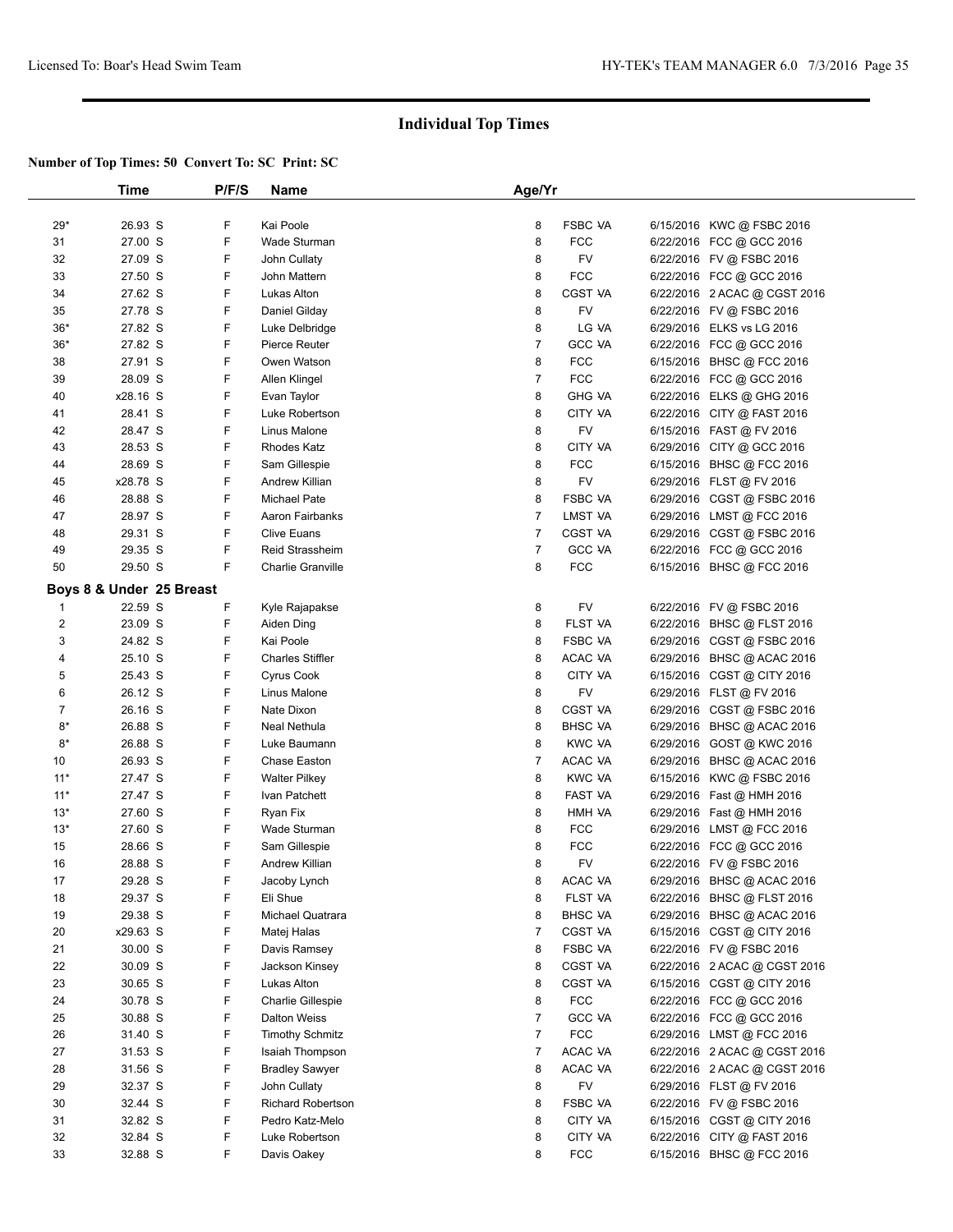## Individual Top Times

**Number of Top Times: 50 Convert To: SC Print: SC**

| | Time | P/F/S | Name | Age/Yr | | | |
|---|---|---|---|---|---|---|---|
| 29* | 26.93 S | F | Kai Poole | 8 | FSBC VA | 6/15/2016 | KWC @ FSBC 2016 |
| 31 | 27.00 S | F | Wade Sturman | 8 | FCC | 6/22/2016 | FCC @ GCC 2016 |
| 32 | 27.09 S | F | John Cullaty | 8 | FV | 6/22/2016 | FV @ FSBC 2016 |
| 33 | 27.50 S | F | John Mattern | 8 | FCC | 6/22/2016 | FCC @ GCC 2016 |
| 34 | 27.62 S | F | Lukas Alton | 8 | CGST VA | 6/22/2016 | 2 ACAC @ CGST 2016 |
| 35 | 27.78 S | F | Daniel Gilday | 8 | FV | 6/22/2016 | FV @ FSBC 2016 |
| 36* | 27.82 S | F | Luke Delbridge | 8 | LG VA | 6/29/2016 | ELKS vs LG 2016 |
| 36* | 27.82 S | F | Pierce Reuter | 7 | GCC VA | 6/22/2016 | FCC @ GCC 2016 |
| 38 | 27.91 S | F | Owen Watson | 8 | FCC | 6/15/2016 | BHSC @ FCC 2016 |
| 39 | 28.09 S | F | Allen Klingel | 7 | FCC | 6/22/2016 | FCC @ GCC 2016 |
| 40 | x28.16 S | F | Evan Taylor | 8 | GHG VA | 6/22/2016 | ELKS @ GHG 2016 |
| 41 | 28.41 S | F | Luke Robertson | 8 | CITY VA | 6/22/2016 | CITY @ FAST 2016 |
| 42 | 28.47 S | F | Linus Malone | 8 | FV | 6/15/2016 | FAST @ FV 2016 |
| 43 | 28.53 S | F | Rhodes Katz | 8 | CITY VA | 6/29/2016 | CITY @ GCC 2016 |
| 44 | 28.69 S | F | Sam Gillespie | 8 | FCC | 6/15/2016 | BHSC @ FCC 2016 |
| 45 | x28.78 S | F | Andrew Killian | 8 | FV | 6/29/2016 | FLST @ FV 2016 |
| 46 | 28.88 S | F | Michael Pate | 8 | FSBC VA | 6/29/2016 | CGST @ FSBC 2016 |
| 47 | 28.97 S | F | Aaron Fairbanks | 7 | LMST VA | 6/29/2016 | LMST @ FCC 2016 |
| 48 | 29.31 S | F | Clive Euans | 7 | CGST VA | 6/29/2016 | CGST @ FSBC 2016 |
| 49 | 29.35 S | F | Reid Strassheim | 7 | GCC VA | 6/22/2016 | FCC @ GCC 2016 |
| 50 | 29.50 S | F | Charlie Granville | 8 | FCC | 6/15/2016 | BHSC @ FCC 2016 |

**Boys 8 & Under 25 Breast**

| | Time | P/F/S | Name | Age/Yr | | | |
|---|---|---|---|---|---|---|---|
| 1 | 22.59 S | F | Kyle Rajapakse | 8 | FV | 6/22/2016 | FV @ FSBC 2016 |
| 2 | 23.09 S | F | Aiden Ding | 8 | FLST VA | 6/22/2016 | BHSC @ FLST 2016 |
| 3 | 24.82 S | F | Kai Poole | 8 | FSBC VA | 6/29/2016 | CGST @ FSBC 2016 |
| 4 | 25.10 S | F | Charles Stiffler | 8 | ACAC VA | 6/29/2016 | BHSC @ ACAC 2016 |
| 5 | 25.43 S | F | Cyrus Cook | 8 | CITY VA | 6/15/2016 | CGST @ CITY 2016 |
| 6 | 26.12 S | F | Linus Malone | 8 | FV | 6/29/2016 | FLST @ FV 2016 |
| 7 | 26.16 S | F | Nate Dixon | 8 | CGST VA | 6/29/2016 | CGST @ FSBC 2016 |
| 8* | 26.88 S | F | Neal Nethula | 8 | BHSC VA | 6/29/2016 | BHSC @ ACAC 2016 |
| 8* | 26.88 S | F | Luke Baumann | 8 | KWC VA | 6/29/2016 | GOST @ KWC 2016 |
| 10 | 26.93 S | F | Chase Easton | 7 | ACAC VA | 6/29/2016 | BHSC @ ACAC 2016 |
| 11* | 27.47 S | F | Walter Pilkey | 8 | KWC VA | 6/15/2016 | KWC @ FSBC 2016 |
| 11* | 27.47 S | F | Ivan Patchett | 8 | FAST VA | 6/29/2016 | Fast @ HMH 2016 |
| 13* | 27.60 S | F | Ryan Fix | 8 | HMH VA | 6/29/2016 | Fast @ HMH 2016 |
| 13* | 27.60 S | F | Wade Sturman | 8 | FCC | 6/29/2016 | LMST @ FCC 2016 |
| 15 | 28.66 S | F | Sam Gillespie | 8 | FCC | 6/22/2016 | FCC @ GCC 2016 |
| 16 | 28.88 S | F | Andrew Killian | 8 | FV | 6/22/2016 | FV @ FSBC 2016 |
| 17 | 29.28 S | F | Jacoby Lynch | 8 | ACAC VA | 6/29/2016 | BHSC @ ACAC 2016 |
| 18 | 29.37 S | F | Eli Shue | 8 | FLST VA | 6/22/2016 | BHSC @ FLST 2016 |
| 19 | 29.38 S | F | Michael Quatrara | 8 | BHSC VA | 6/29/2016 | BHSC @ ACAC 2016 |
| 20 | x29.63 S | F | Matej Halas | 7 | CGST VA | 6/15/2016 | CGST @ CITY 2016 |
| 21 | 30.00 S | F | Davis Ramsey | 8 | FSBC VA | 6/22/2016 | FV @ FSBC 2016 |
| 22 | 30.09 S | F | Jackson Kinsey | 8 | CGST VA | 6/22/2016 | 2 ACAC @ CGST 2016 |
| 23 | 30.65 S | F | Lukas Alton | 8 | CGST VA | 6/15/2016 | CGST @ CITY 2016 |
| 24 | 30.78 S | F | Charlie Gillespie | 8 | FCC | 6/22/2016 | FCC @ GCC 2016 |
| 25 | 30.88 S | F | Dalton Weiss | 7 | GCC VA | 6/22/2016 | FCC @ GCC 2016 |
| 26 | 31.40 S | F | Timothy Schmitz | 7 | FCC | 6/29/2016 | LMST @ FCC 2016 |
| 27 | 31.53 S | F | Isaiah Thompson | 7 | ACAC VA | 6/22/2016 | 2 ACAC @ CGST 2016 |
| 28 | 31.56 S | F | Bradley Sawyer | 8 | ACAC VA | 6/22/2016 | 2 ACAC @ CGST 2016 |
| 29 | 32.37 S | F | John Cullaty | 8 | FV | 6/29/2016 | FLST @ FV 2016 |
| 30 | 32.44 S | F | Richard Robertson | 8 | FSBC VA | 6/22/2016 | FV @ FSBC 2016 |
| 31 | 32.82 S | F | Pedro Katz-Melo | 8 | CITY VA | 6/15/2016 | CGST @ CITY 2016 |
| 32 | 32.84 S | F | Luke Robertson | 8 | CITY VA | 6/22/2016 | CITY @ FAST 2016 |
| 33 | 32.88 S | F | Davis Oakey | 8 | FCC | 6/15/2016 | BHSC @ FCC 2016 |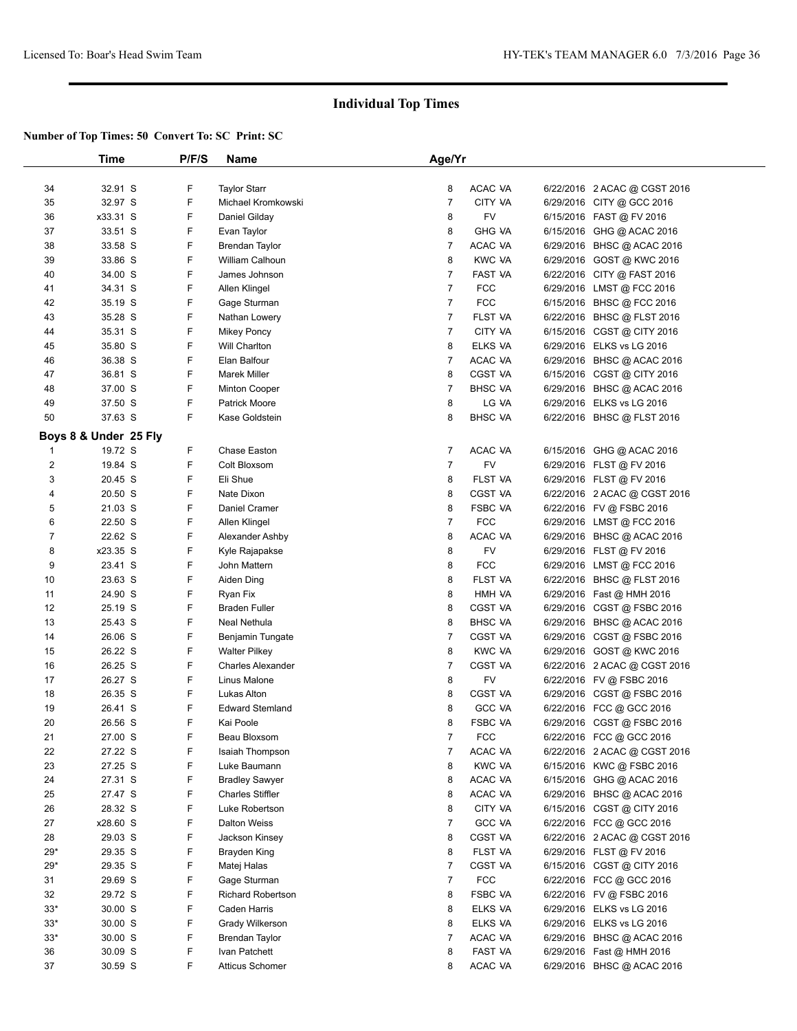## Individual Top Times

**Number of Top Times: 50 Convert To: SC Print: SC**

| | Time | P/F/S | Name | Age/Yr | | | |
|---|---|---|---|---|---|---|---|
| 34 | 32.91 S | F | Taylor Starr | 8 | ACAC VA | 6/22/2016 | 2 ACAC @ CGST 2016 |
| 35 | 32.97 S | F | Michael Kromkowski | 7 | CITY VA | 6/29/2016 | CITY @ GCC 2016 |
| 36 | x33.31 S | F | Daniel Gilday | 8 | FV | 6/15/2016 | FAST @ FV 2016 |
| 37 | 33.51 S | F | Evan Taylor | 8 | GHG VA | 6/15/2016 | GHG @ ACAC 2016 |
| 38 | 33.58 S | F | Brendan Taylor | 7 | ACAC VA | 6/29/2016 | BHSC @ ACAC 2016 |
| 39 | 33.86 S | F | William Calhoun | 8 | KWC VA | 6/29/2016 | GOST @ KWC 2016 |
| 40 | 34.00 S | F | James Johnson | 7 | FAST VA | 6/22/2016 | CITY @ FAST 2016 |
| 41 | 34.31 S | F | Allen Klingel | 7 | FCC | 6/29/2016 | LMST @ FCC 2016 |
| 42 | 35.19 S | F | Gage Sturman | 7 | FCC | 6/15/2016 | BHSC @ FCC 2016 |
| 43 | 35.28 S | F | Nathan Lowery | 7 | FLST VA | 6/22/2016 | BHSC @ FLST 2016 |
| 44 | 35.31 S | F | Mikey Poncy | 7 | CITY VA | 6/15/2016 | CGST @ CITY 2016 |
| 45 | 35.80 S | F | Will Charlton | 8 | ELKS VA | 6/29/2016 | ELKS vs LG 2016 |
| 46 | 36.38 S | F | Elan Balfour | 7 | ACAC VA | 6/29/2016 | BHSC @ ACAC 2016 |
| 47 | 36.81 S | F | Marek Miller | 8 | CGST VA | 6/15/2016 | CGST @ CITY 2016 |
| 48 | 37.00 S | F | Minton Cooper | 7 | BHSC VA | 6/29/2016 | BHSC @ ACAC 2016 |
| 49 | 37.50 S | F | Patrick Moore | 8 | LG VA | 6/29/2016 | ELKS vs LG 2016 |
| 50 | 37.63 S | F | Kase Goldstein | 8 | BHSC VA | 6/22/2016 | BHSC @ FLST 2016 |
| **Boys 8 & Under 25 Fly** | | | | | | | |
| 1 | 19.72 S | F | Chase Easton | 7 | ACAC VA | 6/15/2016 | GHG @ ACAC 2016 |
| 2 | 19.84 S | F | Colt Bloxsom | 7 | FV | 6/29/2016 | FLST @ FV 2016 |
| 3 | 20.45 S | F | Eli Shue | 8 | FLST VA | 6/29/2016 | FLST @ FV 2016 |
| 4 | 20.50 S | F | Nate Dixon | 8 | CGST VA | 6/22/2016 | 2 ACAC @ CGST 2016 |
| 5 | 21.03 S | F | Daniel Cramer | 8 | FSBC VA | 6/22/2016 | FV @ FSBC 2016 |
| 6 | 22.50 S | F | Allen Klingel | 7 | FCC | 6/29/2016 | LMST @ FCC 2016 |
| 7 | 22.62 S | F | Alexander Ashby | 8 | ACAC VA | 6/29/2016 | BHSC @ ACAC 2016 |
| 8 | x23.35 S | F | Kyle Rajapakse | 8 | FV | 6/29/2016 | FLST @ FV 2016 |
| 9 | 23.41 S | F | John Mattern | 8 | FCC | 6/29/2016 | LMST @ FCC 2016 |
| 10 | 23.63 S | F | Aiden Ding | 8 | FLST VA | 6/22/2016 | BHSC @ FLST 2016 |
| 11 | 24.90 S | F | Ryan Fix | 8 | HMH VA | 6/29/2016 | Fast @ HMH 2016 |
| 12 | 25.19 S | F | Braden Fuller | 8 | CGST VA | 6/29/2016 | CGST @ FSBC 2016 |
| 13 | 25.43 S | F | Neal Nethula | 8 | BHSC VA | 6/29/2016 | BHSC @ ACAC 2016 |
| 14 | 26.06 S | F | Benjamin Tungate | 7 | CGST VA | 6/29/2016 | CGST @ FSBC 2016 |
| 15 | 26.22 S | F | Walter Pilkey | 8 | KWC VA | 6/29/2016 | GOST @ KWC 2016 |
| 16 | 26.25 S | F | Charles Alexander | 7 | CGST VA | 6/22/2016 | 2 ACAC @ CGST 2016 |
| 17 | 26.27 S | F | Linus Malone | 8 | FV | 6/22/2016 | FV @ FSBC 2016 |
| 18 | 26.35 S | F | Lukas Alton | 8 | CGST VA | 6/29/2016 | CGST @ FSBC 2016 |
| 19 | 26.41 S | F | Edward Stemland | 8 | GCC VA | 6/22/2016 | FCC @ GCC 2016 |
| 20 | 26.56 S | F | Kai Poole | 8 | FSBC VA | 6/29/2016 | CGST @ FSBC 2016 |
| 21 | 27.00 S | F | Beau Bloxsom | 7 | FCC | 6/22/2016 | FCC @ GCC 2016 |
| 22 | 27.22 S | F | Isaiah Thompson | 7 | ACAC VA | 6/22/2016 | 2 ACAC @ CGST 2016 |
| 23 | 27.25 S | F | Luke Baumann | 8 | KWC VA | 6/15/2016 | KWC @ FSBC 2016 |
| 24 | 27.31 S | F | Bradley Sawyer | 8 | ACAC VA | 6/15/2016 | GHG @ ACAC 2016 |
| 25 | 27.47 S | F | Charles Stiffler | 8 | ACAC VA | 6/29/2016 | BHSC @ ACAC 2016 |
| 26 | 28.32 S | F | Luke Robertson | 8 | CITY VA | 6/15/2016 | CGST @ CITY 2016 |
| 27 | x28.60 S | F | Dalton Weiss | 7 | GCC VA | 6/22/2016 | FCC @ GCC 2016 |
| 28 | 29.03 S | F | Jackson Kinsey | 8 | CGST VA | 6/22/2016 | 2 ACAC @ CGST 2016 |
| 29* | 29.35 S | F | Brayden King | 8 | FLST VA | 6/29/2016 | FLST @ FV 2016 |
| 29* | 29.35 S | F | Matej Halas | 7 | CGST VA | 6/15/2016 | CGST @ CITY 2016 |
| 31 | 29.69 S | F | Gage Sturman | 7 | FCC | 6/22/2016 | FCC @ GCC 2016 |
| 32 | 29.72 S | F | Richard Robertson | 8 | FSBC VA | 6/22/2016 | FV @ FSBC 2016 |
| 33* | 30.00 S | F | Caden Harris | 8 | ELKS VA | 6/29/2016 | ELKS vs LG 2016 |
| 33* | 30.00 S | F | Grady Wilkerson | 8 | ELKS VA | 6/29/2016 | ELKS vs LG 2016 |
| 33* | 30.00 S | F | Brendan Taylor | 7 | ACAC VA | 6/29/2016 | BHSC @ ACAC 2016 |
| 36 | 30.09 S | F | Ivan Patchett | 8 | FAST VA | 6/29/2016 | Fast @ HMH 2016 |
| 37 | 30.59 S | F | Atticus Schomer | 8 | ACAC VA | 6/29/2016 | BHSC @ ACAC 2016 |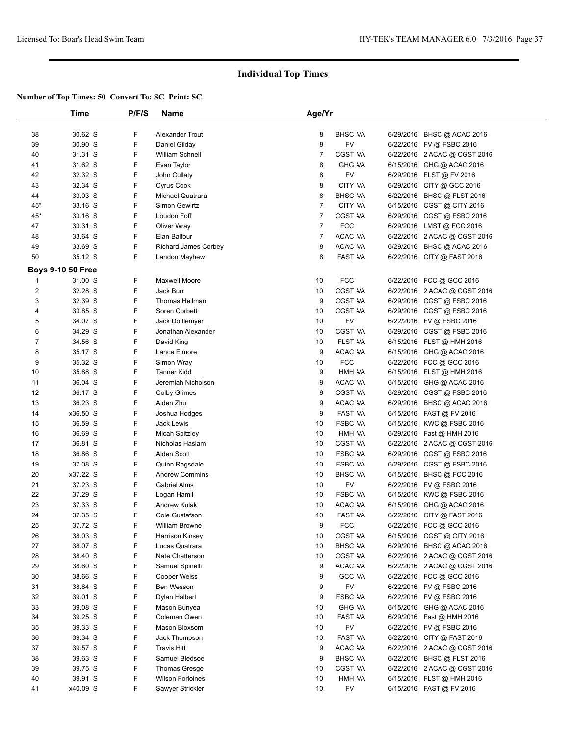## Individual Top Times

**Number of Top Times: 50 Convert To: SC Print: SC**

| | Time | P/F/S | Name | Age/Yr | | | |
|---|---|---|---|---|---|---|---|
| 38 | 30.62 S | F | Alexander Trout | 8 | BHSC VA | 6/29/2016 | BHSC @ ACAC 2016 |
| 39 | 30.90 S | F | Daniel Gilday | 8 | FV | 6/22/2016 | FV @ FSBC 2016 |
| 40 | 31.31 S | F | William Schnell | 7 | CGST VA | 6/22/2016 | 2 ACAC @ CGST 2016 |
| 41 | 31.62 S | F | Evan Taylor | 8 | GHG VA | 6/15/2016 | GHG @ ACAC 2016 |
| 42 | 32.32 S | F | John Cullaty | 8 | FV | 6/29/2016 | FLST @ FV 2016 |
| 43 | 32.34 S | F | Cyrus Cook | 8 | CITY VA | 6/29/2016 | CITY @ GCC 2016 |
| 44 | 33.03 S | F | Michael Quatrara | 8 | BHSC VA | 6/22/2016 | BHSC @ FLST 2016 |
| 45* | 33.16 S | F | Simon Gewirtz | 7 | CITY VA | 6/15/2016 | CGST @ CITY 2016 |
| 45* | 33.16 S | F | Loudon Foff | 7 | CGST VA | 6/29/2016 | CGST @ FSBC 2016 |
| 47 | 33.31 S | F | Oliver Wray | 7 | FCC | 6/29/2016 | LMST @ FCC 2016 |
| 48 | 33.64 S | F | Elan Balfour | 7 | ACAC VA | 6/22/2016 | 2 ACAC @ CGST 2016 |
| 49 | 33.69 S | F | Richard James Corbey | 8 | ACAC VA | 6/29/2016 | BHSC @ ACAC 2016 |
| 50 | 35.12 S | F | Landon Mayhew | 8 | FAST VA | 6/22/2016 | CITY @ FAST 2016 |
| **Boys 9-10 50 Free** | | | | | | | |
| 1 | 31.00 S | F | Maxwell Moore | 10 | FCC | 6/22/2016 | FCC @ GCC 2016 |
| 2 | 32.28 S | F | Jack Burr | 10 | CGST VA | 6/22/2016 | 2 ACAC @ CGST 2016 |
| 3 | 32.39 S | F | Thomas Heilman | 9 | CGST VA | 6/29/2016 | CGST @ FSBC 2016 |
| 4 | 33.85 S | F | Soren Corbett | 10 | CGST VA | 6/29/2016 | CGST @ FSBC 2016 |
| 5 | 34.07 S | F | Jack Dofflemyer | 10 | FV | 6/22/2016 | FV @ FSBC 2016 |
| 6 | 34.29 S | F | Jonathan Alexander | 10 | CGST VA | 6/29/2016 | CGST @ FSBC 2016 |
| 7 | 34.56 S | F | David King | 10 | FLST VA | 6/15/2016 | FLST @ HMH 2016 |
| 8 | 35.17 S | F | Lance Elmore | 9 | ACAC VA | 6/15/2016 | GHG @ ACAC 2016 |
| 9 | 35.32 S | F | Simon Wray | 10 | FCC | 6/22/2016 | FCC @ GCC 2016 |
| 10 | 35.88 S | F | Tanner Kidd | 9 | HMH VA | 6/15/2016 | FLST @ HMH 2016 |
| 11 | 36.04 S | F | Jeremiah Nicholson | 9 | ACAC VA | 6/15/2016 | GHG @ ACAC 2016 |
| 12 | 36.17 S | F | Colby Grimes | 9 | CGST VA | 6/29/2016 | CGST @ FSBC 2016 |
| 13 | 36.23 S | F | Aiden Zhu | 9 | ACAC VA | 6/29/2016 | BHSC @ ACAC 2016 |
| 14 | x36.50 S | F | Joshua Hodges | 9 | FAST VA | 6/15/2016 | FAST @ FV 2016 |
| 15 | 36.59 S | F | Jack Lewis | 10 | FSBC VA | 6/15/2016 | KWC @ FSBC 2016 |
| 16 | 36.69 S | F | Micah Spitzley | 10 | HMH VA | 6/29/2016 | Fast @ HMH 2016 |
| 17 | 36.81 S | F | Nicholas Haslam | 10 | CGST VA | 6/22/2016 | 2 ACAC @ CGST 2016 |
| 18 | 36.86 S | F | Alden Scott | 10 | FSBC VA | 6/29/2016 | CGST @ FSBC 2016 |
| 19 | 37.08 S | F | Quinn Ragsdale | 10 | FSBC VA | 6/29/2016 | CGST @ FSBC 2016 |
| 20 | x37.22 S | F | Andrew Commins | 10 | BHSC VA | 6/15/2016 | BHSC @ FCC 2016 |
| 21 | 37.23 S | F | Gabriel Alms | 10 | FV | 6/22/2016 | FV @ FSBC 2016 |
| 22 | 37.29 S | F | Logan Hamil | 10 | FSBC VA | 6/15/2016 | KWC @ FSBC 2016 |
| 23 | 37.33 S | F | Andrew Kulak | 10 | ACAC VA | 6/15/2016 | GHG @ ACAC 2016 |
| 24 | 37.35 S | F | Cole Gustafson | 10 | FAST VA | 6/22/2016 | CITY @ FAST 2016 |
| 25 | 37.72 S | F | William Browne | 9 | FCC | 6/22/2016 | FCC @ GCC 2016 |
| 26 | 38.03 S | F | Harrison Kinsey | 10 | CGST VA | 6/15/2016 | CGST @ CITY 2016 |
| 27 | 38.07 S | F | Lucas Quatrara | 10 | BHSC VA | 6/29/2016 | BHSC @ ACAC 2016 |
| 28 | 38.40 S | F | Nate Chatterson | 10 | CGST VA | 6/22/2016 | 2 ACAC @ CGST 2016 |
| 29 | 38.60 S | F | Samuel Spinelli | 9 | ACAC VA | 6/22/2016 | 2 ACAC @ CGST 2016 |
| 30 | 38.66 S | F | Cooper Weiss | 9 | GCC VA | 6/22/2016 | FCC @ GCC 2016 |
| 31 | 38.84 S | F | Ben Wesson | 9 | FV | 6/22/2016 | FV @ FSBC 2016 |
| 32 | 39.01 S | F | Dylan Halbert | 9 | FSBC VA | 6/22/2016 | FV @ FSBC 2016 |
| 33 | 39.08 S | F | Mason Bunyea | 10 | GHG VA | 6/15/2016 | GHG @ ACAC 2016 |
| 34 | 39.25 S | F | Coleman Owen | 10 | FAST VA | 6/29/2016 | Fast @ HMH 2016 |
| 35 | 39.33 S | F | Mason Bloxsom | 10 | FV | 6/22/2016 | FV @ FSBC 2016 |
| 36 | 39.34 S | F | Jack Thompson | 10 | FAST VA | 6/22/2016 | CITY @ FAST 2016 |
| 37 | 39.57 S | F | Travis Hitt | 9 | ACAC VA | 6/22/2016 | 2 ACAC @ CGST 2016 |
| 38 | 39.63 S | F | Samuel Bledsoe | 9 | BHSC VA | 6/22/2016 | BHSC @ FLST 2016 |
| 39 | 39.75 S | F | Thomas Gresge | 10 | CGST VA | 6/22/2016 | 2 ACAC @ CGST 2016 |
| 40 | 39.91 S | F | Wilson Forloines | 10 | HMH VA | 6/15/2016 | FLST @ HMH 2016 |
| 41 | x40.09 S | F | Sawyer Strickler | 10 | FV | 6/15/2016 | FAST @ FV 2016 |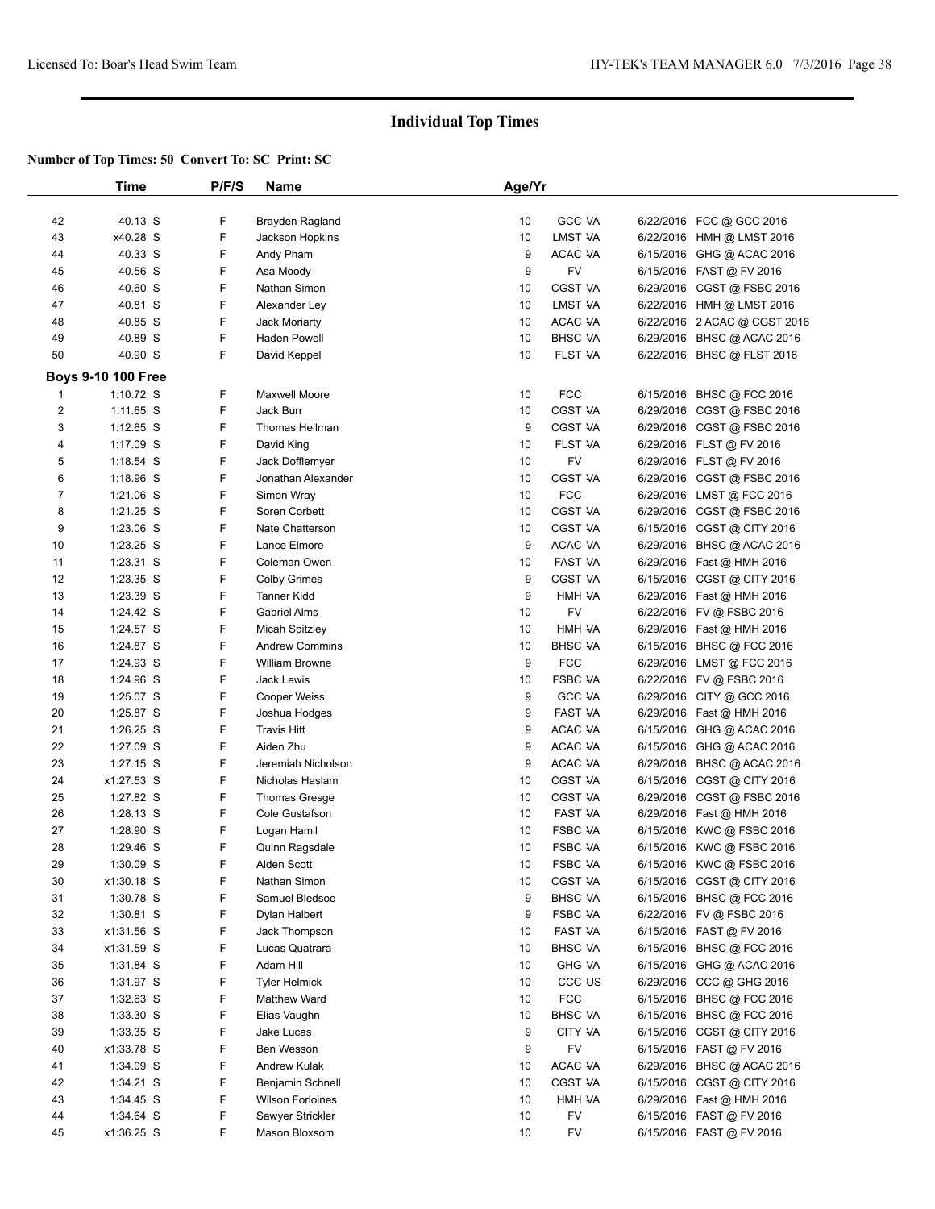## Individual Top Times

**Number of Top Times: 50 Convert To: SC Print: SC**

| | Time | P/F/S | Name | Age/Yr | | |
|---|---|---|---|---|---|---|
| 42 | 40.13 S | F | Brayden Ragland | 10 | GCC VA | 6/22/2016 FCC @ GCC 2016 |
| 43 | x40.28 S | F | Jackson Hopkins | 10 | LMST VA | 6/22/2016 HMH @ LMST 2016 |
| 44 | 40.33 S | F | Andy Pham | 9 | ACAC VA | 6/15/2016 GHG @ ACAC 2016 |
| 45 | 40.56 S | F | Asa Moody | 9 | FV | 6/15/2016 FAST @ FV 2016 |
| 46 | 40.60 S | F | Nathan Simon | 10 | CGST VA | 6/29/2016 CGST @ FSBC 2016 |
| 47 | 40.81 S | F | Alexander Ley | 10 | LMST VA | 6/22/2016 HMH @ LMST 2016 |
| 48 | 40.85 S | F | Jack Moriarty | 10 | ACAC VA | 6/22/2016 2 ACAC @ CGST 2016 |
| 49 | 40.89 S | F | Haden Powell | 10 | BHSC VA | 6/29/2016 BHSC @ ACAC 2016 |
| 50 | 40.90 S | F | David Keppel | 10 | FLST VA | 6/22/2016 BHSC @ FLST 2016 |
| **Boys 9-10 100 Free** | | | | | | |
| 1 | 1:10.72 S | F | Maxwell Moore | 10 | FCC | 6/15/2016 BHSC @ FCC 2016 |
| 2 | 1:11.65 S | F | Jack Burr | 10 | CGST VA | 6/29/2016 CGST @ FSBC 2016 |
| 3 | 1:12.65 S | F | Thomas Heilman | 9 | CGST VA | 6/29/2016 CGST @ FSBC 2016 |
| 4 | 1:17.09 S | F | David King | 10 | FLST VA | 6/29/2016 FLST @ FV 2016 |
| 5 | 1:18.54 S | F | Jack Dofflemyer | 10 | FV | 6/29/2016 FLST @ FV 2016 |
| 6 | 1:18.96 S | F | Jonathan Alexander | 10 | CGST VA | 6/29/2016 CGST @ FSBC 2016 |
| 7 | 1:21.06 S | F | Simon Wray | 10 | FCC | 6/29/2016 LMST @ FCC 2016 |
| 8 | 1:21.25 S | F | Soren Corbett | 10 | CGST VA | 6/29/2016 CGST @ FSBC 2016 |
| 9 | 1:23.06 S | F | Nate Chatterson | 10 | CGST VA | 6/15/2016 CGST @ CITY 2016 |
| 10 | 1:23.25 S | F | Lance Elmore | 9 | ACAC VA | 6/29/2016 BHSC @ ACAC 2016 |
| 11 | 1:23.31 S | F | Coleman Owen | 10 | FAST VA | 6/29/2016 Fast @ HMH 2016 |
| 12 | 1:23.35 S | F | Colby Grimes | 9 | CGST VA | 6/15/2016 CGST @ CITY 2016 |
| 13 | 1:23.39 S | F | Tanner Kidd | 9 | HMH VA | 6/29/2016 Fast @ HMH 2016 |
| 14 | 1:24.42 S | F | Gabriel Alms | 10 | FV | 6/22/2016 FV @ FSBC 2016 |
| 15 | 1:24.57 S | F | Micah Spitzley | 10 | HMH VA | 6/29/2016 Fast @ HMH 2016 |
| 16 | 1:24.87 S | F | Andrew Commins | 10 | BHSC VA | 6/15/2016 BHSC @ FCC 2016 |
| 17 | 1:24.93 S | F | William Browne | 9 | FCC | 6/29/2016 LMST @ FCC 2016 |
| 18 | 1:24.96 S | F | Jack Lewis | 10 | FSBC VA | 6/22/2016 FV @ FSBC 2016 |
| 19 | 1:25.07 S | F | Cooper Weiss | 9 | GCC VA | 6/29/2016 CITY @ GCC 2016 |
| 20 | 1:25.87 S | F | Joshua Hodges | 9 | FAST VA | 6/29/2016 Fast @ HMH 2016 |
| 21 | 1:26.25 S | F | Travis Hitt | 9 | ACAC VA | 6/15/2016 GHG @ ACAC 2016 |
| 22 | 1:27.09 S | F | Aiden Zhu | 9 | ACAC VA | 6/15/2016 GHG @ ACAC 2016 |
| 23 | 1:27.15 S | F | Jeremiah Nicholson | 9 | ACAC VA | 6/29/2016 BHSC @ ACAC 2016 |
| 24 | x1:27.53 S | F | Nicholas Haslam | 10 | CGST VA | 6/15/2016 CGST @ CITY 2016 |
| 25 | 1:27.82 S | F | Thomas Gresge | 10 | CGST VA | 6/29/2016 CGST @ FSBC 2016 |
| 26 | 1:28.13 S | F | Cole Gustafson | 10 | FAST VA | 6/29/2016 Fast @ HMH 2016 |
| 27 | 1:28.90 S | F | Logan Hamil | 10 | FSBC VA | 6/15/2016 KWC @ FSBC 2016 |
| 28 | 1:29.46 S | F | Quinn Ragsdale | 10 | FSBC VA | 6/15/2016 KWC @ FSBC 2016 |
| 29 | 1:30.09 S | F | Alden Scott | 10 | FSBC VA | 6/15/2016 KWC @ FSBC 2016 |
| 30 | x1:30.18 S | F | Nathan Simon | 10 | CGST VA | 6/15/2016 CGST @ CITY 2016 |
| 31 | 1:30.78 S | F | Samuel Bledsoe | 9 | BHSC VA | 6/15/2016 BHSC @ FCC 2016 |
| 32 | 1:30.81 S | F | Dylan Halbert | 9 | FSBC VA | 6/22/2016 FV @ FSBC 2016 |
| 33 | x1:31.56 S | F | Jack Thompson | 10 | FAST VA | 6/15/2016 FAST @ FV 2016 |
| 34 | x1:31.59 S | F | Lucas Quatrara | 10 | BHSC VA | 6/15/2016 BHSC @ FCC 2016 |
| 35 | 1:31.84 S | F | Adam Hill | 10 | GHG VA | 6/15/2016 GHG @ ACAC 2016 |
| 36 | 1:31.97 S | F | Tyler Helmick | 10 | CCC US | 6/29/2016 CCC @ GHG 2016 |
| 37 | 1:32.63 S | F | Matthew Ward | 10 | FCC | 6/15/2016 BHSC @ FCC 2016 |
| 38 | 1:33.30 S | F | Elias Vaughn | 10 | BHSC VA | 6/15/2016 BHSC @ FCC 2016 |
| 39 | 1:33.35 S | F | Jake Lucas | 9 | CITY VA | 6/15/2016 CGST @ CITY 2016 |
| 40 | x1:33.78 S | F | Ben Wesson | 9 | FV | 6/15/2016 FAST @ FV 2016 |
| 41 | 1:34.09 S | F | Andrew Kulak | 10 | ACAC VA | 6/29/2016 BHSC @ ACAC 2016 |
| 42 | 1:34.21 S | F | Benjamin Schnell | 10 | CGST VA | 6/15/2016 CGST @ CITY 2016 |
| 43 | 1:34.45 S | F | Wilson Forloines | 10 | HMH VA | 6/29/2016 Fast @ HMH 2016 |
| 44 | 1:34.64 S | F | Sawyer Strickler | 10 | FV | 6/15/2016 FAST @ FV 2016 |
| 45 | x1:36.25 S | F | Mason Bloxsom | 10 | FV | 6/15/2016 FAST @ FV 2016 |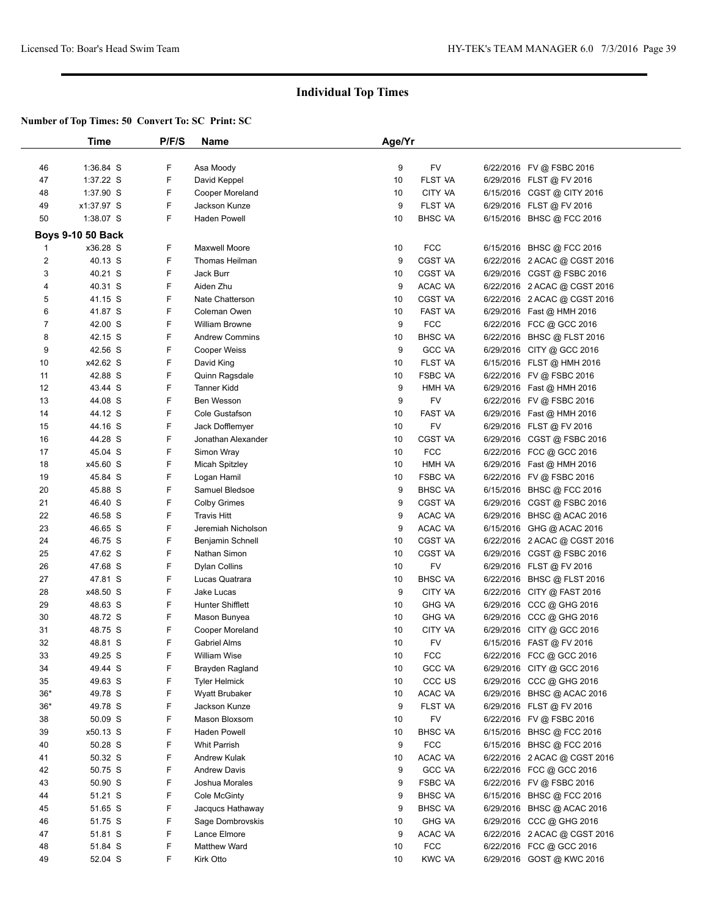# Individual Top Times

**Number of Top Times: 50 Convert To: SC Print: SC**

| | Time | P/F/S | Name | Age/Yr | | | |
|---|---|---|---|---|---|---|---|
| 46 | 1:36.84 S | F | Asa Moody | 9 | FV | 6/22/2016 | FV @ FSBC 2016 |
| 47 | 1:37.22 S | F | David Keppel | 10 | FLST VA | 6/29/2016 | FLST @ FV 2016 |
| 48 | 1:37.90 S | F | Cooper Moreland | 10 | CITY VA | 6/15/2016 | CGST @ CITY 2016 |
| 49 | x1:37.97 S | F | Jackson Kunze | 9 | FLST VA | 6/29/2016 | FLST @ FV 2016 |
| 50 | 1:38.07 S | F | Haden Powell | 10 | BHSC VA | 6/15/2016 | BHSC @ FCC 2016 |

**Boys 9-10 50 Back**

| | Time | P/F/S | Name | Age/Yr | | | |
|---|---|---|---|---|---|---|---|
| 1 | x36.28 S | F | Maxwell Moore | 10 | FCC | 6/15/2016 | BHSC @ FCC 2016 |
| 2 | 40.13 S | F | Thomas Heilman | 9 | CGST VA | 6/22/2016 | 2 ACAC @ CGST 2016 |
| 3 | 40.21 S | F | Jack Burr | 10 | CGST VA | 6/29/2016 | CGST @ FSBC 2016 |
| 4 | 40.31 S | F | Aiden Zhu | 9 | ACAC VA | 6/22/2016 | 2 ACAC @ CGST 2016 |
| 5 | 41.15 S | F | Nate Chatterson | 10 | CGST VA | 6/22/2016 | 2 ACAC @ CGST 2016 |
| 6 | 41.87 S | F | Coleman Owen | 10 | FAST VA | 6/29/2016 | Fast @ HMH 2016 |
| 7 | 42.00 S | F | William Browne | 9 | FCC | 6/22/2016 | FCC @ GCC 2016 |
| 8 | 42.15 S | F | Andrew Commins | 10 | BHSC VA | 6/22/2016 | BHSC @ FLST 2016 |
| 9 | 42.56 S | F | Cooper Weiss | 9 | GCC VA | 6/29/2016 | CITY @ GCC 2016 |
| 10 | x42.62 S | F | David King | 10 | FLST VA | 6/15/2016 | FLST @ HMH 2016 |
| 11 | 42.88 S | F | Quinn Ragsdale | 10 | FSBC VA | 6/22/2016 | FV @ FSBC 2016 |
| 12 | 43.44 S | F | Tanner Kidd | 9 | HMH VA | 6/29/2016 | Fast @ HMH 2016 |
| 13 | 44.08 S | F | Ben Wesson | 9 | FV | 6/22/2016 | FV @ FSBC 2016 |
| 14 | 44.12 S | F | Cole Gustafson | 10 | FAST VA | 6/29/2016 | Fast @ HMH 2016 |
| 15 | 44.16 S | F | Jack Dofflemyer | 10 | FV | 6/29/2016 | FLST @ FV 2016 |
| 16 | 44.28 S | F | Jonathan Alexander | 10 | CGST VA | 6/29/2016 | CGST @ FSBC 2016 |
| 17 | 45.04 S | F | Simon Wray | 10 | FCC | 6/22/2016 | FCC @ GCC 2016 |
| 18 | x45.60 S | F | Micah Spitzley | 10 | HMH VA | 6/29/2016 | Fast @ HMH 2016 |
| 19 | 45.84 S | F | Logan Hamil | 10 | FSBC VA | 6/22/2016 | FV @ FSBC 2016 |
| 20 | 45.88 S | F | Samuel Bledsoe | 9 | BHSC VA | 6/15/2016 | BHSC @ FCC 2016 |
| 21 | 46.40 S | F | Colby Grimes | 9 | CGST VA | 6/29/2016 | CGST @ FSBC 2016 |
| 22 | 46.58 S | F | Travis Hitt | 9 | ACAC VA | 6/29/2016 | BHSC @ ACAC 2016 |
| 23 | 46.65 S | F | Jeremiah Nicholson | 9 | ACAC VA | 6/15/2016 | GHG @ ACAC 2016 |
| 24 | 46.75 S | F | Benjamin Schnell | 10 | CGST VA | 6/22/2016 | 2 ACAC @ CGST 2016 |
| 25 | 47.62 S | F | Nathan Simon | 10 | CGST VA | 6/29/2016 | CGST @ FSBC 2016 |
| 26 | 47.68 S | F | Dylan Collins | 10 | FV | 6/29/2016 | FLST @ FV 2016 |
| 27 | 47.81 S | F | Lucas Quatrara | 10 | BHSC VA | 6/22/2016 | BHSC @ FLST 2016 |
| 28 | x48.50 S | F | Jake Lucas | 9 | CITY VA | 6/22/2016 | CITY @ FAST 2016 |
| 29 | 48.63 S | F | Hunter Shifflett | 10 | GHG VA | 6/29/2016 | CCC @ GHG 2016 |
| 30 | 48.72 S | F | Mason Bunyea | 10 | GHG VA | 6/29/2016 | CCC @ GHG 2016 |
| 31 | 48.75 S | F | Cooper Moreland | 10 | CITY VA | 6/29/2016 | CITY @ GCC 2016 |
| 32 | 48.81 S | F | Gabriel Alms | 10 | FV | 6/15/2016 | FAST @ FV 2016 |
| 33 | 49.25 S | F | William Wise | 10 | FCC | 6/22/2016 | FCC @ GCC 2016 |
| 34 | 49.44 S | F | Brayden Ragland | 10 | GCC VA | 6/29/2016 | CITY @ GCC 2016 |
| 35 | 49.63 S | F | Tyler Helmick | 10 | CCC US | 6/29/2016 | CCC @ GHG 2016 |
| 36* | 49.78 S | F | Wyatt Brubaker | 10 | ACAC VA | 6/29/2016 | BHSC @ ACAC 2016 |
| 36* | 49.78 S | F | Jackson Kunze | 9 | FLST VA | 6/29/2016 | FLST @ FV 2016 |
| 38 | 50.09 S | F | Mason Bloxsom | 10 | FV | 6/22/2016 | FV @ FSBC 2016 |
| 39 | x50.13 S | F | Haden Powell | 10 | BHSC VA | 6/15/2016 | BHSC @ FCC 2016 |
| 40 | 50.28 S | F | Whit Parrish | 9 | FCC | 6/15/2016 | BHSC @ FCC 2016 |
| 41 | 50.32 S | F | Andrew Kulak | 10 | ACAC VA | 6/22/2016 | 2 ACAC @ CGST 2016 |
| 42 | 50.75 S | F | Andrew Davis | 9 | GCC VA | 6/22/2016 | FCC @ GCC 2016 |
| 43 | 50.90 S | F | Joshua Morales | 9 | FSBC VA | 6/22/2016 | FV @ FSBC 2016 |
| 44 | 51.21 S | F | Cole McGinty | 9 | BHSC VA | 6/15/2016 | BHSC @ FCC 2016 |
| 45 | 51.65 S | F | Jacqucs Hathaway | 9 | BHSC VA | 6/29/2016 | BHSC @ ACAC 2016 |
| 46 | 51.75 S | F | Sage Dombrovskis | 10 | GHG VA | 6/29/2016 | CCC @ GHG 2016 |
| 47 | 51.81 S | F | Lance Elmore | 9 | ACAC VA | 6/22/2016 | 2 ACAC @ CGST 2016 |
| 48 | 51.84 S | F | Matthew Ward | 10 | FCC | 6/22/2016 | FCC @ GCC 2016 |
| 49 | 52.04 S | F | Kirk Otto | 10 | KWC VA | 6/29/2016 | GOST @ KWC 2016 |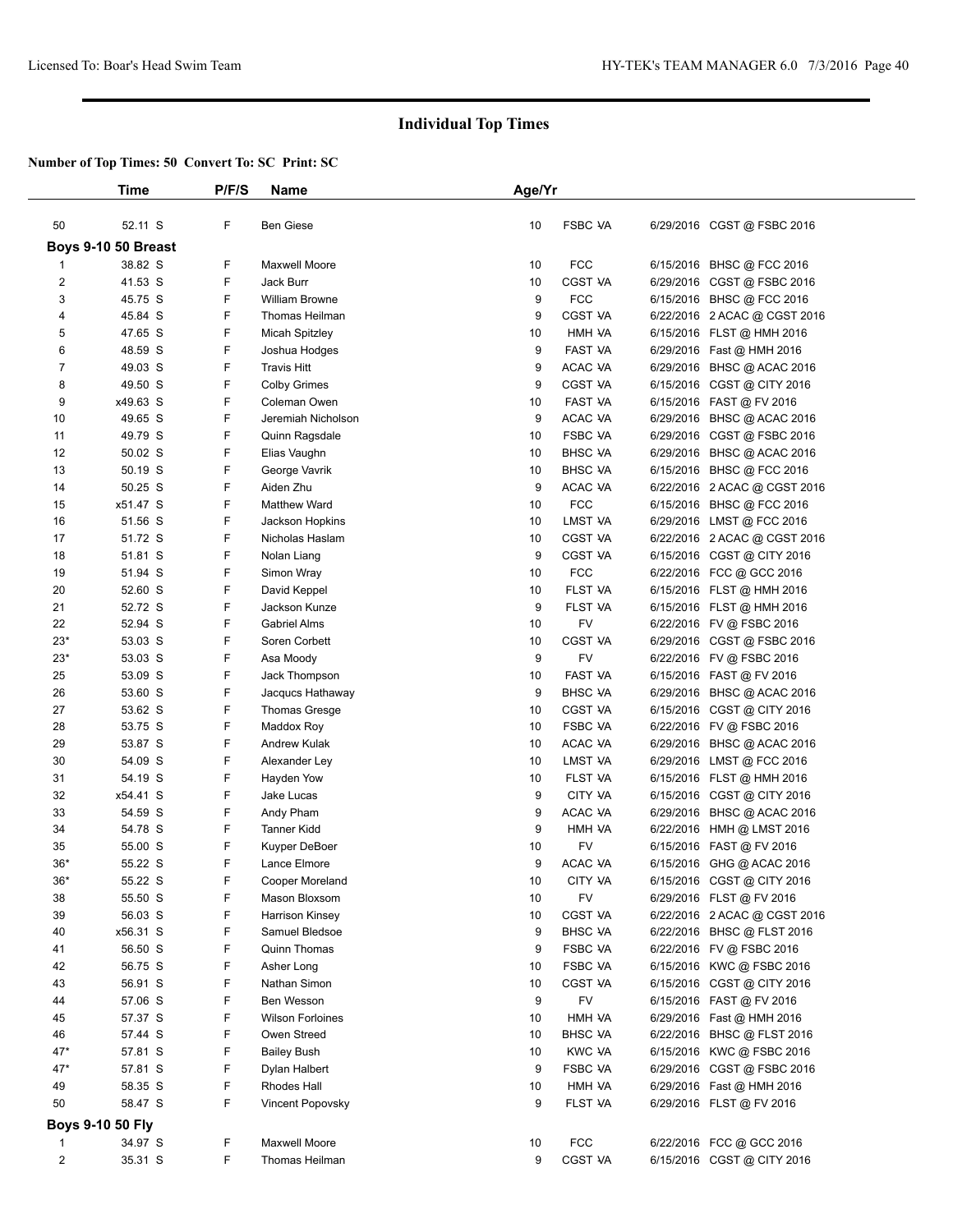## Individual Top Times

**Number of Top Times: 50 Convert To: SC Print: SC**

| | Time | P/F/S | Name | Age/Yr | | |
|---|---|---|---|---|---|---|
| 50 | 52.11 S | F | Ben Giese | 10 | FSBC VA | 6/29/2016 CGST @ FSBC 2016 |
| **Boys 9-10 50 Breast** | | | | | | |
| 1 | 38.82 S | F | Maxwell Moore | 10 | FCC | 6/15/2016 BHSC @ FCC 2016 |
| 2 | 41.53 S | F | Jack Burr | 10 | CGST VA | 6/29/2016 CGST @ FSBC 2016 |
| 3 | 45.75 S | F | William Browne | 9 | FCC | 6/15/2016 BHSC @ FCC 2016 |
| 4 | 45.84 S | F | Thomas Heilman | 9 | CGST VA | 6/22/2016 2 ACAC @ CGST 2016 |
| 5 | 47.65 S | F | Micah Spitzley | 10 | HMH VA | 6/15/2016 FLST @ HMH 2016 |
| 6 | 48.59 S | F | Joshua Hodges | 9 | FAST VA | 6/29/2016 Fast @ HMH 2016 |
| 7 | 49.03 S | F | Travis Hitt | 9 | ACAC VA | 6/29/2016 BHSC @ ACAC 2016 |
| 8 | 49.50 S | F | Colby Grimes | 9 | CGST VA | 6/15/2016 CGST @ CITY 2016 |
| 9 | x49.63 S | F | Coleman Owen | 10 | FAST VA | 6/15/2016 FAST @ FV 2016 |
| 10 | 49.65 S | F | Jeremiah Nicholson | 9 | ACAC VA | 6/29/2016 BHSC @ ACAC 2016 |
| 11 | 49.79 S | F | Quinn Ragsdale | 10 | FSBC VA | 6/29/2016 CGST @ FSBC 2016 |
| 12 | 50.02 S | F | Elias Vaughn | 10 | BHSC VA | 6/29/2016 BHSC @ ACAC 2016 |
| 13 | 50.19 S | F | George Vavrik | 10 | BHSC VA | 6/15/2016 BHSC @ FCC 2016 |
| 14 | 50.25 S | F | Aiden Zhu | 9 | ACAC VA | 6/22/2016 2 ACAC @ CGST 2016 |
| 15 | x51.47 S | F | Matthew Ward | 10 | FCC | 6/15/2016 BHSC @ FCC 2016 |
| 16 | 51.56 S | F | Jackson Hopkins | 10 | LMST VA | 6/29/2016 LMST @ FCC 2016 |
| 17 | 51.72 S | F | Nicholas Haslam | 10 | CGST VA | 6/22/2016 2 ACAC @ CGST 2016 |
| 18 | 51.81 S | F | Nolan Liang | 9 | CGST VA | 6/15/2016 CGST @ CITY 2016 |
| 19 | 51.94 S | F | Simon Wray | 10 | FCC | 6/22/2016 FCC @ GCC 2016 |
| 20 | 52.60 S | F | David Keppel | 10 | FLST VA | 6/15/2016 FLST @ HMH 2016 |
| 21 | 52.72 S | F | Jackson Kunze | 9 | FLST VA | 6/15/2016 FLST @ HMH 2016 |
| 22 | 52.94 S | F | Gabriel Alms | 10 | FV | 6/22/2016 FV @ FSBC 2016 |
| 23* | 53.03 S | F | Soren Corbett | 10 | CGST VA | 6/29/2016 CGST @ FSBC 2016 |
| 23* | 53.03 S | F | Asa Moody | 9 | FV | 6/22/2016 FV @ FSBC 2016 |
| 25 | 53.09 S | F | Jack Thompson | 10 | FAST VA | 6/15/2016 FAST @ FV 2016 |
| 26 | 53.60 S | F | Jacqucs Hathaway | 9 | BHSC VA | 6/29/2016 BHSC @ ACAC 2016 |
| 27 | 53.62 S | F | Thomas Gresge | 10 | CGST VA | 6/15/2016 CGST @ CITY 2016 |
| 28 | 53.75 S | F | Maddox Roy | 10 | FSBC VA | 6/22/2016 FV @ FSBC 2016 |
| 29 | 53.87 S | F | Andrew Kulak | 10 | ACAC VA | 6/29/2016 BHSC @ ACAC 2016 |
| 30 | 54.09 S | F | Alexander Ley | 10 | LMST VA | 6/29/2016 LMST @ FCC 2016 |
| 31 | 54.19 S | F | Hayden Yow | 10 | FLST VA | 6/15/2016 FLST @ HMH 2016 |
| 32 | x54.41 S | F | Jake Lucas | 9 | CITY VA | 6/15/2016 CGST @ CITY 2016 |
| 33 | 54.59 S | F | Andy Pham | 9 | ACAC VA | 6/29/2016 BHSC @ ACAC 2016 |
| 34 | 54.78 S | F | Tanner Kidd | 9 | HMH VA | 6/22/2016 HMH @ LMST 2016 |
| 35 | 55.00 S | F | Kuyper DeBoer | 10 | FV | 6/15/2016 FAST @ FV 2016 |
| 36* | 55.22 S | F | Lance Elmore | 9 | ACAC VA | 6/15/2016 GHG @ ACAC 2016 |
| 36* | 55.22 S | F | Cooper Moreland | 10 | CITY VA | 6/15/2016 CGST @ CITY 2016 |
| 38 | 55.50 S | F | Mason Bloxsom | 10 | FV | 6/29/2016 FLST @ FV 2016 |
| 39 | 56.03 S | F | Harrison Kinsey | 10 | CGST VA | 6/22/2016 2 ACAC @ CGST 2016 |
| 40 | x56.31 S | F | Samuel Bledsoe | 9 | BHSC VA | 6/22/2016 BHSC @ FLST 2016 |
| 41 | 56.50 S | F | Quinn Thomas | 9 | FSBC VA | 6/22/2016 FV @ FSBC 2016 |
| 42 | 56.75 S | F | Asher Long | 10 | FSBC VA | 6/15/2016 KWC @ FSBC 2016 |
| 43 | 56.91 S | F | Nathan Simon | 10 | CGST VA | 6/15/2016 CGST @ CITY 2016 |
| 44 | 57.06 S | F | Ben Wesson | 9 | FV | 6/15/2016 FAST @ FV 2016 |
| 45 | 57.37 S | F | Wilson Forloines | 10 | HMH VA | 6/29/2016 Fast @ HMH 2016 |
| 46 | 57.44 S | F | Owen Streed | 10 | BHSC VA | 6/22/2016 BHSC @ FLST 2016 |
| 47* | 57.81 S | F | Bailey Bush | 10 | KWC VA | 6/15/2016 KWC @ FSBC 2016 |
| 47* | 57.81 S | F | Dylan Halbert | 9 | FSBC VA | 6/29/2016 CGST @ FSBC 2016 |
| 49 | 58.35 S | F | Rhodes Hall | 10 | HMH VA | 6/29/2016 Fast @ HMH 2016 |
| 50 | 58.47 S | F | Vincent Popovsky | 9 | FLST VA | 6/29/2016 FLST @ FV 2016 |
| **Boys 9-10 50 Fly** | | | | | | |
| 1 | 34.97 S | F | Maxwell Moore | 10 | FCC | 6/22/2016 FCC @ GCC 2016 |
| 2 | 35.31 S | F | Thomas Heilman | 9 | CGST VA | 6/15/2016 CGST @ CITY 2016 |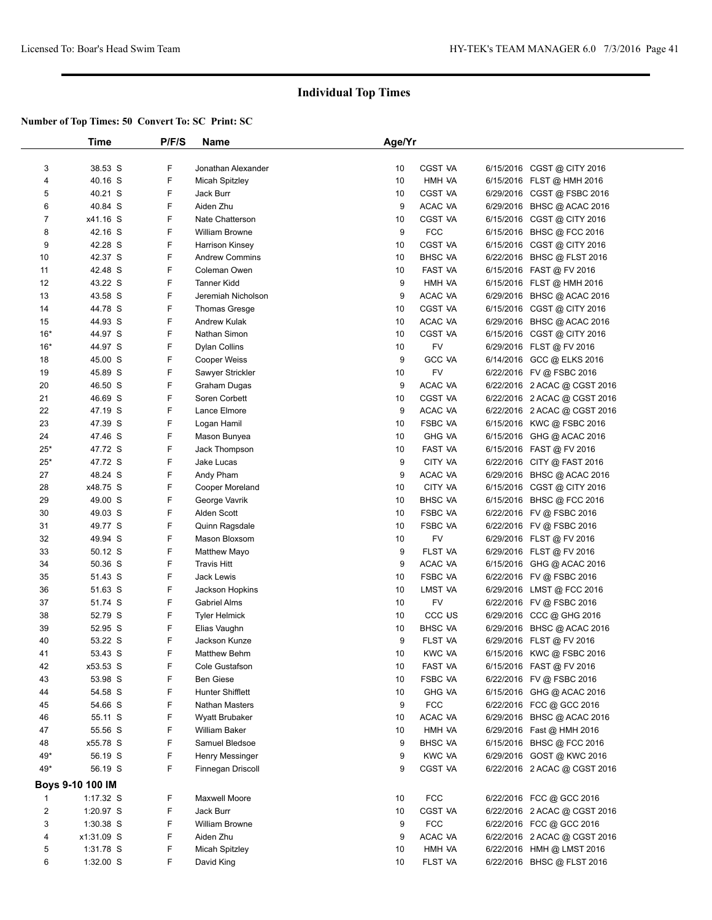# Individual Top Times

**Number of Top Times: 50 Convert To: SC Print: SC**

| | Time | P/F/S | Name | Age/Yr | Team | Date | Meet |
|---|---|---|---|---|---|---|---|
| 3 | 38.53 S | F | Jonathan Alexander | 10 | CGST VA | 6/15/2016 | CGST @ CITY 2016 |
| 4 | 40.16 S | F | Micah Spitzley | 10 | HMH VA | 6/15/2016 | FLST @ HMH 2016 |
| 5 | 40.21 S | F | Jack Burr | 10 | CGST VA | 6/29/2016 | CGST @ FSBC 2016 |
| 6 | 40.84 S | F | Aiden Zhu | 9 | ACAC VA | 6/29/2016 | BHSC @ ACAC 2016 |
| 7 | x41.16 S | F | Nate Chatterson | 10 | CGST VA | 6/15/2016 | CGST @ CITY 2016 |
| 8 | 42.16 S | F | William Browne | 9 | FCC | 6/15/2016 | BHSC @ FCC 2016 |
| 9 | 42.28 S | F | Harrison Kinsey | 10 | CGST VA | 6/15/2016 | CGST @ CITY 2016 |
| 10 | 42.37 S | F | Andrew Commins | 10 | BHSC VA | 6/22/2016 | BHSC @ FLST 2016 |
| 11 | 42.48 S | F | Coleman Owen | 10 | FAST VA | 6/15/2016 | FAST @ FV 2016 |
| 12 | 43.22 S | F | Tanner Kidd | 9 | HMH VA | 6/15/2016 | FLST @ HMH 2016 |
| 13 | 43.58 S | F | Jeremiah Nicholson | 9 | ACAC VA | 6/29/2016 | BHSC @ ACAC 2016 |
| 14 | 44.78 S | F | Thomas Gresge | 10 | CGST VA | 6/15/2016 | CGST @ CITY 2016 |
| 15 | 44.93 S | F | Andrew Kulak | 10 | ACAC VA | 6/29/2016 | BHSC @ ACAC 2016 |
| 16* | 44.97 S | F | Nathan Simon | 10 | CGST VA | 6/15/2016 | CGST @ CITY 2016 |
| 16* | 44.97 S | F | Dylan Collins | 10 | FV | 6/29/2016 | FLST @ FV 2016 |
| 18 | 45.00 S | F | Cooper Weiss | 9 | GCC VA | 6/14/2016 | GCC @ ELKS 2016 |
| 19 | 45.89 S | F | Sawyer Strickler | 10 | FV | 6/22/2016 | FV @ FSBC 2016 |
| 20 | 46.50 S | F | Graham Dugas | 9 | ACAC VA | 6/22/2016 | 2 ACAC @ CGST 2016 |
| 21 | 46.69 S | F | Soren Corbett | 10 | CGST VA | 6/22/2016 | 2 ACAC @ CGST 2016 |
| 22 | 47.19 S | F | Lance Elmore | 9 | ACAC VA | 6/22/2016 | 2 ACAC @ CGST 2016 |
| 23 | 47.39 S | F | Logan Hamil | 10 | FSBC VA | 6/15/2016 | KWC @ FSBC 2016 |
| 24 | 47.46 S | F | Mason Bunyea | 10 | GHG VA | 6/15/2016 | GHG @ ACAC 2016 |
| 25* | 47.72 S | F | Jack Thompson | 10 | FAST VA | 6/15/2016 | FAST @ FV 2016 |
| 25* | 47.72 S | F | Jake Lucas | 9 | CITY VA | 6/22/2016 | CITY @ FAST 2016 |
| 27 | 48.24 S | F | Andy Pham | 9 | ACAC VA | 6/29/2016 | BHSC @ ACAC 2016 |
| 28 | x48.75 S | F | Cooper Moreland | 10 | CITY VA | 6/15/2016 | CGST @ CITY 2016 |
| 29 | 49.00 S | F | George Vavrik | 10 | BHSC VA | 6/15/2016 | BHSC @ FCC 2016 |
| 30 | 49.03 S | F | Alden Scott | 10 | FSBC VA | 6/22/2016 | FV @ FSBC 2016 |
| 31 | 49.77 S | F | Quinn Ragsdale | 10 | FSBC VA | 6/22/2016 | FV @ FSBC 2016 |
| 32 | 49.94 S | F | Mason Bloxsom | 10 | FV | 6/29/2016 | FLST @ FV 2016 |
| 33 | 50.12 S | F | Matthew Mayo | 9 | FLST VA | 6/29/2016 | FLST @ FV 2016 |
| 34 | 50.36 S | F | Travis Hitt | 9 | ACAC VA | 6/15/2016 | GHG @ ACAC 2016 |
| 35 | 51.43 S | F | Jack Lewis | 10 | FSBC VA | 6/22/2016 | FV @ FSBC 2016 |
| 36 | 51.63 S | F | Jackson Hopkins | 10 | LMST VA | 6/29/2016 | LMST @ FCC 2016 |
| 37 | 51.74 S | F | Gabriel Alms | 10 | FV | 6/22/2016 | FV @ FSBC 2016 |
| 38 | 52.79 S | F | Tyler Helmick | 10 | CCC US | 6/29/2016 | CCC @ GHG 2016 |
| 39 | 52.95 S | F | Elias Vaughn | 10 | BHSC VA | 6/29/2016 | BHSC @ ACAC 2016 |
| 40 | 53.22 S | F | Jackson Kunze | 9 | FLST VA | 6/29/2016 | FLST @ FV 2016 |
| 41 | 53.43 S | F | Matthew Behm | 10 | KWC VA | 6/15/2016 | KWC @ FSBC 2016 |
| 42 | x53.53 S | F | Cole Gustafson | 10 | FAST VA | 6/15/2016 | FAST @ FV 2016 |
| 43 | 53.98 S | F | Ben Giese | 10 | FSBC VA | 6/22/2016 | FV @ FSBC 2016 |
| 44 | 54.58 S | F | Hunter Shifflett | 10 | GHG VA | 6/15/2016 | GHG @ ACAC 2016 |
| 45 | 54.66 S | F | Nathan Masters | 9 | FCC | 6/22/2016 | FCC @ GCC 2016 |
| 46 | 55.11 S | F | Wyatt Brubaker | 10 | ACAC VA | 6/29/2016 | BHSC @ ACAC 2016 |
| 47 | 55.56 S | F | William Baker | 10 | HMH VA | 6/29/2016 | Fast @ HMH 2016 |
| 48 | x55.78 S | F | Samuel Bledsoe | 9 | BHSC VA | 6/15/2016 | BHSC @ FCC 2016 |
| 49* | 56.19 S | F | Henry Messinger | 9 | KWC VA | 6/29/2016 | GOST @ KWC 2016 |
| 49* | 56.19 S | F | Finnegan Driscoll | 9 | CGST VA | 6/22/2016 | 2 ACAC @ CGST 2016 |

**Boys 9-10 100 IM**

| | Time | P/F/S | Name | Age/Yr | Team | Date | Meet |
|---|---|---|---|---|---|---|---|
| 1 | 1:17.32 S | F | Maxwell Moore | 10 | FCC | 6/22/2016 | FCC @ GCC 2016 |
| 2 | 1:20.97 S | F | Jack Burr | 10 | CGST VA | 6/22/2016 | 2 ACAC @ CGST 2016 |
| 3 | 1:30.38 S | F | William Browne | 9 | FCC | 6/22/2016 | FCC @ GCC 2016 |
| 4 | x1:31.09 S | F | Aiden Zhu | 9 | ACAC VA | 6/22/2016 | 2 ACAC @ CGST 2016 |
| 5 | 1:31.78 S | F | Micah Spitzley | 10 | HMH VA | 6/22/2016 | HMH @ LMST 2016 |
| 6 | 1:32.00 S | F | David King | 10 | FLST VA | 6/22/2016 | BHSC @ FLST 2016 |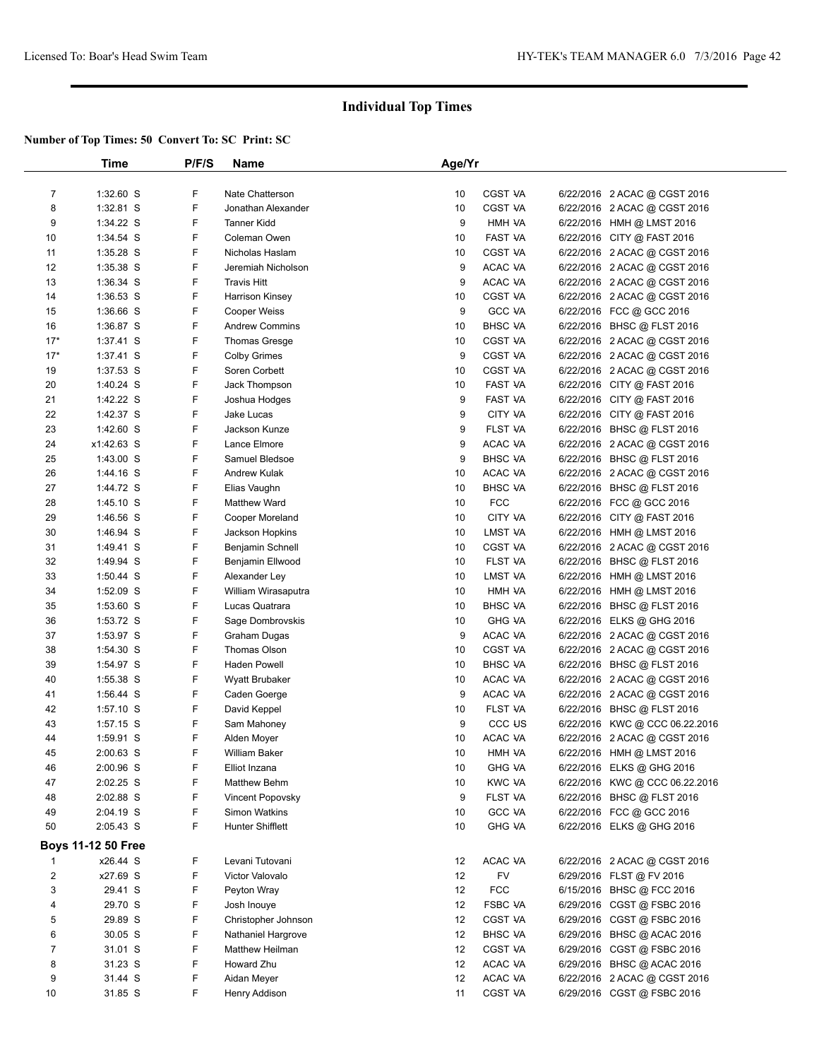# Individual Top Times

**Number of Top Times: 50 Convert To: SC Print: SC**

| | Time | P/F/S | Name | Age/Yr | | |
|---|---|---|---|---|---|---|
| 7 | 1:32.60 S | F | Nate Chatterson | 10 | CGST VA | 6/22/2016 2 ACAC @ CGST 2016 |
| 8 | 1:32.81 S | F | Jonathan Alexander | 10 | CGST VA | 6/22/2016 2 ACAC @ CGST 2016 |
| 9 | 1:34.22 S | F | Tanner Kidd | 9 | HMH VA | 6/22/2016 HMH @ LMST 2016 |
| 10 | 1:34.54 S | F | Coleman Owen | 10 | FAST VA | 6/22/2016 CITY @ FAST 2016 |
| 11 | 1:35.28 S | F | Nicholas Haslam | 10 | CGST VA | 6/22/2016 2 ACAC @ CGST 2016 |
| 12 | 1:35.38 S | F | Jeremiah Nicholson | 9 | ACAC VA | 6/22/2016 2 ACAC @ CGST 2016 |
| 13 | 1:36.34 S | F | Travis Hitt | 9 | ACAC VA | 6/22/2016 2 ACAC @ CGST 2016 |
| 14 | 1:36.53 S | F | Harrison Kinsey | 10 | CGST VA | 6/22/2016 2 ACAC @ CGST 2016 |
| 15 | 1:36.66 S | F | Cooper Weiss | 9 | GCC VA | 6/22/2016 FCC @ GCC 2016 |
| 16 | 1:36.87 S | F | Andrew Commins | 10 | BHSC VA | 6/22/2016 BHSC @ FLST 2016 |
| 17* | 1:37.41 S | F | Thomas Gresge | 10 | CGST VA | 6/22/2016 2 ACAC @ CGST 2016 |
| 17* | 1:37.41 S | F | Colby Grimes | 9 | CGST VA | 6/22/2016 2 ACAC @ CGST 2016 |
| 19 | 1:37.53 S | F | Soren Corbett | 10 | CGST VA | 6/22/2016 2 ACAC @ CGST 2016 |
| 20 | 1:40.24 S | F | Jack Thompson | 10 | FAST VA | 6/22/2016 CITY @ FAST 2016 |
| 21 | 1:42.22 S | F | Joshua Hodges | 9 | FAST VA | 6/22/2016 CITY @ FAST 2016 |
| 22 | 1:42.37 S | F | Jake Lucas | 9 | CITY VA | 6/22/2016 CITY @ FAST 2016 |
| 23 | 1:42.60 S | F | Jackson Kunze | 9 | FLST VA | 6/22/2016 BHSC @ FLST 2016 |
| 24 | x1:42.63 S | F | Lance Elmore | 9 | ACAC VA | 6/22/2016 2 ACAC @ CGST 2016 |
| 25 | 1:43.00 S | F | Samuel Bledsoe | 9 | BHSC VA | 6/22/2016 BHSC @ FLST 2016 |
| 26 | 1:44.16 S | F | Andrew Kulak | 10 | ACAC VA | 6/22/2016 2 ACAC @ CGST 2016 |
| 27 | 1:44.72 S | F | Elias Vaughn | 10 | BHSC VA | 6/22/2016 BHSC @ FLST 2016 |
| 28 | 1:45.10 S | F | Matthew Ward | 10 | FCC | 6/22/2016 FCC @ GCC 2016 |
| 29 | 1:46.56 S | F | Cooper Moreland | 10 | CITY VA | 6/22/2016 CITY @ FAST 2016 |
| 30 | 1:46.94 S | F | Jackson Hopkins | 10 | LMST VA | 6/22/2016 HMH @ LMST 2016 |
| 31 | 1:49.41 S | F | Benjamin Schnell | 10 | CGST VA | 6/22/2016 2 ACAC @ CGST 2016 |
| 32 | 1:49.94 S | F | Benjamin Ellwood | 10 | FLST VA | 6/22/2016 BHSC @ FLST 2016 |
| 33 | 1:50.44 S | F | Alexander Ley | 10 | LMST VA | 6/22/2016 HMH @ LMST 2016 |
| 34 | 1:52.09 S | F | William Wirasaputra | 10 | HMH VA | 6/22/2016 HMH @ LMST 2016 |
| 35 | 1:53.60 S | F | Lucas Quatrara | 10 | BHSC VA | 6/22/2016 BHSC @ FLST 2016 |
| 36 | 1:53.72 S | F | Sage Dombrovskis | 10 | GHG VA | 6/22/2016 ELKS @ GHG 2016 |
| 37 | 1:53.97 S | F | Graham Dugas | 9 | ACAC VA | 6/22/2016 2 ACAC @ CGST 2016 |
| 38 | 1:54.30 S | F | Thomas Olson | 10 | CGST VA | 6/22/2016 2 ACAC @ CGST 2016 |
| 39 | 1:54.97 S | F | Haden Powell | 10 | BHSC VA | 6/22/2016 BHSC @ FLST 2016 |
| 40 | 1:55.38 S | F | Wyatt Brubaker | 10 | ACAC VA | 6/22/2016 2 ACAC @ CGST 2016 |
| 41 | 1:56.44 S | F | Caden Goerge | 9 | ACAC VA | 6/22/2016 2 ACAC @ CGST 2016 |
| 42 | 1:57.10 S | F | David Keppel | 10 | FLST VA | 6/22/2016 BHSC @ FLST 2016 |
| 43 | 1:57.15 S | F | Sam Mahoney | 9 | CCC US | 6/22/2016 KWC @ CCC 06.22.2016 |
| 44 | 1:59.91 S | F | Alden Moyer | 10 | ACAC VA | 6/22/2016 2 ACAC @ CGST 2016 |
| 45 | 2:00.63 S | F | William Baker | 10 | HMH VA | 6/22/2016 HMH @ LMST 2016 |
| 46 | 2:00.96 S | F | Elliot Inzana | 10 | GHG VA | 6/22/2016 ELKS @ GHG 2016 |
| 47 | 2:02.25 S | F | Matthew Behm | 10 | KWC VA | 6/22/2016 KWC @ CCC 06.22.2016 |
| 48 | 2:02.88 S | F | Vincent Popovsky | 9 | FLST VA | 6/22/2016 BHSC @ FLST 2016 |
| 49 | 2:04.19 S | F | Simon Watkins | 10 | GCC VA | 6/22/2016 FCC @ GCC 2016 |
| 50 | 2:05.43 S | F | Hunter Shifflett | 10 | GHG VA | 6/22/2016 ELKS @ GHG 2016 |
| **Boys 11-12 50 Free** | | | | | | |
| 1 | x26.44 S | F | Levani Tutovani | 12 | ACAC VA | 6/22/2016 2 ACAC @ CGST 2016 |
| 2 | x27.69 S | F | Victor Valovalo | 12 | FV | 6/29/2016 FLST @ FV 2016 |
| 3 | 29.41 S | F | Peyton Wray | 12 | FCC | 6/15/2016 BHSC @ FCC 2016 |
| 4 | 29.70 S | F | Josh Inouye | 12 | FSBC VA | 6/29/2016 CGST @ FSBC 2016 |
| 5 | 29.89 S | F | Christopher Johnson | 12 | CGST VA | 6/29/2016 CGST @ FSBC 2016 |
| 6 | 30.05 S | F | Nathaniel Hargrove | 12 | BHSC VA | 6/29/2016 BHSC @ ACAC 2016 |
| 7 | 31.01 S | F | Matthew Heilman | 12 | CGST VA | 6/29/2016 CGST @ FSBC 2016 |
| 8 | 31.23 S | F | Howard Zhu | 12 | ACAC VA | 6/29/2016 BHSC @ ACAC 2016 |
| 9 | 31.44 S | F | Aidan Meyer | 12 | ACAC VA | 6/22/2016 2 ACAC @ CGST 2016 |
| 10 | 31.85 S | F | Henry Addison | 11 | CGST VA | 6/29/2016 CGST @ FSBC 2016 |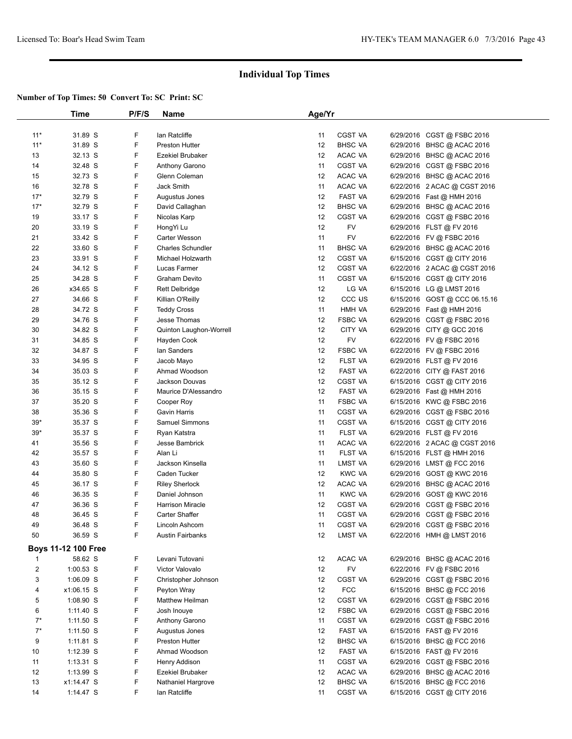## Individual Top Times

**Number of Top Times: 50 Convert To: SC Print: SC**

| | Time | P/F/S | Name | Age/Yr | | |
|---|---|---|---|---|---|---|
| 11* | 31.89 S | F | Ian Ratcliffe | 11 | CGST VA | 6/29/2016 CGST @ FSBC 2016 |
| 11* | 31.89 S | F | Preston Hutter | 12 | BHSC VA | 6/29/2016 BHSC @ ACAC 2016 |
| 13 | 32.13 S | F | Ezekiel Brubaker | 12 | ACAC VA | 6/29/2016 BHSC @ ACAC 2016 |
| 14 | 32.48 S | F | Anthony Garono | 11 | CGST VA | 6/29/2016 CGST @ FSBC 2016 |
| 15 | 32.73 S | F | Glenn Coleman | 12 | ACAC VA | 6/29/2016 BHSC @ ACAC 2016 |
| 16 | 32.78 S | F | Jack Smith | 11 | ACAC VA | 6/22/2016 2 ACAC @ CGST 2016 |
| 17* | 32.79 S | F | Augustus Jones | 12 | FAST VA | 6/29/2016 Fast @ HMH 2016 |
| 17* | 32.79 S | F | David Callaghan | 12 | BHSC VA | 6/29/2016 BHSC @ ACAC 2016 |
| 19 | 33.17 S | F | Nicolas Karp | 12 | CGST VA | 6/29/2016 CGST @ FSBC 2016 |
| 20 | 33.19 S | F | HongYi Lu | 12 | FV | 6/29/2016 FLST @ FV 2016 |
| 21 | 33.42 S | F | Carter Wesson | 11 | FV | 6/22/2016 FV @ FSBC 2016 |
| 22 | 33.60 S | F | Charles Schundler | 11 | BHSC VA | 6/29/2016 BHSC @ ACAC 2016 |
| 23 | 33.91 S | F | Michael Holzwarth | 12 | CGST VA | 6/15/2016 CGST @ CITY 2016 |
| 24 | 34.12 S | F | Lucas Farmer | 12 | CGST VA | 6/22/2016 2 ACAC @ CGST 2016 |
| 25 | 34.28 S | F | Graham Devito | 11 | CGST VA | 6/15/2016 CGST @ CITY 2016 |
| 26 | x34.65 S | F | Rett Delbridge | 12 | LG VA | 6/15/2016 LG @ LMST 2016 |
| 27 | 34.66 S | F | Killian O'Reilly | 12 | CCC US | 6/15/2016 GOST @ CCC 06.15.16 |
| 28 | 34.72 S | F | Teddy Cross | 11 | HMH VA | 6/29/2016 Fast @ HMH 2016 |
| 29 | 34.76 S | F | Jesse Thomas | 12 | FSBC VA | 6/29/2016 CGST @ FSBC 2016 |
| 30 | 34.82 S | F | Quinton Laughon-Worrell | 12 | CITY VA | 6/29/2016 CITY @ GCC 2016 |
| 31 | 34.85 S | F | Hayden Cook | 12 | FV | 6/22/2016 FV @ FSBC 2016 |
| 32 | 34.87 S | F | Ian Sanders | 12 | FSBC VA | 6/22/2016 FV @ FSBC 2016 |
| 33 | 34.95 S | F | Jacob Mayo | 12 | FLST VA | 6/29/2016 FLST @ FV 2016 |
| 34 | 35.03 S | F | Ahmad Woodson | 12 | FAST VA | 6/22/2016 CITY @ FAST 2016 |
| 35 | 35.12 S | F | Jackson Douvas | 12 | CGST VA | 6/15/2016 CGST @ CITY 2016 |
| 36 | 35.15 S | F | Maurice D'Alessandro | 12 | FAST VA | 6/29/2016 Fast @ HMH 2016 |
| 37 | 35.20 S | F | Cooper Roy | 11 | FSBC VA | 6/15/2016 KWC @ FSBC 2016 |
| 38 | 35.36 S | F | Gavin Harris | 11 | CGST VA | 6/29/2016 CGST @ FSBC 2016 |
| 39* | 35.37 S | F | Samuel Simmons | 11 | CGST VA | 6/15/2016 CGST @ CITY 2016 |
| 39* | 35.37 S | F | Ryan Katstra | 11 | FLST VA | 6/29/2016 FLST @ FV 2016 |
| 41 | 35.56 S | F | Jesse Bambrick | 11 | ACAC VA | 6/22/2016 2 ACAC @ CGST 2016 |
| 42 | 35.57 S | F | Alan Li | 11 | FLST VA | 6/15/2016 FLST @ HMH 2016 |
| 43 | 35.60 S | F | Jackson Kinsella | 11 | LMST VA | 6/29/2016 LMST @ FCC 2016 |
| 44 | 35.80 S | F | Caden Tucker | 12 | KWC VA | 6/29/2016 GOST @ KWC 2016 |
| 45 | 36.17 S | F | Riley Sherlock | 12 | ACAC VA | 6/29/2016 BHSC @ ACAC 2016 |
| 46 | 36.35 S | F | Daniel Johnson | 11 | KWC VA | 6/29/2016 GOST @ KWC 2016 |
| 47 | 36.36 S | F | Harrison Miracle | 12 | CGST VA | 6/29/2016 CGST @ FSBC 2016 |
| 48 | 36.45 S | F | Carter Shaffer | 11 | CGST VA | 6/29/2016 CGST @ FSBC 2016 |
| 49 | 36.48 S | F | Lincoln Ashcom | 11 | CGST VA | 6/29/2016 CGST @ FSBC 2016 |
| 50 | 36.59 S | F | Austin Fairbanks | 12 | LMST VA | 6/22/2016 HMH @ LMST 2016 |

**Boys 11-12 100 Free**

| | Time | P/F/S | Name | Age/Yr | | |
|---|---|---|---|---|---|---|
| 1 | 58.62 S | F | Levani Tutovani | 12 | ACAC VA | 6/29/2016 BHSC @ ACAC 2016 |
| 2 | 1:00.53 S | F | Victor Valovalo | 12 | FV | 6/22/2016 FV @ FSBC 2016 |
| 3 | 1:06.09 S | F | Christopher Johnson | 12 | CGST VA | 6/29/2016 CGST @ FSBC 2016 |
| 4 | x1:06.15 S | F | Peyton Wray | 12 | FCC | 6/15/2016 BHSC @ FCC 2016 |
| 5 | 1:08.90 S | F | Matthew Heilman | 12 | CGST VA | 6/29/2016 CGST @ FSBC 2016 |
| 6 | 1:11.40 S | F | Josh Inouye | 12 | FSBC VA | 6/29/2016 CGST @ FSBC 2016 |
| 7* | 1:11.50 S | F | Anthony Garono | 11 | CGST VA | 6/29/2016 CGST @ FSBC 2016 |
| 7* | 1:11.50 S | F | Augustus Jones | 12 | FAST VA | 6/15/2016 FAST @ FV 2016 |
| 9 | 1:11.81 S | F | Preston Hutter | 12 | BHSC VA | 6/15/2016 BHSC @ FCC 2016 |
| 10 | 1:12.39 S | F | Ahmad Woodson | 12 | FAST VA | 6/15/2016 FAST @ FV 2016 |
| 11 | 1:13.31 S | F | Henry Addison | 11 | CGST VA | 6/29/2016 CGST @ FSBC 2016 |
| 12 | 1:13.99 S | F | Ezekiel Brubaker | 12 | ACAC VA | 6/29/2016 BHSC @ ACAC 2016 |
| 13 | x1:14.47 S | F | Nathaniel Hargrove | 12 | BHSC VA | 6/15/2016 BHSC @ FCC 2016 |
| 14 | 1:14.47 S | F | Ian Ratcliffe | 11 | CGST VA | 6/15/2016 CGST @ CITY 2016 |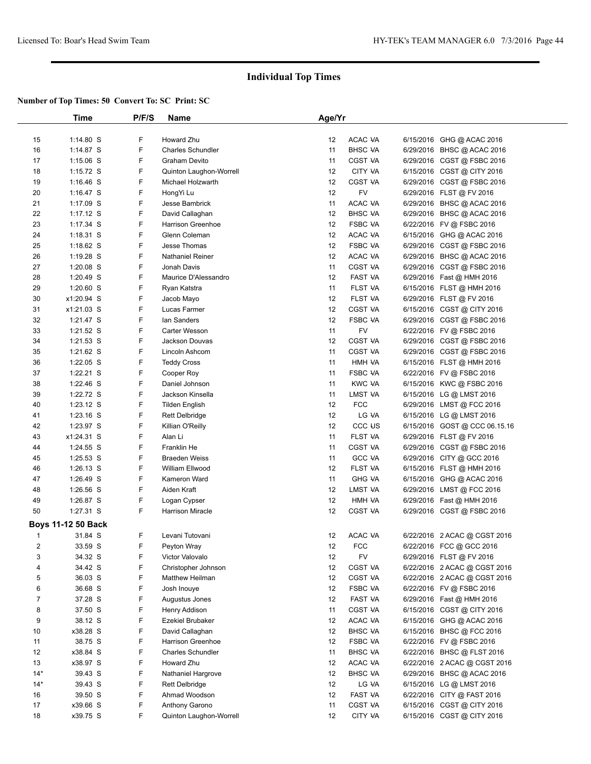# Individual Top Times

**Number of Top Times: 50 Convert To: SC Print: SC**

| | Time | P/F/S | Name | Age/Yr | | | |
|---|---|---|---|---|---|---|---|
| 15 | 1:14.80 S | F | Howard Zhu | 12 | ACAC VA | 6/15/2016 | GHG @ ACAC 2016 |
| 16 | 1:14.87 S | F | Charles Schundler | 11 | BHSC VA | 6/29/2016 | BHSC @ ACAC 2016 |
| 17 | 1:15.06 S | F | Graham Devito | 11 | CGST VA | 6/29/2016 | CGST @ FSBC 2016 |
| 18 | 1:15.72 S | F | Quinton Laughon-Worrell | 12 | CITY VA | 6/15/2016 | CGST @ CITY 2016 |
| 19 | 1:16.46 S | F | Michael Holzwarth | 12 | CGST VA | 6/29/2016 | CGST @ FSBC 2016 |
| 20 | 1:16.47 S | F | HongYi Lu | 12 | FV | 6/29/2016 | FLST @ FV 2016 |
| 21 | 1:17.09 S | F | Jesse Bambrick | 11 | ACAC VA | 6/29/2016 | BHSC @ ACAC 2016 |
| 22 | 1:17.12 S | F | David Callaghan | 12 | BHSC VA | 6/29/2016 | BHSC @ ACAC 2016 |
| 23 | 1:17.34 S | F | Harrison Greenhoe | 12 | FSBC VA | 6/22/2016 | FV @ FSBC 2016 |
| 24 | 1:18.31 S | F | Glenn Coleman | 12 | ACAC VA | 6/15/2016 | GHG @ ACAC 2016 |
| 25 | 1:18.62 S | F | Jesse Thomas | 12 | FSBC VA | 6/29/2016 | CGST @ FSBC 2016 |
| 26 | 1:19.28 S | F | Nathaniel Reiner | 12 | ACAC VA | 6/29/2016 | BHSC @ ACAC 2016 |
| 27 | 1:20.08 S | F | Jonah Davis | 11 | CGST VA | 6/29/2016 | CGST @ FSBC 2016 |
| 28 | 1:20.49 S | F | Maurice D'Alessandro | 12 | FAST VA | 6/29/2016 | Fast @ HMH 2016 |
| 29 | 1:20.60 S | F | Ryan Katstra | 11 | FLST VA | 6/15/2016 | FLST @ HMH 2016 |
| 30 | x1:20.94 S | F | Jacob Mayo | 12 | FLST VA | 6/29/2016 | FLST @ FV 2016 |
| 31 | x1:21.03 S | F | Lucas Farmer | 12 | CGST VA | 6/15/2016 | CGST @ CITY 2016 |
| 32 | 1:21.47 S | F | Ian Sanders | 12 | FSBC VA | 6/29/2016 | CGST @ FSBC 2016 |
| 33 | 1:21.52 S | F | Carter Wesson | 11 | FV | 6/22/2016 | FV @ FSBC 2016 |
| 34 | 1:21.53 S | F | Jackson Douvas | 12 | CGST VA | 6/29/2016 | CGST @ FSBC 2016 |
| 35 | 1:21.62 S | F | Lincoln Ashcom | 11 | CGST VA | 6/29/2016 | CGST @ FSBC 2016 |
| 36 | 1:22.05 S | F | Teddy Cross | 11 | HMH VA | 6/15/2016 | FLST @ HMH 2016 |
| 37 | 1:22.21 S | F | Cooper Roy | 11 | FSBC VA | 6/22/2016 | FV @ FSBC 2016 |
| 38 | 1:22.46 S | F | Daniel Johnson | 11 | KWC VA | 6/15/2016 | KWC @ FSBC 2016 |
| 39 | 1:22.72 S | F | Jackson Kinsella | 11 | LMST VA | 6/15/2016 | LG @ LMST 2016 |
| 40 | 1:23.12 S | F | Tilden English | 12 | FCC | 6/29/2016 | LMST @ FCC 2016 |
| 41 | 1:23.16 S | F | Rett Delbridge | 12 | LG VA | 6/15/2016 | LG @ LMST 2016 |
| 42 | 1:23.97 S | F | Killian O'Reilly | 12 | CCC US | 6/15/2016 | GOST @ CCC 06.15.16 |
| 43 | x1:24.31 S | F | Alan Li | 11 | FLST VA | 6/29/2016 | FLST @ FV 2016 |
| 44 | 1:24.55 S | F | Franklin He | 11 | CGST VA | 6/29/2016 | CGST @ FSBC 2016 |
| 45 | 1:25.53 S | F | Braeden Weiss | 11 | GCC VA | 6/29/2016 | CITY @ GCC 2016 |
| 46 | 1:26.13 S | F | William Ellwood | 12 | FLST VA | 6/15/2016 | FLST @ HMH 2016 |
| 47 | 1:26.49 S | F | Kameron Ward | 11 | GHG VA | 6/15/2016 | GHG @ ACAC 2016 |
| 48 | 1:26.56 S | F | Aiden Kraft | 12 | LMST VA | 6/29/2016 | LMST @ FCC 2016 |
| 49 | 1:26.87 S | F | Logan Cypser | 12 | HMH VA | 6/29/2016 | Fast @ HMH 2016 |
| 50 | 1:27.31 S | F | Harrison Miracle | 12 | CGST VA | 6/29/2016 | CGST @ FSBC 2016 |
| **Boys 11-12 50 Back** | | | | | | | |
| 1 | 31.84 S | F | Levani Tutovani | 12 | ACAC VA | 6/22/2016 | 2 ACAC @ CGST 2016 |
| 2 | 33.59 S | F | Peyton Wray | 12 | FCC | 6/22/2016 | FCC @ GCC 2016 |
| 3 | 34.32 S | F | Victor Valovalo | 12 | FV | 6/29/2016 | FLST @ FV 2016 |
| 4 | 34.42 S | F | Christopher Johnson | 12 | CGST VA | 6/22/2016 | 2 ACAC @ CGST 2016 |
| 5 | 36.03 S | F | Matthew Heilman | 12 | CGST VA | 6/22/2016 | 2 ACAC @ CGST 2016 |
| 6 | 36.68 S | F | Josh Inouye | 12 | FSBC VA | 6/22/2016 | FV @ FSBC 2016 |
| 7 | 37.28 S | F | Augustus Jones | 12 | FAST VA | 6/29/2016 | Fast @ HMH 2016 |
| 8 | 37.50 S | F | Henry Addison | 11 | CGST VA | 6/15/2016 | CGST @ CITY 2016 |
| 9 | 38.12 S | F | Ezekiel Brubaker | 12 | ACAC VA | 6/15/2016 | GHG @ ACAC 2016 |
| 10 | x38.28 S | F | David Callaghan | 12 | BHSC VA | 6/15/2016 | BHSC @ FCC 2016 |
| 11 | 38.75 S | F | Harrison Greenhoe | 12 | FSBC VA | 6/22/2016 | FV @ FSBC 2016 |
| 12 | x38.84 S | F | Charles Schundler | 11 | BHSC VA | 6/22/2016 | BHSC @ FLST 2016 |
| 13 | x38.97 S | F | Howard Zhu | 12 | ACAC VA | 6/22/2016 | 2 ACAC @ CGST 2016 |
| 14* | 39.43 S | F | Nathaniel Hargrove | 12 | BHSC VA | 6/29/2016 | BHSC @ ACAC 2016 |
| 14* | 39.43 S | F | Rett Delbridge | 12 | LG VA | 6/15/2016 | LG @ LMST 2016 |
| 16 | 39.50 S | F | Ahmad Woodson | 12 | FAST VA | 6/22/2016 | CITY @ FAST 2016 |
| 17 | x39.66 S | F | Anthony Garono | 11 | CGST VA | 6/15/2016 | CGST @ CITY 2016 |
| 18 | x39.75 S | F | Quinton Laughon-Worrell | 12 | CITY VA | 6/15/2016 | CGST @ CITY 2016 |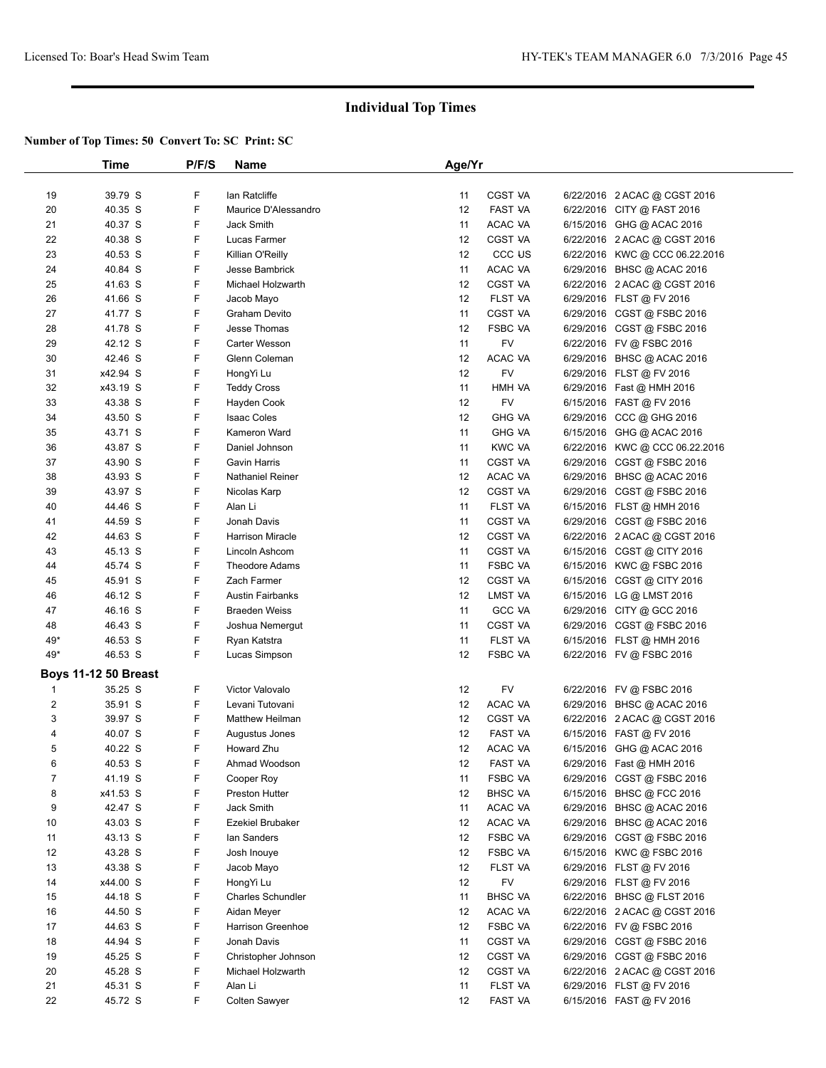## Individual Top Times

**Number of Top Times: 50 Convert To: SC Print: SC**

| | Time | P/F/S | Name | Age/Yr | | | |
|---|---|---|---|---|---|---|---|
| 19 | 39.79 S | F | Ian Ratcliffe | 11 | CGST VA | 6/22/2016 | 2 ACAC @ CGST 2016 |
| 20 | 40.35 S | F | Maurice D'Alessandro | 12 | FAST VA | 6/22/2016 | CITY @ FAST 2016 |
| 21 | 40.37 S | F | Jack Smith | 11 | ACAC VA | 6/15/2016 | GHG @ ACAC 2016 |
| 22 | 40.38 S | F | Lucas Farmer | 12 | CGST VA | 6/22/2016 | 2 ACAC @ CGST 2016 |
| 23 | 40.53 S | F | Killian O'Reilly | 12 | CCC US | 6/22/2016 | KWC @ CCC 06.22.2016 |
| 24 | 40.84 S | F | Jesse Bambrick | 11 | ACAC VA | 6/29/2016 | BHSC @ ACAC 2016 |
| 25 | 41.63 S | F | Michael Holzwarth | 12 | CGST VA | 6/22/2016 | 2 ACAC @ CGST 2016 |
| 26 | 41.66 S | F | Jacob Mayo | 12 | FLST VA | 6/29/2016 | FLST @ FV 2016 |
| 27 | 41.77 S | F | Graham Devito | 11 | CGST VA | 6/29/2016 | CGST @ FSBC 2016 |
| 28 | 41.78 S | F | Jesse Thomas | 12 | FSBC VA | 6/29/2016 | CGST @ FSBC 2016 |
| 29 | 42.12 S | F | Carter Wesson | 11 | FV | 6/22/2016 | FV @ FSBC 2016 |
| 30 | 42.46 S | F | Glenn Coleman | 12 | ACAC VA | 6/29/2016 | BHSC @ ACAC 2016 |
| 31 | x42.94 S | F | HongYi Lu | 12 | FV | 6/29/2016 | FLST @ FV 2016 |
| 32 | x43.19 S | F | Teddy Cross | 11 | HMH VA | 6/29/2016 | Fast @ HMH 2016 |
| 33 | 43.38 S | F | Hayden Cook | 12 | FV | 6/15/2016 | FAST @ FV 2016 |
| 34 | 43.50 S | F | Isaac Coles | 12 | GHG VA | 6/29/2016 | CCC @ GHG 2016 |
| 35 | 43.71 S | F | Kameron Ward | 11 | GHG VA | 6/15/2016 | GHG @ ACAC 2016 |
| 36 | 43.87 S | F | Daniel Johnson | 11 | KWC VA | 6/22/2016 | KWC @ CCC 06.22.2016 |
| 37 | 43.90 S | F | Gavin Harris | 11 | CGST VA | 6/29/2016 | CGST @ FSBC 2016 |
| 38 | 43.93 S | F | Nathaniel Reiner | 12 | ACAC VA | 6/29/2016 | BHSC @ ACAC 2016 |
| 39 | 43.97 S | F | Nicolas Karp | 12 | CGST VA | 6/29/2016 | CGST @ FSBC 2016 |
| 40 | 44.46 S | F | Alan Li | 11 | FLST VA | 6/15/2016 | FLST @ HMH 2016 |
| 41 | 44.59 S | F | Jonah Davis | 11 | CGST VA | 6/29/2016 | CGST @ FSBC 2016 |
| 42 | 44.63 S | F | Harrison Miracle | 12 | CGST VA | 6/22/2016 | 2 ACAC @ CGST 2016 |
| 43 | 45.13 S | F | Lincoln Ashcom | 11 | CGST VA | 6/15/2016 | CGST @ CITY 2016 |
| 44 | 45.74 S | F | Theodore Adams | 11 | FSBC VA | 6/15/2016 | KWC @ FSBC 2016 |
| 45 | 45.91 S | F | Zach Farmer | 12 | CGST VA | 6/15/2016 | CGST @ CITY 2016 |
| 46 | 46.12 S | F | Austin Fairbanks | 12 | LMST VA | 6/15/2016 | LG @ LMST 2016 |
| 47 | 46.16 S | F | Braeden Weiss | 11 | GCC VA | 6/29/2016 | CITY @ GCC 2016 |
| 48 | 46.43 S | F | Joshua Nemergut | 11 | CGST VA | 6/29/2016 | CGST @ FSBC 2016 |
| 49* | 46.53 S | F | Ryan Katstra | 11 | FLST VA | 6/15/2016 | FLST @ HMH 2016 |
| 49* | 46.53 S | F | Lucas Simpson | 12 | FSBC VA | 6/22/2016 | FV @ FSBC 2016 |

**Boys 11-12 50 Breast**

| | Time | P/F/S | Name | Age/Yr | | | |
|---|---|---|---|---|---|---|---|
| 1 | 35.25 S | F | Victor Valovalo | 12 | FV | 6/22/2016 | FV @ FSBC 2016 |
| 2 | 35.91 S | F | Levani Tutovani | 12 | ACAC VA | 6/29/2016 | BHSC @ ACAC 2016 |
| 3 | 39.97 S | F | Matthew Heilman | 12 | CGST VA | 6/22/2016 | 2 ACAC @ CGST 2016 |
| 4 | 40.07 S | F | Augustus Jones | 12 | FAST VA | 6/15/2016 | FAST @ FV 2016 |
| 5 | 40.22 S | F | Howard Zhu | 12 | ACAC VA | 6/15/2016 | GHG @ ACAC 2016 |
| 6 | 40.53 S | F | Ahmad Woodson | 12 | FAST VA | 6/29/2016 | Fast @ HMH 2016 |
| 7 | 41.19 S | F | Cooper Roy | 11 | FSBC VA | 6/29/2016 | CGST @ FSBC 2016 |
| 8 | x41.53 S | F | Preston Hutter | 12 | BHSC VA | 6/15/2016 | BHSC @ FCC 2016 |
| 9 | 42.47 S | F | Jack Smith | 11 | ACAC VA | 6/29/2016 | BHSC @ ACAC 2016 |
| 10 | 43.03 S | F | Ezekiel Brubaker | 12 | ACAC VA | 6/29/2016 | BHSC @ ACAC 2016 |
| 11 | 43.13 S | F | Ian Sanders | 12 | FSBC VA | 6/29/2016 | CGST @ FSBC 2016 |
| 12 | 43.28 S | F | Josh Inouye | 12 | FSBC VA | 6/15/2016 | KWC @ FSBC 2016 |
| 13 | 43.38 S | F | Jacob Mayo | 12 | FLST VA | 6/29/2016 | FLST @ FV 2016 |
| 14 | x44.00 S | F | HongYi Lu | 12 | FV | 6/29/2016 | FLST @ FV 2016 |
| 15 | 44.18 S | F | Charles Schundler | 11 | BHSC VA | 6/22/2016 | BHSC @ FLST 2016 |
| 16 | 44.50 S | F | Aidan Meyer | 12 | ACAC VA | 6/22/2016 | 2 ACAC @ CGST 2016 |
| 17 | 44.63 S | F | Harrison Greenhoe | 12 | FSBC VA | 6/22/2016 | FV @ FSBC 2016 |
| 18 | 44.94 S | F | Jonah Davis | 11 | CGST VA | 6/29/2016 | CGST @ FSBC 2016 |
| 19 | 45.25 S | F | Christopher Johnson | 12 | CGST VA | 6/29/2016 | CGST @ FSBC 2016 |
| 20 | 45.28 S | F | Michael Holzwarth | 12 | CGST VA | 6/22/2016 | 2 ACAC @ CGST 2016 |
| 21 | 45.31 S | F | Alan Li | 11 | FLST VA | 6/29/2016 | FLST @ FV 2016 |
| 22 | 45.72 S | F | Colten Sawyer | 12 | FAST VA | 6/15/2016 | FAST @ FV 2016 |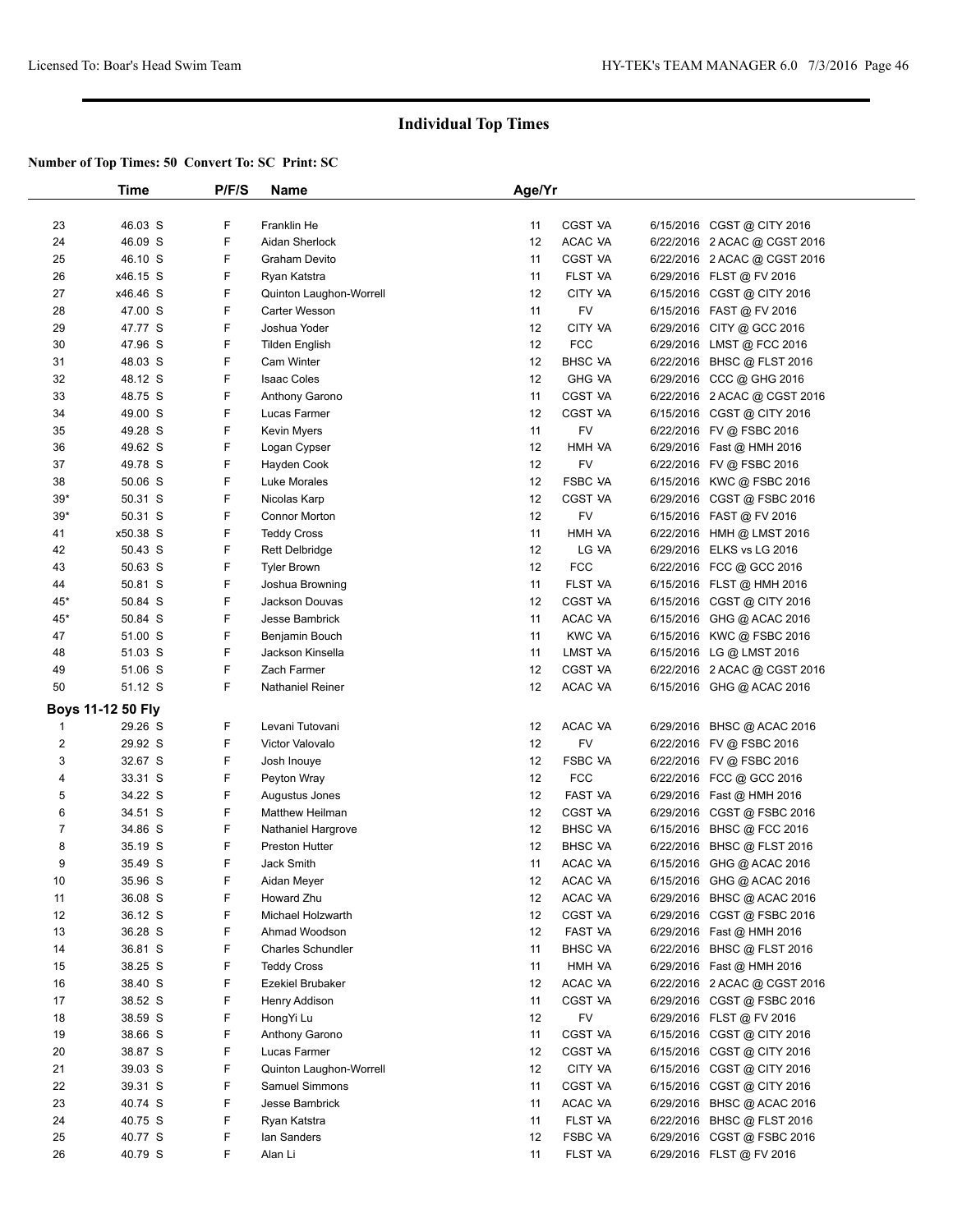# Individual Top Times

**Number of Top Times: 50 Convert To: SC Print: SC**

| | Time | P/F/S | Name | Age/Yr | | |
|---|---|---|---|---|---|---|
| 23 | 46.03 S | F | Franklin He | 11 | CGST VA | 6/15/2016 CGST @ CITY 2016 |
| 24 | 46.09 S | F | Aidan Sherlock | 12 | ACAC VA | 6/22/2016 2 ACAC @ CGST 2016 |
| 25 | 46.10 S | F | Graham Devito | 11 | CGST VA | 6/22/2016 2 ACAC @ CGST 2016 |
| 26 | x46.15 S | F | Ryan Katstra | 11 | FLST VA | 6/29/2016 FLST @ FV 2016 |
| 27 | x46.46 S | F | Quinton Laughon-Worrell | 12 | CITY VA | 6/15/2016 CGST @ CITY 2016 |
| 28 | 47.00 S | F | Carter Wesson | 11 | FV | 6/15/2016 FAST @ FV 2016 |
| 29 | 47.77 S | F | Joshua Yoder | 12 | CITY VA | 6/29/2016 CITY @ GCC 2016 |
| 30 | 47.96 S | F | Tilden English | 12 | FCC | 6/29/2016 LMST @ FCC 2016 |
| 31 | 48.03 S | F | Cam Winter | 12 | BHSC VA | 6/22/2016 BHSC @ FLST 2016 |
| 32 | 48.12 S | F | Isaac Coles | 12 | GHG VA | 6/29/2016 CCC @ GHG 2016 |
| 33 | 48.75 S | F | Anthony Garono | 11 | CGST VA | 6/22/2016 2 ACAC @ CGST 2016 |
| 34 | 49.00 S | F | Lucas Farmer | 12 | CGST VA | 6/15/2016 CGST @ CITY 2016 |
| 35 | 49.28 S | F | Kevin Myers | 11 | FV | 6/22/2016 FV @ FSBC 2016 |
| 36 | 49.62 S | F | Logan Cypser | 12 | HMH VA | 6/29/2016 Fast @ HMH 2016 |
| 37 | 49.78 S | F | Hayden Cook | 12 | FV | 6/22/2016 FV @ FSBC 2016 |
| 38 | 50.06 S | F | Luke Morales | 12 | FSBC VA | 6/15/2016 KWC @ FSBC 2016 |
| 39* | 50.31 S | F | Nicolas Karp | 12 | CGST VA | 6/29/2016 CGST @ FSBC 2016 |
| 39* | 50.31 S | F | Connor Morton | 12 | FV | 6/15/2016 FAST @ FV 2016 |
| 41 | x50.38 S | F | Teddy Cross | 11 | HMH VA | 6/22/2016 HMH @ LMST 2016 |
| 42 | 50.43 S | F | Rett Delbridge | 12 | LG VA | 6/29/2016 ELKS vs LG 2016 |
| 43 | 50.63 S | F | Tyler Brown | 12 | FCC | 6/22/2016 FCC @ GCC 2016 |
| 44 | 50.81 S | F | Joshua Browning | 11 | FLST VA | 6/15/2016 FLST @ HMH 2016 |
| 45* | 50.84 S | F | Jackson Douvas | 12 | CGST VA | 6/15/2016 CGST @ CITY 2016 |
| 45* | 50.84 S | F | Jesse Bambrick | 11 | ACAC VA | 6/15/2016 GHG @ ACAC 2016 |
| 47 | 51.00 S | F | Benjamin Bouch | 11 | KWC VA | 6/15/2016 KWC @ FSBC 2016 |
| 48 | 51.03 S | F | Jackson Kinsella | 11 | LMST VA | 6/15/2016 LG @ LMST 2016 |
| 49 | 51.06 S | F | Zach Farmer | 12 | CGST VA | 6/22/2016 2 ACAC @ CGST 2016 |
| 50 | 51.12 S | F | Nathaniel Reiner | 12 | ACAC VA | 6/15/2016 GHG @ ACAC 2016 |
| **Boys 11-12 50 Fly** | | | | | | |
| 1 | 29.26 S | F | Levani Tutovani | 12 | ACAC VA | 6/29/2016 BHSC @ ACAC 2016 |
| 2 | 29.92 S | F | Victor Valovalo | 12 | FV | 6/22/2016 FV @ FSBC 2016 |
| 3 | 32.67 S | F | Josh Inouye | 12 | FSBC VA | 6/22/2016 FV @ FSBC 2016 |
| 4 | 33.31 S | F | Peyton Wray | 12 | FCC | 6/22/2016 FCC @ GCC 2016 |
| 5 | 34.22 S | F | Augustus Jones | 12 | FAST VA | 6/29/2016 Fast @ HMH 2016 |
| 6 | 34.51 S | F | Matthew Heilman | 12 | CGST VA | 6/29/2016 CGST @ FSBC 2016 |
| 7 | 34.86 S | F | Nathaniel Hargrove | 12 | BHSC VA | 6/15/2016 BHSC @ FCC 2016 |
| 8 | 35.19 S | F | Preston Hutter | 12 | BHSC VA | 6/22/2016 BHSC @ FLST 2016 |
| 9 | 35.49 S | F | Jack Smith | 11 | ACAC VA | 6/15/2016 GHG @ ACAC 2016 |
| 10 | 35.96 S | F | Aidan Meyer | 12 | ACAC VA | 6/15/2016 GHG @ ACAC 2016 |
| 11 | 36.08 S | F | Howard Zhu | 12 | ACAC VA | 6/29/2016 BHSC @ ACAC 2016 |
| 12 | 36.12 S | F | Michael Holzwarth | 12 | CGST VA | 6/29/2016 CGST @ FSBC 2016 |
| 13 | 36.28 S | F | Ahmad Woodson | 12 | FAST VA | 6/29/2016 Fast @ HMH 2016 |
| 14 | 36.81 S | F | Charles Schundler | 11 | BHSC VA | 6/22/2016 BHSC @ FLST 2016 |
| 15 | 38.25 S | F | Teddy Cross | 11 | HMH VA | 6/29/2016 Fast @ HMH 2016 |
| 16 | 38.40 S | F | Ezekiel Brubaker | 12 | ACAC VA | 6/22/2016 2 ACAC @ CGST 2016 |
| 17 | 38.52 S | F | Henry Addison | 11 | CGST VA | 6/29/2016 CGST @ FSBC 2016 |
| 18 | 38.59 S | F | HongYi Lu | 12 | FV | 6/29/2016 FLST @ FV 2016 |
| 19 | 38.66 S | F | Anthony Garono | 11 | CGST VA | 6/15/2016 CGST @ CITY 2016 |
| 20 | 38.87 S | F | Lucas Farmer | 12 | CGST VA | 6/15/2016 CGST @ CITY 2016 |
| 21 | 39.03 S | F | Quinton Laughon-Worrell | 12 | CITY VA | 6/15/2016 CGST @ CITY 2016 |
| 22 | 39.31 S | F | Samuel Simmons | 11 | CGST VA | 6/15/2016 CGST @ CITY 2016 |
| 23 | 40.74 S | F | Jesse Bambrick | 11 | ACAC VA | 6/29/2016 BHSC @ ACAC 2016 |
| 24 | 40.75 S | F | Ryan Katstra | 11 | FLST VA | 6/22/2016 BHSC @ FLST 2016 |
| 25 | 40.77 S | F | Ian Sanders | 12 | FSBC VA | 6/29/2016 CGST @ FSBC 2016 |
| 26 | 40.79 S | F | Alan Li | 11 | FLST VA | 6/29/2016 FLST @ FV 2016 |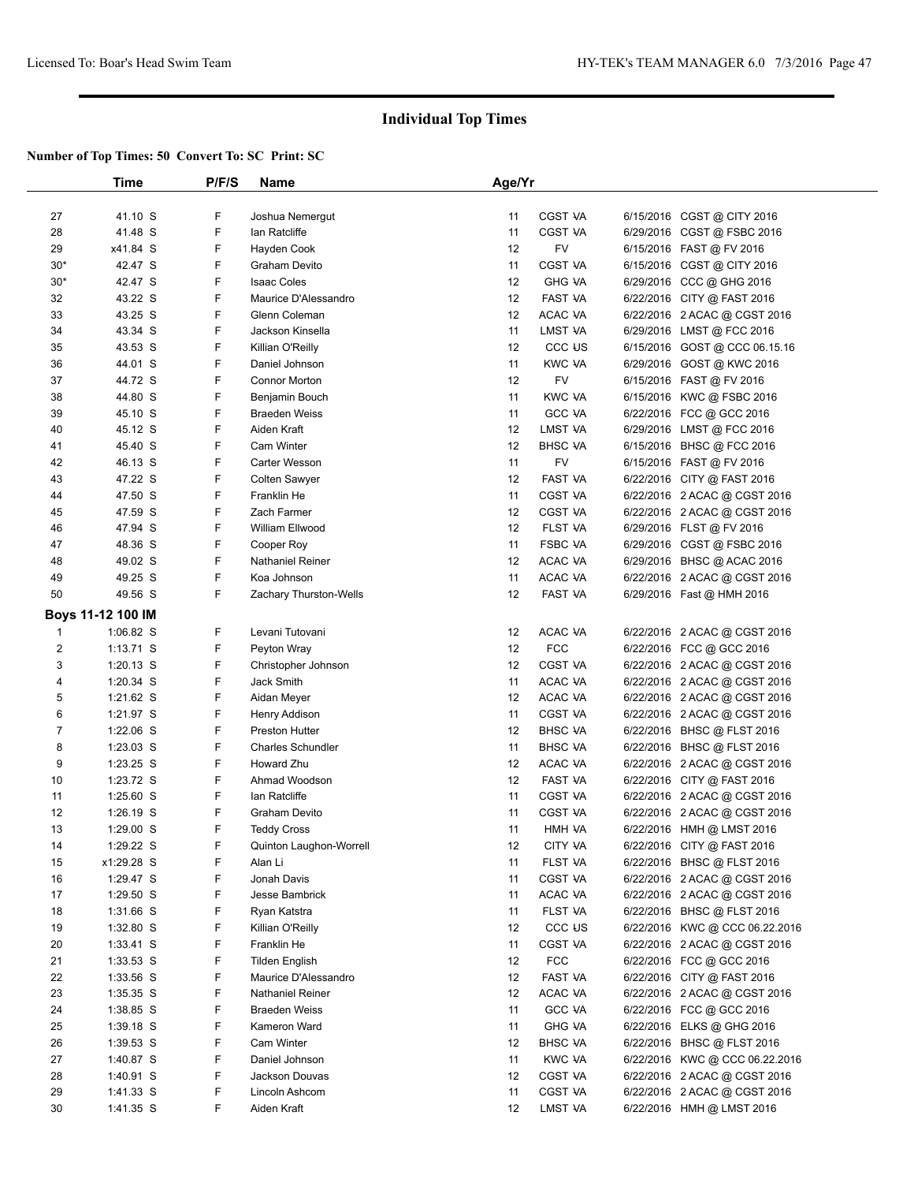## Individual Top Times

**Number of Top Times: 50 Convert To: SC Print: SC**

| | Time | P/F/S | Name | Age/Yr | | | |
|---|---|---|---|---|---|---|---|
| 27 | 41.10 S | F | Joshua Nemergut | 11 | CGST VA | 6/15/2016 | CGST @ CITY 2016 |
| 28 | 41.48 S | F | Ian Ratcliffe | 11 | CGST VA | 6/29/2016 | CGST @ FSBC 2016 |
| 29 | x41.84 S | F | Hayden Cook | 12 | FV | 6/15/2016 | FAST @ FV 2016 |
| 30* | 42.47 S | F | Graham Devito | 11 | CGST VA | 6/15/2016 | CGST @ CITY 2016 |
| 30* | 42.47 S | F | Isaac Coles | 12 | GHG VA | 6/29/2016 | CCC @ GHG 2016 |
| 32 | 43.22 S | F | Maurice D'Alessandro | 12 | FAST VA | 6/22/2016 | CITY @ FAST 2016 |
| 33 | 43.25 S | F | Glenn Coleman | 12 | ACAC VA | 6/22/2016 | 2 ACAC @ CGST 2016 |
| 34 | 43.34 S | F | Jackson Kinsella | 11 | LMST VA | 6/29/2016 | LMST @ FCC 2016 |
| 35 | 43.53 S | F | Killian O'Reilly | 12 | CCC US | 6/15/2016 | GOST @ CCC 06.15.16 |
| 36 | 44.01 S | F | Daniel Johnson | 11 | KWC VA | 6/29/2016 | GOST @ KWC 2016 |
| 37 | 44.72 S | F | Connor Morton | 12 | FV | 6/15/2016 | FAST @ FV 2016 |
| 38 | 44.80 S | F | Benjamin Bouch | 11 | KWC VA | 6/15/2016 | KWC @ FSBC 2016 |
| 39 | 45.10 S | F | Braeden Weiss | 11 | GCC VA | 6/22/2016 | FCC @ GCC 2016 |
| 40 | 45.12 S | F | Aiden Kraft | 12 | LMST VA | 6/29/2016 | LMST @ FCC 2016 |
| 41 | 45.40 S | F | Cam Winter | 12 | BHSC VA | 6/15/2016 | BHSC @ FCC 2016 |
| 42 | 46.13 S | F | Carter Wesson | 11 | FV | 6/15/2016 | FAST @ FV 2016 |
| 43 | 47.22 S | F | Colten Sawyer | 12 | FAST VA | 6/22/2016 | CITY @ FAST 2016 |
| 44 | 47.50 S | F | Franklin He | 11 | CGST VA | 6/22/2016 | 2 ACAC @ CGST 2016 |
| 45 | 47.59 S | F | Zach Farmer | 12 | CGST VA | 6/22/2016 | 2 ACAC @ CGST 2016 |
| 46 | 47.94 S | F | William Ellwood | 12 | FLST VA | 6/29/2016 | FLST @ FV 2016 |
| 47 | 48.36 S | F | Cooper Roy | 11 | FSBC VA | 6/29/2016 | CGST @ FSBC 2016 |
| 48 | 49.02 S | F | Nathaniel Reiner | 12 | ACAC VA | 6/29/2016 | BHSC @ ACAC 2016 |
| 49 | 49.25 S | F | Koa Johnson | 11 | ACAC VA | 6/22/2016 | 2 ACAC @ CGST 2016 |
| 50 | 49.56 S | F | Zachary Thurston-Wells | 12 | FAST VA | 6/29/2016 | Fast @ HMH 2016 |
| **Boys 11-12 100 IM** | | | | | | | |
| 1 | 1:06.82 S | F | Levani Tutovani | 12 | ACAC VA | 6/22/2016 | 2 ACAC @ CGST 2016 |
| 2 | 1:13.71 S | F | Peyton Wray | 12 | FCC | 6/22/2016 | FCC @ GCC 2016 |
| 3 | 1:20.13 S | F | Christopher Johnson | 12 | CGST VA | 6/22/2016 | 2 ACAC @ CGST 2016 |
| 4 | 1:20.34 S | F | Jack Smith | 11 | ACAC VA | 6/22/2016 | 2 ACAC @ CGST 2016 |
| 5 | 1:21.62 S | F | Aidan Meyer | 12 | ACAC VA | 6/22/2016 | 2 ACAC @ CGST 2016 |
| 6 | 1:21.97 S | F | Henry Addison | 11 | CGST VA | 6/22/2016 | 2 ACAC @ CGST 2016 |
| 7 | 1:22.06 S | F | Preston Hutter | 12 | BHSC VA | 6/22/2016 | BHSC @ FLST 2016 |
| 8 | 1:23.03 S | F | Charles Schundler | 11 | BHSC VA | 6/22/2016 | BHSC @ FLST 2016 |
| 9 | 1:23.25 S | F | Howard Zhu | 12 | ACAC VA | 6/22/2016 | 2 ACAC @ CGST 2016 |
| 10 | 1:23.72 S | F | Ahmad Woodson | 12 | FAST VA | 6/22/2016 | CITY @ FAST 2016 |
| 11 | 1:25.60 S | F | Ian Ratcliffe | 11 | CGST VA | 6/22/2016 | 2 ACAC @ CGST 2016 |
| 12 | 1:26.19 S | F | Graham Devito | 11 | CGST VA | 6/22/2016 | 2 ACAC @ CGST 2016 |
| 13 | 1:29.00 S | F | Teddy Cross | 11 | HMH VA | 6/22/2016 | HMH @ LMST 2016 |
| 14 | 1:29.22 S | F | Quinton Laughon-Worrell | 12 | CITY VA | 6/22/2016 | CITY @ FAST 2016 |
| 15 | x1:29.28 S | F | Alan Li | 11 | FLST VA | 6/22/2016 | BHSC @ FLST 2016 |
| 16 | 1:29.47 S | F | Jonah Davis | 11 | CGST VA | 6/22/2016 | 2 ACAC @ CGST 2016 |
| 17 | 1:29.50 S | F | Jesse Bambrick | 11 | ACAC VA | 6/22/2016 | 2 ACAC @ CGST 2016 |
| 18 | 1:31.66 S | F | Ryan Katstra | 11 | FLST VA | 6/22/2016 | BHSC @ FLST 2016 |
| 19 | 1:32.80 S | F | Killian O'Reilly | 12 | CCC US | 6/22/2016 | KWC @ CCC 06.22.2016 |
| 20 | 1:33.41 S | F | Franklin He | 11 | CGST VA | 6/22/2016 | 2 ACAC @ CGST 2016 |
| 21 | 1:33.53 S | F | Tilden English | 12 | FCC | 6/22/2016 | FCC @ GCC 2016 |
| 22 | 1:33.56 S | F | Maurice D'Alessandro | 12 | FAST VA | 6/22/2016 | CITY @ FAST 2016 |
| 23 | 1:35.35 S | F | Nathaniel Reiner | 12 | ACAC VA | 6/22/2016 | 2 ACAC @ CGST 2016 |
| 24 | 1:38.85 S | F | Braeden Weiss | 11 | GCC VA | 6/22/2016 | FCC @ GCC 2016 |
| 25 | 1:39.18 S | F | Kameron Ward | 11 | GHG VA | 6/22/2016 | ELKS @ GHG 2016 |
| 26 | 1:39.53 S | F | Cam Winter | 12 | BHSC VA | 6/22/2016 | BHSC @ FLST 2016 |
| 27 | 1:40.87 S | F | Daniel Johnson | 11 | KWC VA | 6/22/2016 | KWC @ CCC 06.22.2016 |
| 28 | 1:40.91 S | F | Jackson Douvas | 12 | CGST VA | 6/22/2016 | 2 ACAC @ CGST 2016 |
| 29 | 1:41.33 S | F | Lincoln Ashcom | 11 | CGST VA | 6/22/2016 | 2 ACAC @ CGST 2016 |
| 30 | 1:41.35 S | F | Aiden Kraft | 12 | LMST VA | 6/22/2016 | HMH @ LMST 2016 |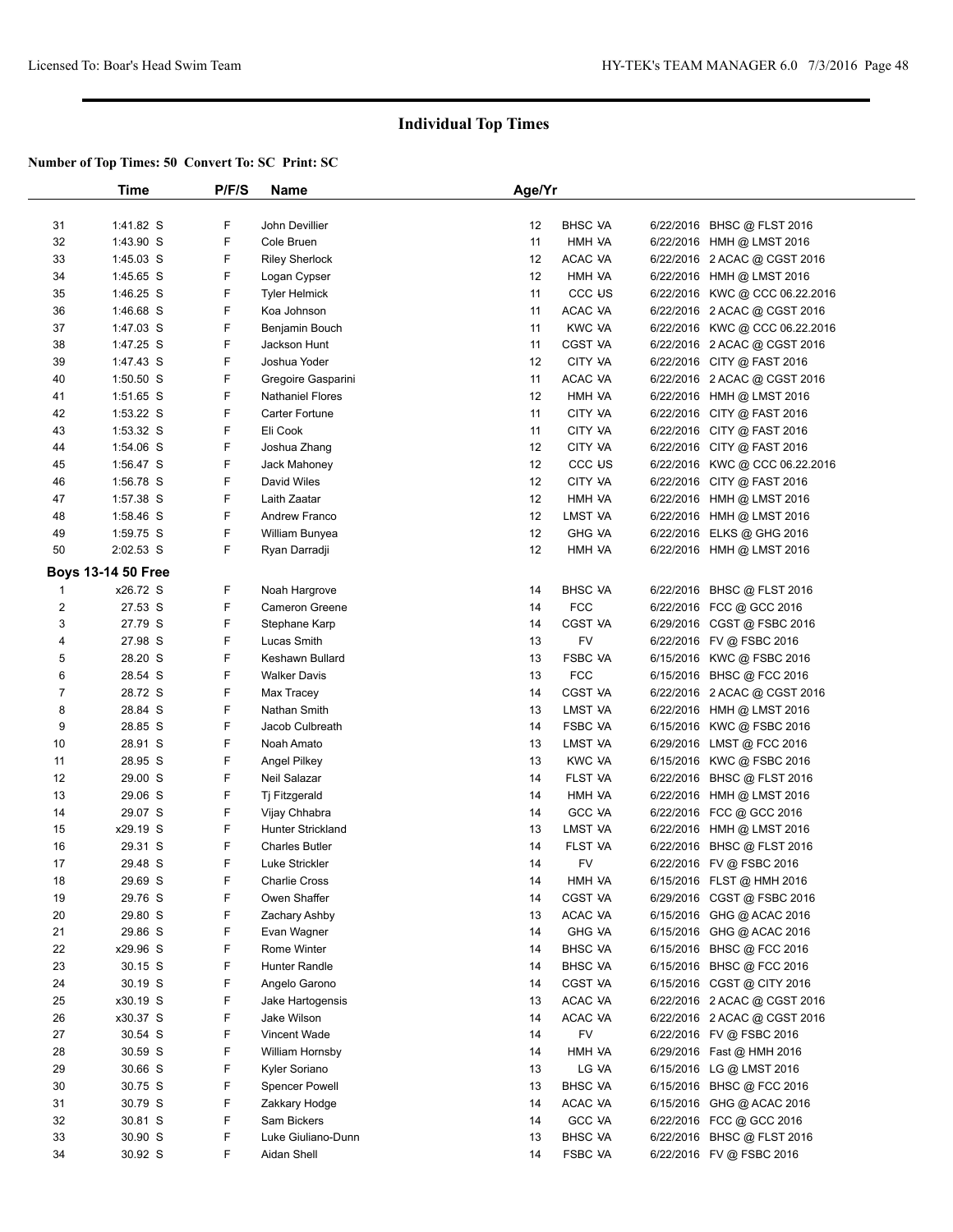# Individual Top Times

**Number of Top Times: 50 Convert To: SC Print: SC**

| | Time | P/F/S | Name | Age/Yr | | | |
|---|---|---|---|---|---|---|---|
| 31 | 1:41.82 S | F | John Devillier | 12 | BHSC VA | 6/22/2016 | BHSC @ FLST 2016 |
| 32 | 1:43.90 S | F | Cole Bruen | 11 | HMH VA | 6/22/2016 | HMH @ LMST 2016 |
| 33 | 1:45.03 S | F | Riley Sherlock | 12 | ACAC VA | 6/22/2016 | 2 ACAC @ CGST 2016 |
| 34 | 1:45.65 S | F | Logan Cypser | 12 | HMH VA | 6/22/2016 | HMH @ LMST 2016 |
| 35 | 1:46.25 S | F | Tyler Helmick | 11 | CCC US | 6/22/2016 | KWC @ CCC 06.22.2016 |
| 36 | 1:46.68 S | F | Koa Johnson | 11 | ACAC VA | 6/22/2016 | 2 ACAC @ CGST 2016 |
| 37 | 1:47.03 S | F | Benjamin Bouch | 11 | KWC VA | 6/22/2016 | KWC @ CCC 06.22.2016 |
| 38 | 1:47.25 S | F | Jackson Hunt | 11 | CGST VA | 6/22/2016 | 2 ACAC @ CGST 2016 |
| 39 | 1:47.43 S | F | Joshua Yoder | 12 | CITY VA | 6/22/2016 | CITY @ FAST 2016 |
| 40 | 1:50.50 S | F | Gregoire Gasparini | 11 | ACAC VA | 6/22/2016 | 2 ACAC @ CGST 2016 |
| 41 | 1:51.65 S | F | Nathaniel Flores | 12 | HMH VA | 6/22/2016 | HMH @ LMST 2016 |
| 42 | 1:53.22 S | F | Carter Fortune | 11 | CITY VA | 6/22/2016 | CITY @ FAST 2016 |
| 43 | 1:53.32 S | F | Eli Cook | 11 | CITY VA | 6/22/2016 | CITY @ FAST 2016 |
| 44 | 1:54.06 S | F | Joshua Zhang | 12 | CITY VA | 6/22/2016 | CITY @ FAST 2016 |
| 45 | 1:56.47 S | F | Jack Mahoney | 12 | CCC US | 6/22/2016 | KWC @ CCC 06.22.2016 |
| 46 | 1:56.78 S | F | David Wiles | 12 | CITY VA | 6/22/2016 | CITY @ FAST 2016 |
| 47 | 1:57.38 S | F | Laith Zaatar | 12 | HMH VA | 6/22/2016 | HMH @ LMST 2016 |
| 48 | 1:58.46 S | F | Andrew Franco | 12 | LMST VA | 6/22/2016 | HMH @ LMST 2016 |
| 49 | 1:59.75 S | F | William Bunyea | 12 | GHG VA | 6/22/2016 | ELKS @ GHG 2016 |
| 50 | 2:02.53 S | F | Ryan Darradji | 12 | HMH VA | 6/22/2016 | HMH @ LMST 2016 |
| **Boys 13-14 50 Free** | | | | | | | |
| 1 | x26.72 S | F | Noah Hargrove | 14 | BHSC VA | 6/22/2016 | BHSC @ FLST 2016 |
| 2 | 27.53 S | F | Cameron Greene | 14 | FCC | 6/22/2016 | FCC @ GCC 2016 |
| 3 | 27.79 S | F | Stephane Karp | 14 | CGST VA | 6/29/2016 | CGST @ FSBC 2016 |
| 4 | 27.98 S | F | Lucas Smith | 13 | FV | 6/22/2016 | FV @ FSBC 2016 |
| 5 | 28.20 S | F | Keshawn Bullard | 13 | FSBC VA | 6/15/2016 | KWC @ FSBC 2016 |
| 6 | 28.54 S | F | Walker Davis | 13 | FCC | 6/15/2016 | BHSC @ FCC 2016 |
| 7 | 28.72 S | F | Max Tracey | 14 | CGST VA | 6/22/2016 | 2 ACAC @ CGST 2016 |
| 8 | 28.84 S | F | Nathan Smith | 13 | LMST VA | 6/22/2016 | HMH @ LMST 2016 |
| 9 | 28.85 S | F | Jacob Culbreath | 14 | FSBC VA | 6/15/2016 | KWC @ FSBC 2016 |
| 10 | 28.91 S | F | Noah Amato | 13 | LMST VA | 6/29/2016 | LMST @ FCC 2016 |
| 11 | 28.95 S | F | Angel Pilkey | 13 | KWC VA | 6/15/2016 | KWC @ FSBC 2016 |
| 12 | 29.00 S | F | Neil Salazar | 14 | FLST VA | 6/22/2016 | BHSC @ FLST 2016 |
| 13 | 29.06 S | F | Tj Fitzgerald | 14 | HMH VA | 6/22/2016 | HMH @ LMST 2016 |
| 14 | 29.07 S | F | Vijay Chhabra | 14 | GCC VA | 6/22/2016 | FCC @ GCC 2016 |
| 15 | x29.19 S | F | Hunter Strickland | 13 | LMST VA | 6/22/2016 | HMH @ LMST 2016 |
| 16 | 29.31 S | F | Charles Butler | 14 | FLST VA | 6/22/2016 | BHSC @ FLST 2016 |
| 17 | 29.48 S | F | Luke Strickler | 14 | FV | 6/22/2016 | FV @ FSBC 2016 |
| 18 | 29.69 S | F | Charlie Cross | 14 | HMH VA | 6/15/2016 | FLST @ HMH 2016 |
| 19 | 29.76 S | F | Owen Shaffer | 14 | CGST VA | 6/29/2016 | CGST @ FSBC 2016 |
| 20 | 29.80 S | F | Zachary Ashby | 13 | ACAC VA | 6/15/2016 | GHG @ ACAC 2016 |
| 21 | 29.86 S | F | Evan Wagner | 14 | GHG VA | 6/15/2016 | GHG @ ACAC 2016 |
| 22 | x29.96 S | F | Rome Winter | 14 | BHSC VA | 6/15/2016 | BHSC @ FCC 2016 |
| 23 | 30.15 S | F | Hunter Randle | 14 | BHSC VA | 6/15/2016 | BHSC @ FCC 2016 |
| 24 | 30.19 S | F | Angelo Garono | 14 | CGST VA | 6/15/2016 | CGST @ CITY 2016 |
| 25 | x30.19 S | F | Jake Hartogensis | 13 | ACAC VA | 6/22/2016 | 2 ACAC @ CGST 2016 |
| 26 | x30.37 S | F | Jake Wilson | 14 | ACAC VA | 6/22/2016 | 2 ACAC @ CGST 2016 |
| 27 | 30.54 S | F | Vincent Wade | 14 | FV | 6/22/2016 | FV @ FSBC 2016 |
| 28 | 30.59 S | F | William Hornsby | 14 | HMH VA | 6/29/2016 | Fast @ HMH 2016 |
| 29 | 30.66 S | F | Kyler Soriano | 13 | LG VA | 6/15/2016 | LG @ LMST 2016 |
| 30 | 30.75 S | F | Spencer Powell | 13 | BHSC VA | 6/15/2016 | BHSC @ FCC 2016 |
| 31 | 30.79 S | F | Zakkary Hodge | 14 | ACAC VA | 6/15/2016 | GHG @ ACAC 2016 |
| 32 | 30.81 S | F | Sam Bickers | 14 | GCC VA | 6/22/2016 | FCC @ GCC 2016 |
| 33 | 30.90 S | F | Luke Giuliano-Dunn | 13 | BHSC VA | 6/22/2016 | BHSC @ FLST 2016 |
| 34 | 30.92 S | F | Aidan Shell | 14 | FSBC VA | 6/22/2016 | FV @ FSBC 2016 |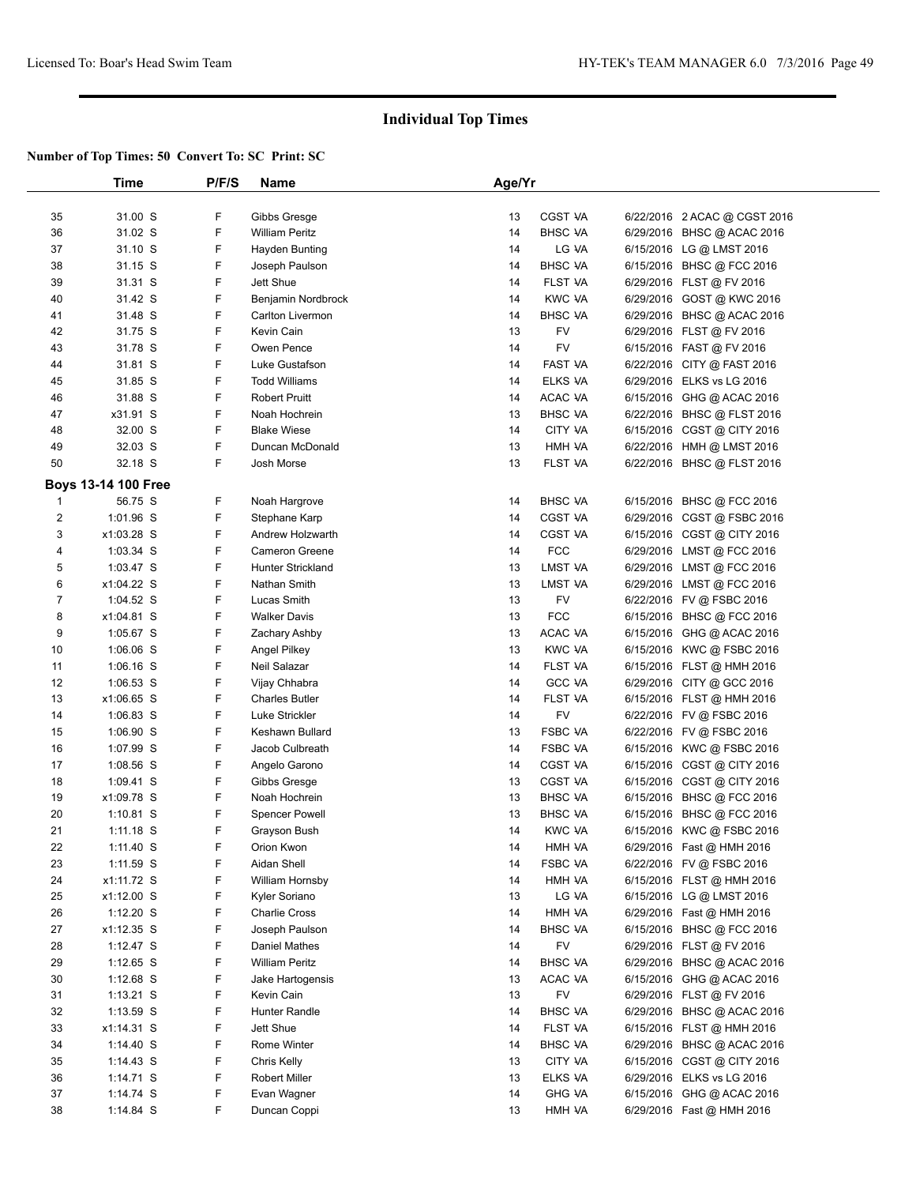## Individual Top Times

**Number of Top Times: 50 Convert To: SC Print: SC**

| | Time | P/F/S | Name | Age/Yr | | | |
|---|---|---|---|---|---|---|---|
| 35 | 31.00 S | F | Gibbs Gresge | 13 | CGST VA | 6/22/2016 | 2 ACAC @ CGST 2016 |
| 36 | 31.02 S | F | William Peritz | 14 | BHSC VA | 6/29/2016 | BHSC @ ACAC 2016 |
| 37 | 31.10 S | F | Hayden Bunting | 14 | LG VA | 6/15/2016 | LG @ LMST 2016 |
| 38 | 31.15 S | F | Joseph Paulson | 14 | BHSC VA | 6/15/2016 | BHSC @ FCC 2016 |
| 39 | 31.31 S | F | Jett Shue | 14 | FLST VA | 6/29/2016 | FLST @ FV 2016 |
| 40 | 31.42 S | F | Benjamin Nordbrock | 14 | KWC VA | 6/29/2016 | GOST @ KWC 2016 |
| 41 | 31.48 S | F | Carlton Livermon | 14 | BHSC VA | 6/29/2016 | BHSC @ ACAC 2016 |
| 42 | 31.75 S | F | Kevin Cain | 13 | FV | 6/29/2016 | FLST @ FV 2016 |
| 43 | 31.78 S | F | Owen Pence | 14 | FV | 6/15/2016 | FAST @ FV 2016 |
| 44 | 31.81 S | F | Luke Gustafson | 14 | FAST VA | 6/22/2016 | CITY @ FAST 2016 |
| 45 | 31.85 S | F | Todd Williams | 14 | ELKS VA | 6/29/2016 | ELKS vs LG 2016 |
| 46 | 31.88 S | F | Robert Pruitt | 14 | ACAC VA | 6/15/2016 | GHG @ ACAC 2016 |
| 47 | x31.91 S | F | Noah Hochrein | 13 | BHSC VA | 6/22/2016 | BHSC @ FLST 2016 |
| 48 | 32.00 S | F | Blake Wiese | 14 | CITY VA | 6/15/2016 | CGST @ CITY 2016 |
| 49 | 32.03 S | F | Duncan McDonald | 13 | HMH VA | 6/22/2016 | HMH @ LMST 2016 |
| 50 | 32.18 S | F | Josh Morse | 13 | FLST VA | 6/22/2016 | BHSC @ FLST 2016 |
| **Boys 13-14 100 Free** | | | | | | | |
| 1 | 56.75 S | F | Noah Hargrove | 14 | BHSC VA | 6/15/2016 | BHSC @ FCC 2016 |
| 2 | 1:01.96 S | F | Stephane Karp | 14 | CGST VA | 6/29/2016 | CGST @ FSBC 2016 |
| 3 | x1:03.28 S | F | Andrew Holzwarth | 14 | CGST VA | 6/15/2016 | CGST @ CITY 2016 |
| 4 | 1:03.34 S | F | Cameron Greene | 14 | FCC | 6/29/2016 | LMST @ FCC 2016 |
| 5 | 1:03.47 S | F | Hunter Strickland | 13 | LMST VA | 6/29/2016 | LMST @ FCC 2016 |
| 6 | x1:04.22 S | F | Nathan Smith | 13 | LMST VA | 6/29/2016 | LMST @ FCC 2016 |
| 7 | 1:04.52 S | F | Lucas Smith | 13 | FV | 6/22/2016 | FV @ FSBC 2016 |
| 8 | x1:04.81 S | F | Walker Davis | 13 | FCC | 6/15/2016 | BHSC @ FCC 2016 |
| 9 | 1:05.67 S | F | Zachary Ashby | 13 | ACAC VA | 6/15/2016 | GHG @ ACAC 2016 |
| 10 | 1:06.06 S | F | Angel Pilkey | 13 | KWC VA | 6/15/2016 | KWC @ FSBC 2016 |
| 11 | 1:06.16 S | F | Neil Salazar | 14 | FLST VA | 6/15/2016 | FLST @ HMH 2016 |
| 12 | 1:06.53 S | F | Vijay Chhabra | 14 | GCC VA | 6/29/2016 | CITY @ GCC 2016 |
| 13 | x1:06.65 S | F | Charles Butler | 14 | FLST VA | 6/15/2016 | FLST @ HMH 2016 |
| 14 | 1:06.83 S | F | Luke Strickler | 14 | FV | 6/22/2016 | FV @ FSBC 2016 |
| 15 | 1:06.90 S | F | Keshawn Bullard | 13 | FSBC VA | 6/22/2016 | FV @ FSBC 2016 |
| 16 | 1:07.99 S | F | Jacob Culbreath | 14 | FSBC VA | 6/15/2016 | KWC @ FSBC 2016 |
| 17 | 1:08.56 S | F | Angelo Garono | 14 | CGST VA | 6/15/2016 | CGST @ CITY 2016 |
| 18 | 1:09.41 S | F | Gibbs Gresge | 13 | CGST VA | 6/15/2016 | CGST @ CITY 2016 |
| 19 | x1:09.78 S | F | Noah Hochrein | 13 | BHSC VA | 6/15/2016 | BHSC @ FCC 2016 |
| 20 | 1:10.81 S | F | Spencer Powell | 13 | BHSC VA | 6/15/2016 | BHSC @ FCC 2016 |
| 21 | 1:11.18 S | F | Grayson Bush | 14 | KWC VA | 6/15/2016 | KWC @ FSBC 2016 |
| 22 | 1:11.40 S | F | Orion Kwon | 14 | HMH VA | 6/29/2016 | Fast @ HMH 2016 |
| 23 | 1:11.59 S | F | Aidan Shell | 14 | FSBC VA | 6/22/2016 | FV @ FSBC 2016 |
| 24 | x1:11.72 S | F | William Hornsby | 14 | HMH VA | 6/15/2016 | FLST @ HMH 2016 |
| 25 | x1:12.00 S | F | Kyler Soriano | 13 | LG VA | 6/15/2016 | LG @ LMST 2016 |
| 26 | 1:12.20 S | F | Charlie Cross | 14 | HMH VA | 6/29/2016 | Fast @ HMH 2016 |
| 27 | x1:12.35 S | F | Joseph Paulson | 14 | BHSC VA | 6/15/2016 | BHSC @ FCC 2016 |
| 28 | 1:12.47 S | F | Daniel Mathes | 14 | FV | 6/29/2016 | FLST @ FV 2016 |
| 29 | 1:12.65 S | F | William Peritz | 14 | BHSC VA | 6/29/2016 | BHSC @ ACAC 2016 |
| 30 | 1:12.68 S | F | Jake Hartogensis | 13 | ACAC VA | 6/15/2016 | GHG @ ACAC 2016 |
| 31 | 1:13.21 S | F | Kevin Cain | 13 | FV | 6/29/2016 | FLST @ FV 2016 |
| 32 | 1:13.59 S | F | Hunter Randle | 14 | BHSC VA | 6/29/2016 | BHSC @ ACAC 2016 |
| 33 | x1:14.31 S | F | Jett Shue | 14 | FLST VA | 6/15/2016 | FLST @ HMH 2016 |
| 34 | 1:14.40 S | F | Rome Winter | 14 | BHSC VA | 6/29/2016 | BHSC @ ACAC 2016 |
| 35 | 1:14.43 S | F | Chris Kelly | 13 | CITY VA | 6/15/2016 | CGST @ CITY 2016 |
| 36 | 1:14.71 S | F | Robert Miller | 13 | ELKS VA | 6/29/2016 | ELKS vs LG 2016 |
| 37 | 1:14.74 S | F | Evan Wagner | 14 | GHG VA | 6/15/2016 | GHG @ ACAC 2016 |
| 38 | 1:14.84 S | F | Duncan Coppi | 13 | HMH VA | 6/29/2016 | Fast @ HMH 2016 |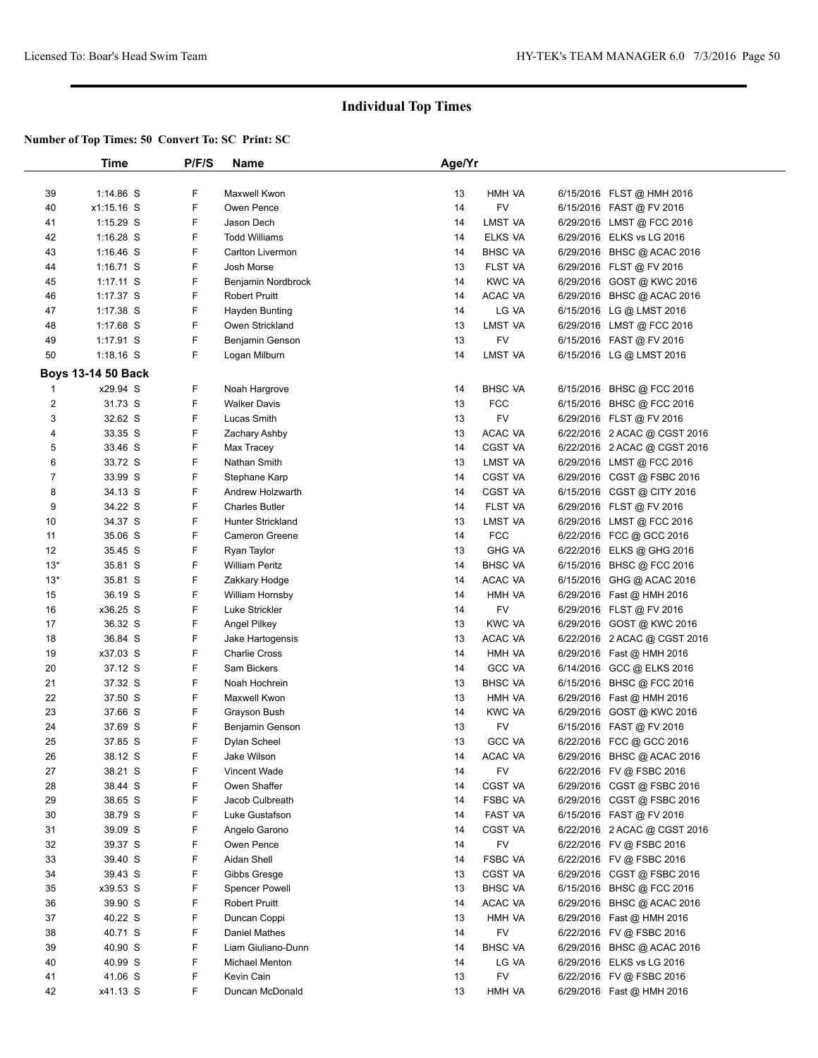# Individual Top Times

**Number of Top Times: 50 Convert To: SC Print: SC**

| | Time | P/F/S | Name | Age/Yr | | | |
|---|---|---|---|---|---|---|---|
| 39 | 1:14.86 S | F | Maxwell Kwon | 13 | HMH VA | 6/15/2016 | FLST @ HMH 2016 |
| 40 | x1:15.16 S | F | Owen Pence | 14 | FV | 6/15/2016 | FAST @ FV 2016 |
| 41 | 1:15.29 S | F | Jason Dech | 14 | LMST VA | 6/29/2016 | LMST @ FCC 2016 |
| 42 | 1:16.28 S | F | Todd Williams | 14 | ELKS VA | 6/29/2016 | ELKS vs LG 2016 |
| 43 | 1:16.46 S | F | Carlton Livermon | 14 | BHSC VA | 6/29/2016 | BHSC @ ACAC 2016 |
| 44 | 1:16.71 S | F | Josh Morse | 13 | FLST VA | 6/29/2016 | FLST @ FV 2016 |
| 45 | 1:17.11 S | F | Benjamin Nordbrock | 14 | KWC VA | 6/29/2016 | GOST @ KWC 2016 |
| 46 | 1:17.37 S | F | Robert Pruitt | 14 | ACAC VA | 6/29/2016 | BHSC @ ACAC 2016 |
| 47 | 1:17.38 S | F | Hayden Bunting | 14 | LG VA | 6/15/2016 | LG @ LMST 2016 |
| 48 | 1:17.68 S | F | Owen Strickland | 13 | LMST VA | 6/29/2016 | LMST @ FCC 2016 |
| 49 | 1:17.91 S | F | Benjamin Genson | 13 | FV | 6/15/2016 | FAST @ FV 2016 |
| 50 | 1:18.16 S | F | Logan Milburn | 14 | LMST VA | 6/15/2016 | LG @ LMST 2016 |
| **Boys 13-14 50 Back** | | | | | | | |
| 1 | x29.94 S | F | Noah Hargrove | 14 | BHSC VA | 6/15/2016 | BHSC @ FCC 2016 |
| 2 | 31.73 S | F | Walker Davis | 13 | FCC | 6/15/2016 | BHSC @ FCC 2016 |
| 3 | 32.62 S | F | Lucas Smith | 13 | FV | 6/29/2016 | FLST @ FV 2016 |
| 4 | 33.35 S | F | Zachary Ashby | 13 | ACAC VA | 6/22/2016 | 2 ACAC @ CGST 2016 |
| 5 | 33.46 S | F | Max Tracey | 14 | CGST VA | 6/22/2016 | 2 ACAC @ CGST 2016 |
| 6 | 33.72 S | F | Nathan Smith | 13 | LMST VA | 6/29/2016 | LMST @ FCC 2016 |
| 7 | 33.99 S | F | Stephane Karp | 14 | CGST VA | 6/29/2016 | CGST @ FSBC 2016 |
| 8 | 34.13 S | F | Andrew Holzwarth | 14 | CGST VA | 6/15/2016 | CGST @ CITY 2016 |
| 9 | 34.22 S | F | Charles Butler | 14 | FLST VA | 6/29/2016 | FLST @ FV 2016 |
| 10 | 34.37 S | F | Hunter Strickland | 13 | LMST VA | 6/29/2016 | LMST @ FCC 2016 |
| 11 | 35.06 S | F | Cameron Greene | 14 | FCC | 6/22/2016 | FCC @ GCC 2016 |
| 12 | 35.45 S | F | Ryan Taylor | 13 | GHG VA | 6/22/2016 | ELKS @ GHG 2016 |
| 13* | 35.81 S | F | William Peritz | 14 | BHSC VA | 6/15/2016 | BHSC @ FCC 2016 |
| 13* | 35.81 S | F | Zakkary Hodge | 14 | ACAC VA | 6/15/2016 | GHG @ ACAC 2016 |
| 15 | 36.19 S | F | William Hornsby | 14 | HMH VA | 6/29/2016 | Fast @ HMH 2016 |
| 16 | x36.25 S | F | Luke Strickler | 14 | FV | 6/29/2016 | FLST @ FV 2016 |
| 17 | 36.32 S | F | Angel Pilkey | 13 | KWC VA | 6/29/2016 | GOST @ KWC 2016 |
| 18 | 36.84 S | F | Jake Hartogensis | 13 | ACAC VA | 6/22/2016 | 2 ACAC @ CGST 2016 |
| 19 | x37.03 S | F | Charlie Cross | 14 | HMH VA | 6/29/2016 | Fast @ HMH 2016 |
| 20 | 37.12 S | F | Sam Bickers | 14 | GCC VA | 6/14/2016 | GCC @ ELKS 2016 |
| 21 | 37.32 S | F | Noah Hochrein | 13 | BHSC VA | 6/15/2016 | BHSC @ FCC 2016 |
| 22 | 37.50 S | F | Maxwell Kwon | 13 | HMH VA | 6/29/2016 | Fast @ HMH 2016 |
| 23 | 37.66 S | F | Grayson Bush | 14 | KWC VA | 6/29/2016 | GOST @ KWC 2016 |
| 24 | 37.69 S | F | Benjamin Genson | 13 | FV | 6/15/2016 | FAST @ FV 2016 |
| 25 | 37.85 S | F | Dylan Scheel | 13 | GCC VA | 6/22/2016 | FCC @ GCC 2016 |
| 26 | 38.12 S | F | Jake Wilson | 14 | ACAC VA | 6/29/2016 | BHSC @ ACAC 2016 |
| 27 | 38.21 S | F | Vincent Wade | 14 | FV | 6/22/2016 | FV @ FSBC 2016 |
| 28 | 38.44 S | F | Owen Shaffer | 14 | CGST VA | 6/29/2016 | CGST @ FSBC 2016 |
| 29 | 38.65 S | F | Jacob Culbreath | 14 | FSBC VA | 6/29/2016 | CGST @ FSBC 2016 |
| 30 | 38.79 S | F | Luke Gustafson | 14 | FAST VA | 6/15/2016 | FAST @ FV 2016 |
| 31 | 39.09 S | F | Angelo Garono | 14 | CGST VA | 6/22/2016 | 2 ACAC @ CGST 2016 |
| 32 | 39.37 S | F | Owen Pence | 14 | FV | 6/22/2016 | FV @ FSBC 2016 |
| 33 | 39.40 S | F | Aidan Shell | 14 | FSBC VA | 6/22/2016 | FV @ FSBC 2016 |
| 34 | 39.43 S | F | Gibbs Gresge | 13 | CGST VA | 6/29/2016 | CGST @ FSBC 2016 |
| 35 | x39.53 S | F | Spencer Powell | 13 | BHSC VA | 6/15/2016 | BHSC @ FCC 2016 |
| 36 | 39.90 S | F | Robert Pruitt | 14 | ACAC VA | 6/29/2016 | BHSC @ ACAC 2016 |
| 37 | 40.22 S | F | Duncan Coppi | 13 | HMH VA | 6/29/2016 | Fast @ HMH 2016 |
| 38 | 40.71 S | F | Daniel Mathes | 14 | FV | 6/22/2016 | FV @ FSBC 2016 |
| 39 | 40.90 S | F | Liam Giuliano-Dunn | 14 | BHSC VA | 6/29/2016 | BHSC @ ACAC 2016 |
| 40 | 40.99 S | F | Michael Menton | 14 | LG VA | 6/29/2016 | ELKS vs LG 2016 |
| 41 | 41.06 S | F | Kevin Cain | 13 | FV | 6/22/2016 | FV @ FSBC 2016 |
| 42 | x41.13 S | F | Duncan McDonald | 13 | HMH VA | 6/29/2016 | Fast @ HMH 2016 |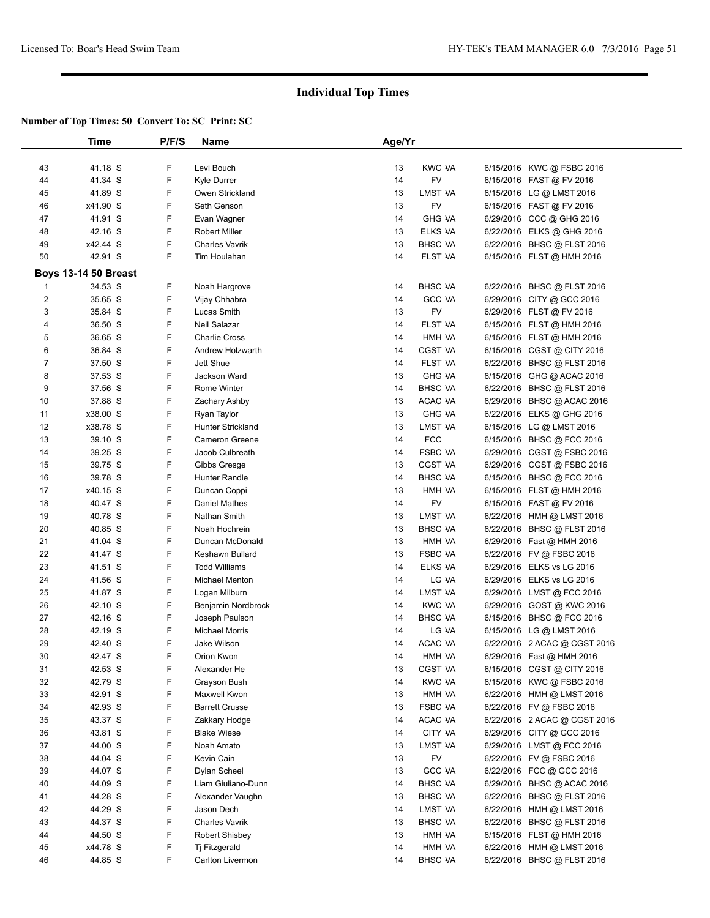## Individual Top Times

**Number of Top Times: 50 Convert To: SC Print: SC**

| | Time | P/F/S | Name | Age/Yr | | | |
|---|---|---|---|---|---|---|---|
| 43 | 41.18 S | F | Levi Bouch | 13 | KWC VA | 6/15/2016 | KWC @ FSBC 2016 |
| 44 | 41.34 S | F | Kyle Durrer | 14 | FV | 6/15/2016 | FAST @ FV 2016 |
| 45 | 41.89 S | F | Owen Strickland | 13 | LMST VA | 6/15/2016 | LG @ LMST 2016 |
| 46 | x41.90 S | F | Seth Genson | 13 | FV | 6/15/2016 | FAST @ FV 2016 |
| 47 | 41.91 S | F | Evan Wagner | 14 | GHG VA | 6/29/2016 | CCC @ GHG 2016 |
| 48 | 42.16 S | F | Robert Miller | 13 | ELKS VA | 6/22/2016 | ELKS @ GHG 2016 |
| 49 | x42.44 S | F | Charles Vavrik | 13 | BHSC VA | 6/22/2016 | BHSC @ FLST 2016 |
| 50 | 42.91 S | F | Tim Houlahan | 14 | FLST VA | 6/15/2016 | FLST @ HMH 2016 |
| **Boys 13-14 50 Breast** | | | | | | | |
| 1 | 34.53 S | F | Noah Hargrove | 14 | BHSC VA | 6/22/2016 | BHSC @ FLST 2016 |
| 2 | 35.65 S | F | Vijay Chhabra | 14 | GCC VA | 6/29/2016 | CITY @ GCC 2016 |
| 3 | 35.84 S | F | Lucas Smith | 13 | FV | 6/29/2016 | FLST @ FV 2016 |
| 4 | 36.50 S | F | Neil Salazar | 14 | FLST VA | 6/15/2016 | FLST @ HMH 2016 |
| 5 | 36.65 S | F | Charlie Cross | 14 | HMH VA | 6/15/2016 | FLST @ HMH 2016 |
| 6 | 36.84 S | F | Andrew Holzwarth | 14 | CGST VA | 6/15/2016 | CGST @ CITY 2016 |
| 7 | 37.50 S | F | Jett Shue | 14 | FLST VA | 6/22/2016 | BHSC @ FLST 2016 |
| 8 | 37.53 S | F | Jackson Ward | 13 | GHG VA | 6/15/2016 | GHG @ ACAC 2016 |
| 9 | 37.56 S | F | Rome Winter | 14 | BHSC VA | 6/22/2016 | BHSC @ FLST 2016 |
| 10 | 37.88 S | F | Zachary Ashby | 13 | ACAC VA | 6/29/2016 | BHSC @ ACAC 2016 |
| 11 | x38.00 S | F | Ryan Taylor | 13 | GHG VA | 6/22/2016 | ELKS @ GHG 2016 |
| 12 | x38.78 S | F | Hunter Strickland | 13 | LMST VA | 6/15/2016 | LG @ LMST 2016 |
| 13 | 39.10 S | F | Cameron Greene | 14 | FCC | 6/15/2016 | BHSC @ FCC 2016 |
| 14 | 39.25 S | F | Jacob Culbreath | 14 | FSBC VA | 6/29/2016 | CGST @ FSBC 2016 |
| 15 | 39.75 S | F | Gibbs Gresge | 13 | CGST VA | 6/29/2016 | CGST @ FSBC 2016 |
| 16 | 39.78 S | F | Hunter Randle | 14 | BHSC VA | 6/15/2016 | BHSC @ FCC 2016 |
| 17 | x40.15 S | F | Duncan Coppi | 13 | HMH VA | 6/15/2016 | FLST @ HMH 2016 |
| 18 | 40.47 S | F | Daniel Mathes | 14 | FV | 6/15/2016 | FAST @ FV 2016 |
| 19 | 40.78 S | F | Nathan Smith | 13 | LMST VA | 6/22/2016 | HMH @ LMST 2016 |
| 20 | 40.85 S | F | Noah Hochrein | 13 | BHSC VA | 6/22/2016 | BHSC @ FLST 2016 |
| 21 | 41.04 S | F | Duncan McDonald | 13 | HMH VA | 6/29/2016 | Fast @ HMH 2016 |
| 22 | 41.47 S | F | Keshawn Bullard | 13 | FSBC VA | 6/22/2016 | FV @ FSBC 2016 |
| 23 | 41.51 S | F | Todd Williams | 14 | ELKS VA | 6/29/2016 | ELKS vs LG 2016 |
| 24 | 41.56 S | F | Michael Menton | 14 | LG VA | 6/29/2016 | ELKS vs LG 2016 |
| 25 | 41.87 S | F | Logan Milburn | 14 | LMST VA | 6/29/2016 | LMST @ FCC 2016 |
| 26 | 42.10 S | F | Benjamin Nordbrock | 14 | KWC VA | 6/29/2016 | GOST @ KWC 2016 |
| 27 | 42.16 S | F | Joseph Paulson | 14 | BHSC VA | 6/15/2016 | BHSC @ FCC 2016 |
| 28 | 42.19 S | F | Michael Morris | 14 | LG VA | 6/15/2016 | LG @ LMST 2016 |
| 29 | 42.40 S | F | Jake Wilson | 14 | ACAC VA | 6/22/2016 | 2 ACAC @ CGST 2016 |
| 30 | 42.47 S | F | Orion Kwon | 14 | HMH VA | 6/29/2016 | Fast @ HMH 2016 |
| 31 | 42.53 S | F | Alexander He | 13 | CGST VA | 6/15/2016 | CGST @ CITY 2016 |
| 32 | 42.79 S | F | Grayson Bush | 14 | KWC VA | 6/15/2016 | KWC @ FSBC 2016 |
| 33 | 42.91 S | F | Maxwell Kwon | 13 | HMH VA | 6/22/2016 | HMH @ LMST 2016 |
| 34 | 42.93 S | F | Barrett Crusse | 13 | FSBC VA | 6/22/2016 | FV @ FSBC 2016 |
| 35 | 43.37 S | F | Zakkary Hodge | 14 | ACAC VA | 6/22/2016 | 2 ACAC @ CGST 2016 |
| 36 | 43.81 S | F | Blake Wiese | 14 | CITY VA | 6/29/2016 | CITY @ GCC 2016 |
| 37 | 44.00 S | F | Noah Amato | 13 | LMST VA | 6/29/2016 | LMST @ FCC 2016 |
| 38 | 44.04 S | F | Kevin Cain | 13 | FV | 6/22/2016 | FV @ FSBC 2016 |
| 39 | 44.07 S | F | Dylan Scheel | 13 | GCC VA | 6/22/2016 | FCC @ GCC 2016 |
| 40 | 44.09 S | F | Liam Giuliano-Dunn | 14 | BHSC VA | 6/29/2016 | BHSC @ ACAC 2016 |
| 41 | 44.28 S | F | Alexander Vaughn | 13 | BHSC VA | 6/22/2016 | BHSC @ FLST 2016 |
| 42 | 44.29 S | F | Jason Dech | 14 | LMST VA | 6/22/2016 | HMH @ LMST 2016 |
| 43 | 44.37 S | F | Charles Vavrik | 13 | BHSC VA | 6/22/2016 | BHSC @ FLST 2016 |
| 44 | 44.50 S | F | Robert Shisbey | 13 | HMH VA | 6/15/2016 | FLST @ HMH 2016 |
| 45 | x44.78 S | F | Tj Fitzgerald | 14 | HMH VA | 6/22/2016 | HMH @ LMST 2016 |
| 46 | 44.85 S | F | Carlton Livermon | 14 | BHSC VA | 6/22/2016 | BHSC @ FLST 2016 |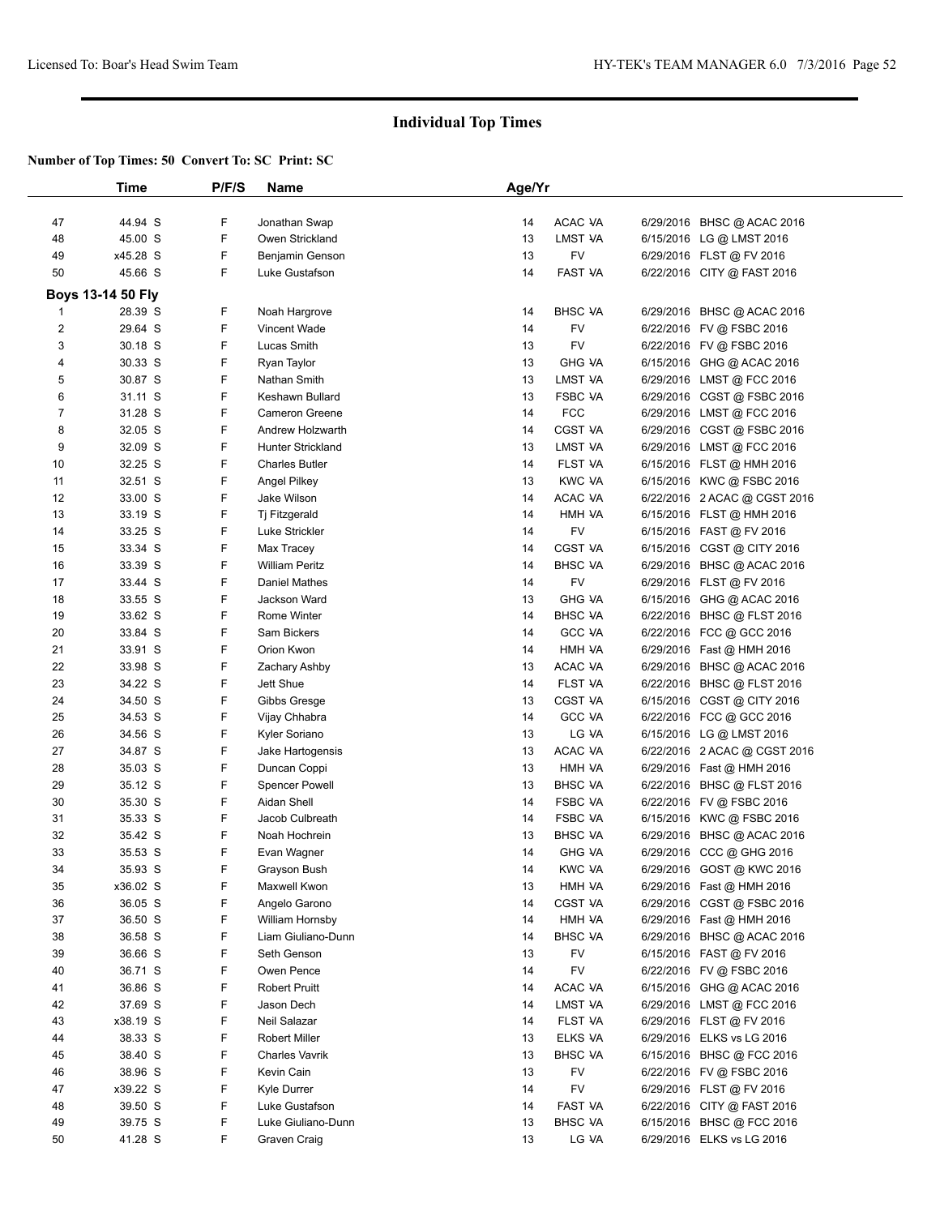## Individual Top Times

**Number of Top Times: 50 Convert To: SC Print: SC**

| | Time | P/F/S | Name | Age/Yr | | |
|---|---|---|---|---|---|---|
| 47 | 44.94 S | F | Jonathan Swap | 14 | ACAC VA | 6/29/2016 BHSC @ ACAC 2016 |
| 48 | 45.00 S | F | Owen Strickland | 13 | LMST VA | 6/15/2016 LG @ LMST 2016 |
| 49 | x45.28 S | F | Benjamin Genson | 13 | FV | 6/29/2016 FLST @ FV 2016 |
| 50 | 45.66 S | F | Luke Gustafson | 14 | FAST VA | 6/22/2016 CITY @ FAST 2016 |
| **Boys 13-14 50 Fly** | | | | | | |
| 1 | 28.39 S | F | Noah Hargrove | 14 | BHSC VA | 6/29/2016 BHSC @ ACAC 2016 |
| 2 | 29.64 S | F | Vincent Wade | 14 | FV | 6/22/2016 FV @ FSBC 2016 |
| 3 | 30.18 S | F | Lucas Smith | 13 | FV | 6/22/2016 FV @ FSBC 2016 |
| 4 | 30.33 S | F | Ryan Taylor | 13 | GHG VA | 6/15/2016 GHG @ ACAC 2016 |
| 5 | 30.87 S | F | Nathan Smith | 13 | LMST VA | 6/29/2016 LMST @ FCC 2016 |
| 6 | 31.11 S | F | Keshawn Bullard | 13 | FSBC VA | 6/29/2016 CGST @ FSBC 2016 |
| 7 | 31.28 S | F | Cameron Greene | 14 | FCC | 6/29/2016 LMST @ FCC 2016 |
| 8 | 32.05 S | F | Andrew Holzwarth | 14 | CGST VA | 6/29/2016 CGST @ FSBC 2016 |
| 9 | 32.09 S | F | Hunter Strickland | 13 | LMST VA | 6/29/2016 LMST @ FCC 2016 |
| 10 | 32.25 S | F | Charles Butler | 14 | FLST VA | 6/15/2016 FLST @ HMH 2016 |
| 11 | 32.51 S | F | Angel Pilkey | 13 | KWC VA | 6/15/2016 KWC @ FSBC 2016 |
| 12 | 33.00 S | F | Jake Wilson | 14 | ACAC VA | 6/22/2016 2 ACAC @ CGST 2016 |
| 13 | 33.19 S | F | Tj Fitzgerald | 14 | HMH VA | 6/15/2016 FLST @ HMH 2016 |
| 14 | 33.25 S | F | Luke Strickler | 14 | FV | 6/15/2016 FAST @ FV 2016 |
| 15 | 33.34 S | F | Max Tracey | 14 | CGST VA | 6/15/2016 CGST @ CITY 2016 |
| 16 | 33.39 S | F | William Peritz | 14 | BHSC VA | 6/29/2016 BHSC @ ACAC 2016 |
| 17 | 33.44 S | F | Daniel Mathes | 14 | FV | 6/29/2016 FLST @ FV 2016 |
| 18 | 33.55 S | F | Jackson Ward | 13 | GHG VA | 6/15/2016 GHG @ ACAC 2016 |
| 19 | 33.62 S | F | Rome Winter | 14 | BHSC VA | 6/22/2016 BHSC @ FLST 2016 |
| 20 | 33.84 S | F | Sam Bickers | 14 | GCC VA | 6/22/2016 FCC @ GCC 2016 |
| 21 | 33.91 S | F | Orion Kwon | 14 | HMH VA | 6/29/2016 Fast @ HMH 2016 |
| 22 | 33.98 S | F | Zachary Ashby | 13 | ACAC VA | 6/29/2016 BHSC @ ACAC 2016 |
| 23 | 34.22 S | F | Jett Shue | 14 | FLST VA | 6/22/2016 BHSC @ FLST 2016 |
| 24 | 34.50 S | F | Gibbs Gresge | 13 | CGST VA | 6/15/2016 CGST @ CITY 2016 |
| 25 | 34.53 S | F | Vijay Chhabra | 14 | GCC VA | 6/22/2016 FCC @ GCC 2016 |
| 26 | 34.56 S | F | Kyler Soriano | 13 | LG VA | 6/15/2016 LG @ LMST 2016 |
| 27 | 34.87 S | F | Jake Hartogensis | 13 | ACAC VA | 6/22/2016 2 ACAC @ CGST 2016 |
| 28 | 35.03 S | F | Duncan Coppi | 13 | HMH VA | 6/29/2016 Fast @ HMH 2016 |
| 29 | 35.12 S | F | Spencer Powell | 13 | BHSC VA | 6/22/2016 BHSC @ FLST 2016 |
| 30 | 35.30 S | F | Aidan Shell | 14 | FSBC VA | 6/22/2016 FV @ FSBC 2016 |
| 31 | 35.33 S | F | Jacob Culbreath | 14 | FSBC VA | 6/15/2016 KWC @ FSBC 2016 |
| 32 | 35.42 S | F | Noah Hochrein | 13 | BHSC VA | 6/29/2016 BHSC @ ACAC 2016 |
| 33 | 35.53 S | F | Evan Wagner | 14 | GHG VA | 6/29/2016 CCC @ GHG 2016 |
| 34 | 35.93 S | F | Grayson Bush | 14 | KWC VA | 6/29/2016 GOST @ KWC 2016 |
| 35 | x36.02 S | F | Maxwell Kwon | 13 | HMH VA | 6/29/2016 Fast @ HMH 2016 |
| 36 | 36.05 S | F | Angelo Garono | 14 | CGST VA | 6/29/2016 CGST @ FSBC 2016 |
| 37 | 36.50 S | F | William Hornsby | 14 | HMH VA | 6/29/2016 Fast @ HMH 2016 |
| 38 | 36.58 S | F | Liam Giuliano-Dunn | 14 | BHSC VA | 6/29/2016 BHSC @ ACAC 2016 |
| 39 | 36.66 S | F | Seth Genson | 13 | FV | 6/15/2016 FAST @ FV 2016 |
| 40 | 36.71 S | F | Owen Pence | 14 | FV | 6/22/2016 FV @ FSBC 2016 |
| 41 | 36.86 S | F | Robert Pruitt | 14 | ACAC VA | 6/15/2016 GHG @ ACAC 2016 |
| 42 | 37.69 S | F | Jason Dech | 14 | LMST VA | 6/29/2016 LMST @ FCC 2016 |
| 43 | x38.19 S | F | Neil Salazar | 14 | FLST VA | 6/29/2016 FLST @ FV 2016 |
| 44 | 38.33 S | F | Robert Miller | 13 | ELKS VA | 6/29/2016 ELKS vs LG 2016 |
| 45 | 38.40 S | F | Charles Vavrik | 13 | BHSC VA | 6/15/2016 BHSC @ FCC 2016 |
| 46 | 38.96 S | F | Kevin Cain | 13 | FV | 6/22/2016 FV @ FSBC 2016 |
| 47 | x39.22 S | F | Kyle Durrer | 14 | FV | 6/29/2016 FLST @ FV 2016 |
| 48 | 39.50 S | F | Luke Gustafson | 14 | FAST VA | 6/22/2016 CITY @ FAST 2016 |
| 49 | 39.75 S | F | Luke Giuliano-Dunn | 13 | BHSC VA | 6/15/2016 BHSC @ FCC 2016 |
| 50 | 41.28 S | F | Graven Craig | 13 | LG VA | 6/29/2016 ELKS vs LG 2016 |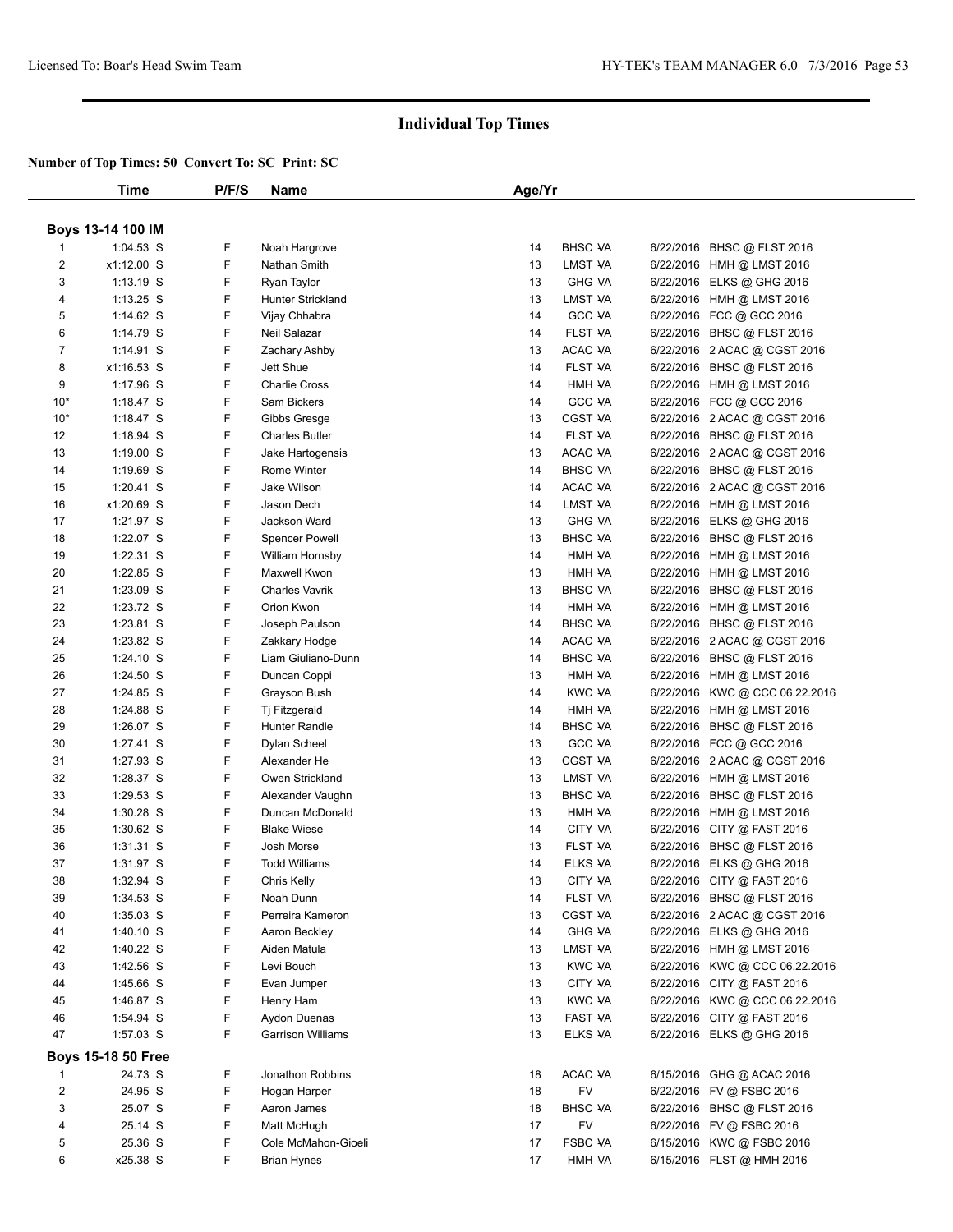# Individual Top Times

**Number of Top Times: 50 Convert To: SC Print: SC**

| | Time | P/F/S | Name | Age/Yr | | | |
|---|---|---|---|---|---|---|---|
| **Boys 13-14 100 IM** | | | | | | | |
| 1 | 1:04.53 S | F | Noah Hargrove | 14 | BHSC VA | 6/22/2016 | BHSC @ FLST 2016 |
| 2 | x1:12.00 S | F | Nathan Smith | 13 | LMST VA | 6/22/2016 | HMH @ LMST 2016 |
| 3 | 1:13.19 S | F | Ryan Taylor | 13 | GHG VA | 6/22/2016 | ELKS @ GHG 2016 |
| 4 | 1:13.25 S | F | Hunter Strickland | 13 | LMST VA | 6/22/2016 | HMH @ LMST 2016 |
| 5 | 1:14.62 S | F | Vijay Chhabra | 14 | GCC VA | 6/22/2016 | FCC @ GCC 2016 |
| 6 | 1:14.79 S | F | Neil Salazar | 14 | FLST VA | 6/22/2016 | BHSC @ FLST 2016 |
| 7 | 1:14.91 S | F | Zachary Ashby | 13 | ACAC VA | 6/22/2016 | 2 ACAC @ CGST 2016 |
| 8 | x1:16.53 S | F | Jett Shue | 14 | FLST VA | 6/22/2016 | BHSC @ FLST 2016 |
| 9 | 1:17.96 S | F | Charlie Cross | 14 | HMH VA | 6/22/2016 | HMH @ LMST 2016 |
| 10* | 1:18.47 S | F | Sam Bickers | 14 | GCC VA | 6/22/2016 | FCC @ GCC 2016 |
| 10* | 1:18.47 S | F | Gibbs Gresge | 13 | CGST VA | 6/22/2016 | 2 ACAC @ CGST 2016 |
| 12 | 1:18.94 S | F | Charles Butler | 14 | FLST VA | 6/22/2016 | BHSC @ FLST 2016 |
| 13 | 1:19.00 S | F | Jake Hartogensis | 13 | ACAC VA | 6/22/2016 | 2 ACAC @ CGST 2016 |
| 14 | 1:19.69 S | F | Rome Winter | 14 | BHSC VA | 6/22/2016 | BHSC @ FLST 2016 |
| 15 | 1:20.41 S | F | Jake Wilson | 14 | ACAC VA | 6/22/2016 | 2 ACAC @ CGST 2016 |
| 16 | x1:20.69 S | F | Jason Dech | 14 | LMST VA | 6/22/2016 | HMH @ LMST 2016 |
| 17 | 1:21.97 S | F | Jackson Ward | 13 | GHG VA | 6/22/2016 | ELKS @ GHG 2016 |
| 18 | 1:22.07 S | F | Spencer Powell | 13 | BHSC VA | 6/22/2016 | BHSC @ FLST 2016 |
| 19 | 1:22.31 S | F | William Hornsby | 14 | HMH VA | 6/22/2016 | HMH @ LMST 2016 |
| 20 | 1:22.85 S | F | Maxwell Kwon | 13 | HMH VA | 6/22/2016 | HMH @ LMST 2016 |
| 21 | 1:23.09 S | F | Charles Vavrik | 13 | BHSC VA | 6/22/2016 | BHSC @ FLST 2016 |
| 22 | 1:23.72 S | F | Orion Kwon | 14 | HMH VA | 6/22/2016 | HMH @ LMST 2016 |
| 23 | 1:23.81 S | F | Joseph Paulson | 14 | BHSC VA | 6/22/2016 | BHSC @ FLST 2016 |
| 24 | 1:23.82 S | F | Zakkary Hodge | 14 | ACAC VA | 6/22/2016 | 2 ACAC @ CGST 2016 |
| 25 | 1:24.10 S | F | Liam Giuliano-Dunn | 14 | BHSC VA | 6/22/2016 | BHSC @ FLST 2016 |
| 26 | 1:24.50 S | F | Duncan Coppi | 13 | HMH VA | 6/22/2016 | HMH @ LMST 2016 |
| 27 | 1:24.85 S | F | Grayson Bush | 14 | KWC VA | 6/22/2016 | KWC @ CCC 06.22.2016 |
| 28 | 1:24.88 S | F | Tj Fitzgerald | 14 | HMH VA | 6/22/2016 | HMH @ LMST 2016 |
| 29 | 1:26.07 S | F | Hunter Randle | 14 | BHSC VA | 6/22/2016 | BHSC @ FLST 2016 |
| 30 | 1:27.41 S | F | Dylan Scheel | 13 | GCC VA | 6/22/2016 | FCC @ GCC 2016 |
| 31 | 1:27.93 S | F | Alexander He | 13 | CGST VA | 6/22/2016 | 2 ACAC @ CGST 2016 |
| 32 | 1:28.37 S | F | Owen Strickland | 13 | LMST VA | 6/22/2016 | HMH @ LMST 2016 |
| 33 | 1:29.53 S | F | Alexander Vaughn | 13 | BHSC VA | 6/22/2016 | BHSC @ FLST 2016 |
| 34 | 1:30.28 S | F | Duncan McDonald | 13 | HMH VA | 6/22/2016 | HMH @ LMST 2016 |
| 35 | 1:30.62 S | F | Blake Wiese | 14 | CITY VA | 6/22/2016 | CITY @ FAST 2016 |
| 36 | 1:31.31 S | F | Josh Morse | 13 | FLST VA | 6/22/2016 | BHSC @ FLST 2016 |
| 37 | 1:31.97 S | F | Todd Williams | 14 | ELKS VA | 6/22/2016 | ELKS @ GHG 2016 |
| 38 | 1:32.94 S | F | Chris Kelly | 13 | CITY VA | 6/22/2016 | CITY @ FAST 2016 |
| 39 | 1:34.53 S | F | Noah Dunn | 14 | FLST VA | 6/22/2016 | BHSC @ FLST 2016 |
| 40 | 1:35.03 S | F | Perreira Kameron | 13 | CGST VA | 6/22/2016 | 2 ACAC @ CGST 2016 |
| 41 | 1:40.10 S | F | Aaron Beckley | 14 | GHG VA | 6/22/2016 | ELKS @ GHG 2016 |
| 42 | 1:40.22 S | F | Aiden Matula | 13 | LMST VA | 6/22/2016 | HMH @ LMST 2016 |
| 43 | 1:42.56 S | F | Levi Bouch | 13 | KWC VA | 6/22/2016 | KWC @ CCC 06.22.2016 |
| 44 | 1:45.66 S | F | Evan Jumper | 13 | CITY VA | 6/22/2016 | CITY @ FAST 2016 |
| 45 | 1:46.87 S | F | Henry Ham | 13 | KWC VA | 6/22/2016 | KWC @ CCC 06.22.2016 |
| 46 | 1:54.94 S | F | Aydon Duenas | 13 | FAST VA | 6/22/2016 | CITY @ FAST 2016 |
| 47 | 1:57.03 S | F | Garrison Williams | 13 | ELKS VA | 6/22/2016 | ELKS @ GHG 2016 |
| **Boys 15-18 50 Free** | | | | | | | |
| 1 | 24.73 S | F | Jonathon Robbins | 18 | ACAC VA | 6/15/2016 | GHG @ ACAC 2016 |
| 2 | 24.95 S | F | Hogan Harper | 18 | FV | 6/22/2016 | FV @ FSBC 2016 |
| 3 | 25.07 S | F | Aaron James | 18 | BHSC VA | 6/22/2016 | BHSC @ FLST 2016 |
| 4 | 25.14 S | F | Matt McHugh | 17 | FV | 6/22/2016 | FV @ FSBC 2016 |
| 5 | 25.36 S | F | Cole McMahon-Gioeli | 17 | FSBC VA | 6/15/2016 | KWC @ FSBC 2016 |
| 6 | x25.38 S | F | Brian Hynes | 17 | HMH VA | 6/15/2016 | FLST @ HMH 2016 |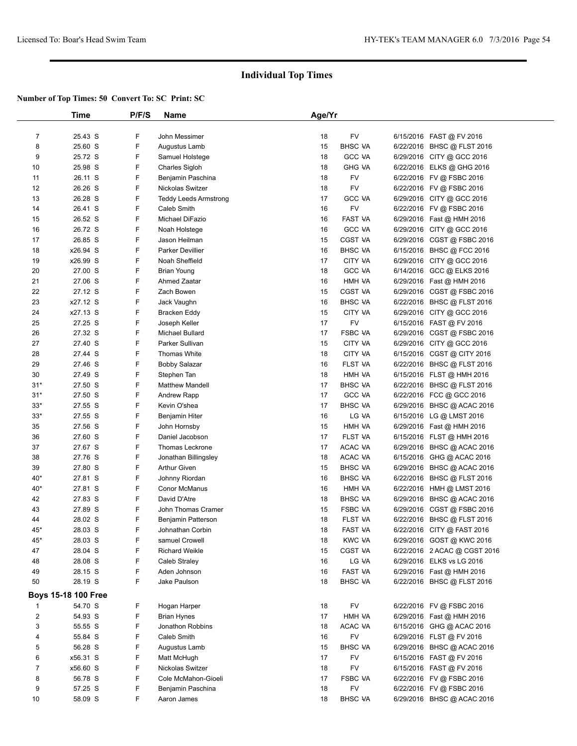## Individual Top Times

**Number of Top Times: 50 Convert To: SC Print: SC**

| | Time | P/F/S | Name | Age/Yr | | | |
|---|---|---|---|---|---|---|---|
| 7 | 25.43 S | F | John Messimer | 18 | FV | 6/15/2016 | FAST @ FV 2016 |
| 8 | 25.60 S | F | Augustus Lamb | 15 | BHSC VA | 6/22/2016 | BHSC @ FLST 2016 |
| 9 | 25.72 S | F | Samuel Holstege | 18 | GCC VA | 6/29/2016 | CITY @ GCC 2016 |
| 10 | 25.98 S | F | Charles Sigloh | 18 | GHG VA | 6/22/2016 | ELKS @ GHG 2016 |
| 11 | 26.11 S | F | Benjamin Paschina | 18 | FV | 6/22/2016 | FV @ FSBC 2016 |
| 12 | 26.26 S | F | Nickolas Switzer | 18 | FV | 6/22/2016 | FV @ FSBC 2016 |
| 13 | 26.28 S | F | Teddy Leeds Armstrong | 17 | GCC VA | 6/29/2016 | CITY @ GCC 2016 |
| 14 | 26.41 S | F | Caleb Smith | 16 | FV | 6/22/2016 | FV @ FSBC 2016 |
| 15 | 26.52 S | F | Michael DiFazio | 16 | FAST VA | 6/29/2016 | Fast @ HMH 2016 |
| 16 | 26.72 S | F | Noah Holstege | 16 | GCC VA | 6/29/2016 | CITY @ GCC 2016 |
| 17 | 26.85 S | F | Jason Heilman | 15 | CGST VA | 6/29/2016 | CGST @ FSBC 2016 |
| 18 | x26.94 S | F | Parker Devillier | 16 | BHSC VA | 6/15/2016 | BHSC @ FCC 2016 |
| 19 | x26.99 S | F | Noah Sheffield | 17 | CITY VA | 6/29/2016 | CITY @ GCC 2016 |
| 20 | 27.00 S | F | Brian Young | 18 | GCC VA | 6/14/2016 | GCC @ ELKS 2016 |
| 21 | 27.06 S | F | Ahmed Zaatar | 16 | HMH VA | 6/29/2016 | Fast @ HMH 2016 |
| 22 | 27.12 S | F | Zach Bowen | 15 | CGST VA | 6/29/2016 | CGST @ FSBC 2016 |
| 23 | x27.12 S | F | Jack Vaughn | 16 | BHSC VA | 6/22/2016 | BHSC @ FLST 2016 |
| 24 | x27.13 S | F | Bracken Eddy | 15 | CITY VA | 6/29/2016 | CITY @ GCC 2016 |
| 25 | 27.25 S | F | Joseph Keller | 17 | FV | 6/15/2016 | FAST @ FV 2016 |
| 26 | 27.32 S | F | Michael Bullard | 17 | FSBC VA | 6/29/2016 | CGST @ FSBC 2016 |
| 27 | 27.40 S | F | Parker Sullivan | 15 | CITY VA | 6/29/2016 | CITY @ GCC 2016 |
| 28 | 27.44 S | F | Thomas White | 18 | CITY VA | 6/15/2016 | CGST @ CITY 2016 |
| 29 | 27.46 S | F | Bobby Salazar | 16 | FLST VA | 6/22/2016 | BHSC @ FLST 2016 |
| 30 | 27.49 S | F | Stephen Tan | 18 | HMH VA | 6/15/2016 | FLST @ HMH 2016 |
| 31* | 27.50 S | F | Matthew Mandell | 17 | BHSC VA | 6/22/2016 | BHSC @ FLST 2016 |
| 31* | 27.50 S | F | Andrew Rapp | 17 | GCC VA | 6/22/2016 | FCC @ GCC 2016 |
| 33* | 27.55 S | F | Kevin O'shea | 17 | BHSC VA | 6/29/2016 | BHSC @ ACAC 2016 |
| 33* | 27.55 S | F | Benjamin Hiter | 16 | LG VA | 6/15/2016 | LG @ LMST 2016 |
| 35 | 27.56 S | F | John Hornsby | 15 | HMH VA | 6/29/2016 | Fast @ HMH 2016 |
| 36 | 27.60 S | F | Daniel Jacobson | 17 | FLST VA | 6/15/2016 | FLST @ HMH 2016 |
| 37 | 27.67 S | F | Thomas Leckrone | 17 | ACAC VA | 6/29/2016 | BHSC @ ACAC 2016 |
| 38 | 27.76 S | F | Jonathan Billingsley | 18 | ACAC VA | 6/15/2016 | GHG @ ACAC 2016 |
| 39 | 27.80 S | F | Arthur Given | 15 | BHSC VA | 6/29/2016 | BHSC @ ACAC 2016 |
| 40* | 27.81 S | F | Johnny Riordan | 16 | BHSC VA | 6/22/2016 | BHSC @ FLST 2016 |
| 40* | 27.81 S | F | Conor McManus | 16 | HMH VA | 6/22/2016 | HMH @ LMST 2016 |
| 42 | 27.83 S | F | David D'Atre | 18 | BHSC VA | 6/29/2016 | BHSC @ ACAC 2016 |
| 43 | 27.89 S | F | John Thomas Cramer | 15 | FSBC VA | 6/29/2016 | CGST @ FSBC 2016 |
| 44 | 28.02 S | F | Benjamin Patterson | 18 | FLST VA | 6/22/2016 | BHSC @ FLST 2016 |
| 45* | 28.03 S | F | Johnathan Corbin | 18 | FAST VA | 6/22/2016 | CITY @ FAST 2016 |
| 45* | 28.03 S | F | samuel Crowell | 18 | KWC VA | 6/29/2016 | GOST @ KWC 2016 |
| 47 | 28.04 S | F | Richard Weikle | 15 | CGST VA | 6/22/2016 | 2 ACAC @ CGST 2016 |
| 48 | 28.08 S | F | Caleb Straley | 16 | LG VA | 6/29/2016 | ELKS vs LG 2016 |
| 49 | 28.15 S | F | Aden Johnson | 16 | FAST VA | 6/29/2016 | Fast @ HMH 2016 |
| 50 | 28.19 S | F | Jake Paulson | 18 | BHSC VA | 6/22/2016 | BHSC @ FLST 2016 |

**Boys 15-18 100 Free**

| | Time | P/F/S | Name | Age/Yr | | | |
|---|---|---|---|---|---|---|---|
| 1 | 54.70 S | F | Hogan Harper | 18 | FV | 6/22/2016 | FV @ FSBC 2016 |
| 2 | 54.93 S | F | Brian Hynes | 17 | HMH VA | 6/29/2016 | Fast @ HMH 2016 |
| 3 | 55.55 S | F | Jonathon Robbins | 18 | ACAC VA | 6/15/2016 | GHG @ ACAC 2016 |
| 4 | 55.84 S | F | Caleb Smith | 16 | FV | 6/29/2016 | FLST @ FV 2016 |
| 5 | 56.28 S | F | Augustus Lamb | 15 | BHSC VA | 6/29/2016 | BHSC @ ACAC 2016 |
| 6 | x56.31 S | F | Matt McHugh | 17 | FV | 6/15/2016 | FAST @ FV 2016 |
| 7 | x56.60 S | F | Nickolas Switzer | 18 | FV | 6/15/2016 | FAST @ FV 2016 |
| 8 | 56.78 S | F | Cole McMahon-Gioeli | 17 | FSBC VA | 6/22/2016 | FV @ FSBC 2016 |
| 9 | 57.25 S | F | Benjamin Paschina | 18 | FV | 6/22/2016 | FV @ FSBC 2016 |
| 10 | 58.09 S | F | Aaron James | 18 | BHSC VA | 6/29/2016 | BHSC @ ACAC 2016 |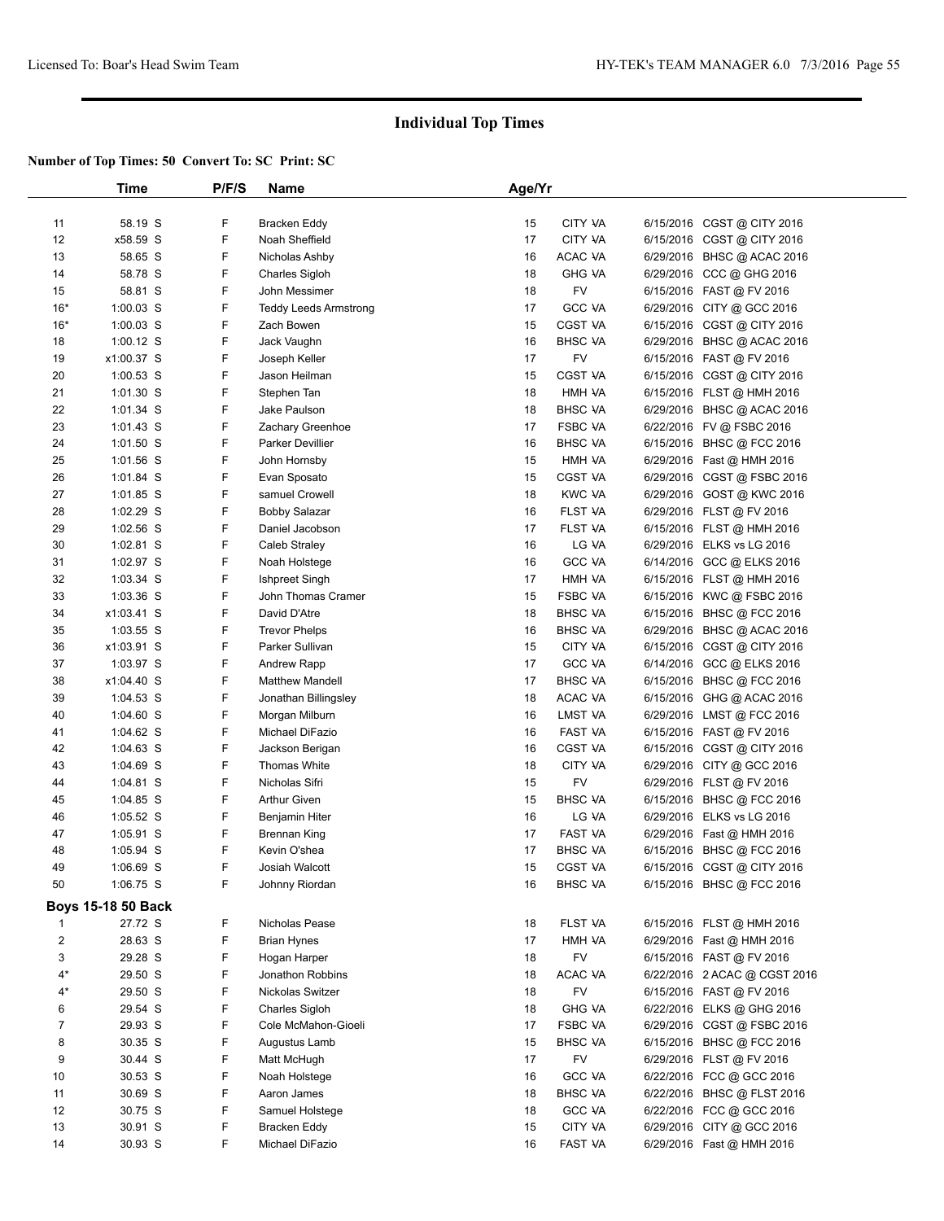# Individual Top Times

**Number of Top Times: 50 Convert To: SC Print: SC**

| | Time | P/F/S | Name | Age/Yr | | | |
|---|---|---|---|---|---|---|---|
| 11 | 58.19 S | F | Bracken Eddy | 15 | CITY VA | 6/15/2016 | CGST @ CITY 2016 |
| 12 | x58.59 S | F | Noah Sheffield | 17 | CITY VA | 6/15/2016 | CGST @ CITY 2016 |
| 13 | 58.65 S | F | Nicholas Ashby | 16 | ACAC VA | 6/29/2016 | BHSC @ ACAC 2016 |
| 14 | 58.78 S | F | Charles Sigloh | 18 | GHG VA | 6/29/2016 | CCC @ GHG 2016 |
| 15 | 58.81 S | F | John Messimer | 18 | FV | 6/15/2016 | FAST @ FV 2016 |
| 16* | 1:00.03 S | F | Teddy Leeds Armstrong | 17 | GCC VA | 6/29/2016 | CITY @ GCC 2016 |
| 16* | 1:00.03 S | F | Zach Bowen | 15 | CGST VA | 6/15/2016 | CGST @ CITY 2016 |
| 18 | 1:00.12 S | F | Jack Vaughn | 16 | BHSC VA | 6/29/2016 | BHSC @ ACAC 2016 |
| 19 | x1:00.37 S | F | Joseph Keller | 17 | FV | 6/15/2016 | FAST @ FV 2016 |
| 20 | 1:00.53 S | F | Jason Heilman | 15 | CGST VA | 6/15/2016 | CGST @ CITY 2016 |
| 21 | 1:01.30 S | F | Stephen Tan | 18 | HMH VA | 6/15/2016 | FLST @ HMH 2016 |
| 22 | 1:01.34 S | F | Jake Paulson | 18 | BHSC VA | 6/29/2016 | BHSC @ ACAC 2016 |
| 23 | 1:01.43 S | F | Zachary Greenhoe | 17 | FSBC VA | 6/22/2016 | FV @ FSBC 2016 |
| 24 | 1:01.50 S | F | Parker Devillier | 16 | BHSC VA | 6/15/2016 | BHSC @ FCC 2016 |
| 25 | 1:01.56 S | F | John Hornsby | 15 | HMH VA | 6/29/2016 | Fast @ HMH 2016 |
| 26 | 1:01.84 S | F | Evan Sposato | 15 | CGST VA | 6/29/2016 | CGST @ FSBC 2016 |
| 27 | 1:01.85 S | F | samuel Crowell | 18 | KWC VA | 6/29/2016 | GOST @ KWC 2016 |
| 28 | 1:02.29 S | F | Bobby Salazar | 16 | FLST VA | 6/29/2016 | FLST @ FV 2016 |
| 29 | 1:02.56 S | F | Daniel Jacobson | 17 | FLST VA | 6/15/2016 | FLST @ HMH 2016 |
| 30 | 1:02.81 S | F | Caleb Straley | 16 | LG VA | 6/29/2016 | ELKS vs LG 2016 |
| 31 | 1:02.97 S | F | Noah Holstege | 16 | GCC VA | 6/14/2016 | GCC @ ELKS 2016 |
| 32 | 1:03.34 S | F | Ishpreet Singh | 17 | HMH VA | 6/15/2016 | FLST @ HMH 2016 |
| 33 | 1:03.36 S | F | John Thomas Cramer | 15 | FSBC VA | 6/15/2016 | KWC @ FSBC 2016 |
| 34 | x1:03.41 S | F | David D'Atre | 18 | BHSC VA | 6/15/2016 | BHSC @ FCC 2016 |
| 35 | 1:03.55 S | F | Trevor Phelps | 16 | BHSC VA | 6/29/2016 | BHSC @ ACAC 2016 |
| 36 | x1:03.91 S | F | Parker Sullivan | 15 | CITY VA | 6/15/2016 | CGST @ CITY 2016 |
| 37 | 1:03.97 S | F | Andrew Rapp | 17 | GCC VA | 6/14/2016 | GCC @ ELKS 2016 |
| 38 | x1:04.40 S | F | Matthew Mandell | 17 | BHSC VA | 6/15/2016 | BHSC @ FCC 2016 |
| 39 | 1:04.53 S | F | Jonathan Billingsley | 18 | ACAC VA | 6/15/2016 | GHG @ ACAC 2016 |
| 40 | 1:04.60 S | F | Morgan Milburn | 16 | LMST VA | 6/29/2016 | LMST @ FCC 2016 |
| 41 | 1:04.62 S | F | Michael DiFazio | 16 | FAST VA | 6/15/2016 | FAST @ FV 2016 |
| 42 | 1:04.63 S | F | Jackson Berigan | 16 | CGST VA | 6/15/2016 | CGST @ CITY 2016 |
| 43 | 1:04.69 S | F | Thomas White | 18 | CITY VA | 6/29/2016 | CITY @ GCC 2016 |
| 44 | 1:04.81 S | F | Nicholas Sifri | 15 | FV | 6/29/2016 | FLST @ FV 2016 |
| 45 | 1:04.85 S | F | Arthur Given | 15 | BHSC VA | 6/15/2016 | BHSC @ FCC 2016 |
| 46 | 1:05.52 S | F | Benjamin Hiter | 16 | LG VA | 6/29/2016 | ELKS vs LG 2016 |
| 47 | 1:05.91 S | F | Brennan King | 17 | FAST VA | 6/29/2016 | Fast @ HMH 2016 |
| 48 | 1:05.94 S | F | Kevin O'shea | 17 | BHSC VA | 6/15/2016 | BHSC @ FCC 2016 |
| 49 | 1:06.69 S | F | Josiah Walcott | 15 | CGST VA | 6/15/2016 | CGST @ CITY 2016 |
| 50 | 1:06.75 S | F | Johnny Riordan | 16 | BHSC VA | 6/15/2016 | BHSC @ FCC 2016 |
| **Boys 15-18 50 Back** | | | | | | | |
| 1 | 27.72 S | F | Nicholas Pease | 18 | FLST VA | 6/15/2016 | FLST @ HMH 2016 |
| 2 | 28.63 S | F | Brian Hynes | 17 | HMH VA | 6/29/2016 | Fast @ HMH 2016 |
| 3 | 29.28 S | F | Hogan Harper | 18 | FV | 6/15/2016 | FAST @ FV 2016 |
| 4* | 29.50 S | F | Jonathon Robbins | 18 | ACAC VA | 6/22/2016 | 2 ACAC @ CGST 2016 |
| 4* | 29.50 S | F | Nickolas Switzer | 18 | FV | 6/15/2016 | FAST @ FV 2016 |
| 6 | 29.54 S | F | Charles Sigloh | 18 | GHG VA | 6/22/2016 | ELKS @ GHG 2016 |
| 7 | 29.93 S | F | Cole McMahon-Gioeli | 17 | FSBC VA | 6/29/2016 | CGST @ FSBC 2016 |
| 8 | 30.35 S | F | Augustus Lamb | 15 | BHSC VA | 6/15/2016 | BHSC @ FCC 2016 |
| 9 | 30.44 S | F | Matt McHugh | 17 | FV | 6/29/2016 | FLST @ FV 2016 |
| 10 | 30.53 S | F | Noah Holstege | 16 | GCC VA | 6/22/2016 | FCC @ GCC 2016 |
| 11 | 30.69 S | F | Aaron James | 18 | BHSC VA | 6/22/2016 | BHSC @ FLST 2016 |
| 12 | 30.75 S | F | Samuel Holstege | 18 | GCC VA | 6/22/2016 | FCC @ GCC 2016 |
| 13 | 30.91 S | F | Bracken Eddy | 15 | CITY VA | 6/29/2016 | CITY @ GCC 2016 |
| 14 | 30.93 S | F | Michael DiFazio | 16 | FAST VA | 6/29/2016 | Fast @ HMH 2016 |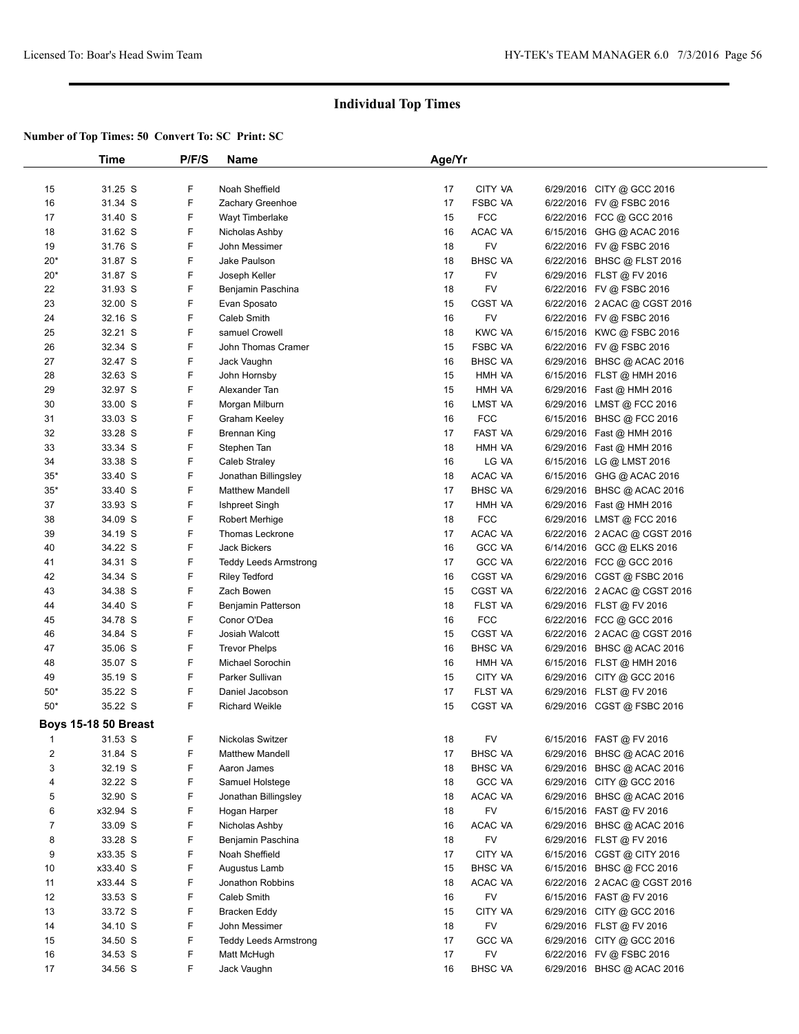## Individual Top Times

**Number of Top Times: 50 Convert To: SC Print: SC**

| | Time | P/F/S | Name | Age/Yr | | | |
|---|---|---|---|---|---|---|---|
| 15 | 31.25 S | F | Noah Sheffield | 17 | CITY VA | 6/29/2016 | CITY @ GCC 2016 |
| 16 | 31.34 S | F | Zachary Greenhoe | 17 | FSBC VA | 6/22/2016 | FV @ FSBC 2016 |
| 17 | 31.40 S | F | Wayt Timberlake | 15 | FCC | 6/22/2016 | FCC @ GCC 2016 |
| 18 | 31.62 S | F | Nicholas Ashby | 16 | ACAC VA | 6/15/2016 | GHG @ ACAC 2016 |
| 19 | 31.76 S | F | John Messimer | 18 | FV | 6/22/2016 | FV @ FSBC 2016 |
| 20* | 31.87 S | F | Jake Paulson | 18 | BHSC VA | 6/22/2016 | BHSC @ FLST 2016 |
| 20* | 31.87 S | F | Joseph Keller | 17 | FV | 6/29/2016 | FLST @ FV 2016 |
| 22 | 31.93 S | F | Benjamin Paschina | 18 | FV | 6/22/2016 | FV @ FSBC 2016 |
| 23 | 32.00 S | F | Evan Sposato | 15 | CGST VA | 6/22/2016 | 2 ACAC @ CGST 2016 |
| 24 | 32.16 S | F | Caleb Smith | 16 | FV | 6/22/2016 | FV @ FSBC 2016 |
| 25 | 32.21 S | F | samuel Crowell | 18 | KWC VA | 6/15/2016 | KWC @ FSBC 2016 |
| 26 | 32.34 S | F | John Thomas Cramer | 15 | FSBC VA | 6/22/2016 | FV @ FSBC 2016 |
| 27 | 32.47 S | F | Jack Vaughn | 16 | BHSC VA | 6/29/2016 | BHSC @ ACAC 2016 |
| 28 | 32.63 S | F | John Hornsby | 15 | HMH VA | 6/15/2016 | FLST @ HMH 2016 |
| 29 | 32.97 S | F | Alexander Tan | 15 | HMH VA | 6/29/2016 | Fast @ HMH 2016 |
| 30 | 33.00 S | F | Morgan Milburn | 16 | LMST VA | 6/29/2016 | LMST @ FCC 2016 |
| 31 | 33.03 S | F | Graham Keeley | 16 | FCC | 6/15/2016 | BHSC @ FCC 2016 |
| 32 | 33.28 S | F | Brennan King | 17 | FAST VA | 6/29/2016 | Fast @ HMH 2016 |
| 33 | 33.34 S | F | Stephen Tan | 18 | HMH VA | 6/29/2016 | Fast @ HMH 2016 |
| 34 | 33.38 S | F | Caleb Straley | 16 | LG VA | 6/15/2016 | LG @ LMST 2016 |
| 35* | 33.40 S | F | Jonathan Billingsley | 18 | ACAC VA | 6/15/2016 | GHG @ ACAC 2016 |
| 35* | 33.40 S | F | Matthew Mandell | 17 | BHSC VA | 6/29/2016 | BHSC @ ACAC 2016 |
| 37 | 33.93 S | F | Ishpreet Singh | 17 | HMH VA | 6/29/2016 | Fast @ HMH 2016 |
| 38 | 34.09 S | F | Robert Merhige | 18 | FCC | 6/29/2016 | LMST @ FCC 2016 |
| 39 | 34.19 S | F | Thomas Leckrone | 17 | ACAC VA | 6/22/2016 | 2 ACAC @ CGST 2016 |
| 40 | 34.22 S | F | Jack Bickers | 16 | GCC VA | 6/14/2016 | GCC @ ELKS 2016 |
| 41 | 34.31 S | F | Teddy Leeds Armstrong | 17 | GCC VA | 6/22/2016 | FCC @ GCC 2016 |
| 42 | 34.34 S | F | Riley Tedford | 16 | CGST VA | 6/29/2016 | CGST @ FSBC 2016 |
| 43 | 34.38 S | F | Zach Bowen | 15 | CGST VA | 6/22/2016 | 2 ACAC @ CGST 2016 |
| 44 | 34.40 S | F | Benjamin Patterson | 18 | FLST VA | 6/29/2016 | FLST @ FV 2016 |
| 45 | 34.78 S | F | Conor O'Dea | 16 | FCC | 6/22/2016 | FCC @ GCC 2016 |
| 46 | 34.84 S | F | Josiah Walcott | 15 | CGST VA | 6/22/2016 | 2 ACAC @ CGST 2016 |
| 47 | 35.06 S | F | Trevor Phelps | 16 | BHSC VA | 6/29/2016 | BHSC @ ACAC 2016 |
| 48 | 35.07 S | F | Michael Sorochin | 16 | HMH VA | 6/15/2016 | FLST @ HMH 2016 |
| 49 | 35.19 S | F | Parker Sullivan | 15 | CITY VA | 6/29/2016 | CITY @ GCC 2016 |
| 50* | 35.22 S | F | Daniel Jacobson | 17 | FLST VA | 6/29/2016 | FLST @ FV 2016 |
| 50* | 35.22 S | F | Richard Weikle | 15 | CGST VA | 6/29/2016 | CGST @ FSBC 2016 |

**Boys 15-18 50 Breast**

| | Time | P/F/S | Name | Age/Yr | | | |
|---|---|---|---|---|---|---|---|
| 1 | 31.53 S | F | Nickolas Switzer | 18 | FV | 6/15/2016 | FAST @ FV 2016 |
| 2 | 31.84 S | F | Matthew Mandell | 17 | BHSC VA | 6/29/2016 | BHSC @ ACAC 2016 |
| 3 | 32.19 S | F | Aaron James | 18 | BHSC VA | 6/29/2016 | BHSC @ ACAC 2016 |
| 4 | 32.22 S | F | Samuel Holstege | 18 | GCC VA | 6/29/2016 | CITY @ GCC 2016 |
| 5 | 32.90 S | F | Jonathan Billingsley | 18 | ACAC VA | 6/29/2016 | BHSC @ ACAC 2016 |
| 6 | x32.94 S | F | Hogan Harper | 18 | FV | 6/15/2016 | FAST @ FV 2016 |
| 7 | 33.09 S | F | Nicholas Ashby | 16 | ACAC VA | 6/29/2016 | BHSC @ ACAC 2016 |
| 8 | 33.28 S | F | Benjamin Paschina | 18 | FV | 6/29/2016 | FLST @ FV 2016 |
| 9 | x33.35 S | F | Noah Sheffield | 17 | CITY VA | 6/15/2016 | CGST @ CITY 2016 |
| 10 | x33.40 S | F | Augustus Lamb | 15 | BHSC VA | 6/15/2016 | BHSC @ FCC 2016 |
| 11 | x33.44 S | F | Jonathon Robbins | 18 | ACAC VA | 6/22/2016 | 2 ACAC @ CGST 2016 |
| 12 | 33.53 S | F | Caleb Smith | 16 | FV | 6/15/2016 | FAST @ FV 2016 |
| 13 | 33.72 S | F | Bracken Eddy | 15 | CITY VA | 6/29/2016 | CITY @ GCC 2016 |
| 14 | 34.10 S | F | John Messimer | 18 | FV | 6/29/2016 | FLST @ FV 2016 |
| 15 | 34.50 S | F | Teddy Leeds Armstrong | 17 | GCC VA | 6/29/2016 | CITY @ GCC 2016 |
| 16 | 34.53 S | F | Matt McHugh | 17 | FV | 6/22/2016 | FV @ FSBC 2016 |
| 17 | 34.56 S | F | Jack Vaughn | 16 | BHSC VA | 6/29/2016 | BHSC @ ACAC 2016 |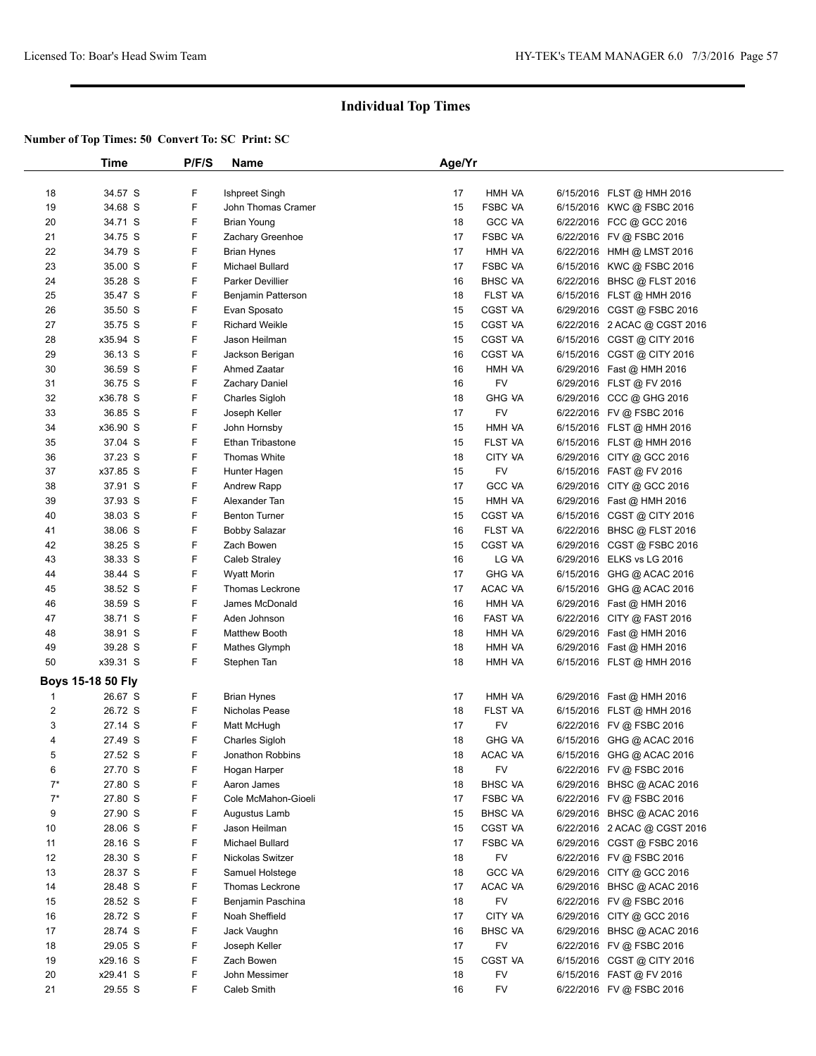# Individual Top Times

**Number of Top Times: 50 Convert To: SC Print: SC**

| | Time | P/F/S | Name | Age/Yr | Team | Date | Meet |
|---|---|---|---|---|---|---|---|
| 18 | 34.57 S | F | Ishpreet Singh | 17 | HMH VA | 6/15/2016 | FLST @ HMH 2016 |
| 19 | 34.68 S | F | John Thomas Cramer | 15 | FSBC VA | 6/15/2016 | KWC @ FSBC 2016 |
| 20 | 34.71 S | F | Brian Young | 18 | GCC VA | 6/22/2016 | FCC @ GCC 2016 |
| 21 | 34.75 S | F | Zachary Greenhoe | 17 | FSBC VA | 6/22/2016 | FV @ FSBC 2016 |
| 22 | 34.79 S | F | Brian Hynes | 17 | HMH VA | 6/22/2016 | HMH @ LMST 2016 |
| 23 | 35.00 S | F | Michael Bullard | 17 | FSBC VA | 6/15/2016 | KWC @ FSBC 2016 |
| 24 | 35.28 S | F | Parker Devillier | 16 | BHSC VA | 6/22/2016 | BHSC @ FLST 2016 |
| 25 | 35.47 S | F | Benjamin Patterson | 18 | FLST VA | 6/15/2016 | FLST @ HMH 2016 |
| 26 | 35.50 S | F | Evan Sposato | 15 | CGST VA | 6/29/2016 | CGST @ FSBC 2016 |
| 27 | 35.75 S | F | Richard Weikle | 15 | CGST VA | 6/22/2016 | 2 ACAC @ CGST 2016 |
| 28 | x35.94 S | F | Jason Heilman | 15 | CGST VA | 6/15/2016 | CGST @ CITY 2016 |
| 29 | 36.13 S | F | Jackson Berigan | 16 | CGST VA | 6/15/2016 | CGST @ CITY 2016 |
| 30 | 36.59 S | F | Ahmed Zaatar | 16 | HMH VA | 6/29/2016 | Fast @ HMH 2016 |
| 31 | 36.75 S | F | Zachary Daniel | 16 | FV | 6/29/2016 | FLST @ FV 2016 |
| 32 | x36.78 S | F | Charles Sigloh | 18 | GHG VA | 6/29/2016 | CCC @ GHG 2016 |
| 33 | 36.85 S | F | Joseph Keller | 17 | FV | 6/22/2016 | FV @ FSBC 2016 |
| 34 | x36.90 S | F | John Hornsby | 15 | HMH VA | 6/15/2016 | FLST @ HMH 2016 |
| 35 | 37.04 S | F | Ethan Tribastone | 15 | FLST VA | 6/15/2016 | FLST @ HMH 2016 |
| 36 | 37.23 S | F | Thomas White | 18 | CITY VA | 6/29/2016 | CITY @ GCC 2016 |
| 37 | x37.85 S | F | Hunter Hagen | 15 | FV | 6/15/2016 | FAST @ FV 2016 |
| 38 | 37.91 S | F | Andrew Rapp | 17 | GCC VA | 6/29/2016 | CITY @ GCC 2016 |
| 39 | 37.93 S | F | Alexander Tan | 15 | HMH VA | 6/29/2016 | Fast @ HMH 2016 |
| 40 | 38.03 S | F | Benton Turner | 15 | CGST VA | 6/15/2016 | CGST @ CITY 2016 |
| 41 | 38.06 S | F | Bobby Salazar | 16 | FLST VA | 6/22/2016 | BHSC @ FLST 2016 |
| 42 | 38.25 S | F | Zach Bowen | 15 | CGST VA | 6/29/2016 | CGST @ FSBC 2016 |
| 43 | 38.33 S | F | Caleb Straley | 16 | LG VA | 6/29/2016 | ELKS vs LG 2016 |
| 44 | 38.44 S | F | Wyatt Morin | 17 | GHG VA | 6/15/2016 | GHG @ ACAC 2016 |
| 45 | 38.52 S | F | Thomas Leckrone | 17 | ACAC VA | 6/15/2016 | GHG @ ACAC 2016 |
| 46 | 38.59 S | F | James McDonald | 16 | HMH VA | 6/29/2016 | Fast @ HMH 2016 |
| 47 | 38.71 S | F | Aden Johnson | 16 | FAST VA | 6/22/2016 | CITY @ FAST 2016 |
| 48 | 38.91 S | F | Matthew Booth | 18 | HMH VA | 6/29/2016 | Fast @ HMH 2016 |
| 49 | 39.28 S | F | Mathes Glymph | 18 | HMH VA | 6/29/2016 | Fast @ HMH 2016 |
| 50 | x39.31 S | F | Stephen Tan | 18 | HMH VA | 6/15/2016 | FLST @ HMH 2016 |

**Boys 15-18 50 Fly**

| | Time | P/F/S | Name | Age/Yr | Team | Date | Meet |
|---|---|---|---|---|---|---|---|
| 1 | 26.67 S | F | Brian Hynes | 17 | HMH VA | 6/29/2016 | Fast @ HMH 2016 |
| 2 | 26.72 S | F | Nicholas Pease | 18 | FLST VA | 6/15/2016 | FLST @ HMH 2016 |
| 3 | 27.14 S | F | Matt McHugh | 17 | FV | 6/22/2016 | FV @ FSBC 2016 |
| 4 | 27.49 S | F | Charles Sigloh | 18 | GHG VA | 6/15/2016 | GHG @ ACAC 2016 |
| 5 | 27.52 S | F | Jonathon Robbins | 18 | ACAC VA | 6/15/2016 | GHG @ ACAC 2016 |
| 6 | 27.70 S | F | Hogan Harper | 18 | FV | 6/22/2016 | FV @ FSBC 2016 |
| 7* | 27.80 S | F | Aaron James | 18 | BHSC VA | 6/29/2016 | BHSC @ ACAC 2016 |
| 7* | 27.80 S | F | Cole McMahon-Gioeli | 17 | FSBC VA | 6/22/2016 | FV @ FSBC 2016 |
| 9 | 27.90 S | F | Augustus Lamb | 15 | BHSC VA | 6/29/2016 | BHSC @ ACAC 2016 |
| 10 | 28.06 S | F | Jason Heilman | 15 | CGST VA | 6/22/2016 | 2 ACAC @ CGST 2016 |
| 11 | 28.16 S | F | Michael Bullard | 17 | FSBC VA | 6/29/2016 | CGST @ FSBC 2016 |
| 12 | 28.30 S | F | Nickolas Switzer | 18 | FV | 6/22/2016 | FV @ FSBC 2016 |
| 13 | 28.37 S | F | Samuel Holstege | 18 | GCC VA | 6/29/2016 | CITY @ GCC 2016 |
| 14 | 28.48 S | F | Thomas Leckrone | 17 | ACAC VA | 6/29/2016 | BHSC @ ACAC 2016 |
| 15 | 28.52 S | F | Benjamin Paschina | 18 | FV | 6/22/2016 | FV @ FSBC 2016 |
| 16 | 28.72 S | F | Noah Sheffield | 17 | CITY VA | 6/29/2016 | CITY @ GCC 2016 |
| 17 | 28.74 S | F | Jack Vaughn | 16 | BHSC VA | 6/29/2016 | BHSC @ ACAC 2016 |
| 18 | 29.05 S | F | Joseph Keller | 17 | FV | 6/22/2016 | FV @ FSBC 2016 |
| 19 | x29.16 S | F | Zach Bowen | 15 | CGST VA | 6/15/2016 | CGST @ CITY 2016 |
| 20 | x29.41 S | F | John Messimer | 18 | FV | 6/15/2016 | FAST @ FV 2016 |
| 21 | 29.55 S | F | Caleb Smith | 16 | FV | 6/22/2016 | FV @ FSBC 2016 |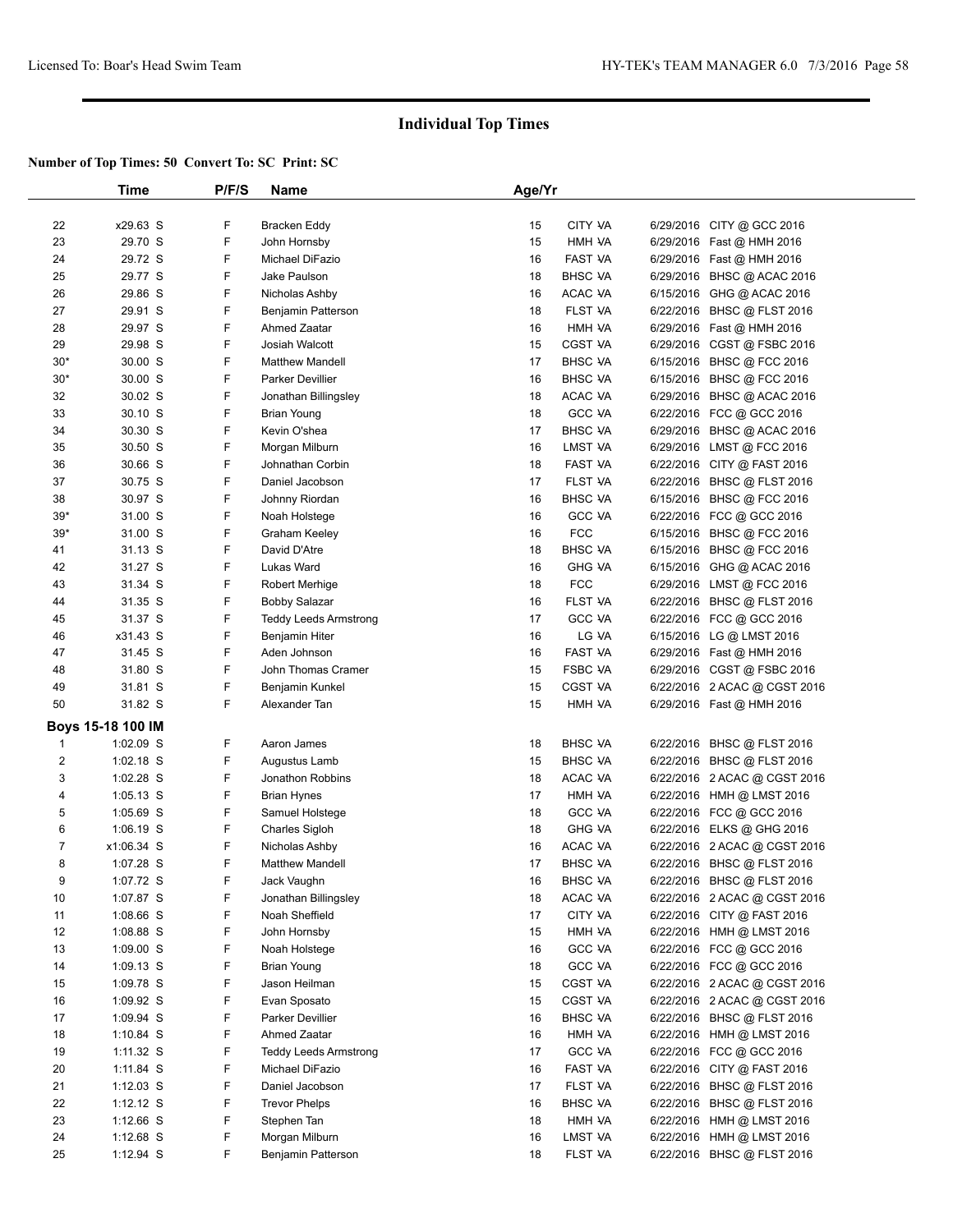# Individual Top Times

**Number of Top Times: 50 Convert To: SC Print: SC**

| | Time | P/F/S | Name | Age/Yr | | | |
|---|---|---|---|---|---|---|---|
| 22 | x29.63 S | F | Bracken Eddy | 15 | CITY VA | 6/29/2016 | CITY @ GCC 2016 |
| 23 | 29.70 S | F | John Hornsby | 15 | HMH VA | 6/29/2016 | Fast @ HMH 2016 |
| 24 | 29.72 S | F | Michael DiFazio | 16 | FAST VA | 6/29/2016 | Fast @ HMH 2016 |
| 25 | 29.77 S | F | Jake Paulson | 18 | BHSC VA | 6/29/2016 | BHSC @ ACAC 2016 |
| 26 | 29.86 S | F | Nicholas Ashby | 16 | ACAC VA | 6/15/2016 | GHG @ ACAC 2016 |
| 27 | 29.91 S | F | Benjamin Patterson | 18 | FLST VA | 6/22/2016 | BHSC @ FLST 2016 |
| 28 | 29.97 S | F | Ahmed Zaatar | 16 | HMH VA | 6/29/2016 | Fast @ HMH 2016 |
| 29 | 29.98 S | F | Josiah Walcott | 15 | CGST VA | 6/29/2016 | CGST @ FSBC 2016 |
| 30* | 30.00 S | F | Matthew Mandell | 17 | BHSC VA | 6/15/2016 | BHSC @ FCC 2016 |
| 30* | 30.00 S | F | Parker Devillier | 16 | BHSC VA | 6/15/2016 | BHSC @ FCC 2016 |
| 32 | 30.02 S | F | Jonathan Billingsley | 18 | ACAC VA | 6/29/2016 | BHSC @ ACAC 2016 |
| 33 | 30.10 S | F | Brian Young | 18 | GCC VA | 6/22/2016 | FCC @ GCC 2016 |
| 34 | 30.30 S | F | Kevin O'shea | 17 | BHSC VA | 6/29/2016 | BHSC @ ACAC 2016 |
| 35 | 30.50 S | F | Morgan Milburn | 16 | LMST VA | 6/29/2016 | LMST @ FCC 2016 |
| 36 | 30.66 S | F | Johnathan Corbin | 18 | FAST VA | 6/22/2016 | CITY @ FAST 2016 |
| 37 | 30.75 S | F | Daniel Jacobson | 17 | FLST VA | 6/22/2016 | BHSC @ FLST 2016 |
| 38 | 30.97 S | F | Johnny Riordan | 16 | BHSC VA | 6/15/2016 | BHSC @ FCC 2016 |
| 39* | 31.00 S | F | Noah Holstege | 16 | GCC VA | 6/22/2016 | FCC @ GCC 2016 |
| 39* | 31.00 S | F | Graham Keeley | 16 | FCC | 6/15/2016 | BHSC @ FCC 2016 |
| 41 | 31.13 S | F | David D'Atre | 18 | BHSC VA | 6/15/2016 | BHSC @ FCC 2016 |
| 42 | 31.27 S | F | Lukas Ward | 16 | GHG VA | 6/15/2016 | GHG @ ACAC 2016 |
| 43 | 31.34 S | F | Robert Merhige | 18 | FCC | 6/29/2016 | LMST @ FCC 2016 |
| 44 | 31.35 S | F | Bobby Salazar | 16 | FLST VA | 6/22/2016 | BHSC @ FLST 2016 |
| 45 | 31.37 S | F | Teddy Leeds Armstrong | 17 | GCC VA | 6/22/2016 | FCC @ GCC 2016 |
| 46 | x31.43 S | F | Benjamin Hiter | 16 | LG VA | 6/15/2016 | LG @ LMST 2016 |
| 47 | 31.45 S | F | Aden Johnson | 16 | FAST VA | 6/29/2016 | Fast @ HMH 2016 |
| 48 | 31.80 S | F | John Thomas Cramer | 15 | FSBC VA | 6/29/2016 | CGST @ FSBC 2016 |
| 49 | 31.81 S | F | Benjamin Kunkel | 15 | CGST VA | 6/22/2016 | 2 ACAC @ CGST 2016 |
| 50 | 31.82 S | F | Alexander Tan | 15 | HMH VA | 6/29/2016 | Fast @ HMH 2016 |

**Boys 15-18 100 IM**

| | Time | P/F/S | Name | Age/Yr | | | |
|---|---|---|---|---|---|---|---|
| 1 | 1:02.09 S | F | Aaron James | 18 | BHSC VA | 6/22/2016 | BHSC @ FLST 2016 |
| 2 | 1:02.18 S | F | Augustus Lamb | 15 | BHSC VA | 6/22/2016 | BHSC @ FLST 2016 |
| 3 | 1:02.28 S | F | Jonathon Robbins | 18 | ACAC VA | 6/22/2016 | 2 ACAC @ CGST 2016 |
| 4 | 1:05.13 S | F | Brian Hynes | 17 | HMH VA | 6/22/2016 | HMH @ LMST 2016 |
| 5 | 1:05.69 S | F | Samuel Holstege | 18 | GCC VA | 6/22/2016 | FCC @ GCC 2016 |
| 6 | 1:06.19 S | F | Charles Sigloh | 18 | GHG VA | 6/22/2016 | ELKS @ GHG 2016 |
| 7 | x1:06.34 S | F | Nicholas Ashby | 16 | ACAC VA | 6/22/2016 | 2 ACAC @ CGST 2016 |
| 8 | 1:07.28 S | F | Matthew Mandell | 17 | BHSC VA | 6/22/2016 | BHSC @ FLST 2016 |
| 9 | 1:07.72 S | F | Jack Vaughn | 16 | BHSC VA | 6/22/2016 | BHSC @ FLST 2016 |
| 10 | 1:07.87 S | F | Jonathan Billingsley | 18 | ACAC VA | 6/22/2016 | 2 ACAC @ CGST 2016 |
| 11 | 1:08.66 S | F | Noah Sheffield | 17 | CITY VA | 6/22/2016 | CITY @ FAST 2016 |
| 12 | 1:08.88 S | F | John Hornsby | 15 | HMH VA | 6/22/2016 | HMH @ LMST 2016 |
| 13 | 1:09.00 S | F | Noah Holstege | 16 | GCC VA | 6/22/2016 | FCC @ GCC 2016 |
| 14 | 1:09.13 S | F | Brian Young | 18 | GCC VA | 6/22/2016 | FCC @ GCC 2016 |
| 15 | 1:09.78 S | F | Jason Heilman | 15 | CGST VA | 6/22/2016 | 2 ACAC @ CGST 2016 |
| 16 | 1:09.92 S | F | Evan Sposato | 15 | CGST VA | 6/22/2016 | 2 ACAC @ CGST 2016 |
| 17 | 1:09.94 S | F | Parker Devillier | 16 | BHSC VA | 6/22/2016 | BHSC @ FLST 2016 |
| 18 | 1:10.84 S | F | Ahmed Zaatar | 16 | HMH VA | 6/22/2016 | HMH @ LMST 2016 |
| 19 | 1:11.32 S | F | Teddy Leeds Armstrong | 17 | GCC VA | 6/22/2016 | FCC @ GCC 2016 |
| 20 | 1:11.84 S | F | Michael DiFazio | 16 | FAST VA | 6/22/2016 | CITY @ FAST 2016 |
| 21 | 1:12.03 S | F | Daniel Jacobson | 17 | FLST VA | 6/22/2016 | BHSC @ FLST 2016 |
| 22 | 1:12.12 S | F | Trevor Phelps | 16 | BHSC VA | 6/22/2016 | BHSC @ FLST 2016 |
| 23 | 1:12.66 S | F | Stephen Tan | 18 | HMH VA | 6/22/2016 | HMH @ LMST 2016 |
| 24 | 1:12.68 S | F | Morgan Milburn | 16 | LMST VA | 6/22/2016 | HMH @ LMST 2016 |
| 25 | 1:12.94 S | F | Benjamin Patterson | 18 | FLST VA | 6/22/2016 | BHSC @ FLST 2016 |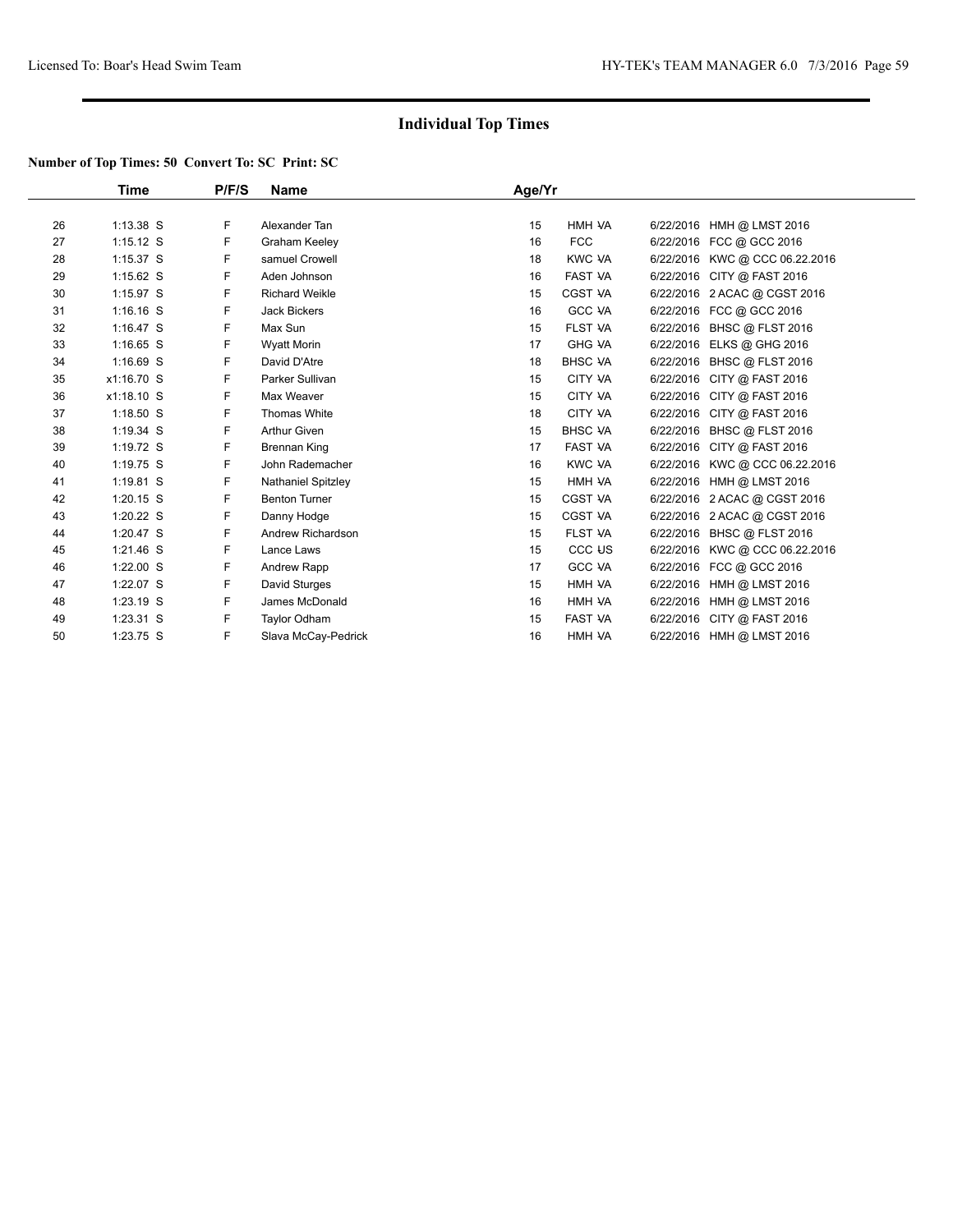# Individual Top Times

**Number of Top Times: 50 Convert To: SC Print: SC**

| | Time | P/F/S | Name | Age/Yr | | |
|---|---|---|---|---|---|---|
| 26 | 1:13.38 S | F | Alexander Tan | 15 | HMH VA | 6/22/2016 HMH @ LMST 2016 |
| 27 | 1:15.12 S | F | Graham Keeley | 16 | FCC | 6/22/2016 FCC @ GCC 2016 |
| 28 | 1:15.37 S | F | samuel Crowell | 18 | KWC VA | 6/22/2016 KWC @ CCC 06.22.2016 |
| 29 | 1:15.62 S | F | Aden Johnson | 16 | FAST VA | 6/22/2016 CITY @ FAST 2016 |
| 30 | 1:15.97 S | F | Richard Weikle | 15 | CGST VA | 6/22/2016 2 ACAC @ CGST 2016 |
| 31 | 1:16.16 S | F | Jack Bickers | 16 | GCC VA | 6/22/2016 FCC @ GCC 2016 |
| 32 | 1:16.47 S | F | Max Sun | 15 | FLST VA | 6/22/2016 BHSC @ FLST 2016 |
| 33 | 1:16.65 S | F | Wyatt Morin | 17 | GHG VA | 6/22/2016 ELKS @ GHG 2016 |
| 34 | 1:16.69 S | F | David D'Atre | 18 | BHSC VA | 6/22/2016 BHSC @ FLST 2016 |
| 35 | x1:16.70 S | F | Parker Sullivan | 15 | CITY VA | 6/22/2016 CITY @ FAST 2016 |
| 36 | x1:18.10 S | F | Max Weaver | 15 | CITY VA | 6/22/2016 CITY @ FAST 2016 |
| 37 | 1:18.50 S | F | Thomas White | 18 | CITY VA | 6/22/2016 CITY @ FAST 2016 |
| 38 | 1:19.34 S | F | Arthur Given | 15 | BHSC VA | 6/22/2016 BHSC @ FLST 2016 |
| 39 | 1:19.72 S | F | Brennan King | 17 | FAST VA | 6/22/2016 CITY @ FAST 2016 |
| 40 | 1:19.75 S | F | John Rademacher | 16 | KWC VA | 6/22/2016 KWC @ CCC 06.22.2016 |
| 41 | 1:19.81 S | F | Nathaniel Spitzley | 15 | HMH VA | 6/22/2016 HMH @ LMST 2016 |
| 42 | 1:20.15 S | F | Benton Turner | 15 | CGST VA | 6/22/2016 2 ACAC @ CGST 2016 |
| 43 | 1:20.22 S | F | Danny Hodge | 15 | CGST VA | 6/22/2016 2 ACAC @ CGST 2016 |
| 44 | 1:20.47 S | F | Andrew Richardson | 15 | FLST VA | 6/22/2016 BHSC @ FLST 2016 |
| 45 | 1:21.46 S | F | Lance Laws | 15 | CCC US | 6/22/2016 KWC @ CCC 06.22.2016 |
| 46 | 1:22.00 S | F | Andrew Rapp | 17 | GCC VA | 6/22/2016 FCC @ GCC 2016 |
| 47 | 1:22.07 S | F | David Sturges | 15 | HMH VA | 6/22/2016 HMH @ LMST 2016 |
| 48 | 1:23.19 S | F | James McDonald | 16 | HMH VA | 6/22/2016 HMH @ LMST 2016 |
| 49 | 1:23.31 S | F | Taylor Odham | 15 | FAST VA | 6/22/2016 CITY @ FAST 2016 |
| 50 | 1:23.75 S | F | Slava McCay-Pedrick | 16 | HMH VA | 6/22/2016 HMH @ LMST 2016 |